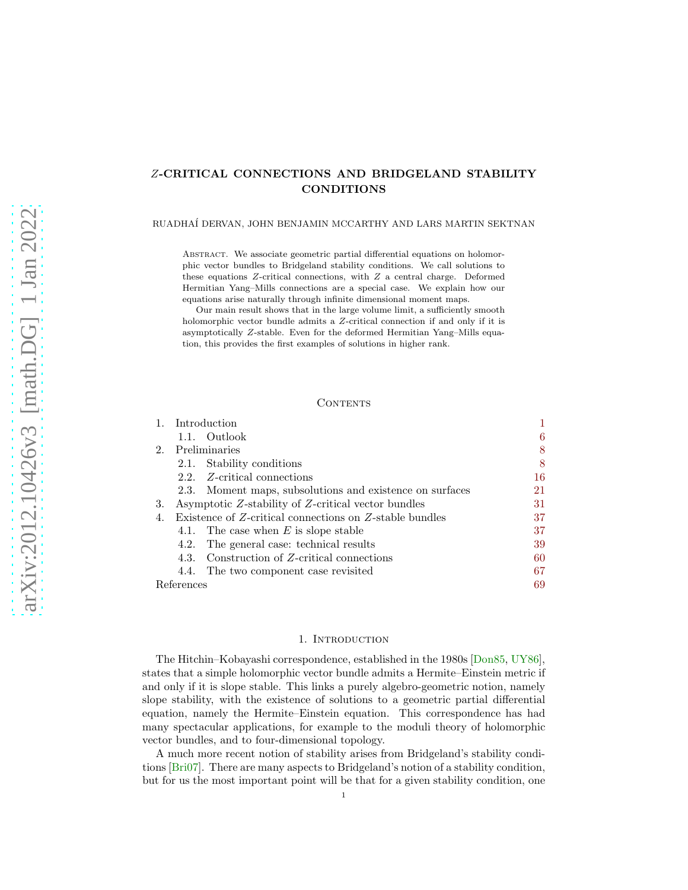# $Z$-CRITICAL CONNECTIONS AND BRIDGELAND STABILITY CONDITIONS

RUADHAÍ DERVAN, JOHN BENJAMIN MCCARTHY AND LARS MARTIN SEKTNAN

Abstract. We associate geometric partial differential equations on holomorphic vector bundles to Bridgeland stability conditions. We call solutions to these equations $Z$-critical connections, with $Z$ a central charge. Deformed Hermitian Yang–Mills connections are a special case. We explain how our equations arise naturally through infinite dimensional moment maps.

Our main result shows that in the large volume limit, a sufficiently smooth holomorphic vector bundle admits a $Z$-critical connection if and only if it is asymptotically $Z$-stable. Even for the deformed Hermitian Yang–Mills equation, this provides the first examples of solutions in higher rank.

## Contents

| | |
|---|---|
| 1. Introduction | 1 |
| 1.1. Outlook | 6 |
| 2. Preliminaries | 8 |
| 2.1. Stability conditions | 8 |
| 2.2. $Z$-critical connections | 16 |
| 2.3. Moment maps, subsolutions and existence on surfaces | 21 |
| 3. Asymptotic $Z$-stability of $Z$-critical vector bundles | 31 |
| 4. Existence of $Z$-critical connections on $Z$-stable bundles | 37 |
| 4.1. The case when $E$ is slope stable | 37 |
| 4.2. The general case: technical results | 39 |
| 4.3. Construction of $Z$-critical connections | 60 |
| 4.4. The two component case revisited | 67 |
| References | 69 |

## 1. Introduction

The Hitchin–Kobayashi correspondence, established in the 1980s [Don85, UY86], states that a simple holomorphic vector bundle admits a Hermite–Einstein metric if and only if it is slope stable. This links a purely algebro-geometric notion, namely slope stability, with the existence of solutions to a geometric partial differential equation, namely the Hermite–Einstein equation. This correspondence has had many spectacular applications, for example to the moduli theory of holomorphic vector bundles, and to four-dimensional topology.

A much more recent notion of stability arises from Bridgeland's stability conditions [Bri07]. There are many aspects to Bridgeland's notion of a stability condition, but for us the most important point will be that for a given stability condition, one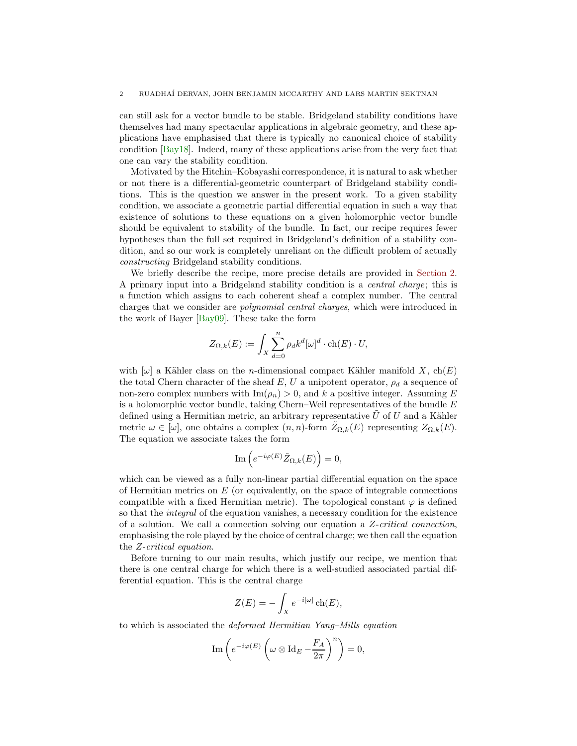can still ask for a vector bundle to be stable. Bridgeland stability conditions have themselves had many spectacular applications in algebraic geometry, and these applications have emphasised that there is typically no canonical choice of stability condition [Bay18]. Indeed, many of these applications arise from the very fact that one can vary the stability condition.

Motivated by the Hitchin–Kobayashi correspondence, it is natural to ask whether or not there is a differential-geometric counterpart of Bridgeland stability conditions. This is the question we answer in the present work. To a given stability condition, we associate a geometric partial differential equation in such a way that existence of solutions to these equations on a given holomorphic vector bundle should be equivalent to stability of the bundle. In fact, our recipe requires fewer hypotheses than the full set required in Bridgeland's definition of a stability condition, and so our work is completely unreliant on the difficult problem of actually *constructing* Bridgeland stability conditions.

We briefly describe the recipe, more precise details are provided in Section 2. A primary input into a Bridgeland stability condition is a *central charge*; this is a function which assigns to each coherent sheaf a complex number. The central charges that we consider are *polynomial central charges*, which were introduced in the work of Bayer [Bay09]. These take the form

$$Z_{\Omega,k}(E) := \int_X \sum_{d=0}^{n} \rho_d k^d [\omega]^d \cdot \mathrm{ch}(E) \cdot U,$$

with $[\omega]$ a Kähler class on the $n$-dimensional compact Kähler manifold $X$, $\mathrm{ch}(E)$ the total Chern character of the sheaf $E$, $U$ a unipotent operator, $\rho_d$ a sequence of non-zero complex numbers with $\mathrm{Im}(\rho_n) > 0$, and $k$ a positive integer. Assuming $E$ is a holomorphic vector bundle, taking Chern–Weil representatives of the bundle $E$ defined using a Hermitian metric, an arbitrary representative $\tilde{U}$ of $U$ and a Kähler metric $\omega \in [\omega]$, one obtains a complex $(n,n)$-form $\tilde{Z}_{\Omega,k}(E)$ representing $Z_{\Omega,k}(E)$. The equation we associate takes the form

$$\mathrm{Im}\left(e^{-i\varphi(E)} \tilde{Z}_{\Omega,k}(E)\right) = 0,$$

which can be viewed as a fully non-linear partial differential equation on the space of Hermitian metrics on $E$ (or equivalently, on the space of integrable connections compatible with a fixed Hermitian metric). The topological constant $\varphi$ is defined so that the *integral* of the equation vanishes, a necessary condition for the existence of a solution. We call a connection solving our equation a *Z-critical connection*, emphasising the role played by the choice of central charge; we then call the equation the *Z-critical equation*.

Before turning to our main results, which justify our recipe, we mention that there is one central charge for which there is a well-studied associated partial differential equation. This is the central charge

$$Z(E) = -\int_X e^{-i[\omega]} \,\mathrm{ch}(E),$$

to which is associated the *deformed Hermitian Yang–Mills equation*

$$\mathrm{Im}\left(e^{-i\varphi(E)} \left(\omega \otimes \mathrm{Id}_E - \frac{F_A}{2\pi}\right)^n\right) = 0,$$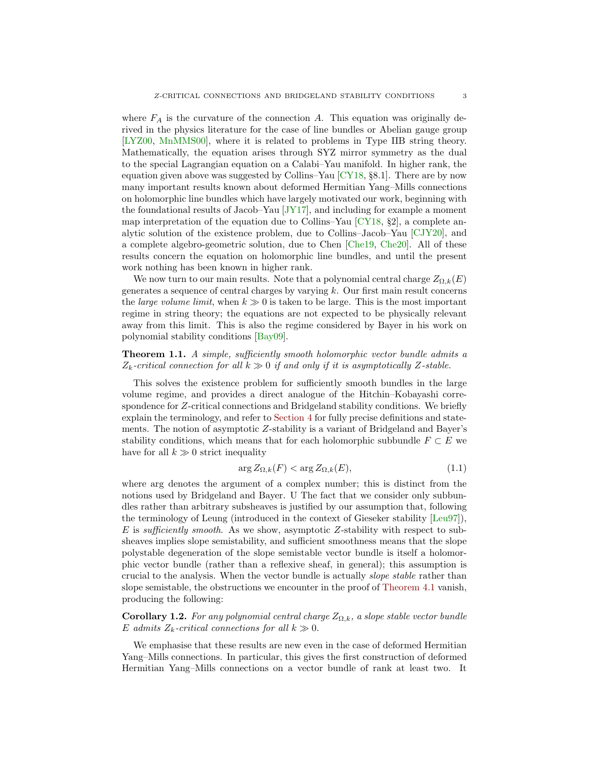where $F_A$ is the curvature of the connection $A$. This equation was originally derived in the physics literature for the case of line bundles or Abelian gauge group [LYZ00, MnMMS00], where it is related to problems in Type IIB string theory. Mathematically, the equation arises through SYZ mirror symmetry as the dual to the special Lagrangian equation on a Calabi–Yau manifold. In higher rank, the equation given above was suggested by Collins–Yau [CY18, §8.1]. There are by now many important results known about deformed Hermitian Yang–Mills connections on holomorphic line bundles which have largely motivated our work, beginning with the foundational results of Jacob–Yau [JY17], and including for example a moment map interpretation of the equation due to Collins–Yau [CY18, §2], a complete analytic solution of the existence problem, due to Collins–Jacob–Yau [CJY20], and a complete algebro-geometric solution, due to Chen [Che19, Che20]. All of these results concern the equation on holomorphic line bundles, and until the present work nothing has been known in higher rank.

We now turn to our main results. Note that a polynomial central charge $Z_{\Omega,k}(E)$ generates a sequence of central charges by varying $k$. Our first main result concerns the *large volume limit*, when $k \gg 0$ is taken to be large. This is the most important regime in string theory; the equations are not expected to be physically relevant away from this limit. This is also the regime considered by Bayer in his work on polynomial stability conditions [Bay09].

**Theorem 1.1.** *A simple, sufficiently smooth holomorphic vector bundle admits a $Z_k$-critical connection for all $k \gg 0$ if and only if it is asymptotically $Z$-stable.*

This solves the existence problem for sufficiently smooth bundles in the large volume regime, and provides a direct analogue of the Hitchin–Kobayashi correspondence for $Z$-critical connections and Bridgeland stability conditions. We briefly explain the terminology, and refer to Section 4 for fully precise definitions and statements. The notion of asymptotic $Z$-stability is a variant of Bridgeland and Bayer's stability conditions, which means that for each holomorphic subbundle $F \subset E$ we have for all $k \gg 0$ strict inequality

$$\arg Z_{\Omega,k}(F) < \arg Z_{\Omega,k}(E), \tag{1.1}$$

where arg denotes the argument of a complex number; this is distinct from the notions used by Bridgeland and Bayer. U The fact that we consider only subbundles rather than arbitrary subsheaves is justified by our assumption that, following the terminology of Leung (introduced in the context of Gieseker stability [Leu97]), $E$ is *sufficiently smooth*. As we show, asymptotic $Z$-stability with respect to subsheaves implies slope semistability, and sufficient smoothness means that the slope polystable degeneration of the slope semistable vector bundle is itself a holomorphic vector bundle (rather than a reflexive sheaf, in general); this assumption is crucial to the analysis. When the vector bundle is actually *slope stable* rather than slope semistable, the obstructions we encounter in the proof of Theorem 4.1 vanish, producing the following:

**Corollary 1.2.** *For any polynomial central charge $Z_{\Omega,k}$, a slope stable vector bundle $E$ admits $Z_k$-critical connections for all $k \gg 0$.*

We emphasise that these results are new even in the case of deformed Hermitian Yang–Mills connections. In particular, this gives the first construction of deformed Hermitian Yang–Mills connections on a vector bundle of rank at least two. It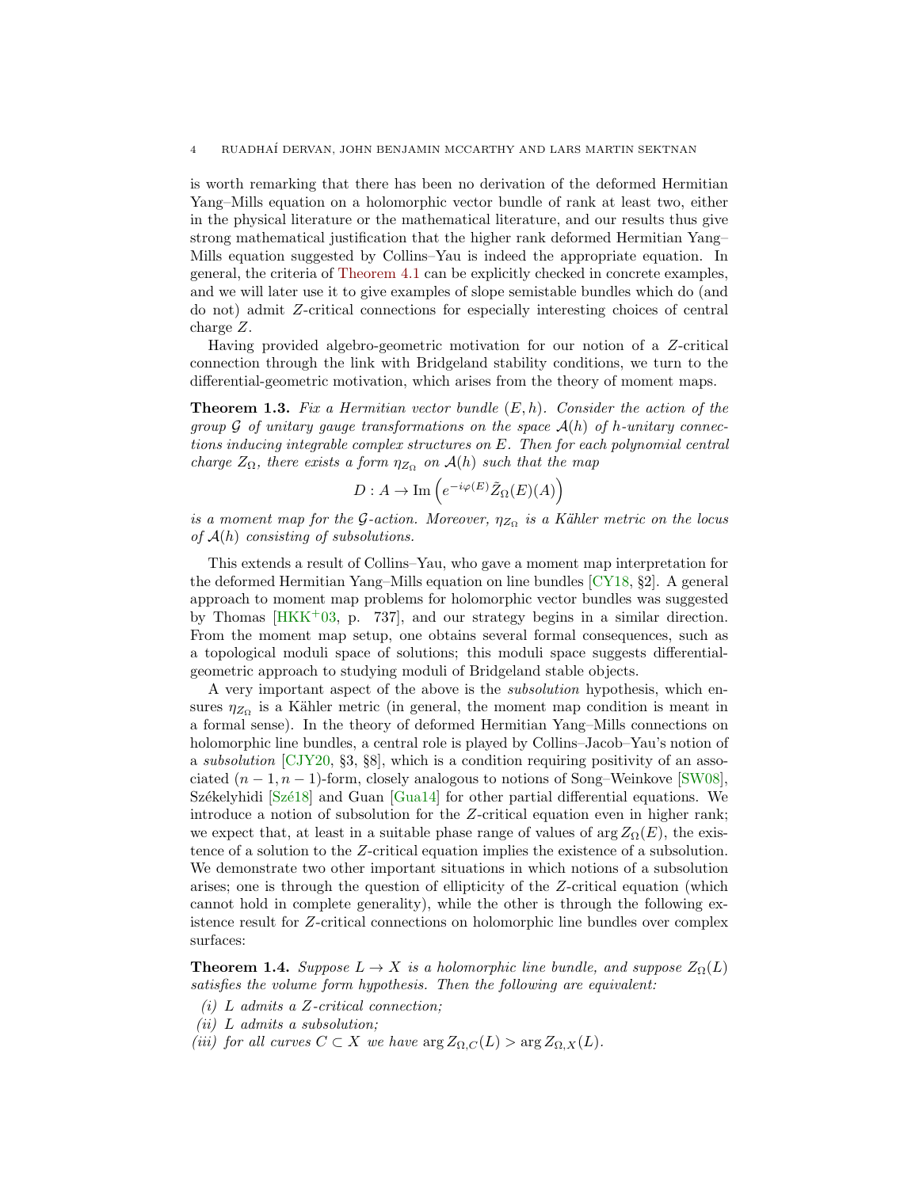is worth remarking that there has been no derivation of the deformed Hermitian Yang–Mills equation on a holomorphic vector bundle of rank at least two, either in the physical literature or the mathematical literature, and our results thus give strong mathematical justification that the higher rank deformed Hermitian Yang–Mills equation suggested by Collins–Yau is indeed the appropriate equation. In general, the criteria of Theorem 4.1 can be explicitly checked in concrete examples, and we will later use it to give examples of slope semistable bundles which do (and do not) admit $Z$-critical connections for especially interesting choices of central charge $Z$.

Having provided algebro-geometric motivation for our notion of a $Z$-critical connection through the link with Bridgeland stability conditions, we turn to the differential-geometric motivation, which arises from the theory of moment maps.

**Theorem 1.3.** *Fix a Hermitian vector bundle $(E, h)$. Consider the action of the group $\mathcal{G}$ of unitary gauge transformations on the space $\mathcal{A}(h)$ of $h$-unitary connections inducing integrable complex structures on $E$. Then for each polynomial central charge $Z_\Omega$, there exists a form $\eta_{Z_\Omega}$ on $\mathcal{A}(h)$ such that the map*

$$D : A \to \operatorname{Im}\left(e^{-i\varphi(E)}\tilde{Z}_\Omega(E)(A)\right)$$

*is a moment map for the $\mathcal{G}$-action. Moreover, $\eta_{Z_\Omega}$ is a Kähler metric on the locus of $\mathcal{A}(h)$ consisting of subsolutions.*

This extends a result of Collins–Yau, who gave a moment map interpretation for the deformed Hermitian Yang–Mills equation on line bundles [CY18, §2]. A general approach to moment map problems for holomorphic vector bundles was suggested by Thomas [HKK+03, p. 737], and our strategy begins in a similar direction. From the moment map setup, one obtains several formal consequences, such as a topological moduli space of solutions; this moduli space suggests differential-geometric approach to studying moduli of Bridgeland stable objects.

A very important aspect of the above is the *subsolution* hypothesis, which ensures $\eta_{Z_\Omega}$ is a Kähler metric (in general, the moment map condition is meant in a formal sense). In the theory of deformed Hermitian Yang–Mills connections on holomorphic line bundles, a central role is played by Collins–Jacob–Yau's notion of a *subsolution* [CJY20, §3, §8], which is a condition requiring positivity of an associated $(n-1, n-1)$-form, closely analogous to notions of Song–Weinkove [SW08], Székelyhidi [Szé18] and Guan [Gua14] for other partial differential equations. We introduce a notion of subsolution for the $Z$-critical equation even in higher rank; we expect that, at least in a suitable phase range of values of $\arg Z_\Omega(E)$, the existence of a solution to the $Z$-critical equation implies the existence of a subsolution. We demonstrate two other important situations in which notions of a subsolution arises; one is through the question of ellipticity of the $Z$-critical equation (which cannot hold in complete generality), while the other is through the following existence result for $Z$-critical connections on holomorphic line bundles over complex surfaces:

**Theorem 1.4.** *Suppose $L \to X$ is a holomorphic line bundle, and suppose $Z_\Omega(L)$ satisfies the volume form hypothesis. Then the following are equivalent:*

*(i) $L$ admits a $Z$-critical connection;*
*(ii) $L$ admits a subsolution;*
*(iii) for all curves $C \subset X$ we have $\arg Z_{\Omega,C}(L) > \arg Z_{\Omega,X}(L)$.*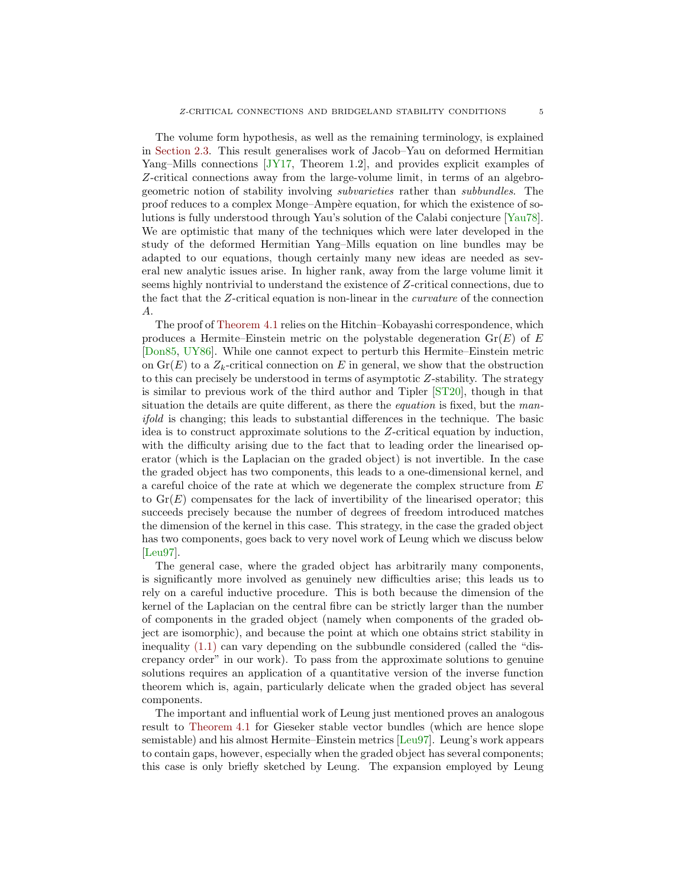The volume form hypothesis, as well as the remaining terminology, is explained in Section 2.3. This result generalises work of Jacob–Yau on deformed Hermitian Yang–Mills connections [JY17, Theorem 1.2], and provides explicit examples of $Z$-critical connections away from the large-volume limit, in terms of an algebro-geometric notion of stability involving *subvarieties* rather than *subbundles*. The proof reduces to a complex Monge–Ampère equation, for which the existence of solutions is fully understood through Yau's solution of the Calabi conjecture [Yau78]. We are optimistic that many of the techniques which were later developed in the study of the deformed Hermitian Yang–Mills equation on line bundles may be adapted to our equations, though certainly many new ideas are needed as several new analytic issues arise. In higher rank, away from the large volume limit it seems highly nontrivial to understand the existence of $Z$-critical connections, due to the fact that the $Z$-critical equation is non-linear in the *curvature* of the connection $A$.

The proof of Theorem 4.1 relies on the Hitchin–Kobayashi correspondence, which produces a Hermite–Einstein metric on the polystable degeneration $\mathrm{Gr}(E)$ of $E$ [Don85, UY86]. While one cannot expect to perturb this Hermite–Einstein metric on $\mathrm{Gr}(E)$ to a $Z_k$-critical connection on $E$ in general, we show that the obstruction to this can precisely be understood in terms of asymptotic $Z$-stability. The strategy is similar to previous work of the third author and Tipler [ST20], though in that situation the details are quite different, as there the *equation* is fixed, but the *manifold* is changing; this leads to substantial differences in the technique. The basic idea is to construct approximate solutions to the $Z$-critical equation by induction, with the difficulty arising due to the fact that to leading order the linearised operator (which is the Laplacian on the graded object) is not invertible. In the case the graded object has two components, this leads to a one-dimensional kernel, and a careful choice of the rate at which we degenerate the complex structure from $E$ to $\mathrm{Gr}(E)$ compensates for the lack of invertibility of the linearised operator; this succeeds precisely because the number of degrees of freedom introduced matches the dimension of the kernel in this case. This strategy, in the case the graded object has two components, goes back to very novel work of Leung which we discuss below [Leu97].

The general case, where the graded object has arbitrarily many components, is significantly more involved as genuinely new difficulties arise; this leads us to rely on a careful inductive procedure. This is both because the dimension of the kernel of the Laplacian on the central fibre can be strictly larger than the number of components in the graded object (namely when components of the graded object are isomorphic), and because the point at which one obtains strict stability in inequality (1.1) can vary depending on the subbundle considered (called the "discrepancy order" in our work). To pass from the approximate solutions to genuine solutions requires an application of a quantitative version of the inverse function theorem which is, again, particularly delicate when the graded object has several components.

The important and influential work of Leung just mentioned proves an analogous result to Theorem 4.1 for Gieseker stable vector bundles (which are hence slope semistable) and his almost Hermite–Einstein metrics [Leu97]. Leung's work appears to contain gaps, however, especially when the graded object has several components; this case is only briefly sketched by Leung. The expansion employed by Leung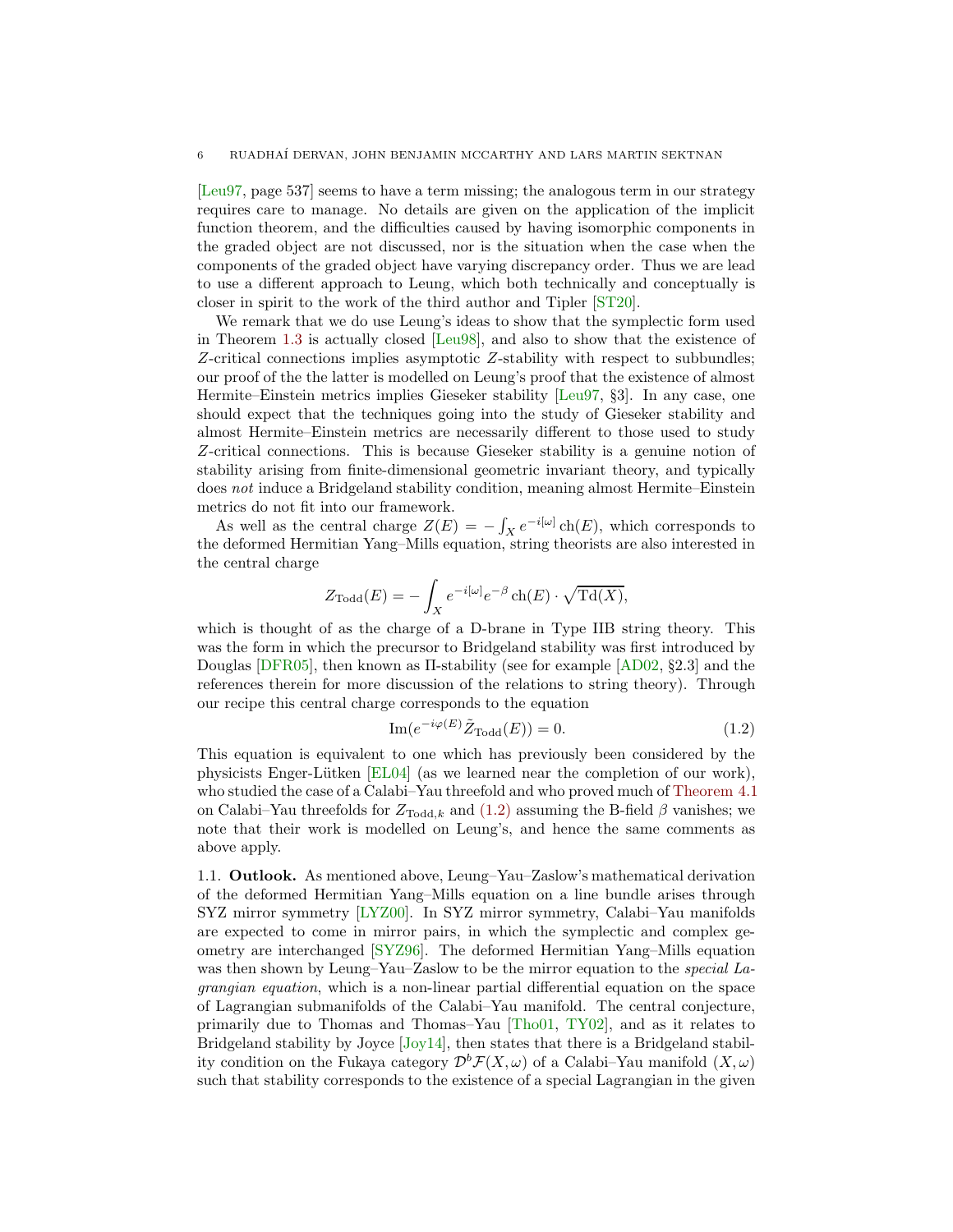[Leu97, page 537] seems to have a term missing; the analogous term in our strategy requires care to manage. No details are given on the application of the implicit function theorem, and the difficulties caused by having isomorphic components in the graded object are not discussed, nor is the situation when the case when the components of the graded object have varying discrepancy order. Thus we are lead to use a different approach to Leung, which both technically and conceptually is closer in spirit to the work of the third author and Tipler [ST20].

We remark that we do use Leung's ideas to show that the symplectic form used in Theorem 1.3 is actually closed [Leu98], and also to show that the existence of $Z$-critical connections implies asymptotic $Z$-stability with respect to subbundles; our proof of the the latter is modelled on Leung's proof that the existence of almost Hermite–Einstein metrics implies Gieseker stability [Leu97, §3]. In any case, one should expect that the techniques going into the study of Gieseker stability and almost Hermite–Einstein metrics are necessarily different to those used to study $Z$-critical connections. This is because Gieseker stability is a genuine notion of stability arising from finite-dimensional geometric invariant theory, and typically does *not* induce a Bridgeland stability condition, meaning almost Hermite–Einstein metrics do not fit into our framework.

As well as the central charge $Z(E) = -\int_X e^{-i[\omega]}\operatorname{ch}(E)$, which corresponds to the deformed Hermitian Yang–Mills equation, string theorists are also interested in the central charge

$$Z_{\mathrm{Todd}}(E) = -\int_X e^{-i[\omega]} e^{-\beta}\operatorname{ch}(E)\cdot\sqrt{\operatorname{Td}(X)},$$

which is thought of as the charge of a D-brane in Type IIB string theory. This was the form in which the precursor to Bridgeland stability was first introduced by Douglas [DFR05], then known as $\Pi$-stability (see for example [AD02, §2.3] and the references therein for more discussion of the relations to string theory). Through our recipe this central charge corresponds to the equation

$$\operatorname{Im}(e^{-i\varphi(E)}\tilde{Z}_{\mathrm{Todd}}(E)) = 0. \tag{1.2}$$

This equation is equivalent to one which has previously been considered by the physicists Enger-Lütken [EL04] (as we learned near the completion of our work), who studied the case of a Calabi–Yau threefold and who proved much of Theorem 4.1 on Calabi–Yau threefolds for $Z_{\mathrm{Todd},k}$ and (1.2) assuming the B-field $\beta$ vanishes; we note that their work is modelled on Leung's, and hence the same comments as above apply.

## 1.1. Outlook.

As mentioned above, Leung–Yau–Zaslow's mathematical derivation of the deformed Hermitian Yang–Mills equation on a line bundle arises through SYZ mirror symmetry [LYZ00]. In SYZ mirror symmetry, Calabi–Yau manifolds are expected to come in mirror pairs, in which the symplectic and complex geometry are interchanged [SYZ96]. The deformed Hermitian Yang–Mills equation was then shown by Leung–Yau–Zaslow to be the mirror equation to the *special Lagrangian equation*, which is a non-linear partial differential equation on the space of Lagrangian submanifolds of the Calabi–Yau manifold. The central conjecture, primarily due to Thomas and Thomas–Yau [Tho01, TY02], and as it relates to Bridgeland stability by Joyce [Joy14], then states that there is a Bridgeland stability condition on the Fukaya category $\mathcal{D}^b\mathcal{F}(X,\omega)$ of a Calabi–Yau manifold $(X,\omega)$ such that stability corresponds to the existence of a special Lagrangian in the given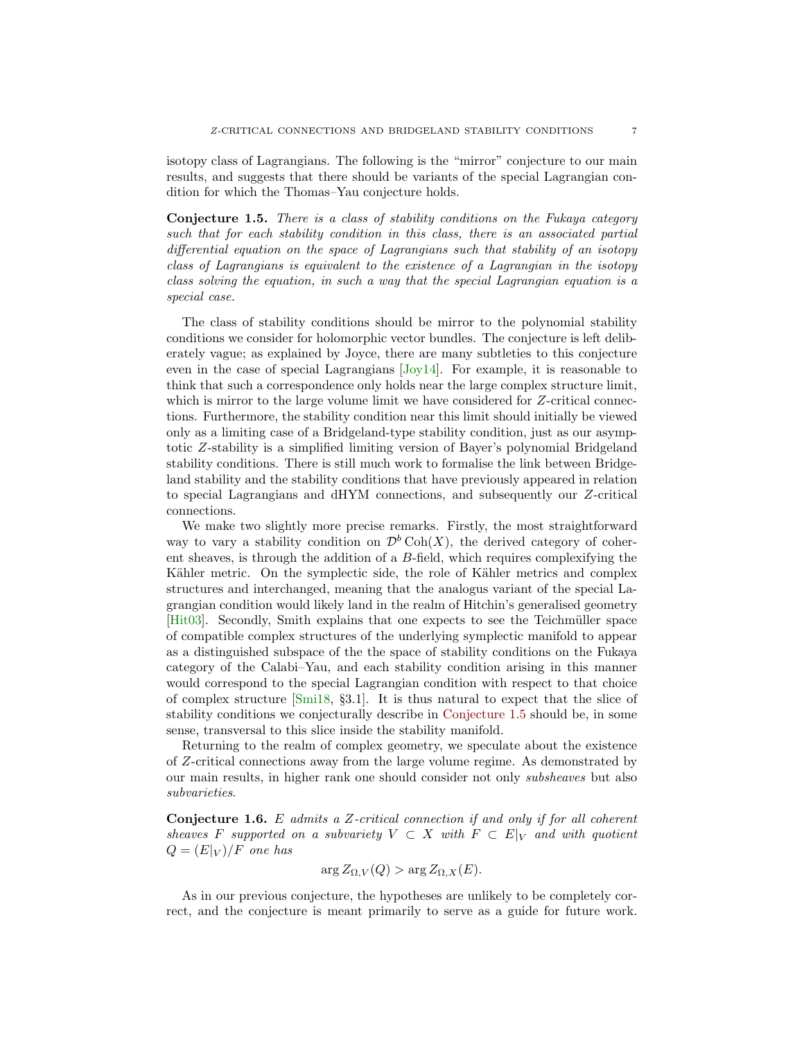isotopy class of Lagrangians. The following is the "mirror" conjecture to our main results, and suggests that there should be variants of the special Lagrangian condition for which the Thomas–Yau conjecture holds.

**Conjecture 1.5.** *There is a class of stability conditions on the Fukaya category such that for each stability condition in this class, there is an associated partial differential equation on the space of Lagrangians such that stability of an isotopy class of Lagrangians is equivalent to the existence of a Lagrangian in the isotopy class solving the equation, in such a way that the special Lagrangian equation is a special case.*

The class of stability conditions should be mirror to the polynomial stability conditions we consider for holomorphic vector bundles. The conjecture is left deliberately vague; as explained by Joyce, there are many subtleties to this conjecture even in the case of special Lagrangians [Joy14]. For example, it is reasonable to think that such a correspondence only holds near the large complex structure limit, which is mirror to the large volume limit we have considered for $Z$-critical connections. Furthermore, the stability condition near this limit should initially be viewed only as a limiting case of a Bridgeland-type stability condition, just as our asymptotic $Z$-stability is a simplified limiting version of Bayer's polynomial Bridgeland stability conditions. There is still much work to formalise the link between Bridgeland stability and the stability conditions that have previously appeared in relation to special Lagrangians and dHYM connections, and subsequently our $Z$-critical connections.

We make two slightly more precise remarks. Firstly, the most straightforward way to vary a stability condition on $\mathcal{D}^b\operatorname{Coh}(X)$, the derived category of coherent sheaves, is through the addition of a $B$-field, which requires complexifying the Kähler metric. On the symplectic side, the role of Kähler metrics and complex structures and interchanged, meaning that the analogous variant of the special Lagrangian condition would likely land in the realm of Hitchin's generalised geometry [Hit03]. Secondly, Smith explains that one expects to see the Teichmüller space of compatible complex structures of the underlying symplectic manifold to appear as a distinguished subspace of the the space of stability conditions on the Fukaya category of the Calabi–Yau, and each stability condition arising in this manner would correspond to the special Lagrangian condition with respect to that choice of complex structure [Smi18, §3.1]. It is thus natural to expect that the slice of stability conditions we conjecturally describe in Conjecture 1.5 should be, in some sense, transversal to this slice inside the stability manifold.

Returning to the realm of complex geometry, we speculate about the existence of $Z$-critical connections away from the large volume regime. As demonstrated by our main results, in higher rank one should consider not only *subsheaves* but also *subvarieties*.

**Conjecture 1.6.** *$E$ admits a $Z$-critical connection if and only if for all coherent sheaves $F$ supported on a subvariety $V \subset X$ with $F \subset E|_V$ and with quotient $Q = (E|_V)/F$ one has*

$$\arg Z_{\Omega,V}(Q) > \arg Z_{\Omega,X}(E).$$

As in our previous conjecture, the hypotheses are unlikely to be completely correct, and the conjecture is meant primarily to serve as a guide for future work.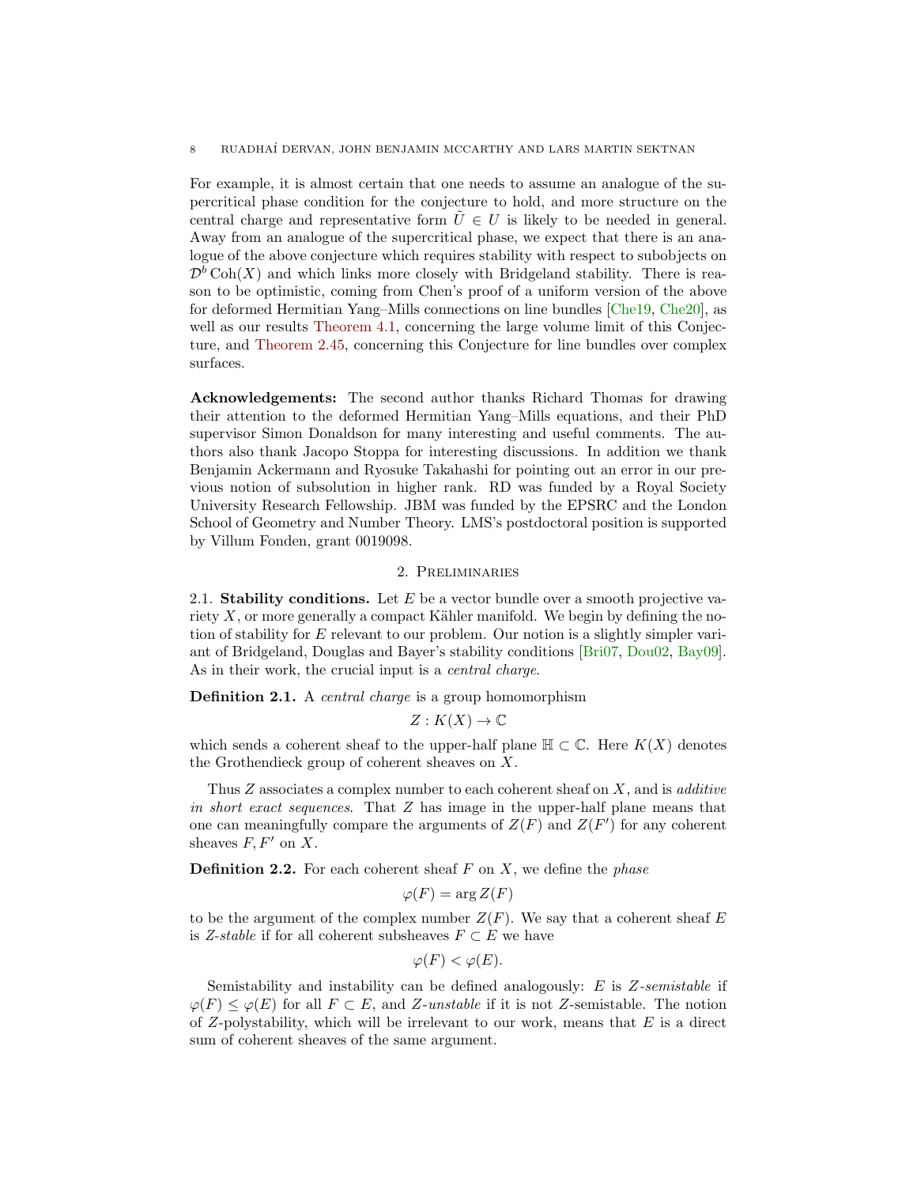For example, it is almost certain that one needs to assume an analogue of the supercritical phase condition for the conjecture to hold, and more structure on the central charge and representative form $\tilde{U} \in U$ is likely to be needed in general. Away from an analogue of the supercritical phase, we expect that there is an analogue of the above conjecture which requires stability with respect to subobjects on $\mathcal{D}^b \operatorname{Coh}(X)$ and which links more closely with Bridgeland stability. There is reason to be optimistic, coming from Chen's proof of a uniform version of the above for deformed Hermitian Yang–Mills connections on line bundles [Che19, Che20], as well as our results Theorem 4.1, concerning the large volume limit of this Conjecture, and Theorem 2.45, concerning this Conjecture for line bundles over complex surfaces.

**Acknowledgements:** The second author thanks Richard Thomas for drawing their attention to the deformed Hermitian Yang–Mills equations, and their PhD supervisor Simon Donaldson for many interesting and useful comments. The authors also thank Jacopo Stoppa for interesting discussions. In addition we thank Benjamin Ackermann and Ryosuke Takahashi for pointing out an error in our previous notion of subsolution in higher rank. RD was funded by a Royal Society University Research Fellowship. JBM was funded by the EPSRC and the London School of Geometry and Number Theory. LMS's postdoctoral position is supported by Villum Fonden, grant 0019098.

## 2. Preliminaries

### 2.1. Stability conditions.

Let $E$ be a vector bundle over a smooth projective variety $X$, or more generally a compact Kähler manifold. We begin by defining the notion of stability for $E$ relevant to our problem. Our notion is a slightly simpler variant of Bridgeland, Douglas and Bayer's stability conditions [Bri07, Dou02, Bay09]. As in their work, the crucial input is a *central charge*.

**Definition 2.1.** A *central charge* is a group homomorphism

$$Z : K(X) \to \mathbb{C}$$

which sends a coherent sheaf to the upper-half plane $\mathbb{H} \subset \mathbb{C}$. Here $K(X)$ denotes the Grothendieck group of coherent sheaves on $X$.

Thus $Z$ associates a complex number to each coherent sheaf on $X$, and is *additive in short exact sequences*. That $Z$ has image in the upper-half plane means that one can meaningfully compare the arguments of $Z(F)$ and $Z(F')$ for any coherent sheaves $F, F'$ on $X$.

**Definition 2.2.** For each coherent sheaf $F$ on $X$, we define the *phase*

$$\varphi(F) = \arg Z(F)$$

to be the argument of the complex number $Z(F)$. We say that a coherent sheaf $E$ is *$Z$-stable* if for all coherent subsheaves $F \subset E$ we have

$$\varphi(F) < \varphi(E).$$

Semistability and instability can be defined analogously: $E$ is *$Z$-semistable* if $\varphi(F) \leq \varphi(E)$ for all $F \subset E$, and *$Z$-unstable* if it is not $Z$-semistable. The notion of $Z$-polystability, which will be irrelevant to our work, means that $E$ is a direct sum of coherent sheaves of the same argument.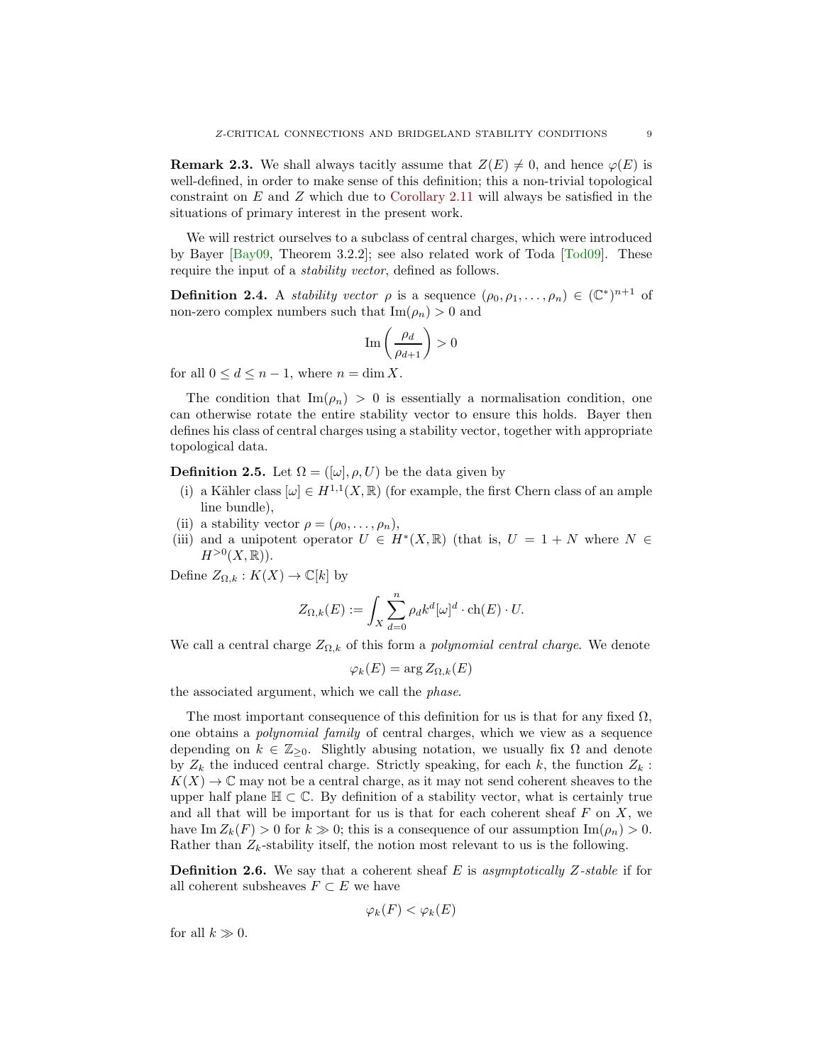**Remark 2.3.** We shall always tacitly assume that $Z(E) \neq 0$, and hence $\varphi(E)$ is well-defined, in order to make sense of this definition; this a non-trivial topological constraint on $E$ and $Z$ which due to Corollary 2.11 will always be satisfied in the situations of primary interest in the present work.

We will restrict ourselves to a subclass of central charges, which were introduced by Bayer [Bay09, Theorem 3.2.2]; see also related work of Toda [Tod09]. These require the input of a *stability vector*, defined as follows.

**Definition 2.4.** A *stability vector* $\rho$ is a sequence $(\rho_0, \rho_1, \dots, \rho_n) \in (\mathbb{C}^*)^{n+1}$ of non-zero complex numbers such that $\mathrm{Im}(\rho_n) > 0$ and

$$\mathrm{Im}\left(\frac{\rho_d}{\rho_{d+1}}\right) > 0$$

for all $0 \leq d \leq n-1$, where $n = \dim X$.

The condition that $\mathrm{Im}(\rho_n) > 0$ is essentially a normalisation condition, one can otherwise rotate the entire stability vector to ensure this holds. Bayer then defines his class of central charges using a stability vector, together with appropriate topological data.

**Definition 2.5.** Let $\Omega = ([\omega], \rho, U)$ be the data given by

(i) a Kähler class $[\omega] \in H^{1,1}(X, \mathbb{R})$ (for example, the first Chern class of an ample line bundle),
(ii) a stability vector $\rho = (\rho_0, \dots, \rho_n)$,
(iii) and a unipotent operator $U \in H^*(X, \mathbb{R})$ (that is, $U = 1 + N$ where $N \in H^{>0}(X, \mathbb{R})$).

Define $Z_{\Omega,k} : K(X) \to \mathbb{C}[k]$ by

$$Z_{\Omega,k}(E) := \int_X \sum_{d=0}^{n} \rho_d k^d [\omega]^d \cdot \mathrm{ch}(E) \cdot U.$$

We call a central charge $Z_{\Omega,k}$ of this form a *polynomial central charge*. We denote

$$\varphi_k(E) = \arg Z_{\Omega,k}(E)$$

the associated argument, which we call the *phase*.

The most important consequence of this definition for us is that for any fixed $\Omega$, one obtains a *polynomial family* of central charges, which we view as a sequence depending on $k \in \mathbb{Z}_{\geq 0}$. Slightly abusing notation, we usually fix $\Omega$ and denote by $Z_k$ the induced central charge. Strictly speaking, for each $k$, the function $Z_k : K(X) \to \mathbb{C}$ may not be a central charge, as it may not send coherent sheaves to the upper half plane $\mathbb{H} \subset \mathbb{C}$. By definition of a stability vector, what is certainly true and all that will be important for us is that for each coherent sheaf $F$ on $X$, we have $\mathrm{Im}\, Z_k(F) > 0$ for $k \gg 0$; this is a consequence of our assumption $\mathrm{Im}(\rho_n) > 0$. Rather than $Z_k$-stability itself, the notion most relevant to us is the following.

**Definition 2.6.** We say that a coherent sheaf $E$ is *asymptotically $Z$-stable* if for all coherent subsheaves $F \subset E$ we have

$$\varphi_k(F) < \varphi_k(E)$$

for all $k \gg 0$.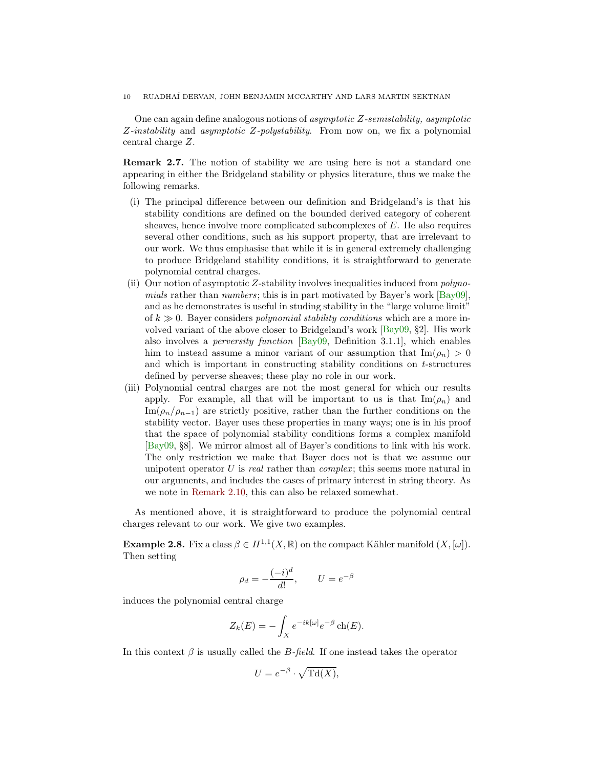One can again define analogous notions of *asymptotic Z-semistability, asymptotic Z-instability* and *asymptotic Z-polystability*. From now on, we fix a polynomial central charge $Z$.

**Remark 2.7.** The notion of stability we are using here is not a standard one appearing in either the Bridgeland stability or physics literature, thus we make the following remarks.

(i) The principal difference between our definition and Bridgeland's is that his stability conditions are defined on the bounded derived category of coherent sheaves, hence involve more complicated subcomplexes of $E$. He also requires several other conditions, such as his support property, that are irrelevant to our work. We thus emphasise that while it is in general extremely challenging to produce Bridgeland stability conditions, it is straightforward to generate polynomial central charges.

(ii) Our notion of asymptotic $Z$-stability involves inequalities induced from *polynomials* rather than *numbers*; this is in part motivated by Bayer's work [Bay09], and as he demonstrates is useful in studing stability in the "large volume limit" of $k \gg 0$. Bayer considers *polynomial stability conditions* which are a more involved variant of the above closer to Bridgeland's work [Bay09, §2]. His work also involves a *perversity function* [Bay09, Definition 3.1.1], which enables him to instead assume a minor variant of our assumption that $\mathrm{Im}(\rho_n) > 0$ and which is important in constructing stability conditions on $t$-structures defined by perverse sheaves; these play no role in our work.

(iii) Polynomial central charges are not the most general for which our results apply. For example, all that will be important to us is that $\mathrm{Im}(\rho_n)$ and $\mathrm{Im}(\rho_n/\rho_{n-1})$ are strictly positive, rather than the further conditions on the stability vector. Bayer uses these properties in many ways; one is in his proof that the space of polynomial stability conditions forms a complex manifold [Bay09, §8]. We mirror almost all of Bayer's conditions to link with his work. The only restriction we make that Bayer does not is that we assume our unipotent operator $U$ is *real* rather than *complex*; this seems more natural in our arguments, and includes the cases of primary interest in string theory. As we note in Remark 2.10, this can also be relaxed somewhat.

As mentioned above, it is straightforward to produce the polynomial central charges relevant to our work. We give two examples.

**Example 2.8.** Fix a class $\beta \in H^{1,1}(X, \mathbb{R})$ on the compact Kähler manifold $(X, [\omega])$. Then setting

$$\rho_d = -\frac{(-i)^d}{d!}, \qquad U = e^{-\beta}$$

induces the polynomial central charge

$$Z_k(E) = -\int_X e^{-ik[\omega]} e^{-\beta} \operatorname{ch}(E).$$

In this context $\beta$ is usually called the *B-field*. If one instead takes the operator

$$U = e^{-\beta} \cdot \sqrt{\mathrm{Td}(X)},$$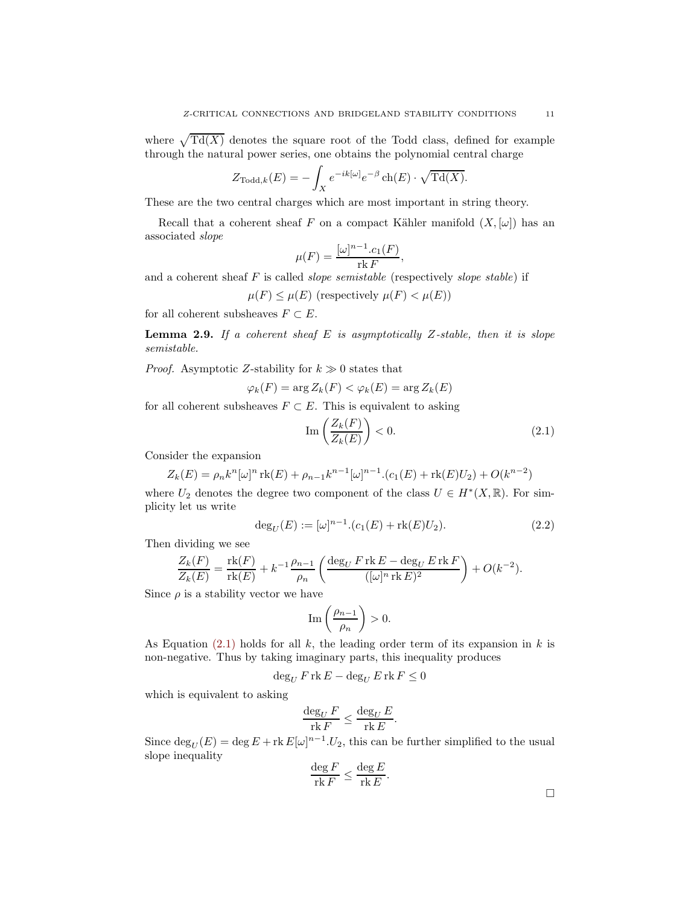where $\sqrt{\mathrm{Td}(X)}$ denotes the square root of the Todd class, defined for example through the natural power series, one obtains the polynomial central charge

$$Z_{\mathrm{Todd},k}(E) = -\int_X e^{-ik[\omega]} e^{-\beta} \operatorname{ch}(E) \cdot \sqrt{\mathrm{Td}(X)}.$$

These are the two central charges which are most important in string theory.

Recall that a coherent sheaf $F$ on a compact Kähler manifold $(X, [\omega])$ has an associated *slope*

$$\mu(F) = \frac{[\omega]^{n-1}.c_1(F)}{\operatorname{rk} F},$$

and a coherent sheaf $F$ is called *slope semistable* (respectively *slope stable*) if

$$\mu(F) \leq \mu(E) \text{ (respectively } \mu(F) < \mu(E))$$

for all coherent subsheaves $F \subset E$.

**Lemma 2.9.** *If a coherent sheaf $E$ is asymptotically $Z$-stable, then it is slope semistable.*

*Proof.* Asymptotic $Z$-stability for $k \gg 0$ states that

$$\varphi_k(F) = \arg Z_k(F) < \varphi_k(E) = \arg Z_k(E)$$

for all coherent subsheaves $F \subset E$. This is equivalent to asking

$$\operatorname{Im}\left(\frac{Z_k(F)}{Z_k(E)}\right) < 0. \tag{2.1}$$

Consider the expansion

$$Z_k(E) = \rho_n k^n [\omega]^n \operatorname{rk}(E) + \rho_{n-1} k^{n-1} [\omega]^{n-1}.(c_1(E) + \operatorname{rk}(E) U_2) + O(k^{n-2})$$

where $U_2$ denotes the degree two component of the class $U \in H^*(X, \mathbb{R})$. For simplicity let us write

$$\deg_U(E) := [\omega]^{n-1}.(c_1(E) + \operatorname{rk}(E) U_2). \tag{2.2}$$

Then dividing we see

$$\frac{Z_k(F)}{Z_k(E)} = \frac{\operatorname{rk}(F)}{\operatorname{rk}(E)} + k^{-1} \frac{\rho_{n-1}}{\rho_n} \left( \frac{\deg_U F \operatorname{rk} E - \deg_U E \operatorname{rk} F}{([\omega]^n \operatorname{rk} E)^2} \right) + O(k^{-2}).$$

Since $\rho$ is a stability vector we have

$$\operatorname{Im}\left(\frac{\rho_{n-1}}{\rho_n}\right) > 0.$$

As Equation (2.1) holds for all $k$, the leading order term of its expansion in $k$ is non-negative. Thus by taking imaginary parts, this inequality produces

$$\deg_U F \operatorname{rk} E - \deg_U E \operatorname{rk} F \leq 0$$

which is equivalent to asking

$$\frac{\deg_U F}{\operatorname{rk} F} \leq \frac{\deg_U E}{\operatorname{rk} E}.$$

Since $\deg_U(E) = \deg E + \operatorname{rk} E [\omega]^{n-1}.U_2$, this can be further simplified to the usual slope inequality

$$\frac{\deg F}{\operatorname{rk} F} \leq \frac{\deg E}{\operatorname{rk} E}.$$

□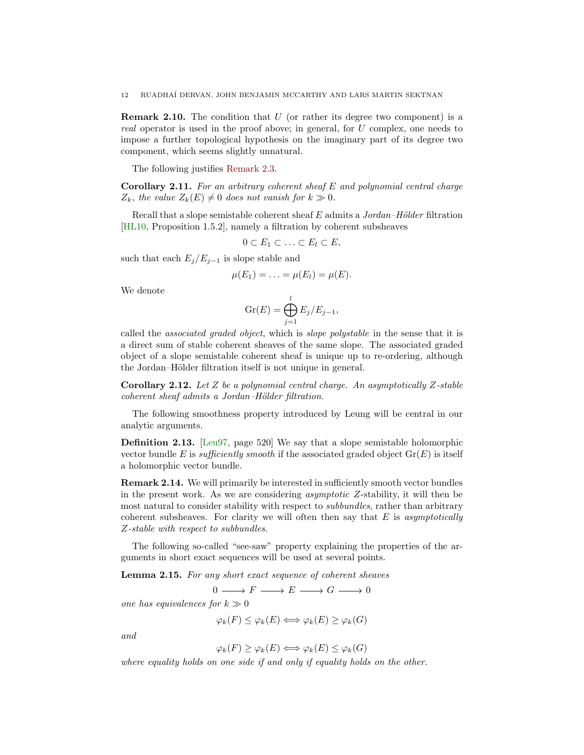**Remark 2.10.** The condition that $U$ (or rather its degree two component) is a *real* operator is used in the proof above; in general, for $U$ complex, one needs to impose a further topological hypothesis on the imaginary part of its degree two component, which seems slightly unnatural.

The following justifies Remark 2.3.

**Corollary 2.11.** *For an arbitrary coherent sheaf $E$ and polynomial central charge $Z_k$, the value $Z_k(E) \neq 0$ does not vanish for $k \gg 0$.*

Recall that a slope semistable coherent sheaf $E$ admits a *Jordan–Hölder* filtration [HL10, Proposition 1.5.2], namely a filtration by coherent subsheaves

$$0 \subset E_1 \subset \ldots \subset E_l \subset E,$$

such that each $E_j/E_{j-1}$ is slope stable and

$$\mu(E_1) = \ldots = \mu(E_l) = \mu(E).$$

We denote

$$\mathrm{Gr}(E) = \bigoplus_{j=1}^{l} E_j/E_{j-1},$$

called the *associated graded object*, which is *slope polystable* in the sense that it is a direct sum of stable coherent sheaves of the same slope. The associated graded object of a slope semistable coherent sheaf is unique up to re-ordering, although the Jordan–Hölder filtration itself is not unique in general.

**Corollary 2.12.** *Let $Z$ be a polynomial central charge. An asymptotically $Z$-stable coherent sheaf admits a Jordan–Hölder filtration.*

The following smoothness property introduced by Leung will be central in our analytic arguments.

**Definition 2.13.** [Leu97, page 520] We say that a slope semistable holomorphic vector bundle $E$ is *sufficiently smooth* if the associated graded object $\mathrm{Gr}(E)$ is itself a holomorphic vector bundle.

**Remark 2.14.** We will primarily be interested in sufficiently smooth vector bundles in the present work. As we are considering *asymptotic* $Z$-stability, it will then be most natural to consider stability with respect to *subbundles*, rather than arbitrary coherent subsheaves. For clarity we will often then say that $E$ is *asymptotically $Z$-stable with respect to subbundles*.

The following so-called "see-saw" property explaining the properties of the arguments in short exact sequences will be used at several points.

**Lemma 2.15.** *For any short exact sequence of coherent sheaves*

$$0 \longrightarrow F \longrightarrow E \longrightarrow G \longrightarrow 0$$

*one has equivalences for $k \gg 0$*

$$\varphi_k(F) \leq \varphi_k(E) \Longleftrightarrow \varphi_k(E) \geq \varphi_k(G)$$

*and*

$$\varphi_k(F) \geq \varphi_k(E) \Longleftrightarrow \varphi_k(E) \leq \varphi_k(G)$$

*where equality holds on one side if and only if equality holds on the other.*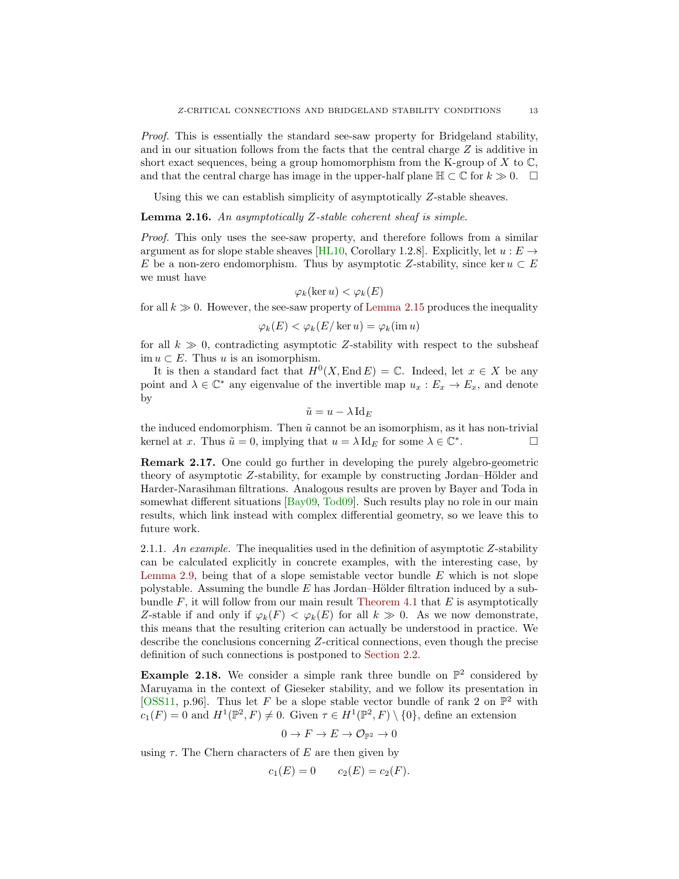*Proof.* This is essentially the standard see-saw property for Bridgeland stability, and in our situation follows from the facts that the central charge $Z$ is additive in short exact sequences, being a group homomorphism from the K-group of $X$ to $\mathbb{C}$, and that the central charge has image in the upper-half plane $\mathbb{H} \subset \mathbb{C}$ for $k \gg 0$. $\square$

Using this we can establish simplicity of asymptotically $Z$-stable sheaves.

**Lemma 2.16.** *An asymptotically $Z$-stable coherent sheaf is simple.*

*Proof.* This only uses the see-saw property, and therefore follows from a similar argument as for slope stable sheaves [HL10, Corollary 1.2.8]. Explicitly, let $u : E \to E$ be a non-zero endomorphism. Thus by asymptotic $Z$-stability, since $\ker u \subset E$ we must have

$$\varphi_k(\ker u) < \varphi_k(E)$$

for all $k \gg 0$. However, the see-saw property of Lemma 2.15 produces the inequality

$$\varphi_k(E) < \varphi_k(E/\ker u) = \varphi_k(\operatorname{im} u)$$

for all $k \gg 0$, contradicting asymptotic $Z$-stability with respect to the subsheaf $\operatorname{im} u \subset E$. Thus $u$ is an isomorphism.

It is then a standard fact that $H^0(X, \operatorname{End} E) = \mathbb{C}$. Indeed, let $x \in X$ be any point and $\lambda \in \mathbb{C}^*$ any eigenvalue of the invertible map $u_x : E_x \to E_x$, and denote by

$$\tilde{u} = u - \lambda \operatorname{Id}_E$$

the induced endomorphism. Then $\tilde{u}$ cannot be an isomorphism, as it has non-trivial kernel at $x$. Thus $\tilde{u} = 0$, implying that $u = \lambda \operatorname{Id}_E$ for some $\lambda \in \mathbb{C}^*$. $\square$

**Remark 2.17.** One could go further in developing the purely algebro-geometric theory of asymptotic $Z$-stability, for example by constructing Jordan–Hölder and Harder-Narasihman filtrations. Analogous results are proven by Bayer and Toda in somewhat different situations [Bay09, Tod09]. Such results play no role in our main results, which link instead with complex differential geometry, so we leave this to future work.

2.1.1. *An example.* The inequalities used in the definition of asymptotic $Z$-stability can be calculated explicitly in concrete examples, with the interesting case, by Lemma 2.9, being that of a slope semistable vector bundle $E$ which is not slope polystable. Assuming the bundle $E$ has Jordan–Hölder filtration induced by a subbundle $F$, it will follow from our main result Theorem 4.1 that $E$ is asymptotically $Z$-stable if and only if $\varphi_k(F) < \varphi_k(E)$ for all $k \gg 0$. As we now demonstrate, this means that the resulting criterion can actually be understood in practice. We describe the conclusions concerning $Z$-critical connections, even though the precise definition of such connections is postponed to Section 2.2.

**Example 2.18.** We consider a simple rank three bundle on $\mathbb{P}^2$ considered by Maruyama in the context of Gieseker stability, and we follow its presentation in [OSS11, p.96]. Thus let $F$ be a slope stable vector bundle of rank 2 on $\mathbb{P}^2$ with $c_1(F) = 0$ and $H^1(\mathbb{P}^2, F) \neq 0$. Given $\tau \in H^1(\mathbb{P}^2, F) \setminus \{0\}$, define an extension

$$0 \to F \to E \to \mathcal{O}_{\mathbb{P}^2} \to 0$$

using $\tau$. The Chern characters of $E$ are then given by

$$c_1(E) = 0 \qquad c_2(E) = c_2(F).$$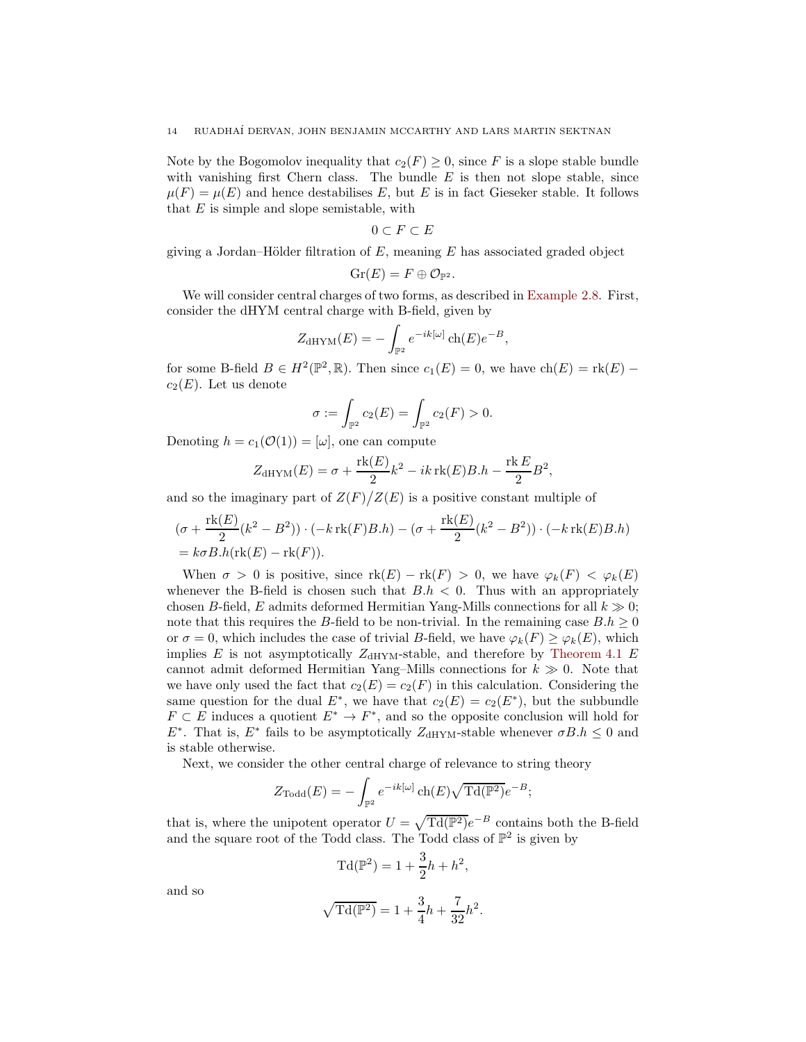Note by the Bogomolov inequality that $c_2(F) \geq 0$, since $F$ is a slope stable bundle with vanishing first Chern class. The bundle $E$ is then not slope stable, since $\mu(F) = \mu(E)$ and hence destabilises $E$, but $E$ is in fact Gieseker stable. It follows that $E$ is simple and slope semistable, with

$$0 \subset F \subset E$$

giving a Jordan–Hölder filtration of $E$, meaning $E$ has associated graded object

$$\mathrm{Gr}(E) = F \oplus \mathcal{O}_{\mathbb{P}^2}.$$

We will consider central charges of two forms, as described in Example 2.8. First, consider the dHYM central charge with B-field, given by

$$Z_{\mathrm{dHYM}}(E) = -\int_{\mathbb{P}^2} e^{-ik[\omega]} \operatorname{ch}(E) e^{-B},$$

for some B-field $B \in H^2(\mathbb{P}^2, \mathbb{R})$. Then since $c_1(E) = 0$, we have $\operatorname{ch}(E) = \operatorname{rk}(E) - c_2(E)$. Let us denote

$$\sigma := \int_{\mathbb{P}^2} c_2(E) = \int_{\mathbb{P}^2} c_2(F) > 0.$$

Denoting $h = c_1(\mathcal{O}(1)) = [\omega]$, one can compute

$$Z_{\mathrm{dHYM}}(E) = \sigma + \frac{\operatorname{rk}(E)}{2}k^2 - ik\operatorname{rk}(E)B.h - \frac{\operatorname{rk} E}{2}B^2,$$

and so the imaginary part of $Z(F)/Z(E)$ is a positive constant multiple of

$$\begin{aligned}
&(\sigma + \frac{\operatorname{rk}(E)}{2}(k^2 - B^2)) \cdot (-k\operatorname{rk}(F)B.h) - (\sigma + \frac{\operatorname{rk}(E)}{2}(k^2 - B^2)) \cdot (-k\operatorname{rk}(E)B.h) \\
&= k\sigma B.h(\operatorname{rk}(E) - \operatorname{rk}(F)).
\end{aligned}$$

When $\sigma > 0$ is positive, since $\operatorname{rk}(E) - \operatorname{rk}(F) > 0$, we have $\varphi_k(F) < \varphi_k(E)$ whenever the B-field is chosen such that $B.h < 0$. Thus with an appropriately chosen $B$-field, $E$ admits deformed Hermitian Yang-Mills connections for all $k \gg 0$; note that this requires the $B$-field to be non-trivial. In the remaining case $B.h \geq 0$ or $\sigma = 0$, which includes the case of trivial $B$-field, we have $\varphi_k(F) \geq \varphi_k(E)$, which implies $E$ is not asymptotically $Z_{\mathrm{dHYM}}$-stable, and therefore by Theorem 4.1 $E$ cannot admit deformed Hermitian Yang–Mills connections for $k \gg 0$. Note that we have only used the fact that $c_2(E) = c_2(F)$ in this calculation. Considering the same question for the dual $E^*$, we have that $c_2(E) = c_2(E^*)$, but the subbundle $F \subset E$ induces a quotient $E^* \to F^*$, and so the opposite conclusion will hold for $E^*$. That is, $E^*$ fails to be asymptotically $Z_{\mathrm{dHYM}}$-stable whenever $\sigma B.h \leq 0$ and is stable otherwise.

Next, we consider the other central charge of relevance to string theory

$$Z_{\mathrm{Todd}}(E) = -\int_{\mathbb{P}^2} e^{-ik[\omega]} \operatorname{ch}(E) \sqrt{\mathrm{Td}(\mathbb{P}^2)} e^{-B};$$

that is, where the unipotent operator $U = \sqrt{\mathrm{Td}(\mathbb{P}^2)}e^{-B}$ contains both the B-field and the square root of the Todd class. The Todd class of $\mathbb{P}^2$ is given by

$$\mathrm{Td}(\mathbb{P}^2) = 1 + \frac{3}{2}h + h^2,$$

and so

$$\sqrt{\mathrm{Td}(\mathbb{P}^2)} = 1 + \frac{3}{4}h + \frac{7}{32}h^2.$$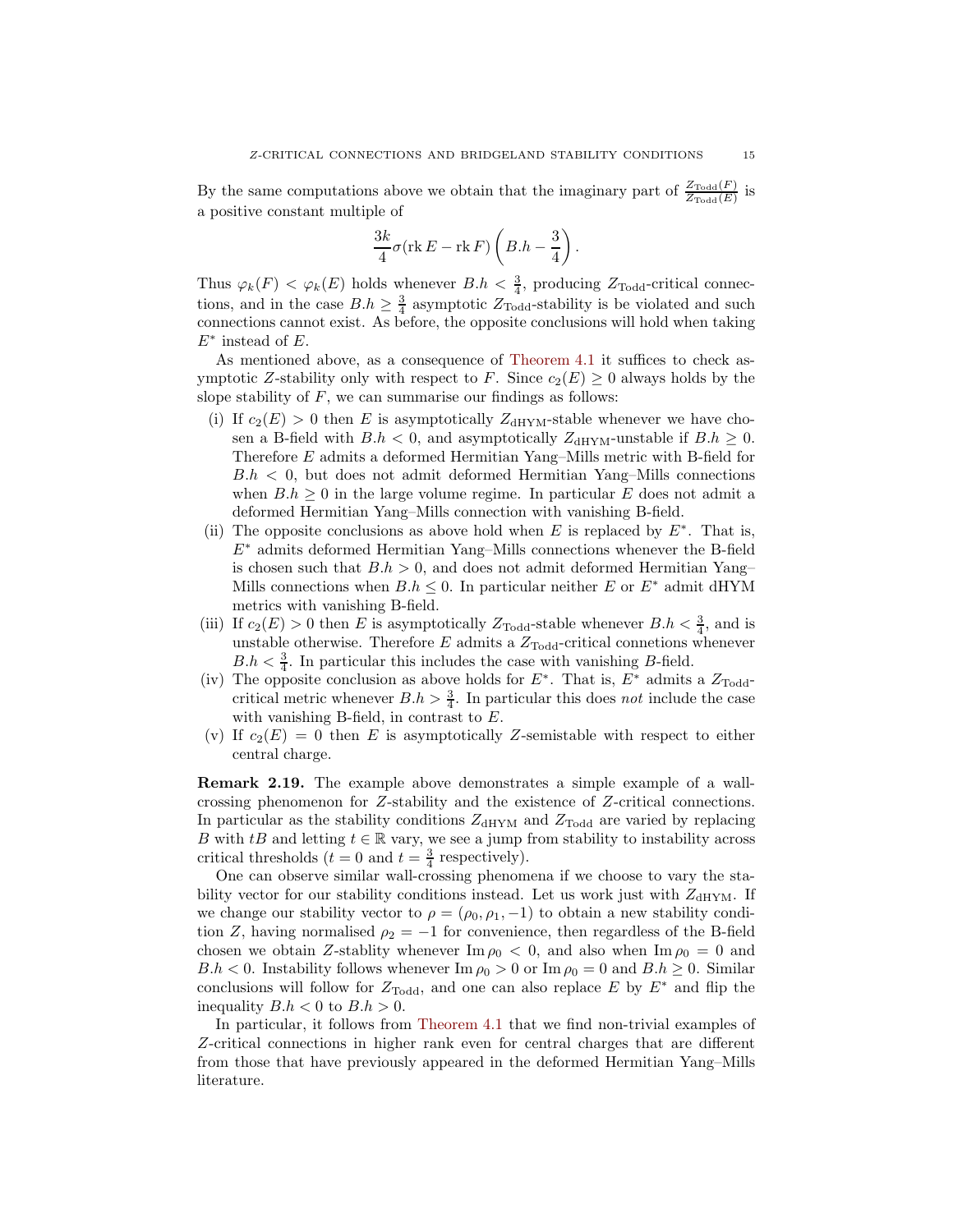By the same computations above we obtain that the imaginary part of $\frac{Z_{\mathrm{Todd}}(F)}{Z_{\mathrm{Todd}}(E)}$ is a positive constant multiple of

$$\frac{3k}{4}\sigma(\operatorname{rk} E - \operatorname{rk} F)\left(B.h - \frac{3}{4}\right).$$

Thus $\varphi_k(F) < \varphi_k(E)$ holds whenever $B.h < \frac{3}{4}$, producing $Z_{\mathrm{Todd}}$-critical connections, and in the case $B.h \geq \frac{3}{4}$ asymptotic $Z_{\mathrm{Todd}}$-stability is be violated and such connections cannot exist. As before, the opposite conclusions will hold when taking $E^*$ instead of $E$.

As mentioned above, as a consequence of Theorem 4.1 it suffices to check asymptotic $Z$-stability only with respect to $F$. Since $c_2(E) \geq 0$ always holds by the slope stability of $F$, we can summarise our findings as follows:

(i) If $c_2(E) > 0$ then $E$ is asymptotically $Z_{\mathrm{dHYM}}$-stable whenever we have chosen a B-field with $B.h < 0$, and asymptotically $Z_{\mathrm{dHYM}}$-unstable if $B.h \geq 0$. Therefore $E$ admits a deformed Hermitian Yang–Mills metric with B-field for $B.h < 0$, but does not admit deformed Hermitian Yang–Mills connections when $B.h \geq 0$ in the large volume regime. In particular $E$ does not admit a deformed Hermitian Yang–Mills connection with vanishing B-field.

(ii) The opposite conclusions as above hold when $E$ is replaced by $E^*$. That is, $E^*$ admits deformed Hermitian Yang–Mills connections whenever the B-field is chosen such that $B.h > 0$, and does not admit deformed Hermitian Yang–Mills connections when $B.h \leq 0$. In particular neither $E$ or $E^*$ admit dHYM metrics with vanishing B-field.

(iii) If $c_2(E) > 0$ then $E$ is asymptotically $Z_{\mathrm{Todd}}$-stable whenever $B.h < \frac{3}{4}$, and is unstable otherwise. Therefore $E$ admits a $Z_{\mathrm{Todd}}$-critical connetions whenever $B.h < \frac{3}{4}$. In particular this includes the case with vanishing $B$-field.

(iv) The opposite conclusion as above holds for $E^*$. That is, $E^*$ admits a $Z_{\mathrm{Todd}}$-critical metric whenever $B.h > \frac{3}{4}$. In particular this does *not* include the case with vanishing B-field, in contrast to $E$.

(v) If $c_2(E) = 0$ then $E$ is asymptotically $Z$-semistable with respect to either central charge.

**Remark 2.19.** The example above demonstrates a simple example of a wall-crossing phenomenon for $Z$-stability and the existence of $Z$-critical connections. In particular as the stability conditions $Z_{\mathrm{dHYM}}$ and $Z_{\mathrm{Todd}}$ are varied by replacing $B$ with $tB$ and letting $t \in \mathbb{R}$ vary, we see a jump from stability to instability across critical thresholds ($t = 0$ and $t = \frac{3}{4}$ respectively).

One can observe similar wall-crossing phenomena if we choose to vary the stability vector for our stability conditions instead. Let us work just with $Z_{\mathrm{dHYM}}$. If we change our stability vector to $\rho = (\rho_0, \rho_1, -1)$ to obtain a new stability condition $Z$, having normalised $\rho_2 = -1$ for convenience, then regardless of the B-field chosen we obtain $Z$-stablity whenever $\operatorname{Im}\rho_0 < 0$, and also when $\operatorname{Im}\rho_0 = 0$ and $B.h < 0$. Instability follows whenever $\operatorname{Im}\rho_0 > 0$ or $\operatorname{Im}\rho_0 = 0$ and $B.h \geq 0$. Similar conclusions will follow for $Z_{\mathrm{Todd}}$, and one can also replace $E$ by $E^*$ and flip the inequality $B.h < 0$ to $B.h > 0$.

In particular, it follows from Theorem 4.1 that we find non-trivial examples of $Z$-critical connections in higher rank even for central charges that are different from those that have previously appeared in the deformed Hermitian Yang–Mills literature.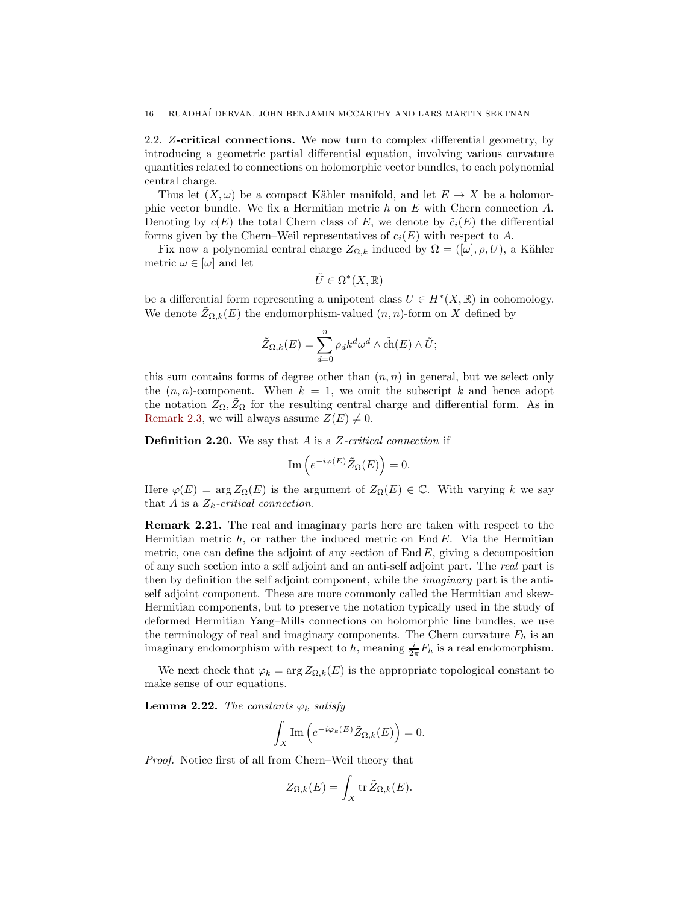### 2.2. $Z$-critical connections.

We now turn to complex differential geometry, by introducing a geometric partial differential equation, involving various curvature quantities related to connections on holomorphic vector bundles, to each polynomial central charge.

Thus let $(X, \omega)$ be a compact Kähler manifold, and let $E \to X$ be a holomorphic vector bundle. We fix a Hermitian metric $h$ on $E$ with Chern connection $A$. Denoting by $c(E)$ the total Chern class of $E$, we denote by $\tilde{c}_i(E)$ the differential forms given by the Chern–Weil representatives of $c_i(E)$ with respect to $A$.

Fix now a polynomial central charge $Z_{\Omega,k}$ induced by $\Omega = ([\omega], \rho, U)$, a Kähler metric $\omega \in [\omega]$ and let

$$\tilde{U} \in \Omega^*(X, \mathbb{R})$$

be a differential form representing a unipotent class $U \in H^*(X, \mathbb{R})$ in cohomology. We denote $\tilde{Z}_{\Omega,k}(E)$ the endomorphism-valued $(n,n)$-form on $X$ defined by

$$\tilde{Z}_{\Omega,k}(E) = \sum_{d=0}^{n} \rho_d k^d \omega^d \wedge \tilde{\mathrm{ch}}(E) \wedge \tilde{U};$$

this sum contains forms of degree other than $(n,n)$ in general, but we select only the $(n,n)$-component. When $k = 1$, we omit the subscript $k$ and hence adopt the notation $Z_\Omega, \tilde{Z}_\Omega$ for the resulting central charge and differential form. As in Remark 2.3, we will always assume $Z(E) \neq 0$.

**Definition 2.20.** We say that $A$ is a *$Z$-critical connection* if

$$\mathrm{Im}\left(e^{-i\varphi(E)} \tilde{Z}_\Omega(E)\right) = 0.$$

Here $\varphi(E) = \arg Z_\Omega(E)$ is the argument of $Z_\Omega(E) \in \mathbb{C}$. With varying $k$ we say that $A$ is a *$Z_k$-critical connection*.

**Remark 2.21.** The real and imaginary parts here are taken with respect to the Hermitian metric $h$, or rather the induced metric on $\mathrm{End}\, E$. Via the Hermitian metric, one can define the adjoint of any section of $\mathrm{End}\, E$, giving a decomposition of any such section into a self adjoint and an anti-self adjoint part. The *real* part is then by definition the self adjoint component, while the *imaginary* part is the anti-self adjoint component. These are more commonly called the Hermitian and skew-Hermitian components, but to preserve the notation typically used in the study of deformed Hermitian Yang–Mills connections on holomorphic line bundles, we use the terminology of real and imaginary components. The Chern curvature $F_h$ is an imaginary endomorphism with respect to $h$, meaning $\frac{i}{2\pi} F_h$ is a real endomorphism.

We next check that $\varphi_k = \arg Z_{\Omega,k}(E)$ is the appropriate topological constant to make sense of our equations.

**Lemma 2.22.** *The constants $\varphi_k$ satisfy*

$$\int_X \mathrm{Im}\left(e^{-i\varphi_k(E)} \tilde{Z}_{\Omega,k}(E)\right) = 0.$$

*Proof.* Notice first of all from Chern–Weil theory that

$$Z_{\Omega,k}(E) = \int_X \mathrm{tr}\, \tilde{Z}_{\Omega,k}(E).$$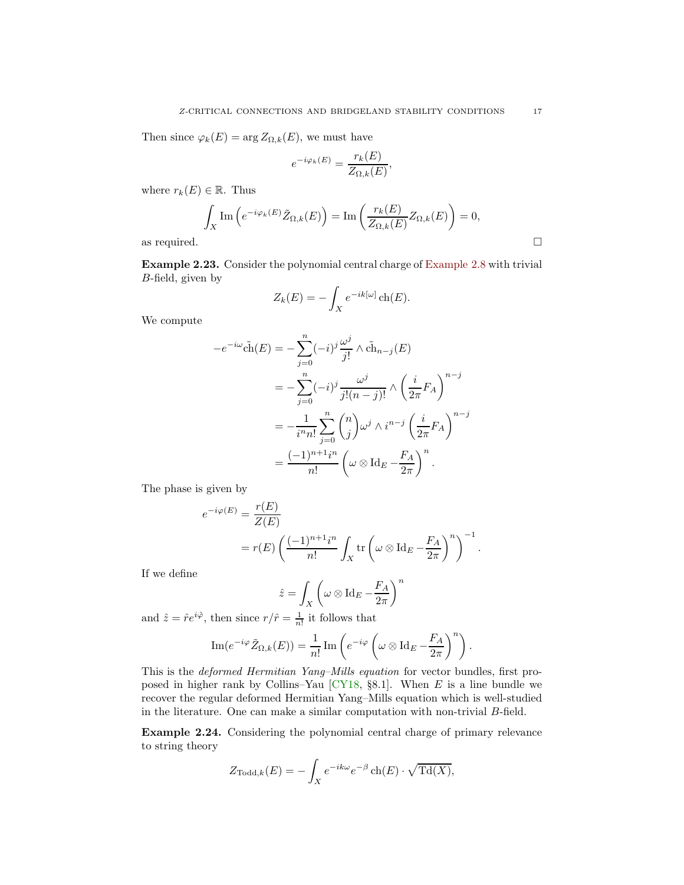Then since $\varphi_k(E) = \arg Z_{\Omega,k}(E)$, we must have

$$e^{-i\varphi_k(E)} = \frac{r_k(E)}{Z_{\Omega,k}(E)},$$

where $r_k(E) \in \mathbb{R}$. Thus

$$\int_X \operatorname{Im}\left(e^{-i\varphi_k(E)}\tilde{Z}_{\Omega,k}(E)\right) = \operatorname{Im}\left(\frac{r_k(E)}{Z_{\Omega,k}(E)}Z_{\Omega,k}(E)\right) = 0,$$

as required. □

**Example 2.23.** Consider the polynomial central charge of Example 2.8 with trivial $B$-field, given by

$$Z_k(E) = -\int_X e^{-ik[\omega]}\operatorname{ch}(E).$$

We compute

$$\begin{aligned}
-e^{-i\omega}\tilde{\operatorname{ch}}(E) &= -\sum_{j=0}^{n}(-i)^j\frac{\omega^j}{j!}\wedge\tilde{\operatorname{ch}}_{n-j}(E) \\
&= -\sum_{j=0}^{n}(-i)^j\frac{\omega^j}{j!(n-j)!}\wedge\left(\frac{i}{2\pi}F_A\right)^{n-j} \\
&= -\frac{1}{i^n n!}\sum_{j=0}^{n}\binom{n}{j}\omega^j\wedge i^{n-j}\left(\frac{i}{2\pi}F_A\right)^{n-j} \\
&= \frac{(-1)^{n+1}i^n}{n!}\left(\omega\otimes\operatorname{Id}_E - \frac{F_A}{2\pi}\right)^n.
\end{aligned}$$

The phase is given by

$$\begin{aligned}
e^{-i\varphi(E)} &= \frac{r(E)}{Z(E)} \\
&= r(E)\left(\frac{(-1)^{n+1}i^n}{n!}\int_X \operatorname{tr}\left(\omega\otimes\operatorname{Id}_E - \frac{F_A}{2\pi}\right)^n\right)^{-1}.
\end{aligned}$$

If we define

$$\hat{z} = \int_X\left(\omega\otimes\operatorname{Id}_E - \frac{F_A}{2\pi}\right)^n$$

and $\hat{z} = \hat{r}e^{i\hat{\varphi}}$, then since $r/\hat{r} = \frac{1}{n!}$ it follows that

$$\operatorname{Im}(e^{-i\varphi}\tilde{Z}_{\Omega,k}(E)) = \frac{1}{n!}\operatorname{Im}\left(e^{-i\varphi}\left(\omega\otimes\operatorname{Id}_E - \frac{F_A}{2\pi}\right)^n\right).$$

This is the *deformed Hermitian Yang–Mills equation* for vector bundles, first proposed in higher rank by Collins–Yau [CY18, §8.1]. When $E$ is a line bundle we recover the regular deformed Hermitian Yang–Mills equation which is well-studied in the literature. One can make a similar computation with non-trivial $B$-field.

**Example 2.24.** Considering the polynomial central charge of primary relevance to string theory

$$Z_{\mathrm{Todd},k}(E) = -\int_X e^{-ik\omega}e^{-\beta}\operatorname{ch}(E)\cdot\sqrt{\operatorname{Td}(X)},$$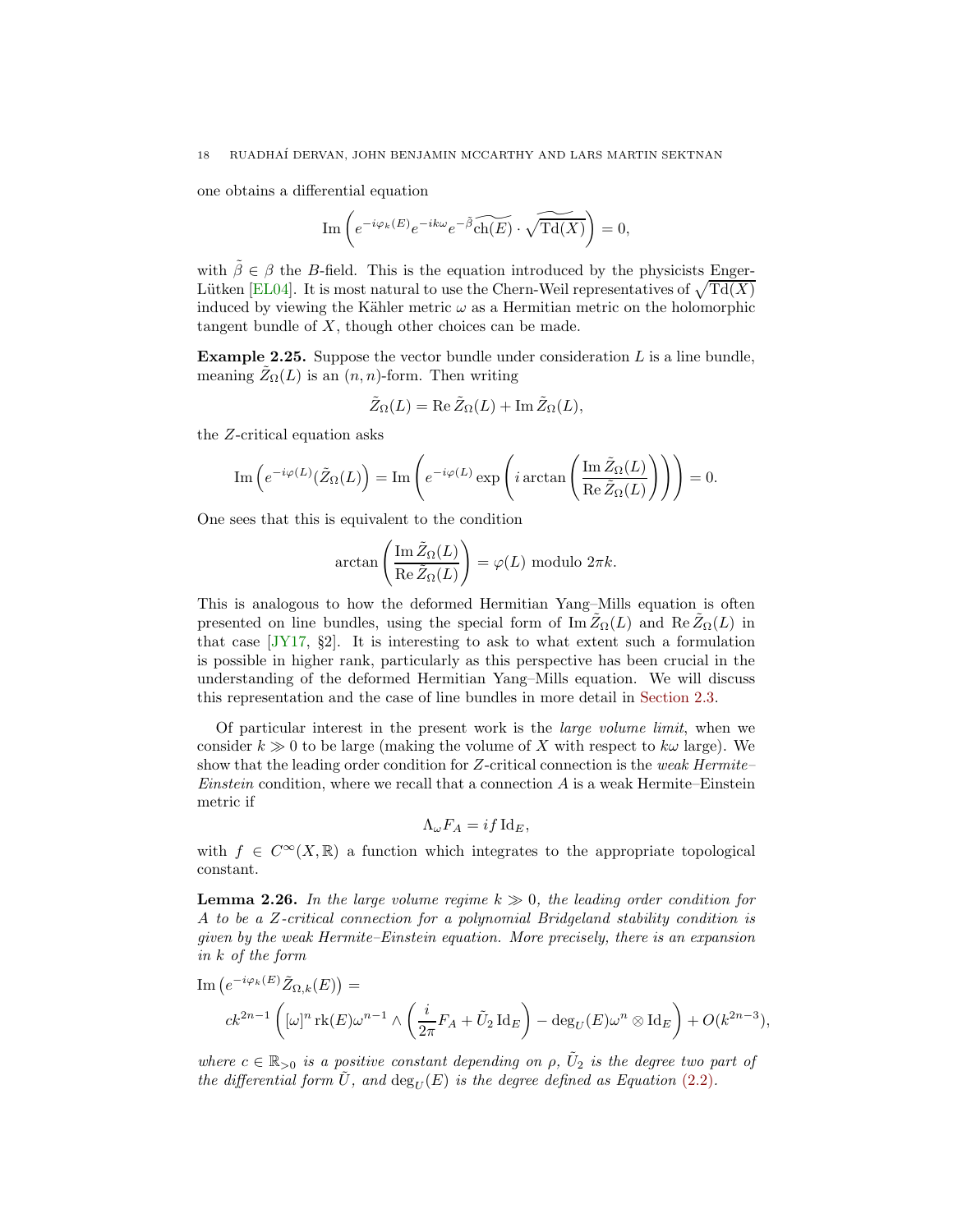one obtains a differential equation

$$\operatorname{Im}\left(e^{-i\varphi_k(E)}e^{-ik\omega}e^{-\tilde{\beta}}\widetilde{\operatorname{ch}(E)}\cdot\widetilde{\sqrt{\operatorname{Td}(X)}}\right)=0,$$

with $\tilde{\beta}\in\beta$ the $B$-field. This is the equation introduced by the physicists Enger-Lütken [EL04]. It is most natural to use the Chern-Weil representatives of $\sqrt{\operatorname{Td}(X)}$ induced by viewing the Kähler metric $\omega$ as a Hermitian metric on the holomorphic tangent bundle of $X$, though other choices can be made.

**Example 2.25.** Suppose the vector bundle under consideration $L$ is a line bundle, meaning $\tilde{Z}_\Omega(L)$ is an $(n,n)$-form. Then writing

$$\tilde{Z}_\Omega(L)=\operatorname{Re}\tilde{Z}_\Omega(L)+\operatorname{Im}\tilde{Z}_\Omega(L),$$

the $Z$-critical equation asks

$$\operatorname{Im}\left(e^{-i\varphi(L)}(\tilde{Z}_\Omega(L)\right)=\operatorname{Im}\left(e^{-i\varphi(L)}\exp\left(i\arctan\left(\frac{\operatorname{Im}\tilde{Z}_\Omega(L)}{\operatorname{Re}\tilde{Z}_\Omega(L)}\right)\right)\right)=0.$$

One sees that this is equivalent to the condition

$$\arctan\left(\frac{\operatorname{Im}\tilde{Z}_\Omega(L)}{\operatorname{Re}\tilde{Z}_\Omega(L)}\right)=\varphi(L)\text{ modulo }2\pi k.$$

This is analogous to how the deformed Hermitian Yang–Mills equation is often presented on line bundles, using the special form of $\operatorname{Im}\tilde{Z}_\Omega(L)$ and $\operatorname{Re}\tilde{Z}_\Omega(L)$ in that case [JY17, §2]. It is interesting to ask to what extent such a formulation is possible in higher rank, particularly as this perspective has been crucial in the understanding of the deformed Hermitian Yang–Mills equation. We will discuss this representation and the case of line bundles in more detail in Section 2.3.

Of particular interest in the present work is the *large volume limit*, when we consider $k\gg 0$ to be large (making the volume of $X$ with respect to $k\omega$ large). We show that the leading order condition for $Z$-critical connection is the *weak Hermite–Einstein* condition, where we recall that a connection $A$ is a weak Hermite–Einstein metric if

$$\Lambda_\omega F_A=if\operatorname{Id}_E,$$

with $f\in C^\infty(X,\mathbb{R})$ a function which integrates to the appropriate topological constant.

**Lemma 2.26.** *In the large volume regime $k\gg 0$, the leading order condition for $A$ to be a $Z$-critical connection for a polynomial Bridgeland stability condition is given by the weak Hermite–Einstein equation. More precisely, there is an expansion in $k$ of the form*

$$\operatorname{Im}\left(e^{-i\varphi_k(E)}\tilde{Z}_{\Omega,k}(E)\right)=$$
$$ck^{2n-1}\left([\omega]^n\operatorname{rk}(E)\omega^{n-1}\wedge\left(\frac{i}{2\pi}F_A+\tilde{U}_2\operatorname{Id}_E\right)-\deg_U(E)\omega^n\otimes\operatorname{Id}_E\right)+O(k^{2n-3}),$$

*where $c\in\mathbb{R}_{>0}$ is a positive constant depending on $\rho$, $\tilde{U}_2$ is the degree two part of the differential form $\tilde{U}$, and $\deg_U(E)$ is the degree defined as Equation (2.2).*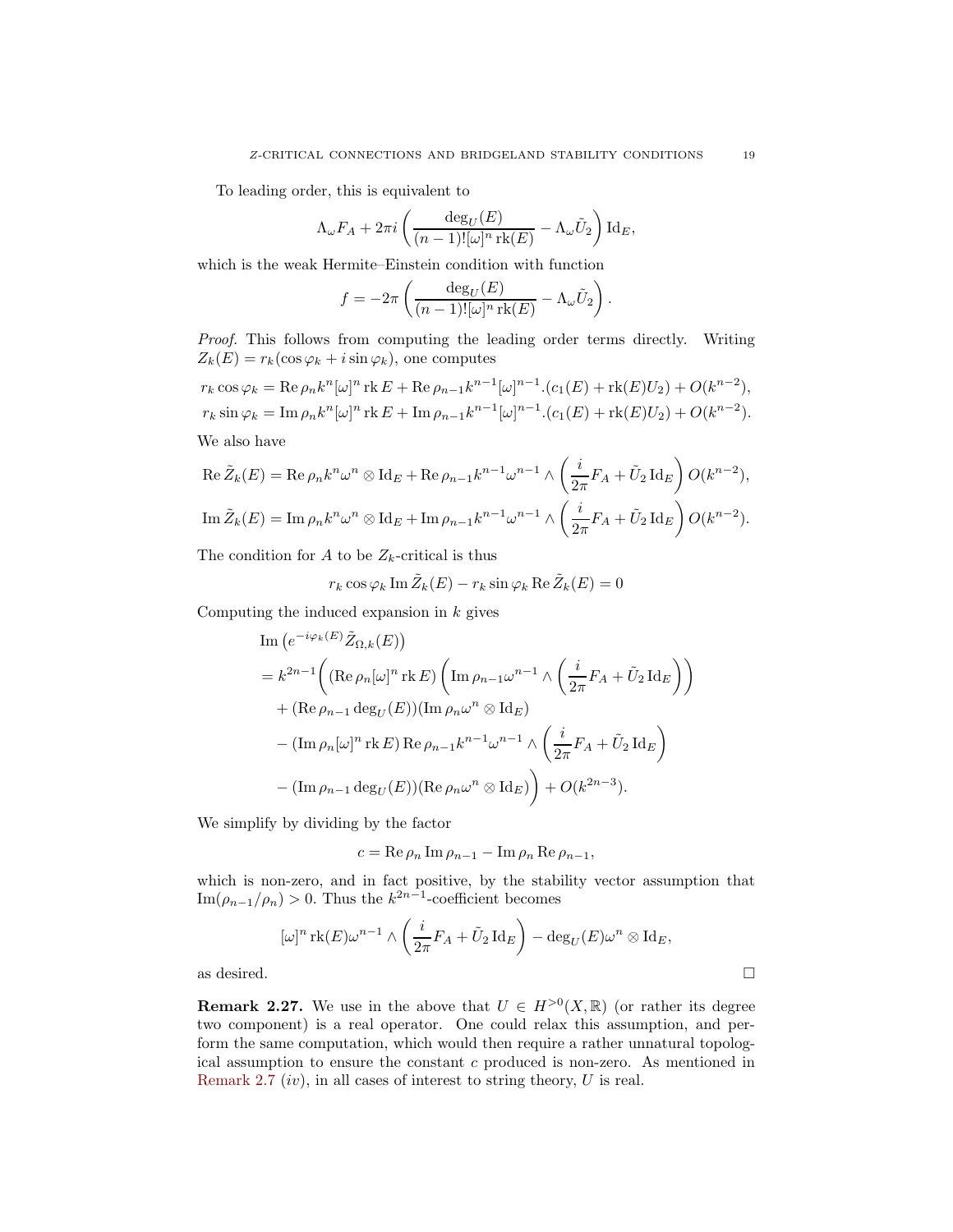To leading order, this is equivalent to

$$\Lambda_\omega F_A + 2\pi i \left( \frac{\deg_U(E)}{(n-1)![\omega]^n \operatorname{rk}(E)} - \Lambda_\omega \tilde{U}_2 \right) \operatorname{Id}_E,$$

which is the weak Hermite–Einstein condition with function

$$f = -2\pi \left( \frac{\deg_U(E)}{(n-1)![\omega]^n \operatorname{rk}(E)} - \Lambda_\omega \tilde{U}_2 \right).$$

*Proof.* This follows from computing the leading order terms directly. Writing $Z_k(E) = r_k(\cos\varphi_k + i \sin\varphi_k)$, one computes

$$r_k \cos\varphi_k = \operatorname{Re}\rho_n k^n [\omega]^n \operatorname{rk} E + \operatorname{Re}\rho_{n-1} k^{n-1}[\omega]^{n-1}.(c_1(E) + \operatorname{rk}(E) U_2) + O(k^{n-2}),$$
$$r_k \sin\varphi_k = \operatorname{Im}\rho_n k^n [\omega]^n \operatorname{rk} E + \operatorname{Im}\rho_{n-1} k^{n-1}[\omega]^{n-1}.(c_1(E) + \operatorname{rk}(E) U_2) + O(k^{n-2}).$$

We also have

$$\operatorname{Re}\tilde{Z}_k(E) = \operatorname{Re}\rho_n k^n \omega^n \otimes \operatorname{Id}_E + \operatorname{Re}\rho_{n-1} k^{n-1} \omega^{n-1} \wedge \left( \frac{i}{2\pi} F_A + \tilde{U}_2 \operatorname{Id}_E \right) O(k^{n-2}),$$

$$\operatorname{Im}\tilde{Z}_k(E) = \operatorname{Im}\rho_n k^n \omega^n \otimes \operatorname{Id}_E + \operatorname{Im}\rho_{n-1} k^{n-1} \omega^{n-1} \wedge \left( \frac{i}{2\pi} F_A + \tilde{U}_2 \operatorname{Id}_E \right) O(k^{n-2}).$$

The condition for $A$ to be $Z_k$-critical is thus

$$r_k \cos\varphi_k \operatorname{Im}\tilde{Z}_k(E) - r_k \sin\varphi_k \operatorname{Re}\tilde{Z}_k(E) = 0$$

Computing the induced expansion in $k$ gives

$$\begin{aligned}
&\operatorname{Im}\left(e^{-i\varphi_k(E)} \tilde{Z}_{\Omega,k}(E)\right) \\
&= k^{2n-1} \Bigg( (\operatorname{Re}\rho_n [\omega]^n \operatorname{rk} E) \left( \operatorname{Im}\rho_{n-1} \omega^{n-1} \wedge \left( \frac{i}{2\pi} F_A + \tilde{U}_2 \operatorname{Id}_E \right) \right) \\
&\quad + (\operatorname{Re}\rho_{n-1} \deg_U(E))(\operatorname{Im}\rho_n \omega^n \otimes \operatorname{Id}_E) \\
&\quad - (\operatorname{Im}\rho_n [\omega]^n \operatorname{rk} E) \operatorname{Re}\rho_{n-1} k^{n-1} \omega^{n-1} \wedge \left( \frac{i}{2\pi} F_A + \tilde{U}_2 \operatorname{Id}_E \right) \\
&\quad - (\operatorname{Im}\rho_{n-1} \deg_U(E))(\operatorname{Re}\rho_n \omega^n \otimes \operatorname{Id}_E) \Bigg) + O(k^{2n-3}).
\end{aligned}$$

We simplify by dividing by the factor

$$c = \operatorname{Re}\rho_n \operatorname{Im}\rho_{n-1} - \operatorname{Im}\rho_n \operatorname{Re}\rho_{n-1},$$

which is non-zero, and in fact positive, by the stability vector assumption that $\operatorname{Im}(\rho_{n-1}/\rho_n) > 0$. Thus the $k^{2n-1}$-coefficient becomes

$$[\omega]^n \operatorname{rk}(E) \omega^{n-1} \wedge \left( \frac{i}{2\pi} F_A + \tilde{U}_2 \operatorname{Id}_E \right) - \deg_U(E) \omega^n \otimes \operatorname{Id}_E,$$

as desired. $\square$

**Remark 2.27.** We use in the above that $U \in H^{>0}(X, \mathbb{R})$ (or rather its degree two component) is a real operator. One could relax this assumption, and perform the same computation, which would then require a rather unnatural topological assumption to ensure the constant $c$ produced is non-zero. As mentioned in Remark 2.7 $(iv)$, in all cases of interest to string theory, $U$ is real.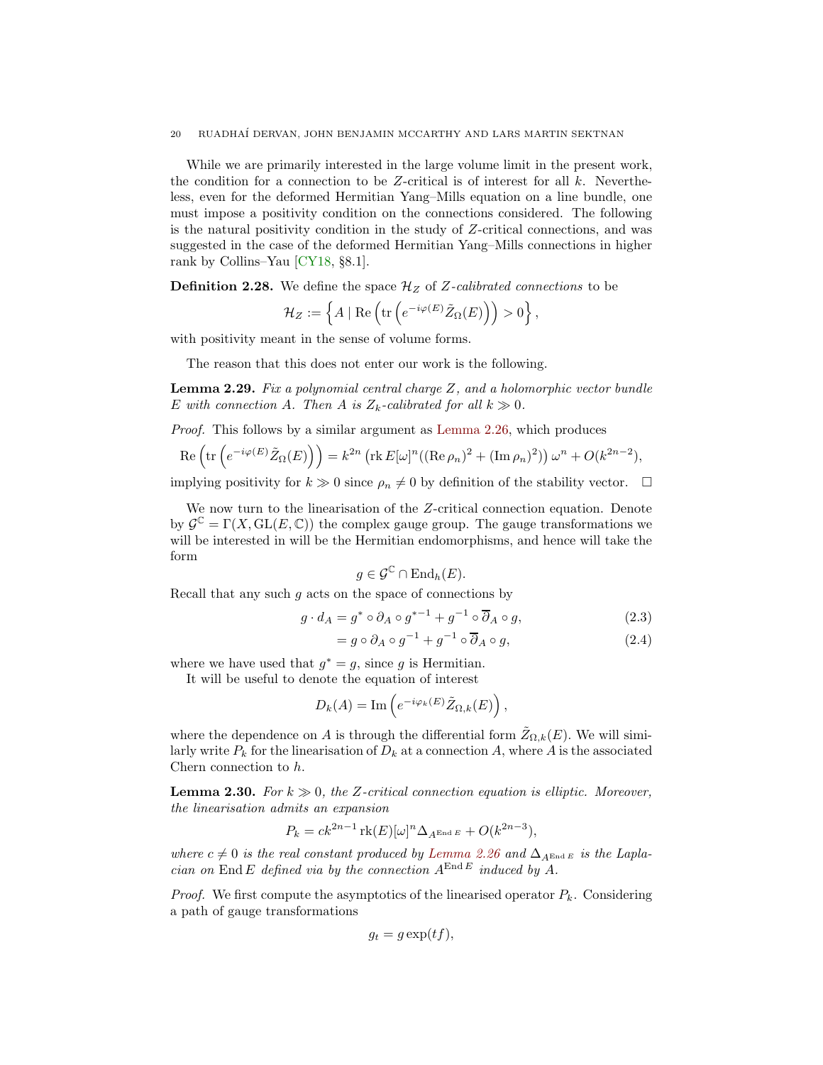While we are primarily interested in the large volume limit in the present work, the condition for a connection to be $Z$-critical is of interest for all $k$. Nevertheless, even for the deformed Hermitian Yang–Mills equation on a line bundle, one must impose a positivity condition on the connections considered. The following is the natural positivity condition in the study of $Z$-critical connections, and was suggested in the case of the deformed Hermitian Yang–Mills connections in higher rank by Collins–Yau [CY18, §8.1].

**Definition 2.28.** We define the space $\mathcal{H}_Z$ of *$Z$-calibrated connections* to be

$$\mathcal{H}_Z := \left\{ A \mid \operatorname{Re}\left(\operatorname{tr}\left(e^{-i\varphi(E)}\tilde{Z}_\Omega(E)\right)\right) > 0 \right\},$$

with positivity meant in the sense of volume forms.

The reason that this does not enter our work is the following.

**Lemma 2.29.** *Fix a polynomial central charge $Z$, and a holomorphic vector bundle $E$ with connection $A$. Then $A$ is $Z_k$-calibrated for all $k \gg 0$.*

*Proof.* This follows by a similar argument as Lemma 2.26, which produces

$$\operatorname{Re}\left(\operatorname{tr}\left(e^{-i\varphi(E)}\tilde{Z}_\Omega(E)\right)\right) = k^{2n}\left(\operatorname{rk} E[\omega]^n((\operatorname{Re}\rho_n)^2 + (\operatorname{Im}\rho_n)^2)\right)\omega^n + O(k^{2n-2}),$$

implying positivity for $k \gg 0$ since $\rho_n \neq 0$ by definition of the stability vector. □

We now turn to the linearisation of the $Z$-critical connection equation. Denote by $\mathcal{G}^{\mathbb{C}} = \Gamma(X, \operatorname{GL}(E, \mathbb{C}))$ the complex gauge group. The gauge transformations we will be interested in will be the Hermitian endomorphisms, and hence will take the form

$$g \in \mathcal{G}^{\mathbb{C}} \cap \operatorname{End}_h(E).$$

Recall that any such $g$ acts on the space of connections by

$$g \cdot d_A = g^* \circ \partial_A \circ g^{*-1} + g^{-1} \circ \overline{\partial}_A \circ g, \tag{2.3}$$

$$= g \circ \partial_A \circ g^{-1} + g^{-1} \circ \overline{\partial}_A \circ g, \tag{2.4}$$

where we have used that $g^* = g$, since $g$ is Hermitian.

It will be useful to denote the equation of interest

$$D_k(A) = \operatorname{Im}\left(e^{-i\varphi_k(E)}\tilde{Z}_{\Omega,k}(E)\right),$$

where the dependence on $A$ is through the differential form $\tilde{Z}_{\Omega,k}(E)$. We will similarly write $P_k$ for the linearisation of $D_k$ at a connection $A$, where $A$ is the associated Chern connection to $h$.

**Lemma 2.30.** *For $k \gg 0$, the $Z$-critical connection equation is elliptic. Moreover, the linearisation admits an expansion*

$$P_k = ck^{2n-1}\operatorname{rk}(E)[\omega]^n \Delta_{A^{\operatorname{End} E}} + O(k^{2n-3}),$$

*where $c \neq 0$ is the real constant produced by Lemma 2.26 and $\Delta_{A^{\operatorname{End} E}}$ is the Laplacian on $\operatorname{End} E$ defined via by the connection $A^{\operatorname{End} E}$ induced by $A$.*

*Proof.* We first compute the asymptotics of the linearised operator $P_k$. Considering a path of gauge transformations

$$g_t = g\exp(tf),$$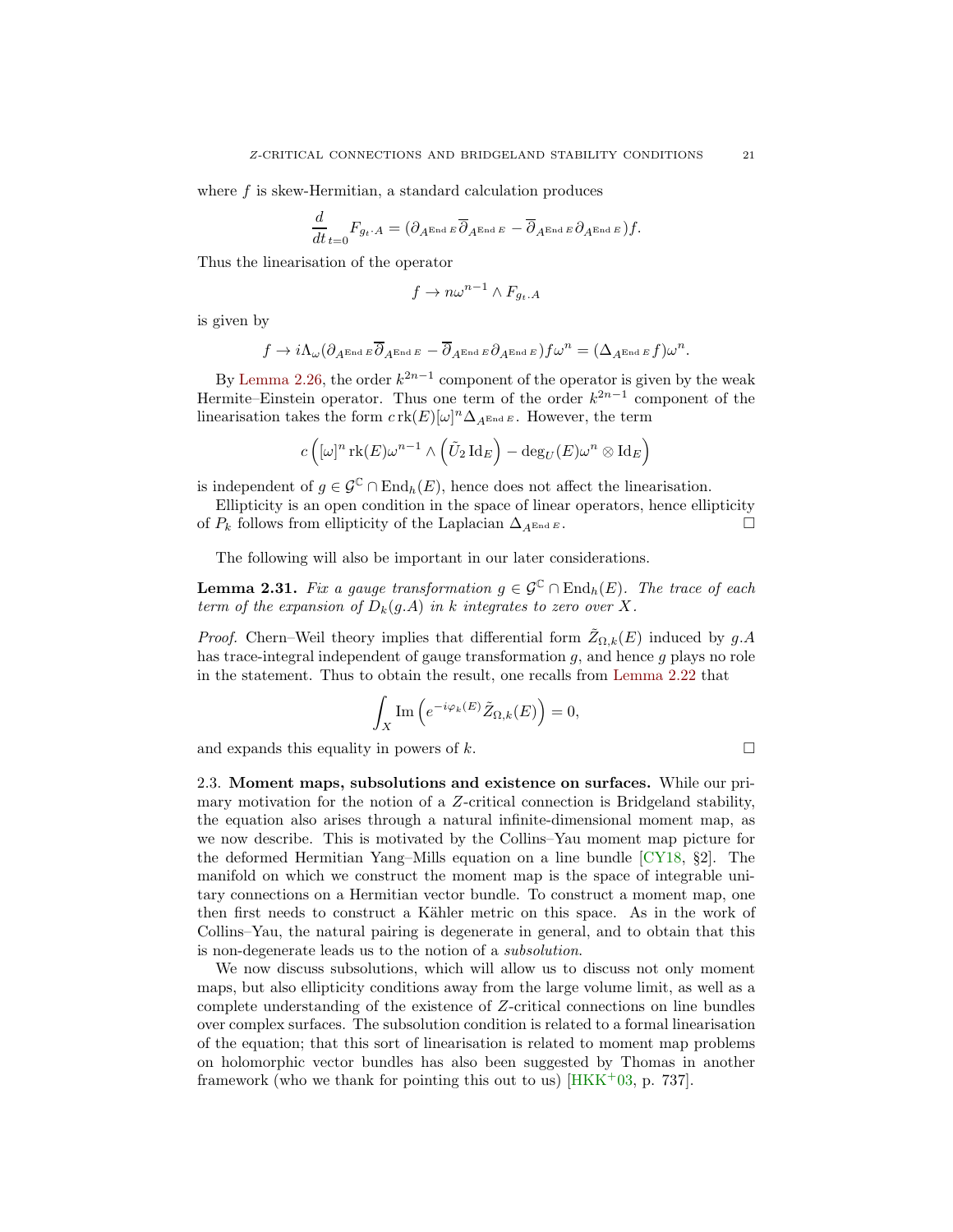where $f$ is skew-Hermitian, a standard calculation produces

$$\frac{d}{dt}_{t=0} F_{g_t \cdot A} = (\partial_{A^{\operatorname{End} E}} \overline{\partial}_{A^{\operatorname{End} E}} - \overline{\partial}_{A^{\operatorname{End} E}} \partial_{A^{\operatorname{End} E}}) f.$$

Thus the linearisation of the operator

$$f \to n\omega^{n-1} \wedge F_{g_t . A}$$

is given by

$$f \to i\Lambda_\omega (\partial_{A^{\operatorname{End} E}} \overline{\partial}_{A^{\operatorname{End} E}} - \overline{\partial}_{A^{\operatorname{End} E}} \partial_{A^{\operatorname{End} E}}) f \omega^n = (\Delta_{A^{\operatorname{End} E}} f) \omega^n.$$

By Lemma 2.26, the order $k^{2n-1}$ component of the operator is given by the weak Hermite–Einstein operator. Thus one term of the order $k^{2n-1}$ component of the linearisation takes the form $c \operatorname{rk}(E)[\omega]^n \Delta_{A^{\operatorname{End} E}}$. However, the term

$$c \left( [\omega]^n \operatorname{rk}(E) \omega^{n-1} \wedge \left( \tilde{U}_2 \operatorname{Id}_E \right) - \deg_U(E) \omega^n \otimes \operatorname{Id}_E \right)$$

is independent of $g \in \mathcal{G}^{\mathbb{C}} \cap \operatorname{End}_h(E)$, hence does not affect the linearisation.

Ellipticity is an open condition in the space of linear operators, hence ellipticity of $P_k$ follows from ellipticity of the Laplacian $\Delta_{A^{\operatorname{End} E}}$. □

The following will also be important in our later considerations.

**Lemma 2.31.** *Fix a gauge transformation $g \in \mathcal{G}^{\mathbb{C}} \cap \operatorname{End}_h(E)$. The trace of each term of the expansion of $D_k(g.A)$ in $k$ integrates to zero over $X$.*

*Proof.* Chern–Weil theory implies that differential form $\tilde{Z}_{\Omega,k}(E)$ induced by $g.A$ has trace-integral independent of gauge transformation $g$, and hence $g$ plays no role in the statement. Thus to obtain the result, one recalls from Lemma 2.22 that

$$\int_X \operatorname{Im} \left( e^{-i\varphi_k(E)} \tilde{Z}_{\Omega,k}(E) \right) = 0,$$

and expands this equality in powers of $k$. □

**2.3. Moment maps, subsolutions and existence on surfaces.** While our primary motivation for the notion of a $Z$-critical connection is Bridgeland stability, the equation also arises through a natural infinite-dimensional moment map, as we now describe. This is motivated by the Collins–Yau moment map picture for the deformed Hermitian Yang–Mills equation on a line bundle [CY18, §2]. The manifold on which we construct the moment map is the space of integrable unitary connections on a Hermitian vector bundle. To construct a moment map, one then first needs to construct a Kähler metric on this space. As in the work of Collins–Yau, the natural pairing is degenerate in general, and to obtain that this is non-degenerate leads us to the notion of a *subsolution*.

We now discuss subsolutions, which will allow us to discuss not only moment maps, but also ellipticity conditions away from the large volume limit, as well as a complete understanding of the existence of $Z$-critical connections on line bundles over complex surfaces. The subsolution condition is related to a formal linearisation of the equation; that this sort of linearisation is related to moment map problems on holomorphic vector bundles has also been suggested by Thomas in another framework (who we thank for pointing this out to us) [HKK+03, p. 737].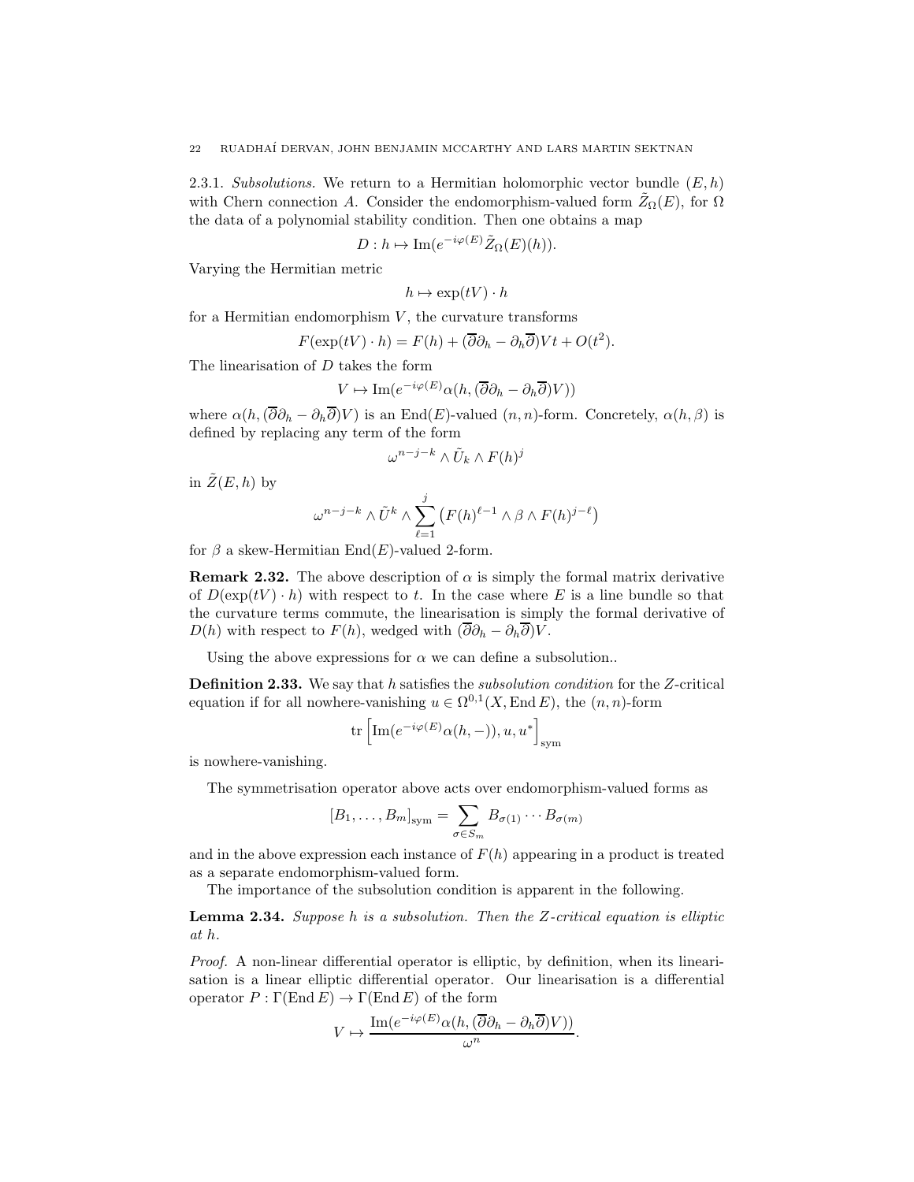2.3.1. *Subsolutions.* We return to a Hermitian holomorphic vector bundle $(E, h)$ with Chern connection $A$. Consider the endomorphism-valued form $\tilde{Z}_\Omega(E)$, for $\Omega$ the data of a polynomial stability condition. Then one obtains a map

$$D : h \mapsto \operatorname{Im}(e^{-i\varphi(E)}\tilde{Z}_\Omega(E)(h)).$$

Varying the Hermitian metric

$$h \mapsto \exp(tV) \cdot h$$

for a Hermitian endomorphism $V$, the curvature transforms

$$F(\exp(tV) \cdot h) = F(h) + (\overline{\partial}\partial_h - \partial_h\overline{\partial})Vt + O(t^2).$$

The linearisation of $D$ takes the form

$$V \mapsto \operatorname{Im}(e^{-i\varphi(E)}\alpha(h, (\overline{\partial}\partial_h - \partial_h\overline{\partial})V))$$

where $\alpha(h, (\overline{\partial}\partial_h - \partial_h\overline{\partial})V)$ is an $\operatorname{End}(E)$-valued $(n, n)$-form. Concretely, $\alpha(h, \beta)$ is defined by replacing any term of the form

$$\omega^{n-j-k} \wedge \tilde{U}_k \wedge F(h)^j$$

in $\tilde{Z}(E, h)$ by

$$\omega^{n-j-k} \wedge \tilde{U}^k \wedge \sum_{\ell=1}^{j} \left(F(h)^{\ell-1} \wedge \beta \wedge F(h)^{j-\ell}\right)$$

for $\beta$ a skew-Hermitian $\operatorname{End}(E)$-valued 2-form.

**Remark 2.32.** The above description of $\alpha$ is simply the formal matrix derivative of $D(\exp(tV) \cdot h)$ with respect to $t$. In the case where $E$ is a line bundle so that the curvature terms commute, the linearisation is simply the formal derivative of $D(h)$ with respect to $F(h)$, wedged with $(\overline{\partial}\partial_h - \partial_h\overline{\partial})V$.

Using the above expressions for $\alpha$ we can define a subsolution..

**Definition 2.33.** We say that $h$ satisfies the *subsolution condition* for the $Z$-critical equation if for all nowhere-vanishing $u \in \Omega^{0,1}(X, \operatorname{End} E)$, the $(n, n)$-form

$$\operatorname{tr}\left[\operatorname{Im}(e^{-i\varphi(E)}\alpha(h, -)), u, u^*\right]_{\text{sym}}$$

is nowhere-vanishing.

The symmetrisation operator above acts over endomorphism-valued forms as

$$[B_1, \ldots, B_m]_{\text{sym}} = \sum_{\sigma \in S_m} B_{\sigma(1)} \cdots B_{\sigma(m)}$$

and in the above expression each instance of $F(h)$ appearing in a product is treated as a separate endomorphism-valued form.

The importance of the subsolution condition is apparent in the following.

**Lemma 2.34.** *Suppose $h$ is a subsolution. Then the $Z$-critical equation is elliptic at $h$.*

*Proof.* A non-linear differential operator is elliptic, by definition, when its linearisation is a linear elliptic differential operator. Our linearisation is a differential operator $P : \Gamma(\operatorname{End} E) \to \Gamma(\operatorname{End} E)$ of the form

$$V \mapsto \frac{\operatorname{Im}(e^{-i\varphi(E)}\alpha(h, (\overline{\partial}\partial_h - \partial_h\overline{\partial})V))}{\omega^n}.$$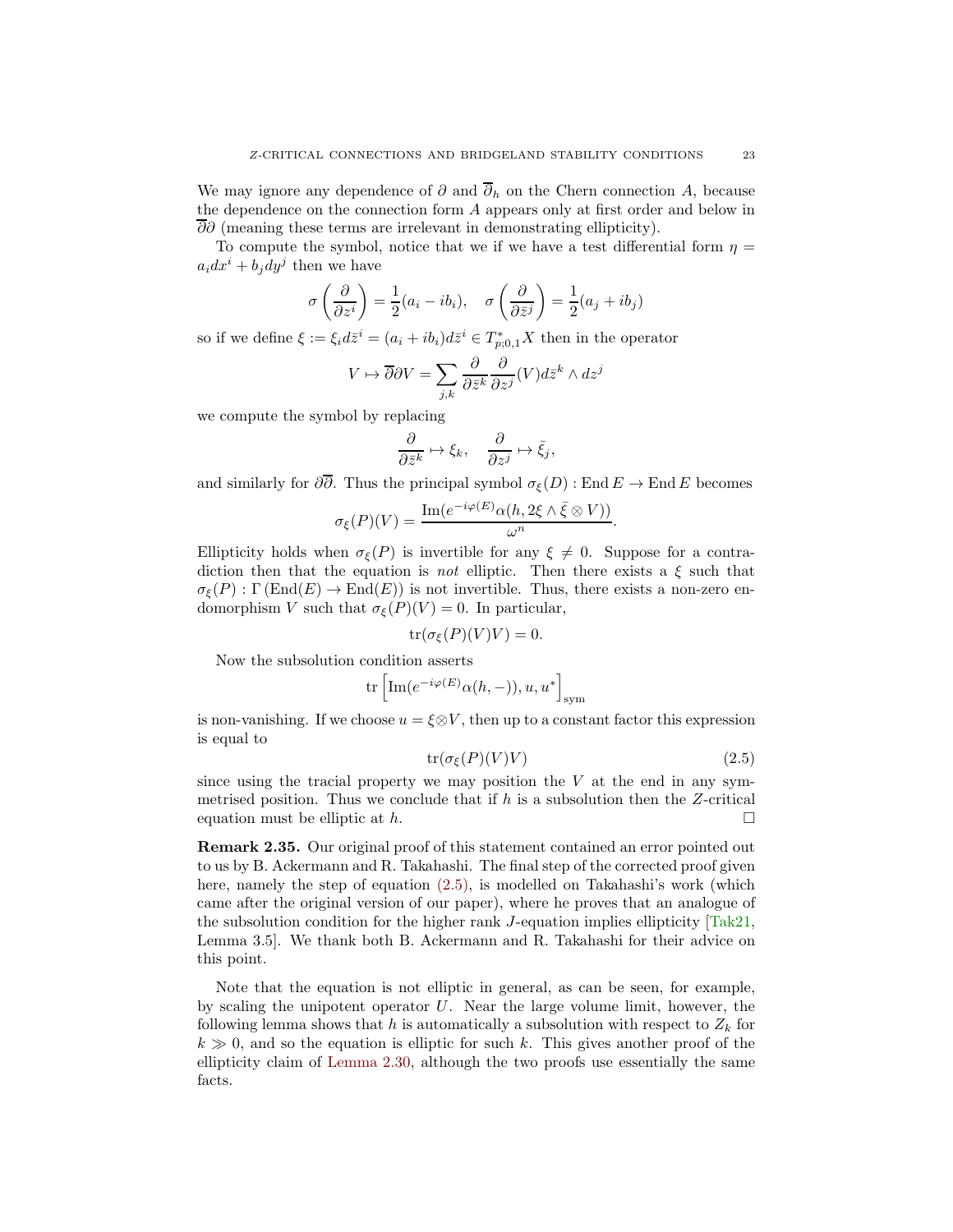We may ignore any dependence of $\partial$ and $\overline{\partial}_h$ on the Chern connection $A$, because the dependence on the connection form $A$ appears only at first order and below in $\overline{\partial}\partial$ (meaning these terms are irrelevant in demonstrating ellipticity).

To compute the symbol, notice that we if we have a test differential form $\eta = a_i dx^i + b_j dy^j$ then we have

$$\sigma\left(\frac{\partial}{\partial z^i}\right) = \frac{1}{2}(a_i - ib_i), \quad \sigma\left(\frac{\partial}{\partial \bar{z}^j}\right) = \frac{1}{2}(a_j + ib_j)$$

so if we define $\xi := \xi_i d\bar{z}^i = (a_i + ib_i)d\bar{z}^i \in T^*_{p;0,1}X$ then in the operator

$$V \mapsto \overline{\partial}\partial V = \sum_{j,k} \frac{\partial}{\partial \bar{z}^k}\frac{\partial}{\partial z^j}(V) d\bar{z}^k \wedge dz^j$$

we compute the symbol by replacing

$$\frac{\partial}{\partial \bar{z}^k} \mapsto \xi_k, \quad \frac{\partial}{\partial z^j} \mapsto \bar{\xi}_j,$$

and similarly for $\partial\overline{\partial}$. Thus the principal symbol $\sigma_\xi(D) : \operatorname{End} E \to \operatorname{End} E$ becomes

$$\sigma_\xi(P)(V) = \frac{\operatorname{Im}(e^{-i\varphi(E)}\alpha(h, 2\xi \wedge \bar{\xi} \otimes V))}{\omega^n}.$$

Ellipticity holds when $\sigma_\xi(P)$ is invertible for any $\xi \neq 0$. Suppose for a contradiction then that the equation is *not* elliptic. Then there exists a $\xi$ such that $\sigma_\xi(P) : \Gamma\left(\operatorname{End}(E) \to \operatorname{End}(E)\right)$ is not invertible. Thus, there exists a non-zero endomorphism $V$ such that $\sigma_\xi(P)(V) = 0$. In particular,

$$\operatorname{tr}(\sigma_\xi(P)(V)V) = 0.$$

Now the subsolution condition asserts

$$\operatorname{tr}\left[\operatorname{Im}(e^{-i\varphi(E)}\alpha(h,-)), u, u^*\right]_{\text{sym}}$$

is non-vanishing. If we choose $u = \xi \otimes V$, then up to a constant factor this expression is equal to

$$\operatorname{tr}(\sigma_\xi(P)(V)V) \tag{2.5}$$

since using the tracial property we may position the $V$ at the end in any symmetrised position. Thus we conclude that if $h$ is a subsolution then the $Z$-critical equation must be elliptic at $h$. □

**Remark 2.35.** Our original proof of this statement contained an error pointed out to us by B. Ackermann and R. Takahashi. The final step of the corrected proof given here, namely the step of equation (2.5), is modelled on Takahashi's work (which came after the original version of our paper), where he proves that an analogue of the subsolution condition for the higher rank $J$-equation implies ellipticity [Tak21, Lemma 3.5]. We thank both B. Ackermann and R. Takahashi for their advice on this point.

Note that the equation is not elliptic in general, as can be seen, for example, by scaling the unipotent operator $U$. Near the large volume limit, however, the following lemma shows that $h$ is automatically a subsolution with respect to $Z_k$ for $k \gg 0$, and so the equation is elliptic for such $k$. This gives another proof of the ellipticity claim of Lemma 2.30, although the two proofs use essentially the same facts.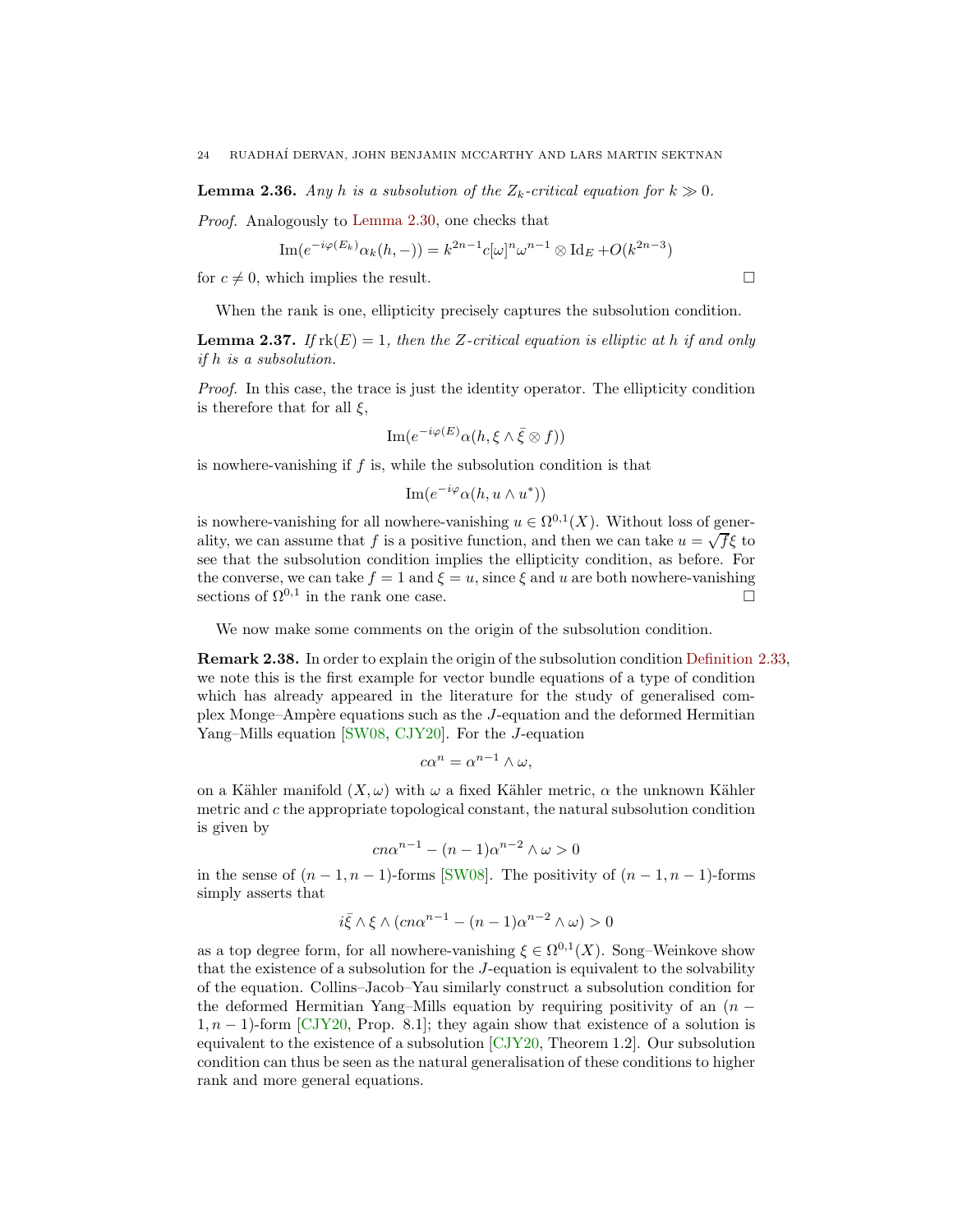**Lemma 2.36.** *Any $h$ is a subsolution of the $Z_k$-critical equation for $k \gg 0$.*

*Proof.* Analogously to Lemma 2.30, one checks that

$$\operatorname{Im}(e^{-i\varphi(E_k)}\alpha_k(h,-)) = k^{2n-1}c[\omega]^n\omega^{n-1} \otimes \operatorname{Id}_E + O(k^{2n-3})$$

for $c \neq 0$, which implies the result. $\square$

When the rank is one, ellipticity precisely captures the subsolution condition.

**Lemma 2.37.** *If $\operatorname{rk}(E) = 1$, then the $Z$-critical equation is elliptic at $h$ if and only if $h$ is a subsolution.*

*Proof.* In this case, the trace is just the identity operator. The ellipticity condition is therefore that for all $\xi$,

$$\operatorname{Im}(e^{-i\varphi(E)}\alpha(h, \xi \wedge \bar{\xi} \otimes f))$$

is nowhere-vanishing if $f$ is, while the subsolution condition is that

$$\operatorname{Im}(e^{-i\varphi}\alpha(h, u \wedge u^*))$$

is nowhere-vanishing for all nowhere-vanishing $u \in \Omega^{0,1}(X)$. Without loss of generality, we can assume that $f$ is a positive function, and then we can take $u = \sqrt{f}\xi$ to see that the subsolution condition implies the ellipticity condition, as before. For the converse, we can take $f = 1$ and $\xi = u$, since $\xi$ and $u$ are both nowhere-vanishing sections of $\Omega^{0,1}$ in the rank one case. $\square$

We now make some comments on the origin of the subsolution condition.

**Remark 2.38.** In order to explain the origin of the subsolution condition Definition 2.33, we note this is the first example for vector bundle equations of a type of condition which has already appeared in the literature for the study of generalised complex Monge–Ampère equations such as the $J$-equation and the deformed Hermitian Yang–Mills equation [SW08, CJY20]. For the $J$-equation

$$c\alpha^n = \alpha^{n-1} \wedge \omega,$$

on a Kähler manifold $(X, \omega)$ with $\omega$ a fixed Kähler metric, $\alpha$ the unknown Kähler metric and $c$ the appropriate topological constant, the natural subsolution condition is given by

$$cn\alpha^{n-1} - (n-1)\alpha^{n-2} \wedge \omega > 0$$

in the sense of $(n-1, n-1)$-forms [SW08]. The positivity of $(n-1, n-1)$-forms simply asserts that

$$i\bar{\xi} \wedge \xi \wedge (cn\alpha^{n-1} - (n-1)\alpha^{n-2} \wedge \omega) > 0$$

as a top degree form, for all nowhere-vanishing $\xi \in \Omega^{0,1}(X)$. Song–Weinkove show that the existence of a subsolution for the $J$-equation is equivalent to the solvability of the equation. Collins–Jacob–Yau similarly construct a subsolution condition for the deformed Hermitian Yang–Mills equation by requiring positivity of an $(n-1, n-1)$-form [CJY20, Prop. 8.1]; they again show that existence of a solution is equivalent to the existence of a subsolution [CJY20, Theorem 1.2]. Our subsolution condition can thus be seen as the natural generalisation of these conditions to higher rank and more general equations.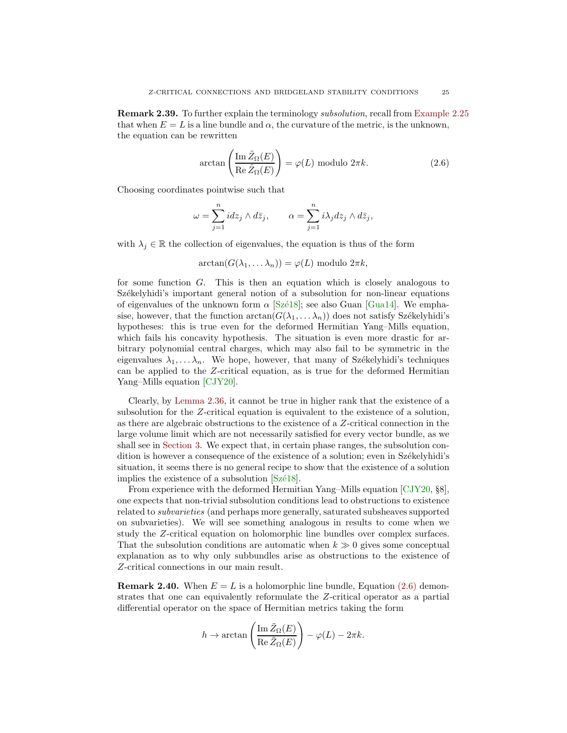**Remark 2.39.** To further explain the terminology *subsolution*, recall from Example 2.25 that when $E = L$ is a line bundle and $\alpha$, the curvature of the metric, is the unknown, the equation can be rewritten

$$\arctan\left(\frac{\operatorname{Im}\tilde{Z}_\Omega(E)}{\operatorname{Re}\tilde{Z}_\Omega(E)}\right) = \varphi(L) \text{ modulo } 2\pi k. \tag{2.6}$$

Choosing coordinates pointwise such that

$$\omega = \sum_{j=1}^{n} i dz_j \wedge d\bar{z}_j, \qquad \alpha = \sum_{j=1}^{n} i\lambda_j dz_j \wedge d\bar{z}_j,$$

with $\lambda_j \in \mathbb{R}$ the collection of eigenvalues, the equation is thus of the form

$$\arctan(G(\lambda_1, \dots \lambda_n)) = \varphi(L) \text{ modulo } 2\pi k,$$

for some function $G$. This is then an equation which is closely analogous to Székelyhidi's important general notion of a subsolution for non-linear equations of eigenvalues of the unknown form $\alpha$ [Szé18]; see also Guan [Gua14]. We emphasise, however, that the function $\arctan(G(\lambda_1, \dots \lambda_n))$ does not satisfy Székelyhidi's hypotheses: this is true even for the deformed Hermitian Yang–Mills equation, which fails his concavity hypothesis. The situation is even more drastic for arbitrary polynomial central charges, which may also fail to be symmetric in the eigenvalues $\lambda_1, \dots \lambda_n$. We hope, however, that many of Székelyhidi's techniques can be applied to the $Z$-critical equation, as is true for the deformed Hermitian Yang–Mills equation [CJY20].

Clearly, by Lemma 2.36, it cannot be true in higher rank that the existence of a subsolution for the $Z$-critical equation is equivalent to the existence of a solution, as there are algebraic obstructions to the existence of a $Z$-critical connection in the large volume limit which are not necessarily satisfied for every vector bundle, as we shall see in Section 3. We expect that, in certain phase ranges, the subsolution condition is however a consequence of the existence of a solution; even in Székelyhidi's situation, it seems there is no general recipe to show that the existence of a solution implies the existence of a subsolution [Szé18].

From experience with the deformed Hermitian Yang–Mills equation [CJY20, §8], one expects that non-trivial subsolution conditions lead to obstructions to existence related to *subvarieties* (and perhaps more generally, saturated subsheaves supported on subvarieties). We will see something analogous in results to come when we study the $Z$-critical equation on holomorphic line bundles over complex surfaces. That the subsolution conditions are automatic when $k \gg 0$ gives some conceptual explanation as to why only subbundles arise as obstructions to the existence of $Z$-critical connections in our main result.

**Remark 2.40.** When $E = L$ is a holomorphic line bundle, Equation (2.6) demonstrates that one can equivalently reformulate the $Z$-critical operator as a partial differential operator on the space of Hermitian metrics taking the form

$$h \to \arctan\left(\frac{\operatorname{Im}\tilde{Z}_\Omega(E)}{\operatorname{Re}\tilde{Z}_\Omega(E)}\right) - \varphi(L) - 2\pi k.$$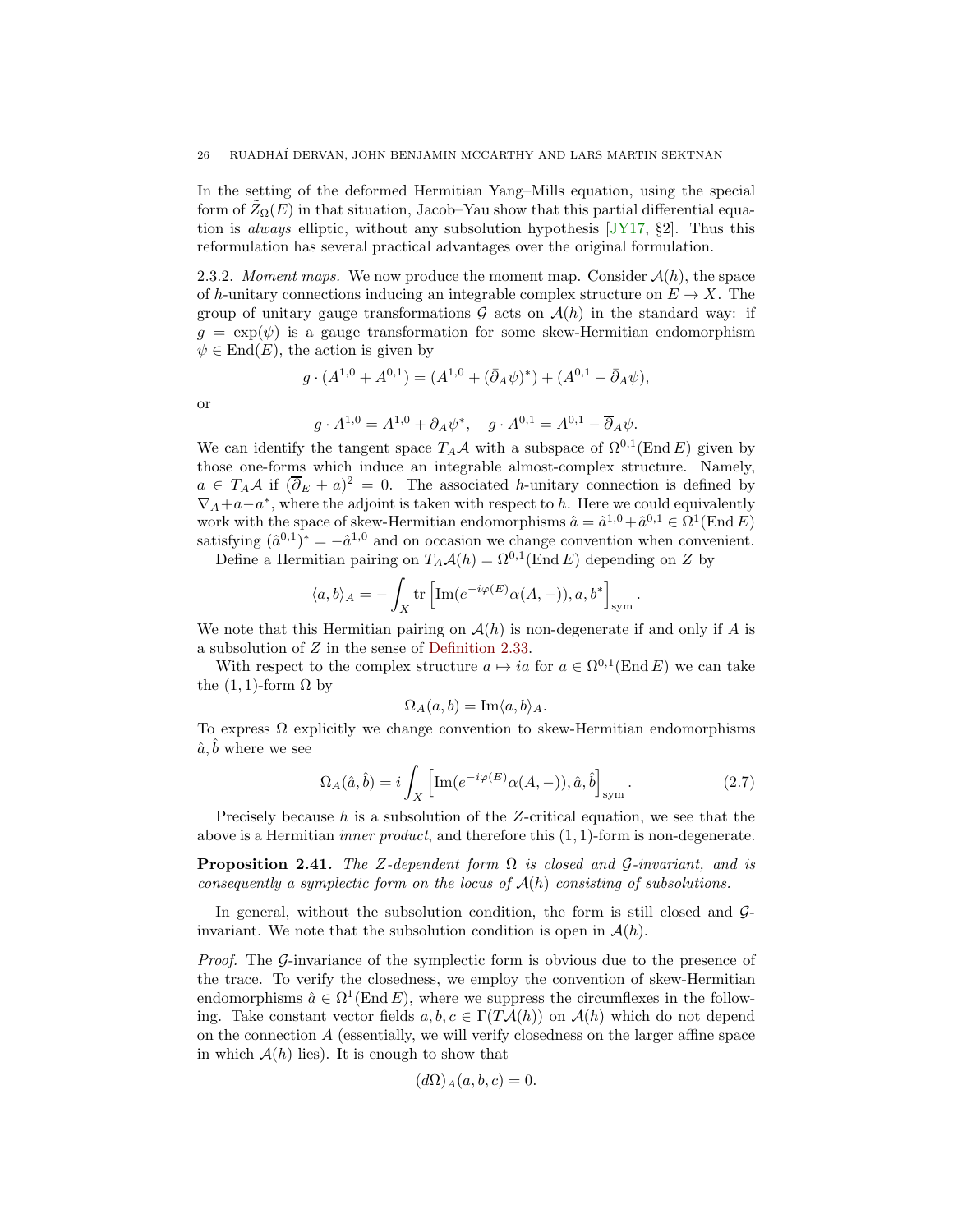In the setting of the deformed Hermitian Yang–Mills equation, using the special form of $\tilde{Z}_\Omega(E)$ in that situation, Jacob–Yau show that this partial differential equation is *always* elliptic, without any subsolution hypothesis [JY17, §2]. Thus this reformulation has several practical advantages over the original formulation.

2.3.2. *Moment maps.* We now produce the moment map. Consider $\mathcal{A}(h)$, the space of $h$-unitary connections inducing an integrable complex structure on $E \to X$. The group of unitary gauge transformations $\mathcal{G}$ acts on $\mathcal{A}(h)$ in the standard way: if $g = \exp(\psi)$ is a gauge transformation for some skew-Hermitian endomorphism $\psi \in \operatorname{End}(E)$, the action is given by

$$g \cdot (A^{1,0} + A^{0,1}) = (A^{1,0} + (\bar{\partial}_A \psi)^*) + (A^{0,1} - \bar{\partial}_A \psi),$$

or

$$g \cdot A^{1,0} = A^{1,0} + \partial_A \psi^*, \quad g \cdot A^{0,1} = A^{0,1} - \overline{\partial}_A \psi.$$

We can identify the tangent space $T_A\mathcal{A}$ with a subspace of $\Omega^{0,1}(\operatorname{End} E)$ given by those one-forms which induce an integrable almost-complex structure. Namely, $a \in T_A\mathcal{A}$ if $(\overline{\partial}_E + a)^2 = 0$. The associated $h$-unitary connection is defined by $\nabla_A + a - a^*$, where the adjoint is taken with respect to $h$. Here we could equivalently work with the space of skew-Hermitian endomorphisms $\hat{a} = \hat{a}^{1,0} + \hat{a}^{0,1} \in \Omega^1(\operatorname{End} E)$ satisfying $(\hat{a}^{0,1})^* = -\hat{a}^{1,0}$ and on occasion we change convention when convenient.

Define a Hermitian pairing on $T_A\mathcal{A}(h) = \Omega^{0,1}(\operatorname{End} E)$ depending on $Z$ by

$$\langle a, b\rangle_A = -\int_X \operatorname{tr}\left[\operatorname{Im}(e^{-i\varphi(E)}\alpha(A, -)), a, b^*\right]_{\text{sym}}.$$

We note that this Hermitian pairing on $\mathcal{A}(h)$ is non-degenerate if and only if $A$ is a subsolution of $Z$ in the sense of Definition 2.33.

With respect to the complex structure $a \mapsto ia$ for $a \in \Omega^{0,1}(\operatorname{End} E)$ we can take the $(1,1)$-form $\Omega$ by

$$\Omega_A(a, b) = \operatorname{Im}\langle a, b\rangle_A.$$

To express $\Omega$ explicitly we change convention to skew-Hermitian endomorphisms $\hat{a}, \hat{b}$ where we see

$$\Omega_A(\hat{a}, \hat{b}) = i\int_X \left[\operatorname{Im}(e^{-i\varphi(E)}\alpha(A, -)), \hat{a}, \hat{b}\right]_{\text{sym}}. \tag{2.7}$$

Precisely because $h$ is a subsolution of the $Z$-critical equation, we see that the above is a Hermitian *inner product*, and therefore this $(1,1)$-form is non-degenerate.

**Proposition 2.41.** *The $Z$-dependent form $\Omega$ is closed and $\mathcal{G}$-invariant, and is consequently a symplectic form on the locus of $\mathcal{A}(h)$ consisting of subsolutions.*

In general, without the subsolution condition, the form is still closed and $\mathcal{G}$-invariant. We note that the subsolution condition is open in $\mathcal{A}(h)$.

*Proof.* The $\mathcal{G}$-invariance of the symplectic form is obvious due to the presence of the trace. To verify the closedness, we employ the convention of skew-Hermitian endomorphisms $\hat{a} \in \Omega^1(\operatorname{End} E)$, where we suppress the circumflexes in the following. Take constant vector fields $a, b, c \in \Gamma(T\mathcal{A}(h))$ on $\mathcal{A}(h)$ which do not depend on the connection $A$ (essentially, we will verify closedness on the larger affine space in which $\mathcal{A}(h)$ lies). It is enough to show that

$$(d\Omega)_A(a, b, c) = 0.$$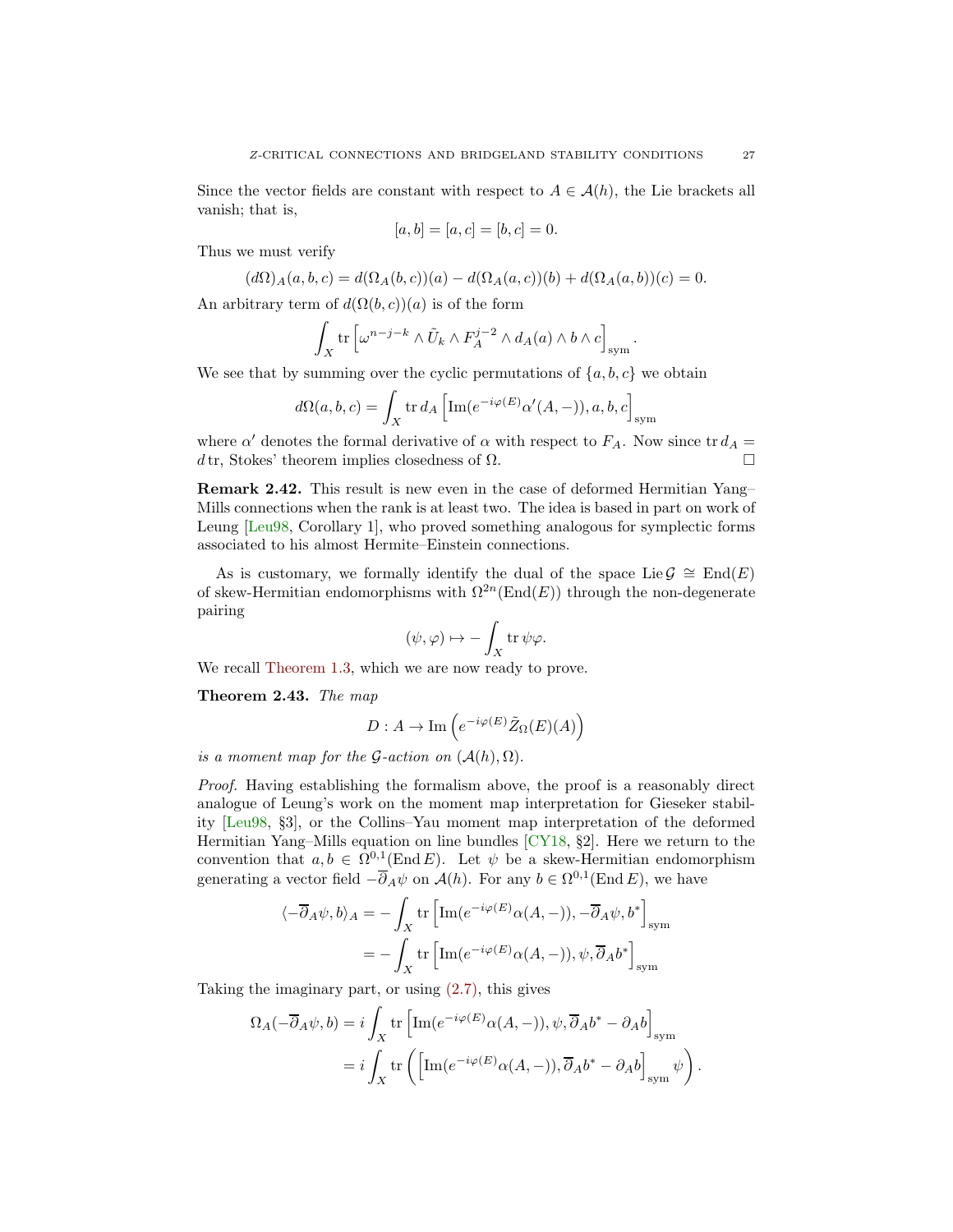Since the vector fields are constant with respect to $A \in \mathcal{A}(h)$, the Lie brackets all vanish; that is,

$$[a,b] = [a,c] = [b,c] = 0.$$

Thus we must verify

$$(d\Omega)_A(a,b,c) = d(\Omega_A(b,c))(a) - d(\Omega_A(a,c))(b) + d(\Omega_A(a,b))(c) = 0.$$

An arbitrary term of $d(\Omega(b,c))(a)$ is of the form

$$\int_X \operatorname{tr}\left[\omega^{n-j-k} \wedge \tilde{U}_k \wedge F_A^{j-2} \wedge d_A(a) \wedge b \wedge c\right]_{\text{sym}}.$$

We see that by summing over the cyclic permutations of $\{a,b,c\}$ we obtain

$$d\Omega(a,b,c) = \int_X \operatorname{tr} d_A \left[\operatorname{Im}(e^{-i\varphi(E)}\alpha'(A,-)), a, b, c\right]_{\text{sym}}$$

where $\alpha'$ denotes the formal derivative of $\alpha$ with respect to $F_A$. Now since $\operatorname{tr} d_A = d \operatorname{tr}$, Stokes' theorem implies closedness of $\Omega$. □

**Remark 2.42.** This result is new even in the case of deformed Hermitian Yang–Mills connections when the rank is at least two. The idea is based in part on work of Leung [Leu98, Corollary 1], who proved something analogous for symplectic forms associated to his almost Hermite–Einstein connections.

As is customary, we formally identify the dual of the space $\operatorname{Lie}\mathcal{G} \cong \operatorname{End}(E)$ of skew-Hermitian endomorphisms with $\Omega^{2n}(\operatorname{End}(E))$ through the non-degenerate pairing

$$(\psi, \varphi) \mapsto -\int_X \operatorname{tr} \psi\varphi.$$

We recall Theorem 1.3, which we are now ready to prove.

**Theorem 2.43.** *The map*

$$D : A \to \operatorname{Im}\left(e^{-i\varphi(E)}\tilde{Z}_\Omega(E)(A)\right)$$

*is a moment map for the $\mathcal{G}$-action on $(\mathcal{A}(h), \Omega)$.*

*Proof.* Having establishing the formalism above, the proof is a reasonably direct analogue of Leung's work on the moment map interpretation for Gieseker stability [Leu98, §3], or the Collins–Yau moment map interpretation of the deformed Hermitian Yang–Mills equation on line bundles [CY18, §2]. Here we return to the convention that $a, b \in \Omega^{0,1}(\operatorname{End} E)$. Let $\psi$ be a skew-Hermitian endomorphism generating a vector field $-\overline{\partial}_A\psi$ on $\mathcal{A}(h)$. For any $b \in \Omega^{0,1}(\operatorname{End} E)$, we have

$$\begin{aligned}
\langle -\overline{\partial}_A\psi, b\rangle_A &= -\int_X \operatorname{tr}\left[\operatorname{Im}(e^{-i\varphi(E)}\alpha(A,-)), -\overline{\partial}_A\psi, b^*\right]_{\text{sym}} \\
&= -\int_X \operatorname{tr}\left[\operatorname{Im}(e^{-i\varphi(E)}\alpha(A,-)), \psi, \overline{\partial}_A b^*\right]_{\text{sym}}
\end{aligned}$$

Taking the imaginary part, or using (2.7), this gives

$$\begin{aligned}
\Omega_A(-\overline{\partial}_A\psi, b) &= i\int_X \operatorname{tr}\left[\operatorname{Im}(e^{-i\varphi(E)}\alpha(A,-)), \psi, \overline{\partial}_A b^* - \partial_A b\right]_{\text{sym}} \\
&= i\int_X \operatorname{tr}\left(\left[\operatorname{Im}(e^{-i\varphi(E)}\alpha(A,-)), \overline{\partial}_A b^* - \partial_A b\right]_{\text{sym}} \psi\right).
\end{aligned}$$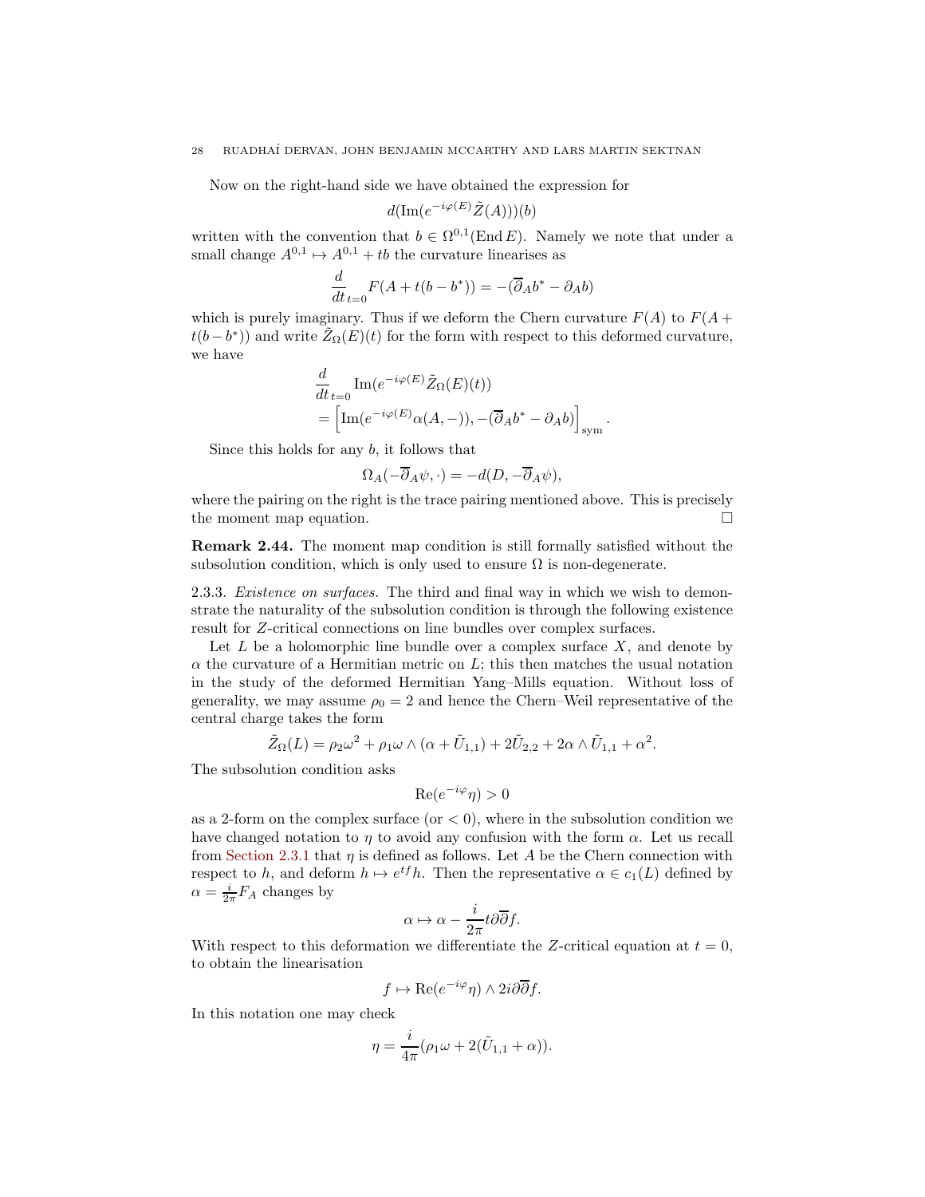Now on the right-hand side we have obtained the expression for

$$d(\mathrm{Im}(e^{-i\varphi(E)}\tilde{Z}(A)))(b)$$

written with the convention that $b \in \Omega^{0,1}(\mathrm{End}\, E)$. Namely we note that under a small change $A^{0,1} \mapsto A^{0,1} + tb$ the curvature linearises as

$$\frac{d}{dt}_{t=0} F(A + t(b - b^*)) = -(\overline{\partial}_A b^* - \partial_A b)$$

which is purely imaginary. Thus if we deform the Chern curvature $F(A)$ to $F(A + t(b - b^*))$ and write $\tilde{Z}_\Omega(E)(t)$ for the form with respect to this deformed curvature, we have

$$\begin{aligned}
&\frac{d}{dt}_{t=0} \mathrm{Im}(e^{-i\varphi(E)}\tilde{Z}_\Omega(E)(t)) \\
&= \left[\mathrm{Im}(e^{-i\varphi(E)}\alpha(A, -)), -(\overline{\partial}_A b^* - \partial_A b)\right]_{\mathrm{sym}}.
\end{aligned}$$

Since this holds for any $b$, it follows that

$$\Omega_A(-\overline{\partial}_A \psi, \cdot) = -d(D, -\overline{\partial}_A \psi),$$

where the pairing on the right is the trace pairing mentioned above. This is precisely the moment map equation. $\square$

**Remark 2.44.** The moment map condition is still formally satisfied without the subsolution condition, which is only used to ensure $\Omega$ is non-degenerate.

2.3.3. *Existence on surfaces.* The third and final way in which we wish to demonstrate the naturality of the subsolution condition is through the following existence result for $Z$-critical connections on line bundles over complex surfaces.

Let $L$ be a holomorphic line bundle over a complex surface $X$, and denote by $\alpha$ the curvature of a Hermitian metric on $L$; this then matches the usual notation in the study of the deformed Hermitian Yang–Mills equation. Without loss of generality, we may assume $\rho_0 = 2$ and hence the Chern–Weil representative of the central charge takes the form

$$\tilde{Z}_\Omega(L) = \rho_2\omega^2 + \rho_1\omega \wedge (\alpha + \tilde{U}_{1,1}) + 2\tilde{U}_{2,2} + 2\alpha \wedge \tilde{U}_{1,1} + \alpha^2.$$

The subsolution condition asks

$$\mathrm{Re}(e^{-i\varphi}\eta) > 0$$

as a 2-form on the complex surface (or $< 0$), where in the subsolution condition we have changed notation to $\eta$ to avoid any confusion with the form $\alpha$. Let us recall from Section 2.3.1 that $\eta$ is defined as follows. Let $A$ be the Chern connection with respect to $h$, and deform $h \mapsto e^{tf}h$. Then the representative $\alpha \in c_1(L)$ defined by $\alpha = \frac{i}{2\pi}F_A$ changes by

$$\alpha \mapsto \alpha - \frac{i}{2\pi}t\partial\overline{\partial}f.$$

With respect to this deformation we differentiate the $Z$-critical equation at $t = 0$, to obtain the linearisation

$$f \mapsto \mathrm{Re}(e^{-i\varphi}\eta) \wedge 2i\partial\overline{\partial}f.$$

In this notation one may check

$$\eta = \frac{i}{4\pi}(\rho_1\omega + 2(\tilde{U}_{1,1} + \alpha)).$$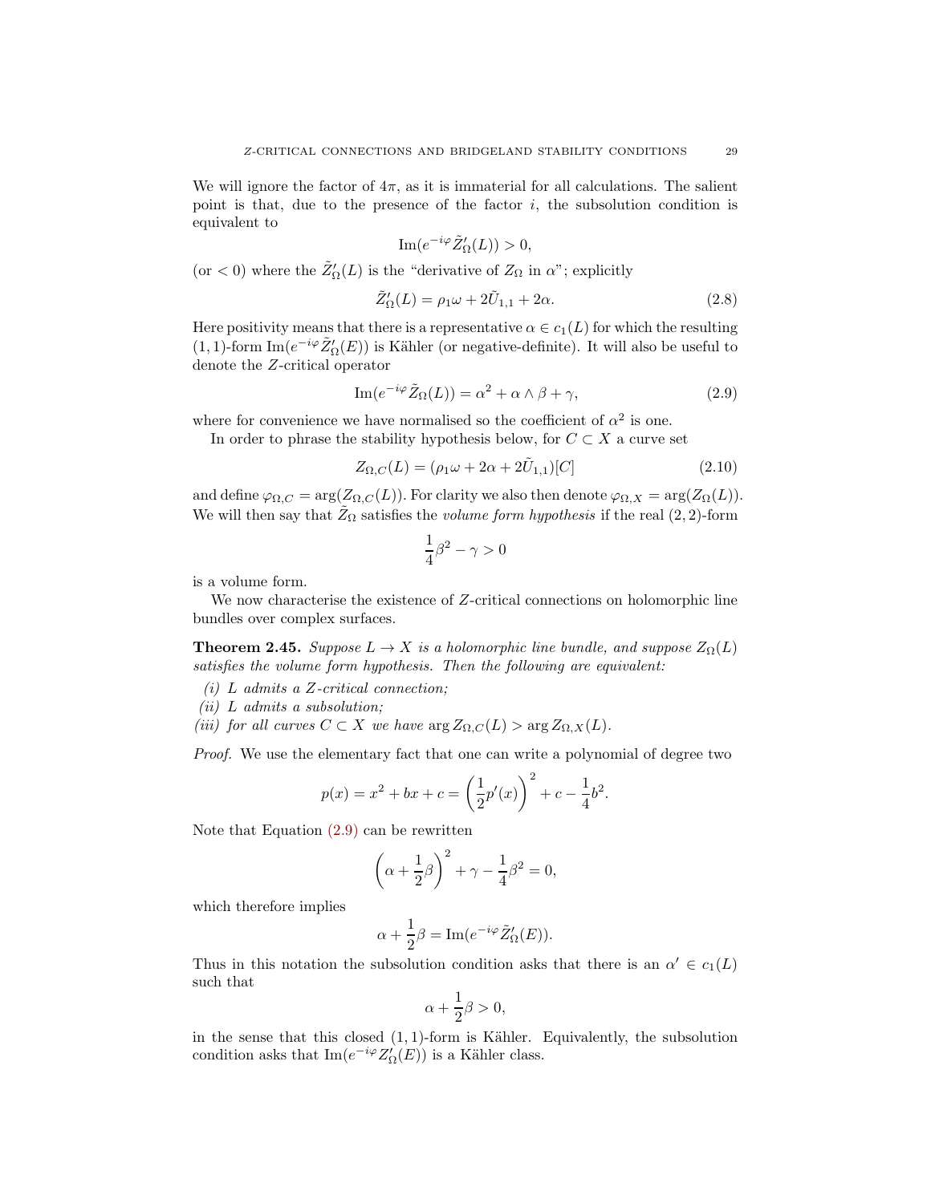We will ignore the factor of $4\pi$, as it is immaterial for all calculations. The salient point is that, due to the presence of the factor $i$, the subsolution condition is equivalent to

$$\operatorname{Im}(e^{-i\varphi}\tilde{Z}'_\Omega(L)) > 0,$$

(or $< 0$) where the $\tilde{Z}'_\Omega(L)$ is the "derivative of $Z_\Omega$ in $\alpha$"; explicitly

$$\tilde{Z}'_\Omega(L) = \rho_1\omega + 2\tilde{U}_{1,1} + 2\alpha. \tag{2.8}$$

Here positivity means that there is a representative $\alpha \in c_1(L)$ for which the resulting $(1,1)$-form $\operatorname{Im}(e^{-i\varphi}\tilde{Z}'_\Omega(E))$ is Kähler (or negative-definite). It will also be useful to denote the $Z$-critical operator

$$\operatorname{Im}(e^{-i\varphi}\tilde{Z}_\Omega(L)) = \alpha^2 + \alpha\wedge\beta + \gamma, \tag{2.9}$$

where for convenience we have normalised so the coefficient of $\alpha^2$ is one.

In order to phrase the stability hypothesis below, for $C \subset X$ a curve set

$$Z_{\Omega,C}(L) = (\rho_1\omega + 2\alpha + 2\tilde{U}_{1,1})[C] \tag{2.10}$$

and define $\varphi_{\Omega,C} = \arg(Z_{\Omega,C}(L))$. For clarity we also then denote $\varphi_{\Omega,X} = \arg(Z_\Omega(L))$. We will then say that $\tilde{Z}_\Omega$ satisfies the *volume form hypothesis* if the real $(2,2)$-form

$$\frac{1}{4}\beta^2 - \gamma > 0$$

is a volume form.

We now characterise the existence of $Z$-critical connections on holomorphic line bundles over complex surfaces.

**Theorem 2.45.** *Suppose $L \to X$ is a holomorphic line bundle, and suppose $Z_\Omega(L)$ satisfies the volume form hypothesis. Then the following are equivalent:*

*(i) $L$ admits a $Z$-critical connection;*
*(ii) $L$ admits a subsolution;*
*(iii) for all curves $C \subset X$ we have $\arg Z_{\Omega,C}(L) > \arg Z_{\Omega,X}(L)$.*

*Proof.* We use the elementary fact that one can write a polynomial of degree two

$$p(x) = x^2 + bx + c = \left(\frac{1}{2}p'(x)\right)^2 + c - \frac{1}{4}b^2.$$

Note that Equation (2.9) can be rewritten

$$\left(\alpha + \frac{1}{2}\beta\right)^2 + \gamma - \frac{1}{4}\beta^2 = 0,$$

which therefore implies

$$\alpha + \frac{1}{2}\beta = \operatorname{Im}(e^{-i\varphi}\tilde{Z}'_\Omega(E)).$$

Thus in this notation the subsolution condition asks that there is an $\alpha' \in c_1(L)$ such that

$$\alpha + \frac{1}{2}\beta > 0,$$

in the sense that this closed $(1,1)$-form is Kähler. Equivalently, the subsolution condition asks that $\operatorname{Im}(e^{-i\varphi}Z'_\Omega(E))$ is a Kähler class.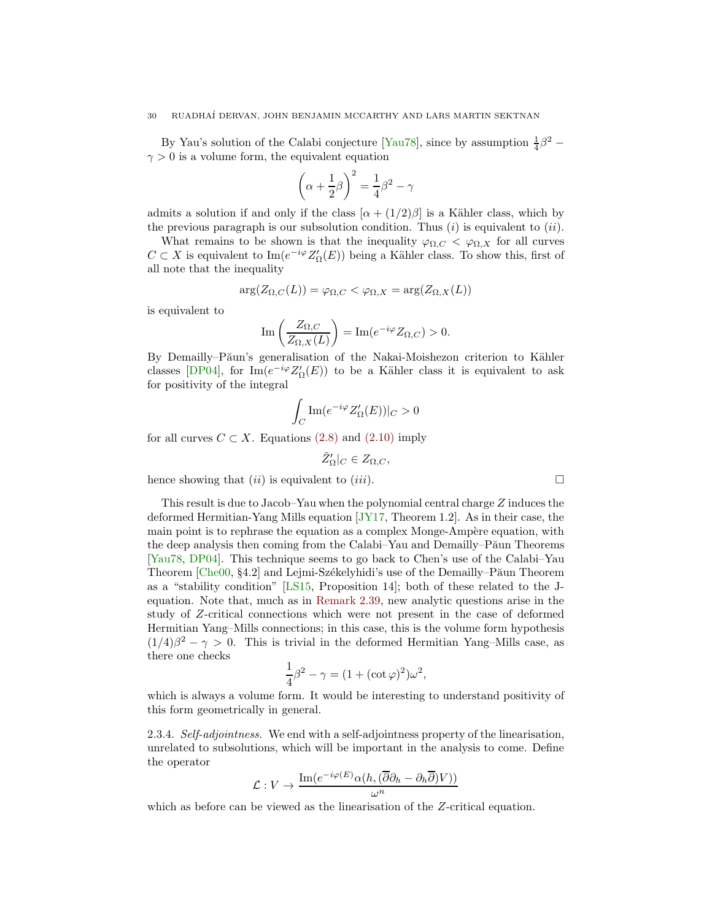By Yau's solution of the Calabi conjecture [Yau78], since by assumption $\frac{1}{4}\beta^2 - \gamma > 0$ is a volume form, the equivalent equation

$$\left(\alpha + \frac{1}{2}\beta\right)^2 = \frac{1}{4}\beta^2 - \gamma$$

admits a solution if and only if the class $[\alpha + (1/2)\beta]$ is a Kähler class, which by the previous paragraph is our subsolution condition. Thus $(i)$ is equivalent to $(ii)$.

What remains to be shown is that the inequality $\varphi_{\Omega,C} < \varphi_{\Omega,X}$ for all curves $C \subset X$ is equivalent to $\mathrm{Im}(e^{-i\varphi} Z'_\Omega(E))$ being a Kähler class. To show this, first of all note that the inequality

$$\arg(Z_{\Omega,C}(L)) = \varphi_{\Omega,C} < \varphi_{\Omega,X} = \arg(Z_{\Omega,X}(L))$$

is equivalent to

$$\mathrm{Im}\left(\frac{Z_{\Omega,C}}{Z_{\Omega,X}(L)}\right) = \mathrm{Im}(e^{-i\varphi} Z_{\Omega,C}) > 0.$$

By Demailly–Păun's generalisation of the Nakai-Moishezon criterion to Kähler classes [DP04], for $\mathrm{Im}(e^{-i\varphi} Z'_\Omega(E))$ to be a Kähler class it is equivalent to ask for positivity of the integral

$$\int_C \mathrm{Im}(e^{-i\varphi} Z'_\Omega(E))|_C > 0$$

for all curves $C \subset X$. Equations (2.8) and (2.10) imply

$$\tilde{Z}'_\Omega|_C \in Z_{\Omega,C},$$

hence showing that $(ii)$ is equivalent to $(iii)$. □

This result is due to Jacob–Yau when the polynomial central charge $Z$ induces the deformed Hermitian-Yang Mills equation [JY17, Theorem 1.2]. As in their case, the main point is to rephrase the equation as a complex Monge-Ampère equation, with the deep analysis then coming from the Calabi–Yau and Demailly–Păun Theorems [Yau78, DP04]. This technique seems to go back to Chen's use of the Calabi–Yau Theorem [Che00, §4.2] and Lejmi-Székelyhidi's use of the Demailly–Păun Theorem as a "stability condition" [LS15, Proposition 14]; both of these related to the J-equation. Note that, much as in Remark 2.39, new analytic questions arise in the study of $Z$-critical connections which were not present in the case of deformed Hermitian Yang–Mills connections; in this case, this is the volume form hypothesis $(1/4)\beta^2 - \gamma > 0$. This is trivial in the deformed Hermitian Yang–Mills case, as there one checks

$$\frac{1}{4}\beta^2 - \gamma = (1 + (\cot\varphi)^2)\omega^2,$$

which is always a volume form. It would be interesting to understand positivity of this form geometrically in general.

2.3.4. *Self-adjointness.* We end with a self-adjointness property of the linearisation, unrelated to subsolutions, which will be important in the analysis to come. Define the operator

$$\mathcal{L} : V \to \frac{\mathrm{Im}(e^{-i\varphi(E)}\alpha(h, (\overline{\partial}\partial_h - \partial_h\overline{\partial})V))}{\omega^n}$$

which as before can be viewed as the linearisation of the $Z$-critical equation.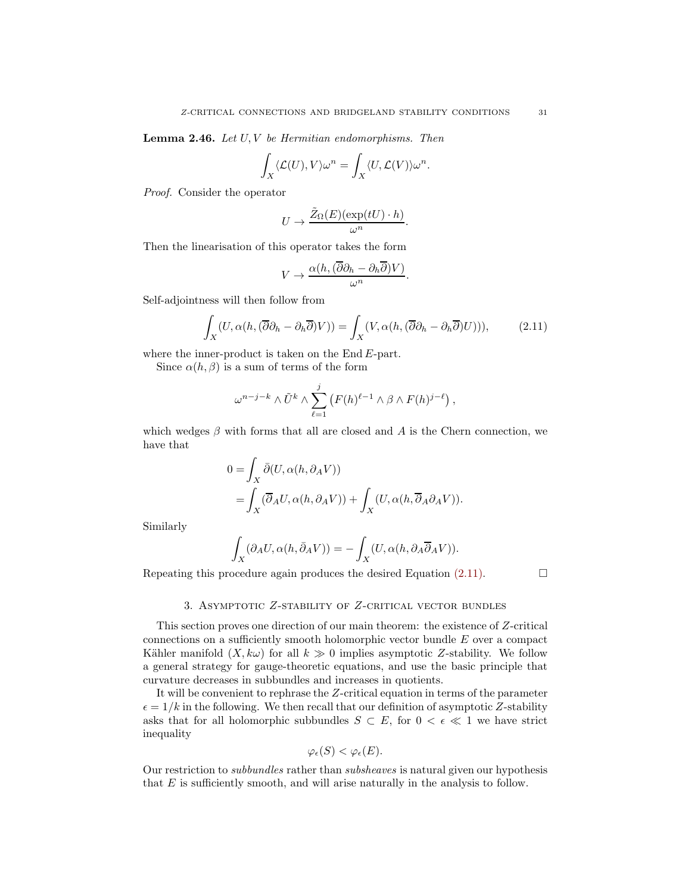**Lemma 2.46.** *Let $U, V$ be Hermitian endomorphisms. Then*

$$\int_X \langle \mathcal{L}(U), V\rangle \omega^n = \int_X \langle U, \mathcal{L}(V)\rangle \omega^n.$$

*Proof.* Consider the operator

$$U \to \frac{\tilde{Z}_\Omega(E)(\exp(tU)\cdot h)}{\omega^n}.$$

Then the linearisation of this operator takes the form

$$V \to \frac{\alpha(h, (\overline{\partial}\partial_h - \partial_h\overline{\partial})V)}{\omega^n}.$$

Self-adjointness will then follow from

$$\int_X (U, \alpha(h, (\overline{\partial}\partial_h - \partial_h\overline{\partial})V)) = \int_X (V, \alpha(h, (\overline{\partial}\partial_h - \partial_h\overline{\partial})U))), \tag{2.11}$$

where the inner-product is taken on the $\operatorname{End} E$-part.

Since $\alpha(h,\beta)$ is a sum of terms of the form

$$\omega^{n-j-k} \wedge \tilde{U}^k \wedge \sum_{\ell=1}^{j} \left(F(h)^{\ell-1} \wedge \beta \wedge F(h)^{j-\ell}\right),$$

which wedges $\beta$ with forms that all are closed and $A$ is the Chern connection, we have that

$$\begin{aligned}
0 &= \int_X \bar{\partial}(U, \alpha(h, \partial_A V)) \\
&= \int_X (\overline{\partial}_A U, \alpha(h, \partial_A V)) + \int_X (U, \alpha(h, \overline{\partial}_A \partial_A V)).
\end{aligned}$$

Similarly

$$\int_X (\partial_A U, \alpha(h, \bar{\partial}_A V)) = -\int_X (U, \alpha(h, \partial_A \overline{\partial}_A V)).$$

Repeating this procedure again produces the desired Equation (2.11). □

## 3. Asymptotic $Z$-stability of $Z$-critical vector bundles

This section proves one direction of our main theorem: the existence of $Z$-critical connections on a sufficiently smooth holomorphic vector bundle $E$ over a compact Kähler manifold $(X, k\omega)$ for all $k \gg 0$ implies asymptotic $Z$-stability. We follow a general strategy for gauge-theoretic equations, and use the basic principle that curvature decreases in subbundles and increases in quotients.

It will be convenient to rephrase the $Z$-critical equation in terms of the parameter $\epsilon = 1/k$ in the following. We then recall that our definition of asymptotic $Z$-stability asks that for all holomorphic subbundles $S \subset E$, for $0 < \epsilon \ll 1$ we have strict inequality

$$\varphi_\epsilon(S) < \varphi_\epsilon(E).$$

Our restriction to *subbundles* rather than *subsheaves* is natural given our hypothesis that $E$ is sufficiently smooth, and will arise naturally in the analysis to follow.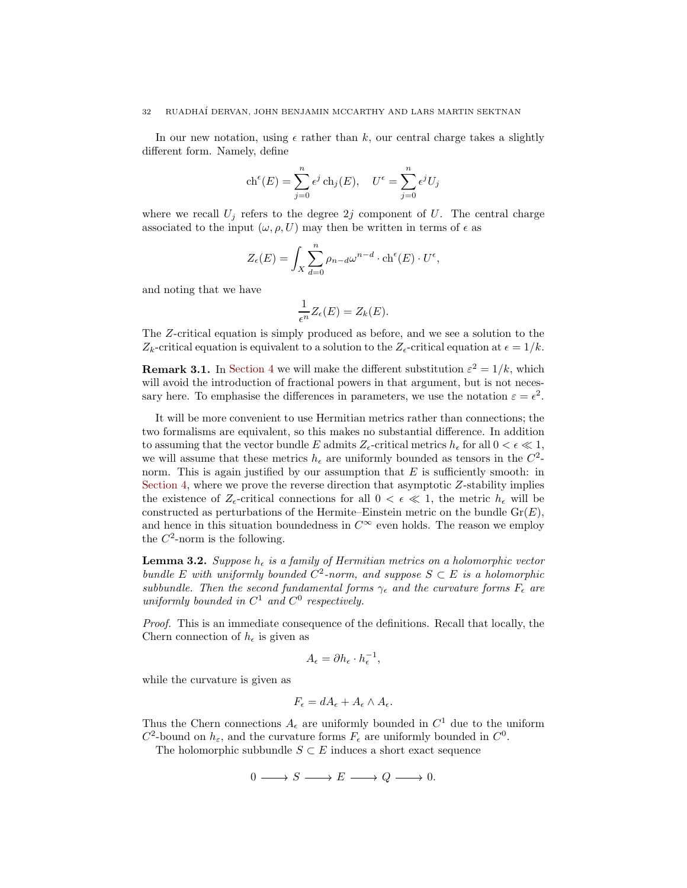In our new notation, using $\epsilon$ rather than $k$, our central charge takes a slightly different form. Namely, define

$$\mathrm{ch}^\epsilon(E) = \sum_{j=0}^n \epsilon^j \,\mathrm{ch}_j(E), \quad U^\epsilon = \sum_{j=0}^n \epsilon^j U_j$$

where we recall $U_j$ refers to the degree $2j$ component of $U$. The central charge associated to the input $(\omega, \rho, U)$ may then be written in terms of $\epsilon$ as

$$Z_\epsilon(E) = \int_X \sum_{d=0}^n \rho_{n-d}\omega^{n-d} \cdot \mathrm{ch}^\epsilon(E) \cdot U^\epsilon,$$

and noting that we have

$$\frac{1}{\epsilon^n} Z_\epsilon(E) = Z_k(E).$$

The $Z$-critical equation is simply produced as before, and we see a solution to the $Z_k$-critical equation is equivalent to a solution to the $Z_\epsilon$-critical equation at $\epsilon = 1/k$.

**Remark 3.1.** In Section 4 we will make the different substitution $\varepsilon^2 = 1/k$, which will avoid the introduction of fractional powers in that argument, but is not necessary here. To emphasise the differences in parameters, we use the notation $\varepsilon = \epsilon^2$.

It will be more convenient to use Hermitian metrics rather than connections; the two formalisms are equivalent, so this makes no substantial difference. In addition to assuming that the vector bundle $E$ admits $Z_\epsilon$-critical metrics $h_\epsilon$ for all $0 < \epsilon \ll 1$, we will assume that these metrics $h_\epsilon$ are uniformly bounded as tensors in the $C^2$-norm. This is again justified by our assumption that $E$ is sufficiently smooth: in Section 4, where we prove the reverse direction that asymptotic $Z$-stability implies the existence of $Z_\epsilon$-critical connections for all $0 < \epsilon \ll 1$, the metric $h_\epsilon$ will be constructed as perturbations of the Hermite–Einstein metric on the bundle $\mathrm{Gr}(E)$, and hence in this situation boundedness in $C^\infty$ even holds. The reason we employ the $C^2$-norm is the following.

**Lemma 3.2.** *Suppose $h_\epsilon$ is a family of Hermitian metrics on a holomorphic vector bundle $E$ with uniformly bounded $C^2$-norm, and suppose $S \subset E$ is a holomorphic subbundle. Then the second fundamental forms $\gamma_\epsilon$ and the curvature forms $F_\epsilon$ are uniformly bounded in $C^1$ and $C^0$ respectively.*

*Proof.* This is an immediate consequence of the definitions. Recall that locally, the Chern connection of $h_\epsilon$ is given as

$$A_\epsilon = \partial h_\epsilon \cdot h_\epsilon^{-1},$$

while the curvature is given as

$$F_\epsilon = dA_\epsilon + A_\epsilon \wedge A_\epsilon.$$

Thus the Chern connections $A_\epsilon$ are uniformly bounded in $C^1$ due to the uniform $C^2$-bound on $h_\varepsilon$, and the curvature forms $F_\epsilon$ are uniformly bounded in $C^0$.

The holomorphic subbundle $S \subset E$ induces a short exact sequence

$$0 \longrightarrow S \longrightarrow E \longrightarrow Q \longrightarrow 0.$$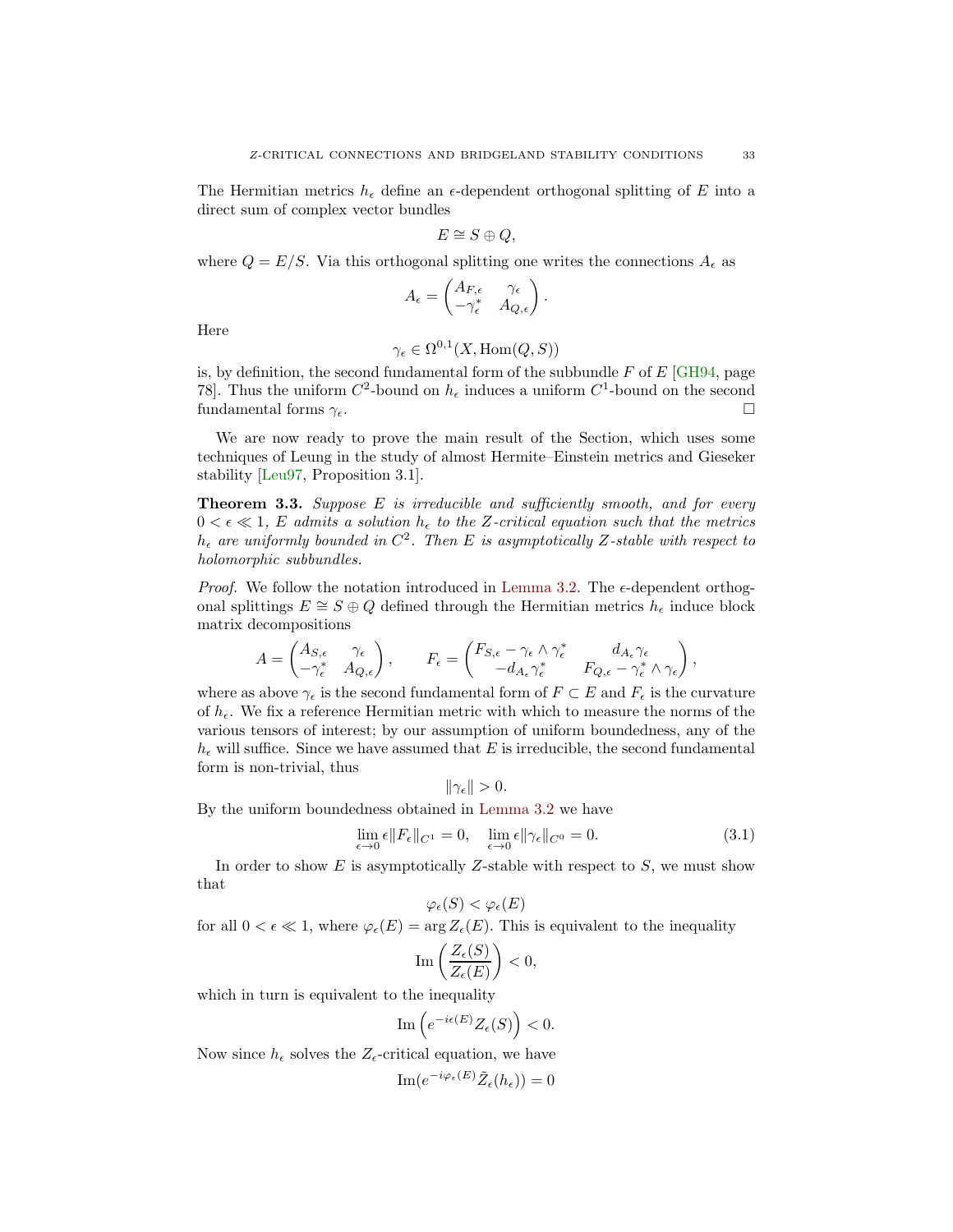The Hermitian metrics $h_\epsilon$ define an $\epsilon$-dependent orthogonal splitting of $E$ into a direct sum of complex vector bundles

$$E \cong S \oplus Q,$$

where $Q = E/S$. Via this orthogonal splitting one writes the connections $A_\epsilon$ as

$$A_\epsilon = \begin{pmatrix} A_{F,\epsilon} & \gamma_\epsilon \\ -\gamma_\epsilon^* & A_{Q,\epsilon} \end{pmatrix}.$$

Here

$$\gamma_\epsilon \in \Omega^{0,1}(X, \mathrm{Hom}(Q, S))$$

is, by definition, the second fundamental form of the subbundle $F$ of $E$ [GH94, page 78]. Thus the uniform $C^2$-bound on $h_\epsilon$ induces a uniform $C^1$-bound on the second fundamental forms $\gamma_\epsilon$. □

We are now ready to prove the main result of the Section, which uses some techniques of Leung in the study of almost Hermite–Einstein metrics and Gieseker stability [Leu97, Proposition 3.1].

**Theorem 3.3.** *Suppose $E$ is irreducible and sufficiently smooth, and for every $0 < \epsilon \ll 1$, $E$ admits a solution $h_\epsilon$ to the $Z$-critical equation such that the metrics $h_\epsilon$ are uniformly bounded in $C^2$. Then $E$ is asymptotically $Z$-stable with respect to holomorphic subbundles.*

*Proof.* We follow the notation introduced in Lemma 3.2. The $\epsilon$-dependent orthogonal splittings $E \cong S \oplus Q$ defined through the Hermitian metrics $h_\epsilon$ induce block matrix decompositions

$$A = \begin{pmatrix} A_{S,\epsilon} & \gamma_\epsilon \\ -\gamma_\epsilon^* & A_{Q,\epsilon} \end{pmatrix}, \qquad F_\epsilon = \begin{pmatrix} F_{S,\epsilon} - \gamma_\epsilon \wedge \gamma_\epsilon^* & d_{A_\epsilon}\gamma_\epsilon \\ -d_{A_\epsilon}\gamma_\epsilon^* & F_{Q,\epsilon} - \gamma_\epsilon^* \wedge \gamma_\epsilon \end{pmatrix},$$

where as above $\gamma_\epsilon$ is the second fundamental form of $F \subset E$ and $F_\epsilon$ is the curvature of $h_\epsilon$. We fix a reference Hermitian metric with which to measure the norms of the various tensors of interest; by our assumption of uniform boundedness, any of the $h_\epsilon$ will suffice. Since we have assumed that $E$ is irreducible, the second fundamental form is non-trivial, thus

$$\|\gamma_\epsilon\| > 0.$$

By the uniform boundedness obtained in Lemma 3.2 we have

$$\lim_{\epsilon \to 0} \epsilon \|F_\epsilon\|_{C^1} = 0, \quad \lim_{\epsilon \to 0} \epsilon \|\gamma_\epsilon\|_{C^0} = 0. \tag{3.1}$$

In order to show $E$ is asymptotically $Z$-stable with respect to $S$, we must show that

$$\varphi_\epsilon(S) < \varphi_\epsilon(E)$$

for all $0 < \epsilon \ll 1$, where $\varphi_\epsilon(E) = \arg Z_\epsilon(E)$. This is equivalent to the inequality

$$\mathrm{Im}\left(\frac{Z_\epsilon(S)}{Z_\epsilon(E)}\right) < 0,$$

which in turn is equivalent to the inequality

$$\mathrm{Im}\left(e^{-i\epsilon(E)} Z_\epsilon(S)\right) < 0.$$

Now since $h_\epsilon$ solves the $Z_\epsilon$-critical equation, we have

$$\mathrm{Im}(e^{-i\varphi_\epsilon(E)} \tilde{Z}_\epsilon(h_\epsilon)) = 0$$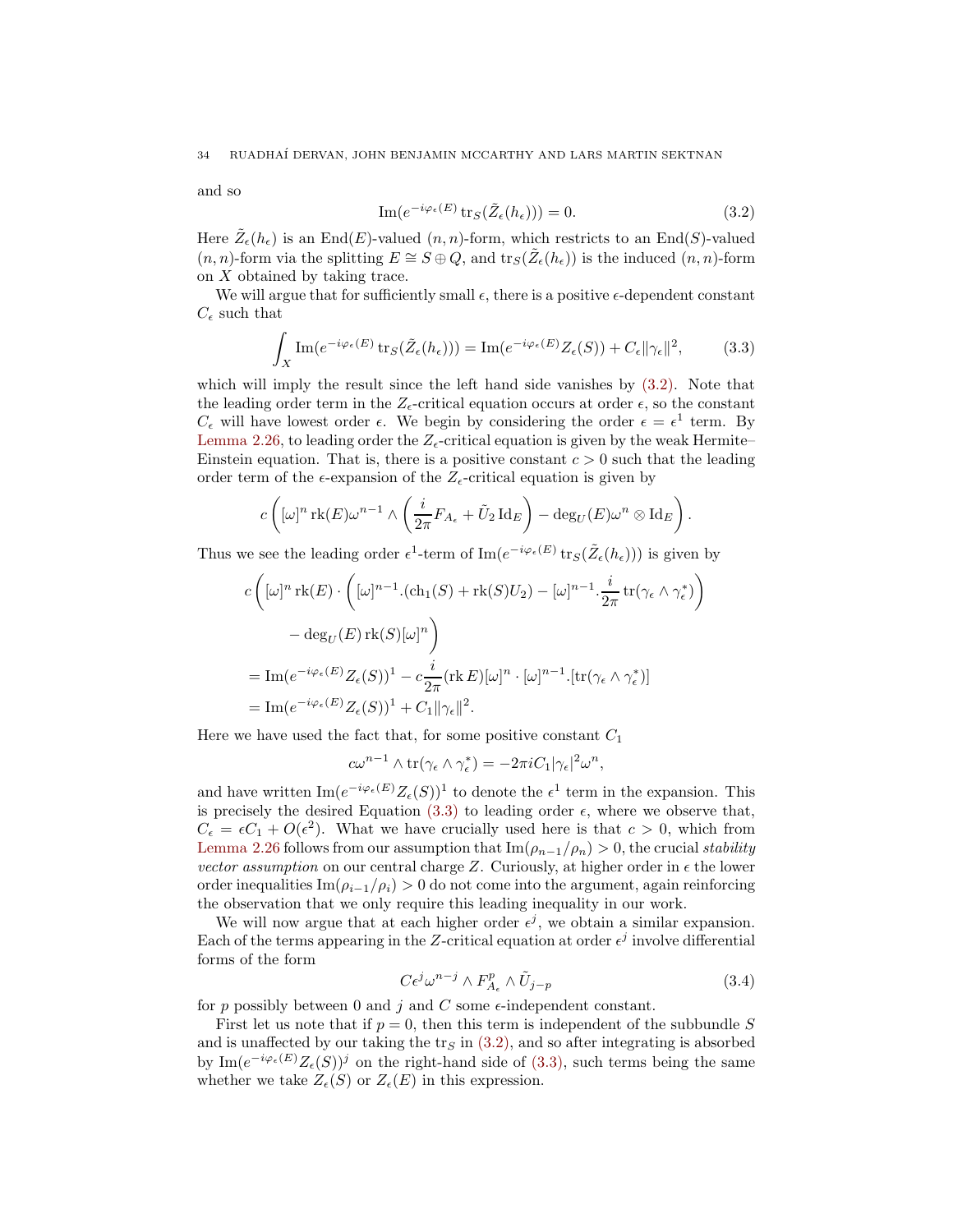and so

$$\operatorname{Im}(e^{-i\varphi_\epsilon(E)} \operatorname{tr}_S(\tilde{Z}_\epsilon(h_\epsilon))) = 0. \tag{3.2}$$

Here $\tilde{Z}_\epsilon(h_\epsilon)$ is an $\operatorname{End}(E)$-valued $(n,n)$-form, which restricts to an $\operatorname{End}(S)$-valued $(n,n)$-form via the splitting $E \cong S \oplus Q$, and $\operatorname{tr}_S(\tilde{Z}_\epsilon(h_\epsilon))$ is the induced $(n,n)$-form on $X$ obtained by taking trace.

We will argue that for sufficiently small $\epsilon$, there is a positive $\epsilon$-dependent constant $C_\epsilon$ such that

$$\int_X \operatorname{Im}(e^{-i\varphi_\epsilon(E)} \operatorname{tr}_S(\tilde{Z}_\epsilon(h_\epsilon))) = \operatorname{Im}(e^{-i\varphi_\epsilon(E)} Z_\epsilon(S)) + C_\epsilon \|\gamma_\epsilon\|^2, \tag{3.3}$$

which will imply the result since the left hand side vanishes by (3.2). Note that the leading order term in the $Z_\epsilon$-critical equation occurs at order $\epsilon$, so the constant $C_\epsilon$ will have lowest order $\epsilon$. We begin by considering the order $\epsilon = \epsilon^1$ term. By Lemma 2.26, to leading order the $Z_\epsilon$-critical equation is given by the weak Hermite–Einstein equation. That is, there is a positive constant $c > 0$ such that the leading order term of the $\epsilon$-expansion of the $Z_\epsilon$-critical equation is given by

$$c\left([\omega]^n \operatorname{rk}(E)\omega^{n-1} \wedge \left(\frac{i}{2\pi}F_{A_\epsilon} + \tilde{U}_2 \operatorname{Id}_E\right) - \deg_U(E)\omega^n \otimes \operatorname{Id}_E\right).$$

Thus we see the leading order $\epsilon^1$-term of $\operatorname{Im}(e^{-i\varphi_\epsilon(E)} \operatorname{tr}_S(\tilde{Z}_\epsilon(h_\epsilon)))$ is given by

$$\begin{aligned}
&c\Bigg([\omega]^n \operatorname{rk}(E) \cdot \left([\omega]^{n-1}.(\operatorname{ch}_1(S) + \operatorname{rk}(S)U_2) - [\omega]^{n-1}.\frac{i}{2\pi}\operatorname{tr}(\gamma_\epsilon \wedge \gamma_\epsilon^*)\right) \\
&\qquad - \deg_U(E)\operatorname{rk}(S)[\omega]^n\Bigg) \\
&= \operatorname{Im}(e^{-i\varphi_\epsilon(E)} Z_\epsilon(S))^1 - c\frac{i}{2\pi}(\operatorname{rk} E)[\omega]^n \cdot [\omega]^{n-1}.[\operatorname{tr}(\gamma_\epsilon \wedge \gamma_\epsilon^*)] \\
&= \operatorname{Im}(e^{-i\varphi_\epsilon(E)} Z_\epsilon(S))^1 + C_1\|\gamma_\epsilon\|^2.
\end{aligned}$$

Here we have used the fact that, for some positive constant $C_1$

$$c\omega^{n-1} \wedge \operatorname{tr}(\gamma_\epsilon \wedge \gamma_\epsilon^*) = -2\pi i C_1 |\gamma_\epsilon|^2 \omega^n,$$

and have written $\operatorname{Im}(e^{-i\varphi_\epsilon(E)} Z_\epsilon(S))^1$ to denote the $\epsilon^1$ term in the expansion. This is precisely the desired Equation (3.3) to leading order $\epsilon$, where we observe that, $C_\epsilon = \epsilon C_1 + O(\epsilon^2)$. What we have crucially used here is that $c > 0$, which from Lemma 2.26 follows from our assumption that $\operatorname{Im}(\rho_{n-1}/\rho_n) > 0$, the crucial *stability vector assumption* on our central charge $Z$. Curiously, at higher order in $\epsilon$ the lower order inequalities $\operatorname{Im}(\rho_{i-1}/\rho_i) > 0$ do not come into the argument, again reinforcing the observation that we only require this leading inequality in our work.

We will now argue that at each higher order $\epsilon^j$, we obtain a similar expansion. Each of the terms appearing in the $Z$-critical equation at order $\epsilon^j$ involve differential forms of the form

$$C\epsilon^j \omega^{n-j} \wedge F_{A_\epsilon}^p \wedge \tilde{U}_{j-p} \tag{3.4}$$

for $p$ possibly between $0$ and $j$ and $C$ some $\epsilon$-independent constant.

First let us note that if $p = 0$, then this term is independent of the subbundle $S$ and is unaffected by our taking the $\operatorname{tr}_S$ in (3.2), and so after integrating is absorbed by $\operatorname{Im}(e^{-i\varphi_\epsilon(E)} Z_\epsilon(S))^j$ on the right-hand side of (3.3), such terms being the same whether we take $Z_\epsilon(S)$ or $Z_\epsilon(E)$ in this expression.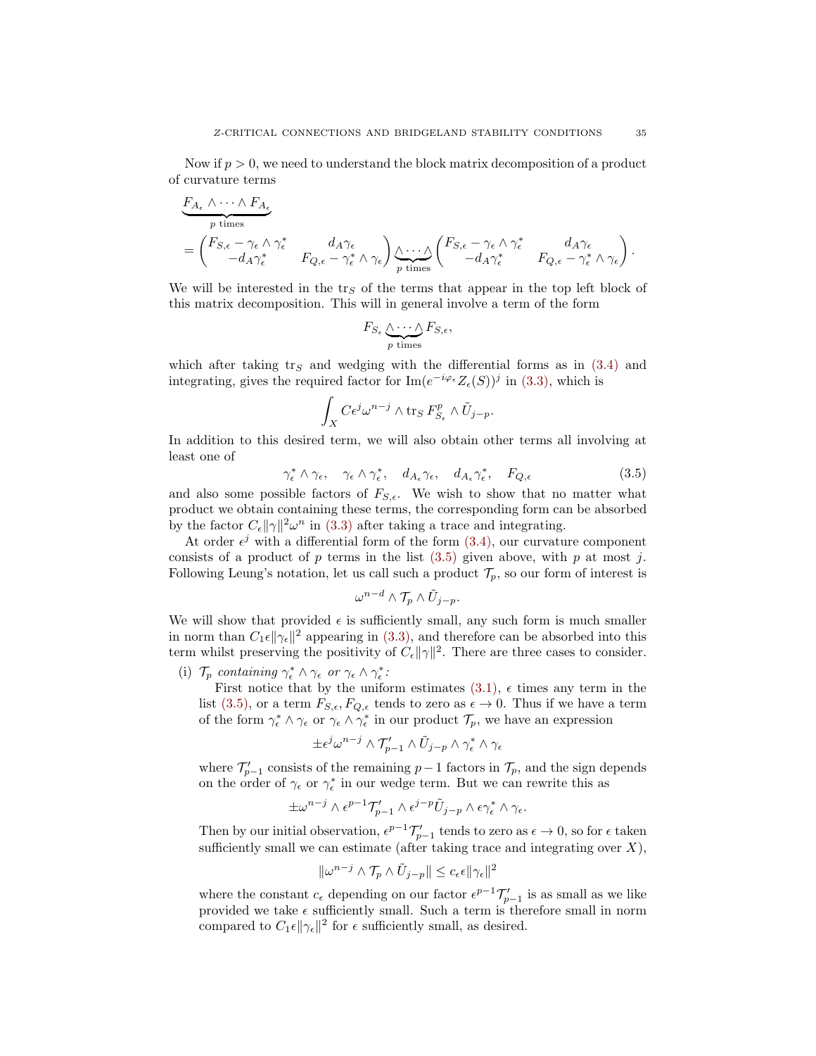Now if $p > 0$, we need to understand the block matrix decomposition of a product of curvature terms

$$
\begin{aligned}
&\underbrace{F_{A_\epsilon} \wedge \cdots \wedge F_{A_\epsilon}}_{p \text{ times}} \\
&= \begin{pmatrix} F_{S,\epsilon} - \gamma_\epsilon \wedge \gamma_\epsilon^* & d_A \gamma_\epsilon \\ -d_A \gamma_\epsilon^* & F_{Q,\epsilon} - \gamma_\epsilon^* \wedge \gamma_\epsilon \end{pmatrix} \underbrace{\wedge \cdots \wedge}_{p \text{ times}} \begin{pmatrix} F_{S,\epsilon} - \gamma_\epsilon \wedge \gamma_\epsilon^* & d_A \gamma_\epsilon \\ -d_A \gamma_\epsilon^* & F_{Q,\epsilon} - \gamma_\epsilon^* \wedge \gamma_\epsilon \end{pmatrix}.
\end{aligned}
$$

We will be interested in the $\operatorname{tr}_S$ of the terms that appear in the top left block of this matrix decomposition. This will in general involve a term of the form

$$
F_{S_\epsilon} \underbrace{\wedge \cdots \wedge}_{p \text{ times}} F_{S,\epsilon},
$$

which after taking $\operatorname{tr}_S$ and wedging with the differential forms as in (3.4) and integrating, gives the required factor for $\operatorname{Im}(e^{-i\varphi_\epsilon} Z_\epsilon(S))^j$ in (3.3), which is

$$
\int_X C\epsilon^j \omega^{n-j} \wedge \operatorname{tr}_S F_{S_\epsilon}^p \wedge \tilde{U}_{j-p}.
$$

In addition to this desired term, we will also obtain other terms all involving at least one of

$$
\gamma_\epsilon^* \wedge \gamma_\epsilon, \quad \gamma_\epsilon \wedge \gamma_\epsilon^*, \quad d_{A_\epsilon} \gamma_\epsilon, \quad d_{A_\epsilon} \gamma_\epsilon^*, \quad F_{Q,\epsilon} \tag{3.5}
$$

and also some possible factors of $F_{S,\epsilon}$. We wish to show that no matter what product we obtain containing these terms, the corresponding form can be absorbed by the factor $C_\epsilon \|\gamma\|^2 \omega^n$ in (3.3) after taking a trace and integrating.

At order $\epsilon^j$ with a differential form of the form (3.4), our curvature component consists of a product of $p$ terms in the list (3.5) given above, with $p$ at most $j$. Following Leung's notation, let us call such a product $\mathcal{T}_p$, so our form of interest is

$$
\omega^{n-d} \wedge \mathcal{T}_p \wedge \tilde{U}_{j-p}.
$$

We will show that provided $\epsilon$ is sufficiently small, any such form is much smaller in norm than $C_1 \epsilon \|\gamma_\epsilon\|^2$ appearing in (3.3), and therefore can be absorbed into this term whilst preserving the positivity of $C_\epsilon \|\gamma\|^2$. There are three cases to consider.

(i) *$\mathcal{T}_p$ containing $\gamma_\epsilon^* \wedge \gamma_\epsilon$ or $\gamma_\epsilon \wedge \gamma_\epsilon^*$:*

First notice that by the uniform estimates (3.1), $\epsilon$ times any term in the list (3.5), or a term $F_{S,\epsilon}, F_{Q,\epsilon}$ tends to zero as $\epsilon \to 0$. Thus if we have a term of the form $\gamma_\epsilon^* \wedge \gamma_\epsilon$ or $\gamma_\epsilon \wedge \gamma_\epsilon^*$ in our product $\mathcal{T}_p$, we have an expression

$$
\pm \epsilon^j \omega^{n-j} \wedge \mathcal{T}'_{p-1} \wedge \tilde{U}_{j-p} \wedge \gamma_\epsilon^* \wedge \gamma_\epsilon
$$

where $\mathcal{T}'_{p-1}$ consists of the remaining $p-1$ factors in $\mathcal{T}_p$, and the sign depends on the order of $\gamma_\epsilon$ or $\gamma_\epsilon^*$ in our wedge term. But we can rewrite this as

$$
\pm \omega^{n-j} \wedge \epsilon^{p-1} \mathcal{T}'_{p-1} \wedge \epsilon^{j-p} \tilde{U}_{j-p} \wedge \epsilon \gamma_\epsilon^* \wedge \gamma_\epsilon.
$$

Then by our initial observation, $\epsilon^{p-1} \mathcal{T}'_{p-1}$ tends to zero as $\epsilon \to 0$, so for $\epsilon$ taken sufficiently small we can estimate (after taking trace and integrating over $X$),

$$
\|\omega^{n-j} \wedge \mathcal{T}_p \wedge \tilde{U}_{j-p}\| \leq c_\epsilon \epsilon \|\gamma_\epsilon\|^2
$$

where the constant $c_\epsilon$ depending on our factor $\epsilon^{p-1} \mathcal{T}'_{p-1}$ is as small as we like provided we take $\epsilon$ sufficiently small. Such a term is therefore small in norm compared to $C_1 \epsilon \|\gamma_\epsilon\|^2$ for $\epsilon$ sufficiently small, as desired.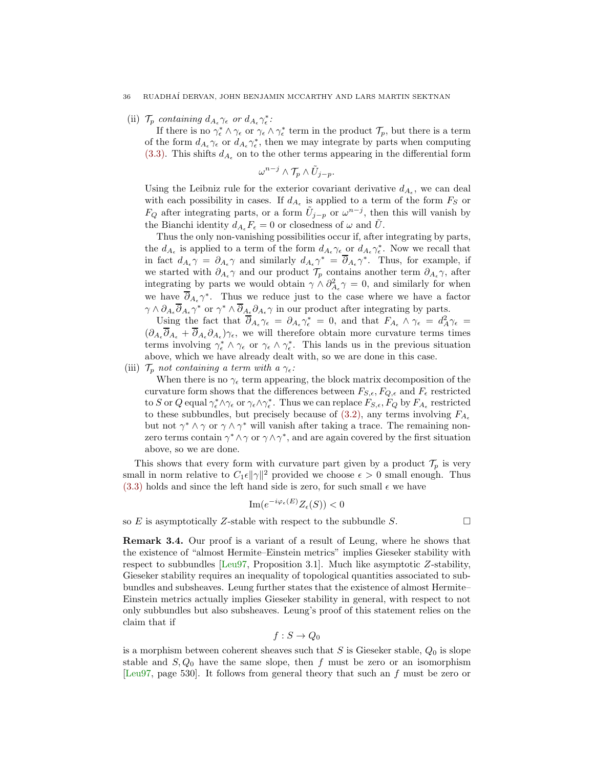(ii) $\mathcal{T}_p$ *containing* $d_{A_\epsilon}\gamma_\epsilon$ *or* $d_{A_\epsilon}\gamma_\epsilon^*$*:*

If there is no $\gamma_\epsilon^* \wedge \gamma_\epsilon$ or $\gamma_\epsilon \wedge \gamma_\epsilon^*$ term in the product $\mathcal{T}_p$, but there is a term of the form $d_{A_\epsilon}\gamma_\epsilon$ or $d_{A_\epsilon}\gamma_\epsilon^*$, then we may integrate by parts when computing (3.3). This shifts $d_{A_\epsilon}$ on to the other terms appearing in the differential form

$$\omega^{n-j} \wedge \mathcal{T}_p \wedge \tilde{U}_{j-p}.$$

Using the Leibniz rule for the exterior covariant derivative $d_{A_\epsilon}$, we can deal with each possibility in cases. If $d_{A_\epsilon}$ is applied to a term of the form $F_S$ or $F_Q$ after integrating parts, or a form $\tilde{U}_{j-p}$ or $\omega^{n-j}$, then this will vanish by the Bianchi identity $d_{A_\epsilon}F_\epsilon = 0$ or closedness of $\omega$ and $\tilde{U}$.

Thus the only non-vanishing possibilities occur if, after integrating by parts, the $d_{A_\epsilon}$ is applied to a term of the form $d_{A_\epsilon}\gamma_\epsilon$ or $d_{A_\epsilon}\gamma_\epsilon^*$. Now we recall that in fact $d_{A_\epsilon}\gamma = \partial_{A_\epsilon}\gamma$ and similarly $d_{A_\epsilon}\gamma^* = \overline{\partial}_{A_\epsilon}\gamma^*$. Thus, for example, if we started with $\partial_{A_\epsilon}\gamma$ and our product $\mathcal{T}_p$ contains another term $\partial_{A_\epsilon}\gamma$, after integrating by parts we would obtain $\gamma \wedge \partial_{A_\epsilon}^2\gamma = 0$, and similarly for when we have $\overline{\partial}_{A_\epsilon}\gamma^*$. Thus we reduce just to the case where we have a factor $\gamma \wedge \partial_{A_\epsilon}\overline{\partial}_{A_\epsilon}\gamma^*$ or $\gamma^* \wedge \overline{\partial}_{A_\epsilon}\partial_{A_\epsilon}\gamma$ in our product after integrating by parts.

Using the fact that $\overline{\partial}_{A_\epsilon}\gamma_\epsilon = \partial_{A_\epsilon}\gamma_\epsilon^* = 0$, and that $F_{A_\epsilon} \wedge \gamma_\epsilon = d_A^2\gamma_\epsilon = (\partial_{A_\epsilon}\overline{\partial}_{A_\epsilon} + \overline{\partial}_{A_\epsilon}\partial_{A_\epsilon})\gamma_\epsilon$, we will therefore obtain more curvature terms times terms involving $\gamma_\epsilon^* \wedge \gamma_\epsilon$ or $\gamma_\epsilon \wedge \gamma_\epsilon^*$. This lands us in the previous situation above, which we have already dealt with, so we are done in this case.

(iii) $\mathcal{T}_p$ *not containing a term with a* $\gamma_\epsilon$*:*

When there is no $\gamma_\epsilon$ term appearing, the block matrix decomposition of the curvature form shows that the differences between $F_{S,\epsilon}, F_{Q,\epsilon}$ and $F_\epsilon$ restricted to $S$ or $Q$ equal $\gamma_\epsilon^* \wedge \gamma_\epsilon$ or $\gamma_\epsilon \wedge \gamma_\epsilon^*$. Thus we can replace $F_{S,\epsilon}, F_Q$ by $F_{A_\epsilon}$ restricted to these subbundles, but precisely because of (3.2), any terms involving $F_{A_\epsilon}$ but not $\gamma^* \wedge \gamma$ or $\gamma \wedge \gamma^*$ will vanish after taking a trace. The remaining non-zero terms contain $\gamma^* \wedge \gamma$ or $\gamma \wedge \gamma^*$, and are again covered by the first situation above, so we are done.

This shows that every form with curvature part given by a product $\mathcal{T}_p$ is very small in norm relative to $C_1\epsilon\|\gamma\|^2$ provided we choose $\epsilon > 0$ small enough. Thus (3.3) holds and since the left hand side is zero, for such small $\epsilon$ we have

$$\operatorname{Im}(e^{-i\varphi_\epsilon(E)}Z_\epsilon(S)) < 0$$

so $E$ is asymptotically $Z$-stable with respect to the subbundle $S$. $\square$

**Remark 3.4.** Our proof is a variant of a result of Leung, where he shows that the existence of "almost Hermite–Einstein metrics" implies Gieseker stability with respect to subbundles [Leu97, Proposition 3.1]. Much like asymptotic $Z$-stability, Gieseker stability requires an inequality of topological quantities associated to subbundles and subsheaves. Leung further states that the existence of almost Hermite–Einstein metrics actually implies Gieseker stability in general, with respect to not only subbundles but also subsheaves. Leung's proof of this statement relies on the claim that if

$$f : S \to Q_0$$

is a morphism between coherent sheaves such that $S$ is Gieseker stable, $Q_0$ is slope stable and $S, Q_0$ have the same slope, then $f$ must be zero or an isomorphism [Leu97, page 530]. It follows from general theory that such an $f$ must be zero or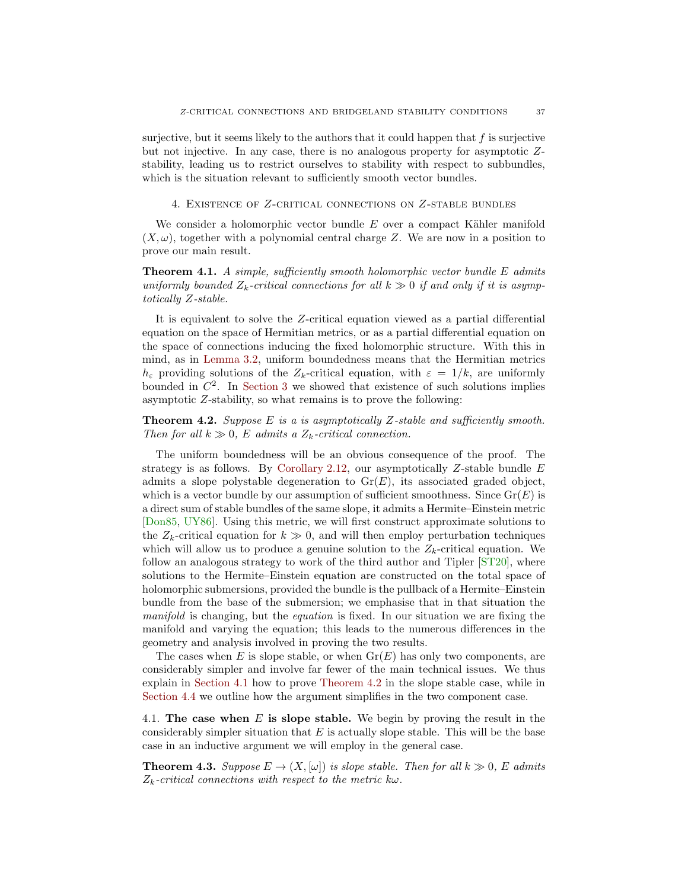surjective, but it seems likely to the authors that it could happen that $f$ is surjective but not injective. In any case, there is no analogous property for asymptotic $Z$-stability, leading us to restrict ourselves to stability with respect to subbundles, which is the situation relevant to sufficiently smooth vector bundles.

## 4. Existence of $Z$-critical connections on $Z$-stable bundles

We consider a holomorphic vector bundle $E$ over a compact Kähler manifold $(X, \omega)$, together with a polynomial central charge $Z$. We are now in a position to prove our main result.

**Theorem 4.1.** *A simple, sufficiently smooth holomorphic vector bundle $E$ admits uniformly bounded $Z_k$-critical connections for all $k \gg 0$ if and only if it is asymptotically $Z$-stable.*

It is equivalent to solve the $Z$-critical equation viewed as a partial differential equation on the space of Hermitian metrics, or as a partial differential equation on the space of connections inducing the fixed holomorphic structure. With this in mind, as in Lemma 3.2, uniform boundedness means that the Hermitian metrics $h_\varepsilon$ providing solutions of the $Z_k$-critical equation, with $\varepsilon = 1/k$, are uniformly bounded in $C^2$. In Section 3 we showed that existence of such solutions implies asymptotic $Z$-stability, so what remains is to prove the following:

**Theorem 4.2.** *Suppose $E$ is a is asymptotically $Z$-stable and sufficiently smooth. Then for all $k \gg 0$, $E$ admits a $Z_k$-critical connection.*

The uniform boundedness will be an obvious consequence of the proof. The strategy is as follows. By Corollary 2.12, our asymptotically $Z$-stable bundle $E$ admits a slope polystable degeneration to $\mathrm{Gr}(E)$, its associated graded object, which is a vector bundle by our assumption of sufficient smoothness. Since $\mathrm{Gr}(E)$ is a direct sum of stable bundles of the same slope, it admits a Hermite–Einstein metric [Don85, UY86]. Using this metric, we will first construct approximate solutions to the $Z_k$-critical equation for $k \gg 0$, and will then employ perturbation techniques which will allow us to produce a genuine solution to the $Z_k$-critical equation. We follow an analogous strategy to work of the third author and Tipler [ST20], where solutions to the Hermite–Einstein equation are constructed on the total space of holomorphic submersions, provided the bundle is the pullback of a Hermite–Einstein bundle from the base of the submersion; we emphasise that in that situation the *manifold* is changing, but the *equation* is fixed. In our situation we are fixing the manifold and varying the equation; this leads to the numerous differences in the geometry and analysis involved in proving the two results.

The cases when $E$ is slope stable, or when $\mathrm{Gr}(E)$ has only two components, are considerably simpler and involve far fewer of the main technical issues. We thus explain in Section 4.1 how to prove Theorem 4.2 in the slope stable case, while in Section 4.4 we outline how the argument simplifies in the two component case.

### 4.1. The case when $E$ is slope stable.

We begin by proving the result in the considerably simpler situation that $E$ is actually slope stable. This will be the base case in an inductive argument we will employ in the general case.

**Theorem 4.3.** *Suppose $E \to (X, [\omega])$ is slope stable. Then for all $k \gg 0$, $E$ admits $Z_k$-critical connections with respect to the metric $k\omega$.*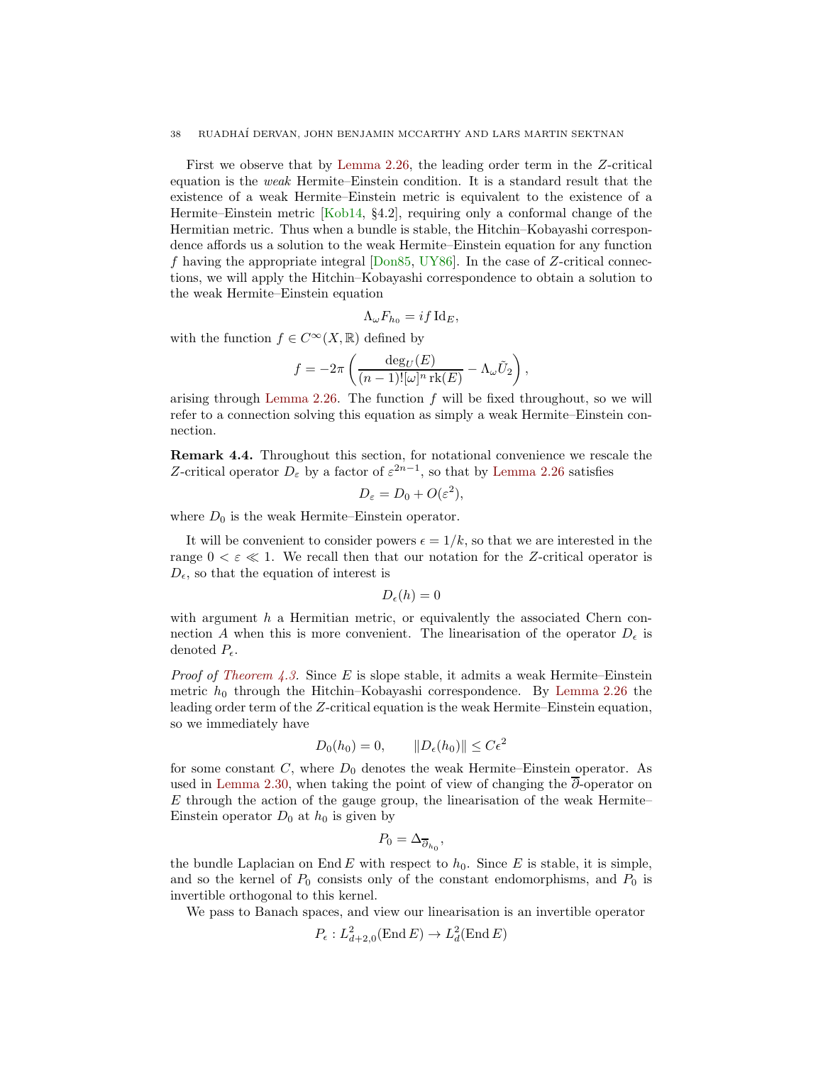First we observe that by Lemma 2.26, the leading order term in the $Z$-critical equation is the *weak* Hermite–Einstein condition. It is a standard result that the existence of a weak Hermite–Einstein metric is equivalent to the existence of a Hermite–Einstein metric [Kob14, §4.2], requiring only a conformal change of the Hermitian metric. Thus when a bundle is stable, the Hitchin–Kobayashi correspondence affords us a solution to the weak Hermite–Einstein equation for any function $f$ having the appropriate integral [Don85, UY86]. In the case of $Z$-critical connections, we will apply the Hitchin–Kobayashi correspondence to obtain a solution to the weak Hermite–Einstein equation

$$\Lambda_\omega F_{h_0} = if\,\mathrm{Id}_E,$$

with the function $f \in C^\infty(X, \mathbb{R})$ defined by

$$f = -2\pi \left( \frac{\deg_U(E)}{(n-1)![\omega]^n \operatorname{rk}(E)} - \Lambda_\omega \tilde{U}_2 \right),$$

arising through Lemma 2.26. The function $f$ will be fixed throughout, so we will refer to a connection solving this equation as simply a weak Hermite–Einstein connection.

**Remark 4.4.** Throughout this section, for notational convenience we rescale the $Z$-critical operator $D_\varepsilon$ by a factor of $\varepsilon^{2n-1}$, so that by Lemma 2.26 satisfies

$$D_\varepsilon = D_0 + O(\varepsilon^2),$$

where $D_0$ is the weak Hermite–Einstein operator.

It will be convenient to consider powers $\epsilon = 1/k$, so that we are interested in the range $0 < \varepsilon \ll 1$. We recall then that our notation for the $Z$-critical operator is $D_\epsilon$, so that the equation of interest is

$$D_\epsilon(h) = 0$$

with argument $h$ a Hermitian metric, or equivalently the associated Chern connection $A$ when this is more convenient. The linearisation of the operator $D_\epsilon$ is denoted $P_\epsilon$.

*Proof of Theorem 4.3.* Since $E$ is slope stable, it admits a weak Hermite–Einstein metric $h_0$ through the Hitchin–Kobayashi correspondence. By Lemma 2.26 the leading order term of the $Z$-critical equation is the weak Hermite–Einstein equation, so we immediately have

$$D_0(h_0) = 0, \qquad \|D_\epsilon(h_0)\| \leq C\epsilon^2$$

for some constant $C$, where $D_0$ denotes the weak Hermite–Einstein operator. As used in Lemma 2.30, when taking the point of view of changing the $\overline{\partial}$-operator on $E$ through the action of the gauge group, the linearisation of the weak Hermite–Einstein operator $D_0$ at $h_0$ is given by

$$P_0 = \Delta_{\overline{\partial}_{h_0}},$$

the bundle Laplacian on $\operatorname{End} E$ with respect to $h_0$. Since $E$ is stable, it is simple, and so the kernel of $P_0$ consists only of the constant endomorphisms, and $P_0$ is invertible orthogonal to this kernel.

We pass to Banach spaces, and view our linearisation is an invertible operator

$$P_\epsilon : L^2_{d+2,0}(\operatorname{End} E) \to L^2_d(\operatorname{End} E)$$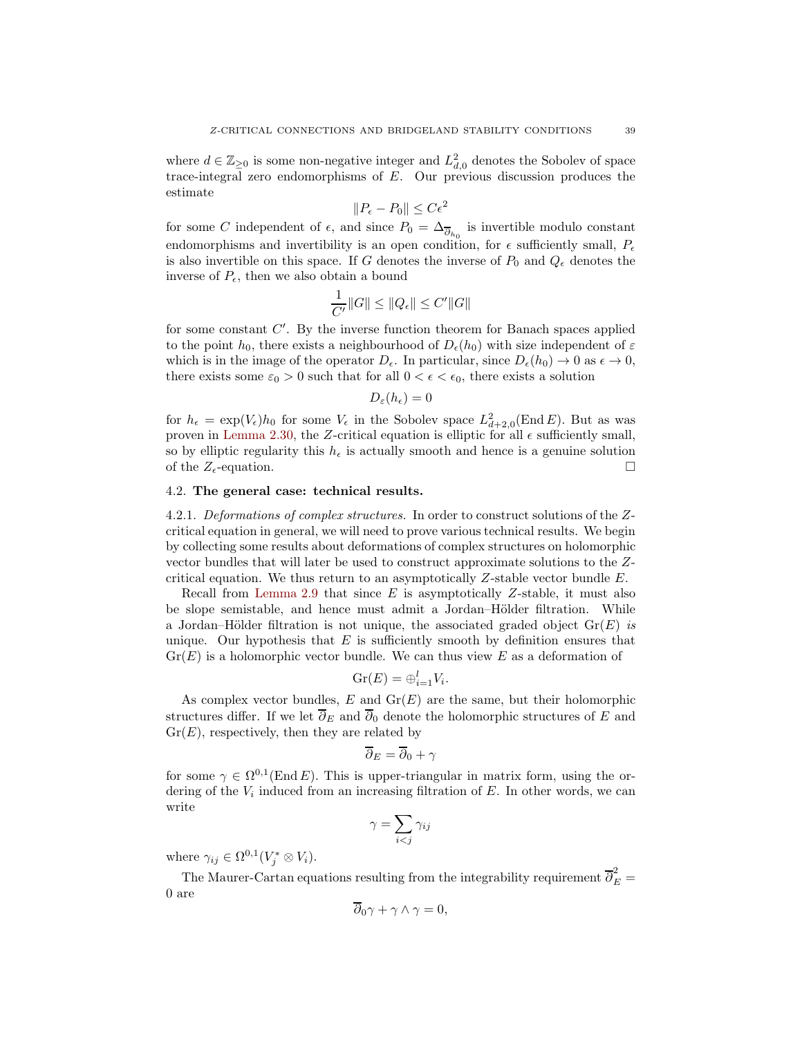where $d \in \mathbb{Z}_{\geq 0}$ is some non-negative integer and $L^2_{d,0}$ denotes the Sobolev of space trace-integral zero endomorphisms of $E$. Our previous discussion produces the estimate

$$\|P_\epsilon - P_0\| \leq C\epsilon^2$$

for some $C$ independent of $\epsilon$, and since $P_0 = \Delta_{\overline{\partial}_{h_0}}$ is invertible modulo constant endomorphisms and invertibility is an open condition, for $\epsilon$ sufficiently small, $P_\epsilon$ is also invertible on this space. If $G$ denotes the inverse of $P_0$ and $Q_\epsilon$ denotes the inverse of $P_\epsilon$, then we also obtain a bound

$$\frac{1}{C'}\|G\| \leq \|Q_\epsilon\| \leq C'\|G\|$$

for some constant $C'$. By the inverse function theorem for Banach spaces applied to the point $h_0$, there exists a neighbourhood of $D_\epsilon(h_0)$ with size independent of $\varepsilon$ which is in the image of the operator $D_\epsilon$. In particular, since $D_\epsilon(h_0) \to 0$ as $\epsilon \to 0$, there exists some $\varepsilon_0 > 0$ such that for all $0 < \epsilon < \epsilon_0$, there exists a solution

$$D_\varepsilon(h_\epsilon) = 0$$

for $h_\epsilon = \exp(V_\epsilon)h_0$ for some $V_\epsilon$ in the Sobolev space $L^2_{d+2,0}(\operatorname{End} E)$. But as was proven in Lemma 2.30, the $Z$-critical equation is elliptic for all $\epsilon$ sufficiently small, so by elliptic regularity this $h_\epsilon$ is actually smooth and hence is a genuine solution of the $Z_\epsilon$-equation. □

### 4.2. The general case: technical results.

4.2.1. *Deformations of complex structures.* In order to construct solutions of the $Z$-critical equation in general, we will need to prove various technical results. We begin by collecting some results about deformations of complex structures on holomorphic vector bundles that will later be used to construct approximate solutions to the $Z$-critical equation. We thus return to an asymptotically $Z$-stable vector bundle $E$.

Recall from Lemma 2.9 that since $E$ is asymptotically $Z$-stable, it must also be slope semistable, and hence must admit a Jordan–Hölder filtration. While a Jordan–Hölder filtration is not unique, the associated graded object $\operatorname{Gr}(E)$ *is* unique. Our hypothesis that $E$ is sufficiently smooth by definition ensures that $\operatorname{Gr}(E)$ is a holomorphic vector bundle. We can thus view $E$ as a deformation of

$$\operatorname{Gr}(E) = \oplus_{i=1}^{l} V_i.$$

As complex vector bundles, $E$ and $\operatorname{Gr}(E)$ are the same, but their holomorphic structures differ. If we let $\overline{\partial}_E$ and $\overline{\partial}_0$ denote the holomorphic structures of $E$ and $\operatorname{Gr}(E)$, respectively, then they are related by

$$\overline{\partial}_E = \overline{\partial}_0 + \gamma$$

for some $\gamma \in \Omega^{0,1}(\operatorname{End} E)$. This is upper-triangular in matrix form, using the ordering of the $V_i$ induced from an increasing filtration of $E$. In other words, we can write

$$\gamma = \sum_{i<j} \gamma_{ij}$$

where $\gamma_{ij} \in \Omega^{0,1}(V_j^* \otimes V_i)$.

The Maurer-Cartan equations resulting from the integrability requirement $\overline{\partial}_E^2 = 0$ are

$$\overline{\partial}_0 \gamma + \gamma \wedge \gamma = 0,$$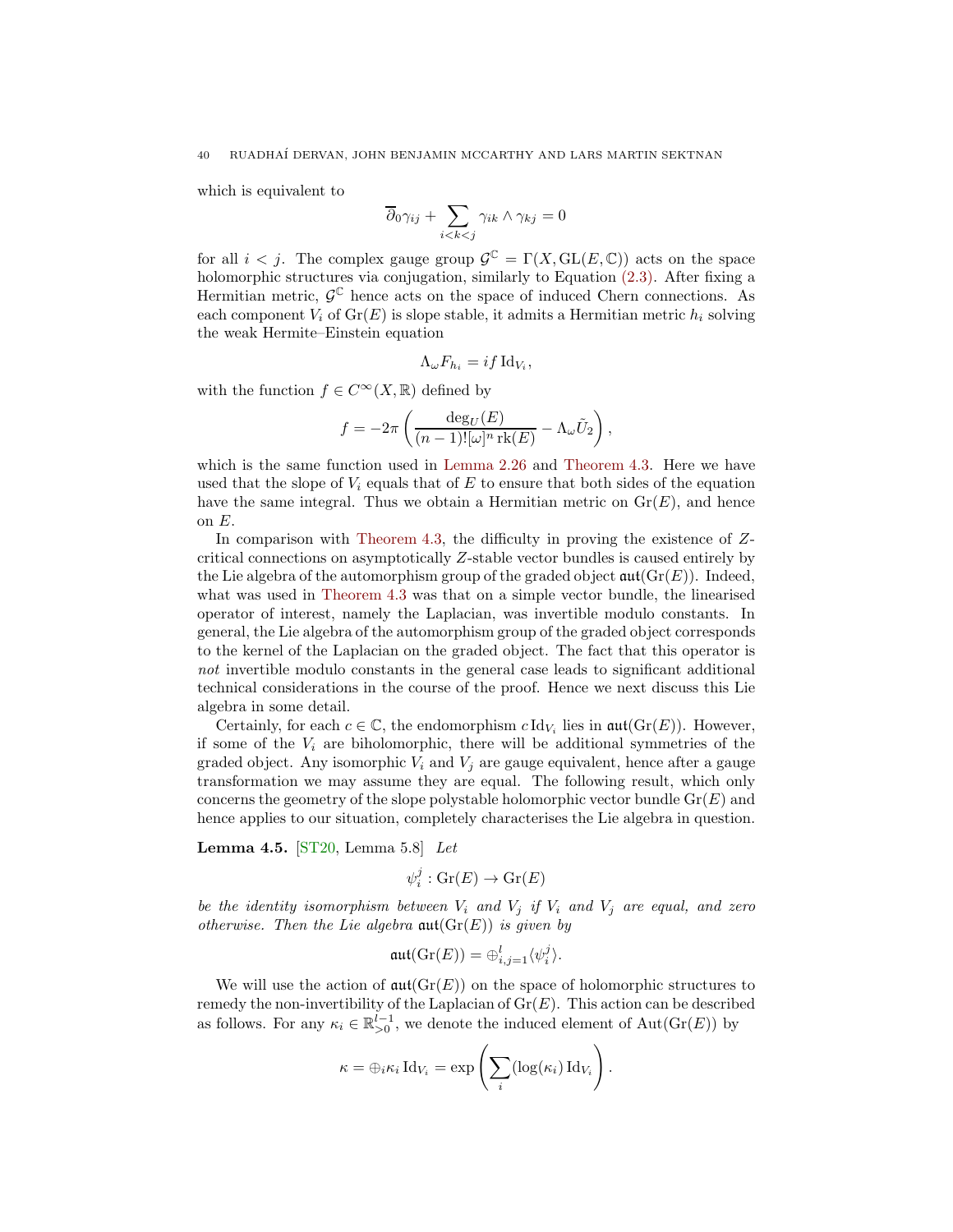which is equivalent to

$$\overline{\partial}_0 \gamma_{ij} + \sum_{i<k<j} \gamma_{ik} \wedge \gamma_{kj} = 0$$

for all $i < j$. The complex gauge group $\mathcal{G}^{\mathbb{C}} = \Gamma(X, \mathrm{GL}(E, \mathbb{C}))$ acts on the space holomorphic structures via conjugation, similarly to Equation (2.3). After fixing a Hermitian metric, $\mathcal{G}^{\mathbb{C}}$ hence acts on the space of induced Chern connections. As each component $V_i$ of $\mathrm{Gr}(E)$ is slope stable, it admits a Hermitian metric $h_i$ solving the weak Hermite–Einstein equation

$$\Lambda_\omega F_{h_i} = if \,\mathrm{Id}_{V_i},$$

with the function $f \in C^\infty(X, \mathbb{R})$ defined by

$$f = -2\pi \left( \frac{\deg_U(E)}{(n-1)![\omega]^n \operatorname{rk}(E)} - \Lambda_\omega \tilde{U}_2 \right),$$

which is the same function used in Lemma 2.26 and Theorem 4.3. Here we have used that the slope of $V_i$ equals that of $E$ to ensure that both sides of the equation have the same integral. Thus we obtain a Hermitian metric on $\mathrm{Gr}(E)$, and hence on $E$.

In comparison with Theorem 4.3, the difficulty in proving the existence of $Z$-critical connections on asymptotically $Z$-stable vector bundles is caused entirely by the Lie algebra of the automorphism group of the graded object $\mathfrak{aut}(\mathrm{Gr}(E))$. Indeed, what was used in Theorem 4.3 was that on a simple vector bundle, the linearised operator of interest, namely the Laplacian, was invertible modulo constants. In general, the Lie algebra of the automorphism group of the graded object corresponds to the kernel of the Laplacian on the graded object. The fact that this operator is *not* invertible modulo constants in the general case leads to significant additional technical considerations in the course of the proof. Hence we next discuss this Lie algebra in some detail.

Certainly, for each $c \in \mathbb{C}$, the endomorphism $c \,\mathrm{Id}_{V_i}$ lies in $\mathfrak{aut}(\mathrm{Gr}(E))$. However, if some of the $V_i$ are biholomorphic, there will be additional symmetries of the graded object. Any isomorphic $V_i$ and $V_j$ are gauge equivalent, hence after a gauge transformation we may assume they are equal. The following result, which only concerns the geometry of the slope polystable holomorphic vector bundle $\mathrm{Gr}(E)$ and hence applies to our situation, completely characterises the Lie algebra in question.

**Lemma 4.5.** [ST20, Lemma 5.8] *Let*

$$\psi_i^j : \mathrm{Gr}(E) \to \mathrm{Gr}(E)$$

*be the identity isomorphism between $V_i$ and $V_j$ if $V_i$ and $V_j$ are equal, and zero otherwise. Then the Lie algebra $\mathfrak{aut}(\mathrm{Gr}(E))$ is given by*

$$\mathfrak{aut}(\mathrm{Gr}(E)) = \oplus_{i,j=1}^l \langle \psi_i^j \rangle.$$

We will use the action of $\mathfrak{aut}(\mathrm{Gr}(E))$ on the space of holomorphic structures to remedy the non-invertibility of the Laplacian of $\mathrm{Gr}(E)$. This action can be described as follows. For any $\kappa_i \in \mathbb{R}^{l-1}_{>0}$, we denote the induced element of $\mathrm{Aut}(\mathrm{Gr}(E))$ by

$$\kappa = \oplus_i \kappa_i \,\mathrm{Id}_{V_i} = \exp\left( \sum_i (\log(\kappa_i)) \,\mathrm{Id}_{V_i} \right).$$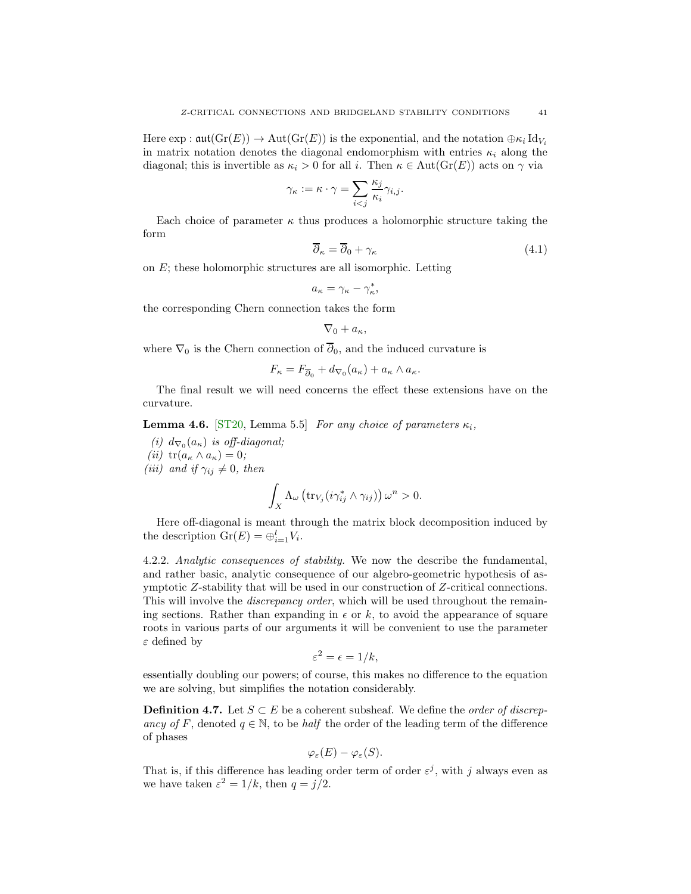Here $\exp : \mathfrak{aut}(\mathrm{Gr}(E)) \to \mathrm{Aut}(\mathrm{Gr}(E))$ is the exponential, and the notation $\oplus \kappa_i \,\mathrm{Id}_{V_i}$ in matrix notation denotes the diagonal endomorphism with entries $\kappa_i$ along the diagonal; this is invertible as $\kappa_i > 0$ for all $i$. Then $\kappa \in \mathrm{Aut}(\mathrm{Gr}(E))$ acts on $\gamma$ via

$$\gamma_\kappa := \kappa \cdot \gamma = \sum_{i<j} \frac{\kappa_j}{\kappa_i} \gamma_{i,j}.$$

Each choice of parameter $\kappa$ thus produces a holomorphic structure taking the form

$$\overline{\partial}_\kappa = \overline{\partial}_0 + \gamma_\kappa \tag{4.1}$$

on $E$; these holomorphic structures are all isomorphic. Letting

$$a_\kappa = \gamma_\kappa - \gamma_\kappa^*,$$

the corresponding Chern connection takes the form

$$\nabla_0 + a_\kappa,$$

where $\nabla_0$ is the Chern connection of $\overline{\partial}_0$, and the induced curvature is

$$F_\kappa = F_{\overline{\partial}_0} + d_{\nabla_0}(a_\kappa) + a_\kappa \wedge a_\kappa.$$

The final result we will need concerns the effect these extensions have on the curvature.

**Lemma 4.6.** [ST20, Lemma 5.5] *For any choice of parameters $\kappa_i$,*

*(i) $d_{\nabla_0}(a_\kappa)$ is off-diagonal;*
*(ii) $\mathrm{tr}(a_\kappa \wedge a_\kappa) = 0$;*
*(iii) and if $\gamma_{ij} \neq 0$, then*

$$\int_X \Lambda_\omega \left( \mathrm{tr}_{V_j}(i\gamma_{ij}^* \wedge \gamma_{ij}) \right) \omega^n > 0.$$

Here off-diagonal is meant through the matrix block decomposition induced by the description $\mathrm{Gr}(E) = \oplus_{i=1}^l V_i$.

4.2.2. *Analytic consequences of stability.* We now the describe the fundamental, and rather basic, analytic consequence of our algebro-geometric hypothesis of asymptotic $Z$-stability that will be used in our construction of $Z$-critical connections. This will involve the *discrepancy order*, which will be used throughout the remaining sections. Rather than expanding in $\epsilon$ or $k$, to avoid the appearance of square roots in various parts of our arguments it will be convenient to use the parameter $\varepsilon$ defined by

$$\varepsilon^2 = \epsilon = 1/k,$$

essentially doubling our powers; of course, this makes no difference to the equation we are solving, but simplifies the notation considerably.

**Definition 4.7.** Let $S \subset E$ be a coherent subsheaf. We define the *order of discrepancy of $F$*, denoted $q \in \mathbb{N}$, to be *half* the order of the leading term of the difference of phases

$$\varphi_\varepsilon(E) - \varphi_\varepsilon(S).$$

That is, if this difference has leading order term of order $\varepsilon^j$, with $j$ always even as we have taken $\varepsilon^2 = 1/k$, then $q = j/2$.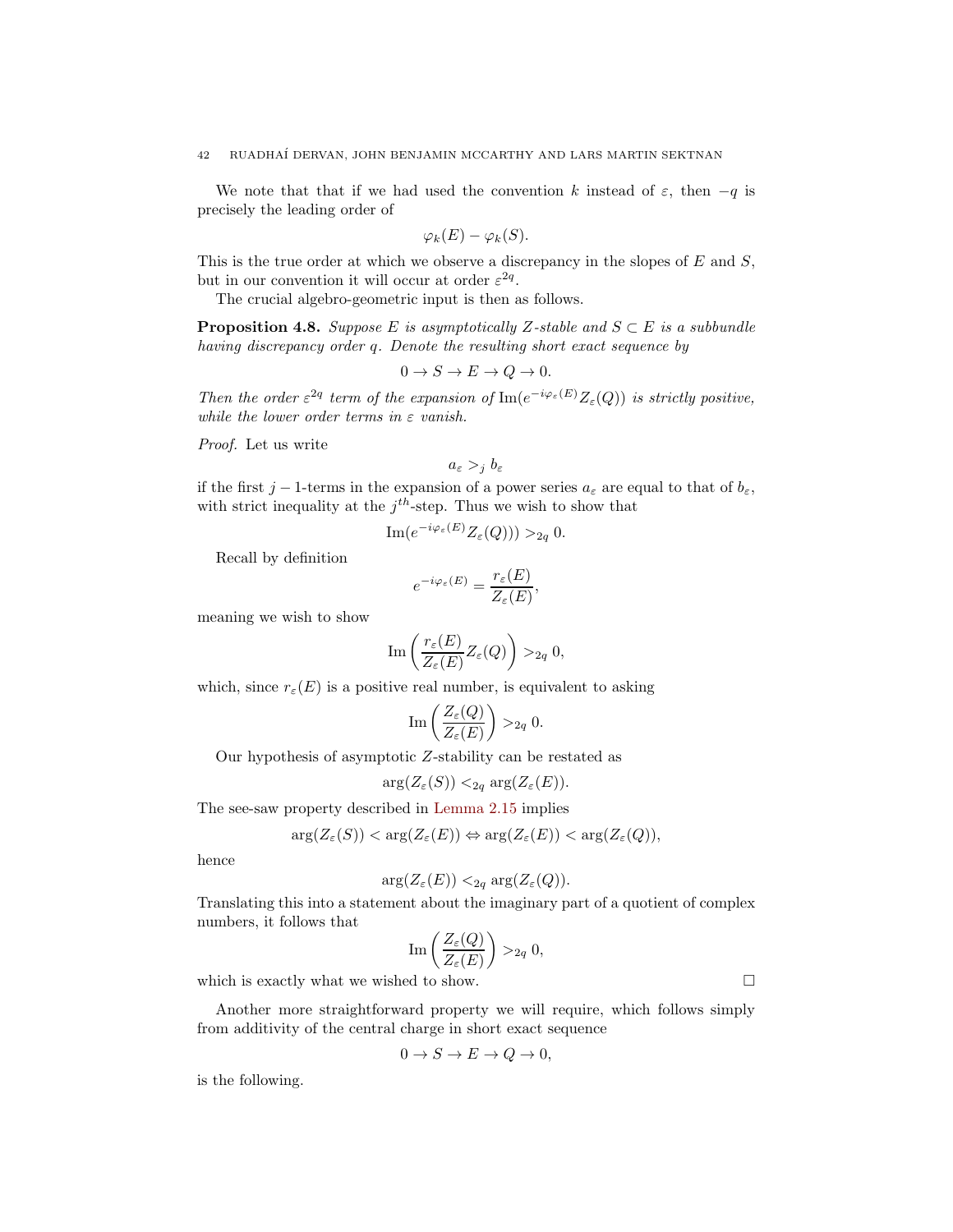We note that that if we had used the convention $k$ instead of $\varepsilon$, then $-q$ is precisely the leading order of

$$\varphi_k(E) - \varphi_k(S).$$

This is the true order at which we observe a discrepancy in the slopes of $E$ and $S$, but in our convention it will occur at order $\varepsilon^{2q}$.

The crucial algebro-geometric input is then as follows.

**Proposition 4.8.** *Suppose $E$ is asymptotically $Z$-stable and $S \subset E$ is a subbundle having discrepancy order $q$. Denote the resulting short exact sequence by*

$$0 \to S \to E \to Q \to 0.$$

*Then the order $\varepsilon^{2q}$ term of the expansion of $\operatorname{Im}(e^{-i\varphi_\varepsilon(E)} Z_\varepsilon(Q))$ is strictly positive, while the lower order terms in $\varepsilon$ vanish.*

*Proof.* Let us write

$$a_\varepsilon >_j b_\varepsilon$$

if the first $j-1$-terms in the expansion of a power series $a_\varepsilon$ are equal to that of $b_\varepsilon$, with strict inequality at the $j^{th}$-step. Thus we wish to show that

$$\operatorname{Im}(e^{-i\varphi_\varepsilon(E)} Z_\varepsilon(Q))) >_{2q} 0.$$

Recall by definition

$$e^{-i\varphi_\varepsilon(E)} = \frac{r_\varepsilon(E)}{Z_\varepsilon(E)},$$

meaning we wish to show

$$\operatorname{Im}\left(\frac{r_\varepsilon(E)}{Z_\varepsilon(E)} Z_\varepsilon(Q)\right) >_{2q} 0,$$

which, since $r_\varepsilon(E)$ is a positive real number, is equivalent to asking

$$\operatorname{Im}\left(\frac{Z_\varepsilon(Q)}{Z_\varepsilon(E)}\right) >_{2q} 0.$$

Our hypothesis of asymptotic $Z$-stability can be restated as

$$\arg(Z_\varepsilon(S)) <_{2q} \arg(Z_\varepsilon(E)).$$

The see-saw property described in Lemma 2.15 implies

$$\arg(Z_\varepsilon(S)) < \arg(Z_\varepsilon(E)) \Leftrightarrow \arg(Z_\varepsilon(E)) < \arg(Z_\varepsilon(Q)),$$

hence

$$\arg(Z_\varepsilon(E)) <_{2q} \arg(Z_\varepsilon(Q)).$$

Translating this into a statement about the imaginary part of a quotient of complex numbers, it follows that

$$\operatorname{Im}\left(\frac{Z_\varepsilon(Q)}{Z_\varepsilon(E)}\right) >_{2q} 0,$$

which is exactly what we wished to show. □

Another more straightforward property we will require, which follows simply from additivity of the central charge in short exact sequence

$$0 \to S \to E \to Q \to 0,$$

is the following.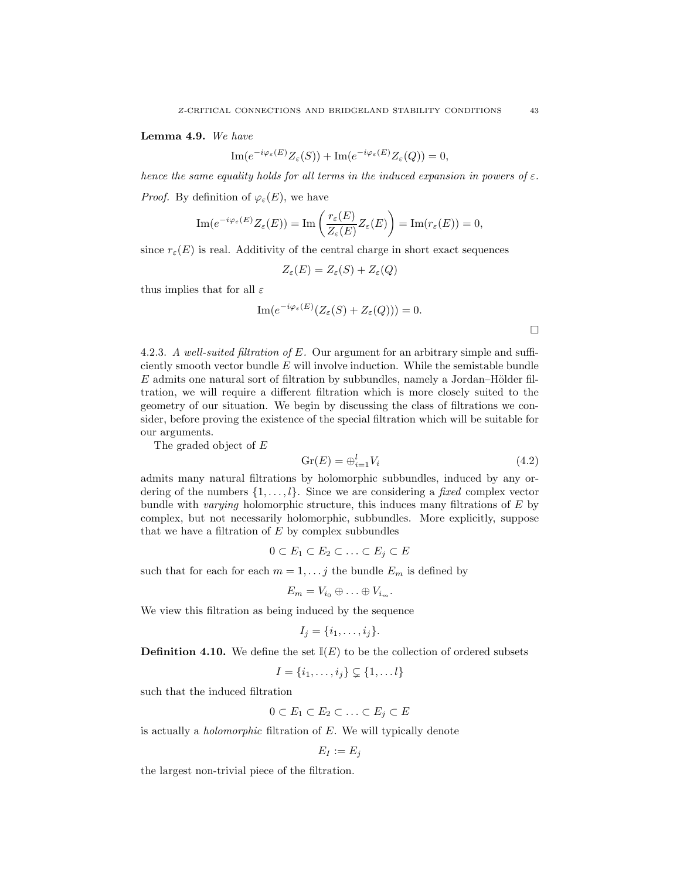**Lemma 4.9.** *We have*

$$\operatorname{Im}(e^{-i\varphi_\varepsilon(E)}Z_\varepsilon(S)) + \operatorname{Im}(e^{-i\varphi_\varepsilon(E)}Z_\varepsilon(Q)) = 0,$$

*hence the same equality holds for all terms in the induced expansion in powers of $\varepsilon$.*

*Proof.* By definition of $\varphi_\varepsilon(E)$, we have

$$\operatorname{Im}(e^{-i\varphi_\varepsilon(E)}Z_\varepsilon(E)) = \operatorname{Im}\left(\frac{r_\varepsilon(E)}{Z_\varepsilon(E)}Z_\varepsilon(E)\right) = \operatorname{Im}(r_\varepsilon(E)) = 0,$$

since $r_\varepsilon(E)$ is real. Additivity of the central charge in short exact sequences

$$Z_\varepsilon(E) = Z_\varepsilon(S) + Z_\varepsilon(Q)$$

thus implies that for all $\varepsilon$

$$\operatorname{Im}(e^{-i\varphi_\varepsilon(E)}(Z_\varepsilon(S) + Z_\varepsilon(Q))) = 0.$$

□

4.2.3. *A well-suited filtration of $E$.* Our argument for an arbitrary simple and sufficiently smooth vector bundle $E$ will involve induction. While the semistable bundle $E$ admits one natural sort of filtration by subbundles, namely a Jordan–Hölder filtration, we will require a different filtration which is more closely suited to the geometry of our situation. We begin by discussing the class of filtrations we consider, before proving the existence of the special filtration which will be suitable for our arguments.

The graded object of $E$

$$\operatorname{Gr}(E) = \oplus_{i=1}^l V_i \tag{4.2}$$

admits many natural filtrations by holomorphic subbundles, induced by any ordering of the numbers $\{1, \dots, l\}$. Since we are considering a *fixed* complex vector bundle with *varying* holomorphic structure, this induces many filtrations of $E$ by complex, but not necessarily holomorphic, subbundles. More explicitly, suppose that we have a filtration of $E$ by complex subbundles

$$0 \subset E_1 \subset E_2 \subset \ldots \subset E_j \subset E$$

such that for each for each $m = 1, \dots j$ the bundle $E_m$ is defined by

$$E_m = V_{i_0} \oplus \ldots \oplus V_{i_m}.$$

We view this filtration as being induced by the sequence

$$I_j = \{i_1, \dots, i_j\}.$$

**Definition 4.10.** We define the set $\mathbb{I}(E)$ to be the collection of ordered subsets

$$I = \{i_1, \dots, i_j\} \subsetneq \{1, \dots l\}$$

such that the induced filtration

$$0 \subset E_1 \subset E_2 \subset \ldots \subset E_j \subset E$$

is actually a *holomorphic* filtration of $E$. We will typically denote

$$E_I := E_j$$

the largest non-trivial piece of the filtration.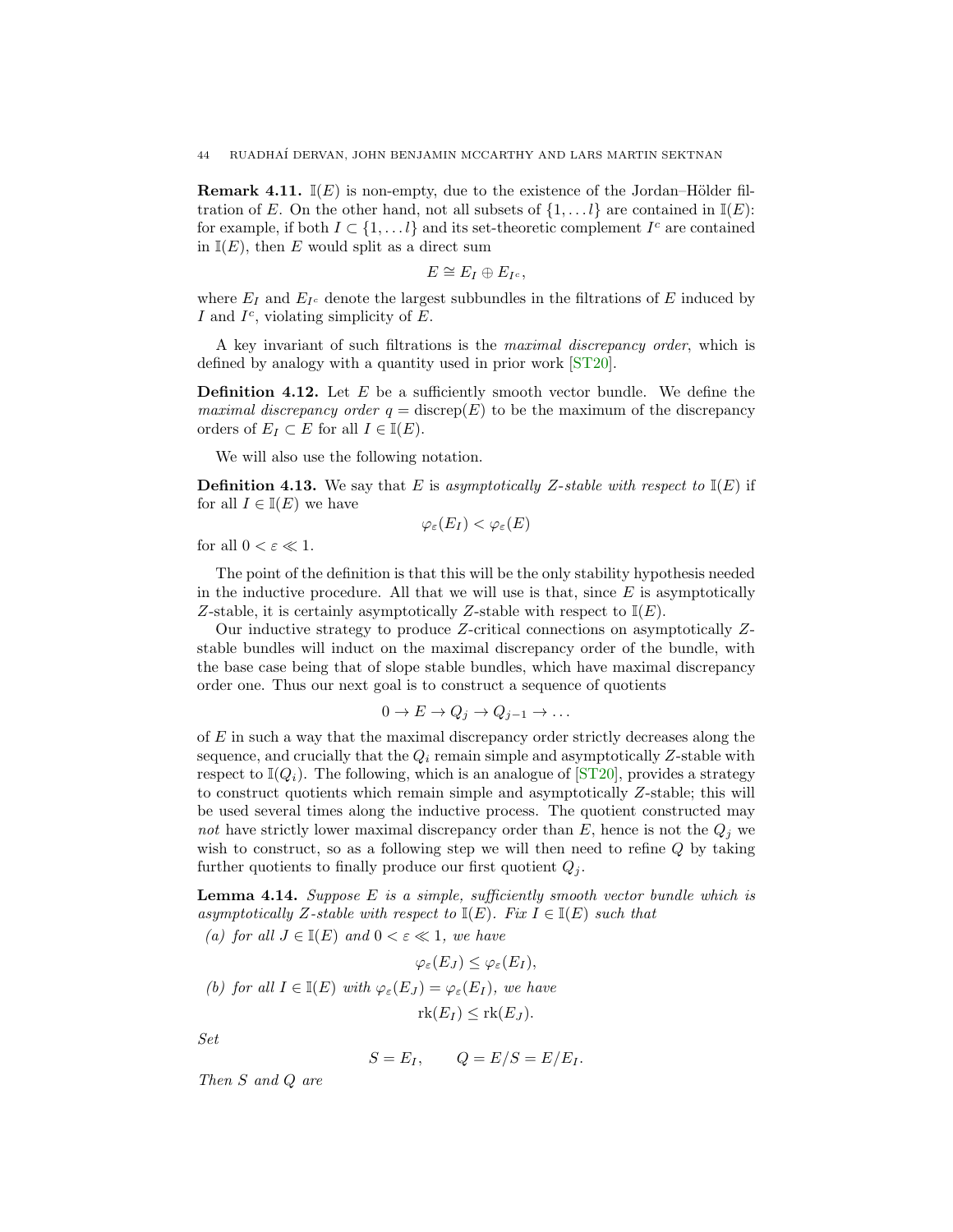**Remark 4.11.** $\mathbb{I}(E)$ is non-empty, due to the existence of the Jordan–Hölder filtration of $E$. On the other hand, not all subsets of $\{1, \dots l\}$ are contained in $\mathbb{I}(E)$: for example, if both $I \subset \{1, \dots l\}$ and its set-theoretic complement $I^c$ are contained in $\mathbb{I}(E)$, then $E$ would split as a direct sum

$$E \cong E_I \oplus E_{I^c},$$

where $E_I$ and $E_{I^c}$ denote the largest subbundles in the filtrations of $E$ induced by $I$ and $I^c$, violating simplicity of $E$.

A key invariant of such filtrations is the *maximal discrepancy order*, which is defined by analogy with a quantity used in prior work [ST20].

**Definition 4.12.** Let $E$ be a sufficiently smooth vector bundle. We define the *maximal discrepancy order* $q = \operatorname{discrep}(E)$ to be the maximum of the discrepancy orders of $E_I \subset E$ for all $I \in \mathbb{I}(E)$.

We will also use the following notation.

**Definition 4.13.** We say that $E$ is *asymptotically Z-stable with respect to* $\mathbb{I}(E)$ if for all $I \in \mathbb{I}(E)$ we have

$$\varphi_\varepsilon(E_I) < \varphi_\varepsilon(E)$$

for all $0 < \varepsilon \ll 1$.

The point of the definition is that this will be the only stability hypothesis needed in the inductive procedure. All that we will use is that, since $E$ is asymptotically $Z$-stable, it is certainly asymptotically $Z$-stable with respect to $\mathbb{I}(E)$.

Our inductive strategy to produce $Z$-critical connections on asymptotically $Z$-stable bundles will induct on the maximal discrepancy order of the bundle, with the base case being that of slope stable bundles, which have maximal discrepancy order one. Thus our next goal is to construct a sequence of quotients

$$0 \to E \to Q_j \to Q_{j-1} \to \dots$$

of $E$ in such a way that the maximal discrepancy order strictly decreases along the sequence, and crucially that the $Q_i$ remain simple and asymptotically $Z$-stable with respect to $\mathbb{I}(Q_i)$. The following, which is an analogue of [ST20], provides a strategy to construct quotients which remain simple and asymptotically $Z$-stable; this will be used several times along the inductive process. The quotient constructed may *not* have strictly lower maximal discrepancy order than $E$, hence is not the $Q_j$ we wish to construct, so as a following step we will then need to refine $Q$ by taking further quotients to finally produce our first quotient $Q_j$.

**Lemma 4.14.** *Suppose $E$ is a simple, sufficiently smooth vector bundle which is asymptotically $Z$-stable with respect to $\mathbb{I}(E)$. Fix $I \in \mathbb{I}(E)$ such that*

*(a) for all $J \in \mathbb{I}(E)$ and $0 < \varepsilon \ll 1$, we have*

$$\varphi_\varepsilon(E_J) \leq \varphi_\varepsilon(E_I),$$

*(b) for all $I \in \mathbb{I}(E)$ with $\varphi_\varepsilon(E_J) = \varphi_\varepsilon(E_I)$, we have*

$$\operatorname{rk}(E_I) \leq \operatorname{rk}(E_J).$$

*Set*

$$S = E_I, \qquad Q = E/S = E/E_I.$$

*Then $S$ and $Q$ are*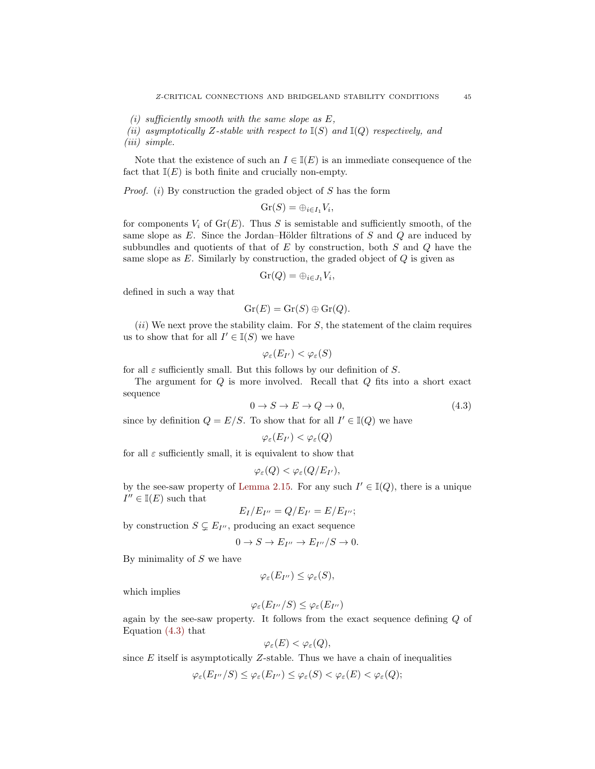*(i) sufficiently smooth with the same slope as $E$,*
*(ii) asymptotically $Z$-stable with respect to $\mathbb{I}(S)$ and $\mathbb{I}(Q)$ respectively, and*
*(iii) simple.*

Note that the existence of such an $I \in \mathbb{I}(E)$ is an immediate consequence of the fact that $\mathbb{I}(E)$ is both finite and crucially non-empty.

*Proof.* $(i)$ By construction the graded object of $S$ has the form

$$\mathrm{Gr}(S) = \oplus_{i \in I_1} V_i,$$

for components $V_i$ of $\mathrm{Gr}(E)$. Thus $S$ is semistable and sufficiently smooth, of the same slope as $E$. Since the Jordan–Hölder filtrations of $S$ and $Q$ are induced by subbundles and quotients of that of $E$ by construction, both $S$ and $Q$ have the same slope as $E$. Similarly by construction, the graded object of $Q$ is given as

$$\mathrm{Gr}(Q) = \oplus_{i \in J_1} V_i,$$

defined in such a way that

$$\mathrm{Gr}(E) = \mathrm{Gr}(S) \oplus \mathrm{Gr}(Q).$$

$(ii)$ We next prove the stability claim. For $S$, the statement of the claim requires us to show that for all $I' \in \mathbb{I}(S)$ we have

$$\varphi_\varepsilon(E_{I'}) < \varphi_\varepsilon(S)$$

for all $\varepsilon$ sufficiently small. But this follows by our definition of $S$.

The argument for $Q$ is more involved. Recall that $Q$ fits into a short exact sequence

$$0 \to S \to E \to Q \to 0, \tag{4.3}$$

since by definition $Q = E/S$. To show that for all $I' \in \mathbb{I}(Q)$ we have

$$\varphi_\varepsilon(E_{I'}) < \varphi_\varepsilon(Q)$$

for all $\varepsilon$ sufficiently small, it is equivalent to show that

$$\varphi_\varepsilon(Q) < \varphi_\varepsilon(Q/E_{I'}),$$

by the see-saw property of Lemma 2.15. For any such $I' \in \mathbb{I}(Q)$, there is a unique $I'' \in \mathbb{I}(E)$ such that

$$E_I/E_{I''} = Q/E_{I'} = E/E_{I''};$$

by construction $S \subsetneq E_{I''}$, producing an exact sequence

$$0 \to S \to E_{I''} \to E_{I''}/S \to 0.$$

By minimality of $S$ we have

$$\varphi_\varepsilon(E_{I''}) \leq \varphi_\varepsilon(S),$$

which implies

$$\varphi_\varepsilon(E_{I''}/S) \leq \varphi_\varepsilon(E_{I''})$$

again by the see-saw property. It follows from the exact sequence defining $Q$ of Equation (4.3) that

$$\varphi_\varepsilon(E) < \varphi_\varepsilon(Q),$$

since $E$ itself is asymptotically $Z$-stable. Thus we have a chain of inequalities

$$\varphi_\varepsilon(E_{I''}/S) \leq \varphi_\varepsilon(E_{I''}) \leq \varphi_\varepsilon(S) < \varphi_\varepsilon(E) < \varphi_\varepsilon(Q);$$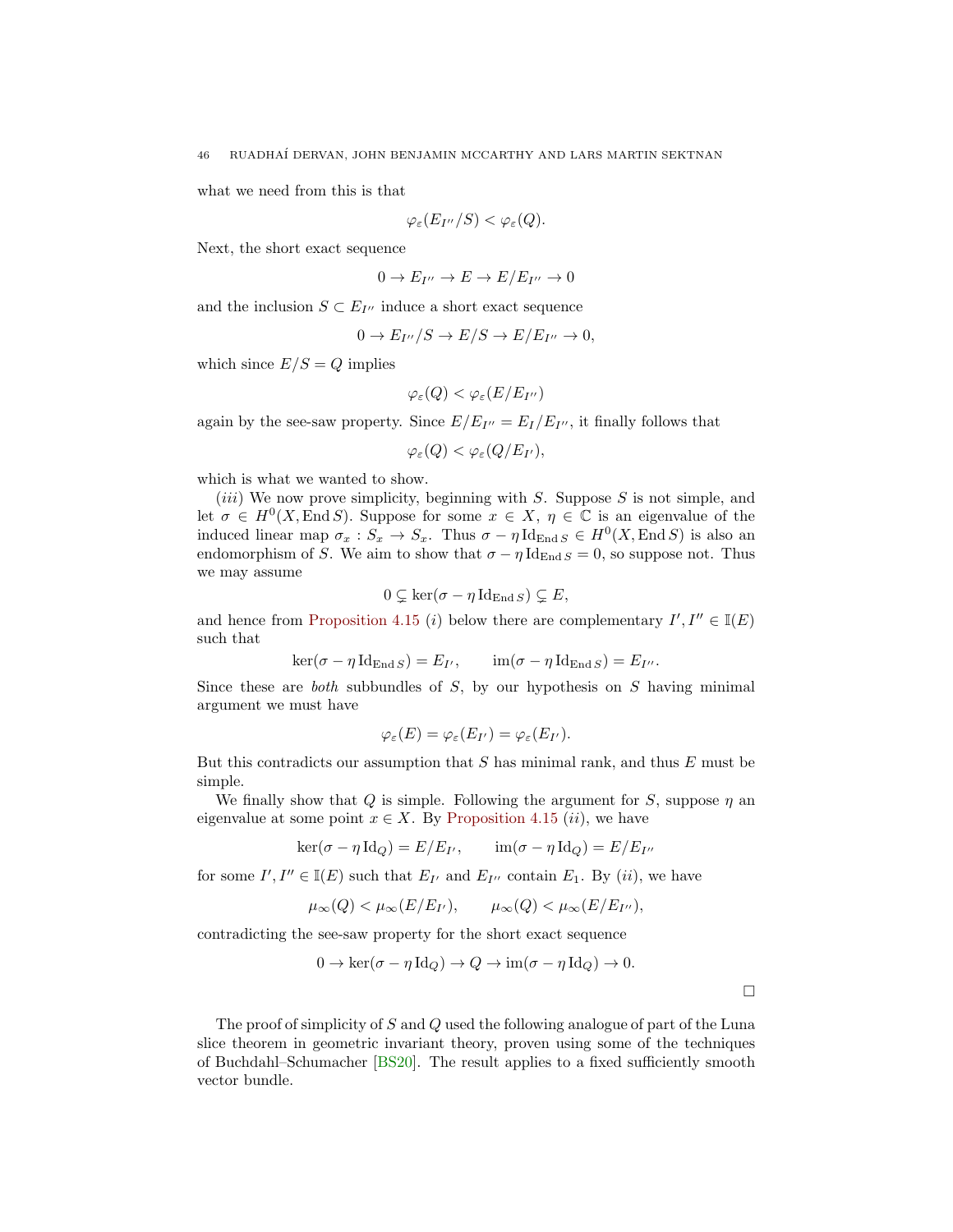what we need from this is that

$$\varphi_\varepsilon(E_{I''}/S) < \varphi_\varepsilon(Q).$$

Next, the short exact sequence

$$0 \to E_{I''} \to E \to E/E_{I''} \to 0$$

and the inclusion $S \subset E_{I''}$ induce a short exact sequence

$$0 \to E_{I''}/S \to E/S \to E/E_{I''} \to 0,$$

which since $E/S = Q$ implies

$$\varphi_\varepsilon(Q) < \varphi_\varepsilon(E/E_{I''})$$

again by the see-saw property. Since $E/E_{I''} = E_I/E_{I''}$, it finally follows that

$$\varphi_\varepsilon(Q) < \varphi_\varepsilon(Q/E_{I'}),$$

which is what we wanted to show.

$(iii)$ We now prove simplicity, beginning with $S$. Suppose $S$ is not simple, and let $\sigma \in H^0(X, \operatorname{End} S)$. Suppose for some $x \in X$, $\eta \in \mathbb{C}$ is an eigenvalue of the induced linear map $\sigma_x : S_x \to S_x$. Thus $\sigma - \eta \operatorname{Id}_{\operatorname{End} S} \in H^0(X, \operatorname{End} S)$ is also an endomorphism of $S$. We aim to show that $\sigma - \eta \operatorname{Id}_{\operatorname{End} S} = 0$, so suppose not. Thus we may assume

$$0 \subsetneq \ker(\sigma - \eta \operatorname{Id}_{\operatorname{End} S}) \subsetneq E,$$

and hence from Proposition 4.15 $(i)$ below there are complementary $I', I'' \in \mathbb{I}(E)$ such that

$$\ker(\sigma - \eta \operatorname{Id}_{\operatorname{End} S}) = E_{I'}, \qquad \operatorname{im}(\sigma - \eta \operatorname{Id}_{\operatorname{End} S}) = E_{I''}.$$

Since these are *both* subbundles of $S$, by our hypothesis on $S$ having minimal argument we must have

$$\varphi_\varepsilon(E) = \varphi_\varepsilon(E_{I'}) = \varphi_\varepsilon(E_{I'}).$$

But this contradicts our assumption that $S$ has minimal rank, and thus $E$ must be simple.

We finally show that $Q$ is simple. Following the argument for $S$, suppose $\eta$ an eigenvalue at some point $x \in X$. By Proposition 4.15 $(ii)$, we have

$$\ker(\sigma - \eta \operatorname{Id}_Q) = E/E_{I'}, \qquad \operatorname{im}(\sigma - \eta \operatorname{Id}_Q) = E/E_{I''}$$

for some $I', I'' \in \mathbb{I}(E)$ such that $E_{I'}$ and $E_{I''}$ contain $E_1$. By $(ii)$, we have

$$\mu_\infty(Q) < \mu_\infty(E/E_{I'}), \qquad \mu_\infty(Q) < \mu_\infty(E/E_{I''}),$$

contradicting the see-saw property for the short exact sequence

$$0 \to \ker(\sigma - \eta \operatorname{Id}_Q) \to Q \to \operatorname{im}(\sigma - \eta \operatorname{Id}_Q) \to 0.$$

$\square$

The proof of simplicity of $S$ and $Q$ used the following analogue of part of the Luna slice theorem in geometric invariant theory, proven using some of the techniques of Buchdahl–Schumacher [BS20]. The result applies to a fixed sufficiently smooth vector bundle.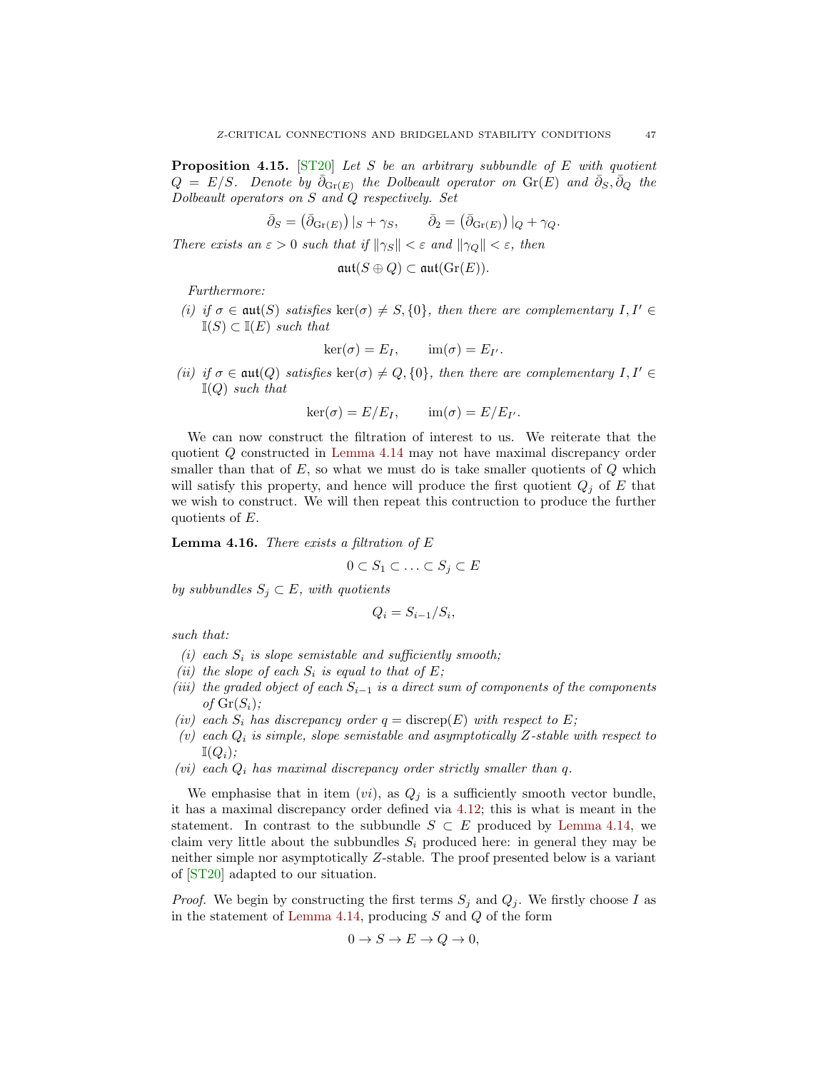**Proposition 4.15.** [ST20] *Let $S$ be an arbitrary subbundle of $E$ with quotient $Q = E/S$. Denote by $\bar{\partial}_{\mathrm{Gr}(E)}$ the Dolbeault operator on $\mathrm{Gr}(E)$ and $\bar{\partial}_S, \bar{\partial}_Q$ the Dolbeault operators on $S$ and $Q$ respectively. Set*

$$\bar{\partial}_S = \left(\bar{\partial}_{\mathrm{Gr}(E)}\right)|_S + \gamma_S, \qquad \bar{\partial}_2 = \left(\bar{\partial}_{\mathrm{Gr}(E)}\right)|_Q + \gamma_Q.$$

*There exists an $\varepsilon > 0$ such that if $\|\gamma_S\| < \varepsilon$ and $\|\gamma_Q\| < \varepsilon$, then*

$$\mathfrak{aut}(S \oplus Q) \subset \mathfrak{aut}(\mathrm{Gr}(E)).$$

*Furthermore:*

*(i) if $\sigma \in \mathfrak{aut}(S)$ satisfies $\ker(\sigma) \neq S, \{0\}$, then there are complementary $I, I' \in \mathbb{I}(S) \subset \mathbb{I}(E)$ such that*

$$\ker(\sigma) = E_I, \qquad \mathrm{im}(\sigma) = E_{I'}.$$

*(ii) if $\sigma \in \mathfrak{aut}(Q)$ satisfies $\ker(\sigma) \neq Q, \{0\}$, then there are complementary $I, I' \in \mathbb{I}(Q)$ such that*

$$\ker(\sigma) = E/E_I, \qquad \mathrm{im}(\sigma) = E/E_{I'}.$$

We can now construct the filtration of interest to us. We reiterate that the quotient $Q$ constructed in Lemma 4.14 may not have maximal discrepancy order smaller than that of $E$, so what we must do is take smaller quotients of $Q$ which will satisfy this property, and hence will produce the first quotient $Q_j$ of $E$ that we wish to construct. We will then repeat this contruction to produce the further quotients of $E$.

**Lemma 4.16.** *There exists a filtration of $E$*

$$0 \subset S_1 \subset \ldots \subset S_j \subset E$$

*by subbundles $S_j \subset E$, with quotients*

$$Q_i = S_{i-1}/S_i,$$

*such that:*

*(i) each $S_i$ is slope semistable and sufficiently smooth;*

*(ii) the slope of each $S_i$ is equal to that of $E$;*

*(iii) the graded object of each $S_{i-1}$ is a direct sum of components of the components of $\mathrm{Gr}(S_i)$;*

*(iv) each $S_i$ has discrepancy order $q = \mathrm{discrep}(E)$ with respect to $E$;*

*(v) each $Q_i$ is simple, slope semistable and asymptotically $Z$-stable with respect to $\mathbb{I}(Q_i)$;*

*(vi) each $Q_i$ has maximal discrepancy order strictly smaller than $q$.*

We emphasise that in item $(vi)$, as $Q_j$ is a sufficiently smooth vector bundle, it has a maximal discrepancy order defined via 4.12; this is what is meant in the statement. In contrast to the subbundle $S \subset E$ produced by Lemma 4.14, we claim very little about the subbundles $S_i$ produced here: in general they may be neither simple nor asymptotically $Z$-stable. The proof presented below is a variant of [ST20] adapted to our situation.

*Proof.* We begin by constructing the first terms $S_j$ and $Q_j$. We firstly choose $I$ as in the statement of Lemma 4.14, producing $S$ and $Q$ of the form

$$0 \to S \to E \to Q \to 0,$$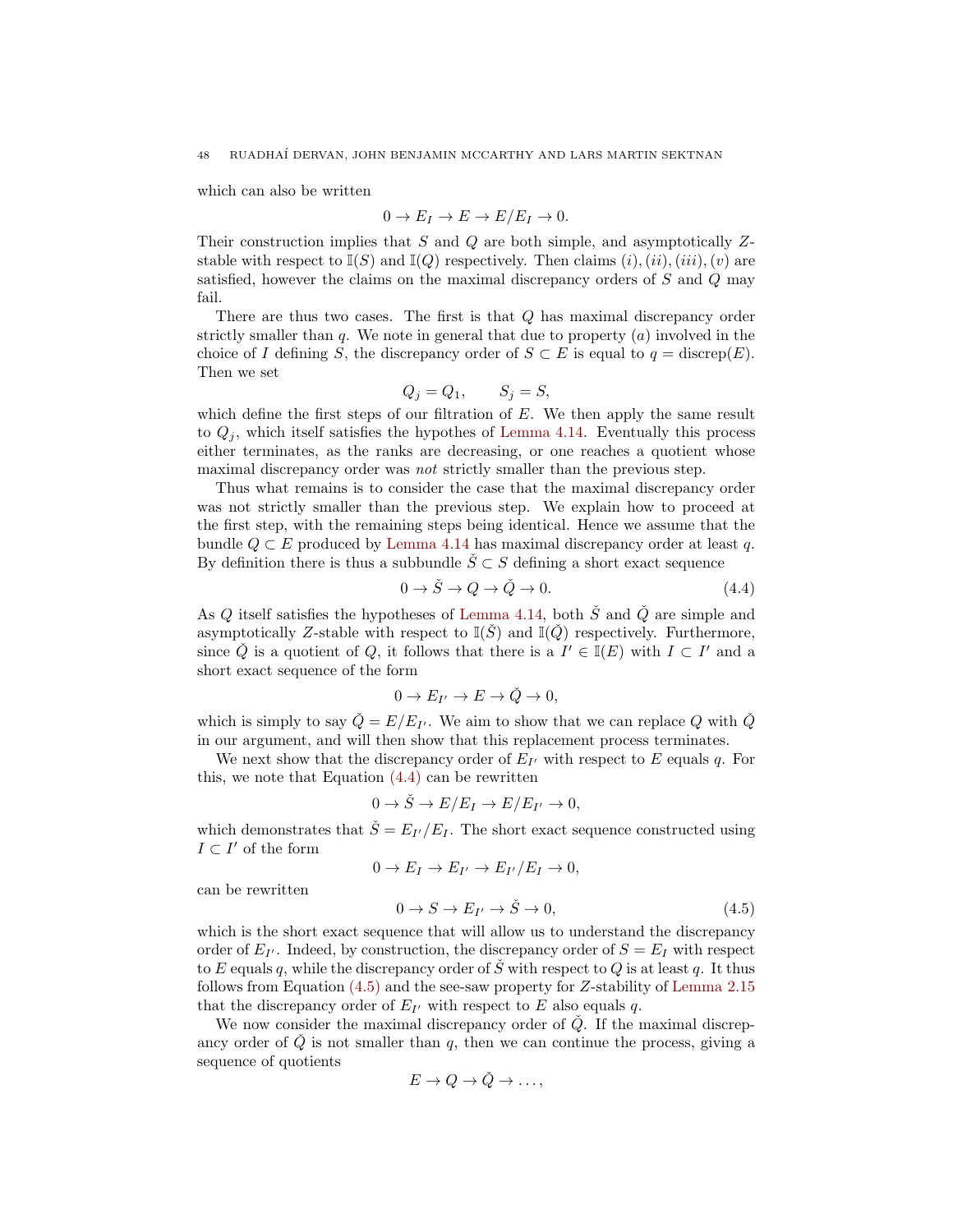which can also be written

$$0 \to E_I \to E \to E/E_I \to 0.$$

Their construction implies that $S$ and $Q$ are both simple, and asymptotically $Z$-stable with respect to $\mathbb{I}(S)$ and $\mathbb{I}(Q)$ respectively. Then claims $(i), (ii), (iii), (v)$ are satisfied, however the claims on the maximal discrepancy orders of $S$ and $Q$ may fail.

There are thus two cases. The first is that $Q$ has maximal discrepancy order strictly smaller than $q$. We note in general that due to property $(a)$ involved in the choice of $I$ defining $S$, the discrepancy order of $S \subset E$ is equal to $q = \operatorname{discrep}(E)$. Then we set

$$Q_j = Q_1, \qquad S_j = S,$$

which define the first steps of our filtration of $E$. We then apply the same result to $Q_j$, which itself satisfies the hypothes of Lemma 4.14. Eventually this process either terminates, as the ranks are decreasing, or one reaches a quotient whose maximal discrepancy order was *not* strictly smaller than the previous step.

Thus what remains is to consider the case that the maximal discrepancy order was not strictly smaller than the previous step. We explain how to proceed at the first step, with the remaining steps being identical. Hence we assume that the bundle $Q \subset E$ produced by Lemma 4.14 has maximal discrepancy order at least $q$. By definition there is thus a subbundle $\check{S} \subset S$ defining a short exact sequence

$$0 \to \check{S} \to Q \to \check{Q} \to 0. \tag{4.4}$$

As $Q$ itself satisfies the hypotheses of Lemma 4.14, both $\check{S}$ and $\check{Q}$ are simple and asymptotically $Z$-stable with respect to $\mathbb{I}(\check{S})$ and $\mathbb{I}(\check{Q})$ respectively. Furthermore, since $\check{Q}$ is a quotient of $Q$, it follows that there is a $I' \in \mathbb{I}(E)$ with $I \subset I'$ and a short exact sequence of the form

$$0 \to E_{I'} \to E \to \check{Q} \to 0,$$

which is simply to say $\check{Q} = E/E_{I'}$. We aim to show that we can replace $Q$ with $\check{Q}$ in our argument, and will then show that this replacement process terminates.

We next show that the discrepancy order of $E_{I'}$ with respect to $E$ equals $q$. For this, we note that Equation (4.4) can be rewritten

$$0 \to \check{S} \to E/E_I \to E/E_{I'} \to 0,$$

which demonstrates that $\check{S} = E_{I'}/E_I$. The short exact sequence constructed using $I \subset I'$ of the form

$$0 \to E_I \to E_{I'} \to E_{I'}/E_I \to 0,$$

can be rewritten

$$0 \to S \to E_{I'} \to \check{S} \to 0, \tag{4.5}$$

which is the short exact sequence that will allow us to understand the discrepancy order of $E_{I'}$. Indeed, by construction, the discrepancy order of $S = E_I$ with respect to $E$ equals $q$, while the discrepancy order of $\check{S}$ with respect to $Q$ is at least $q$. It thus follows from Equation (4.5) and the see-saw property for $Z$-stability of Lemma 2.15 that the discrepancy order of $E_{I'}$ with respect to $E$ also equals $q$.

We now consider the maximal discrepancy order of $\check{Q}$. If the maximal discrepancy order of $\check{Q}$ is not smaller than $q$, then we can continue the process, giving a sequence of quotients

$$E \to Q \to \check{Q} \to \dots,$$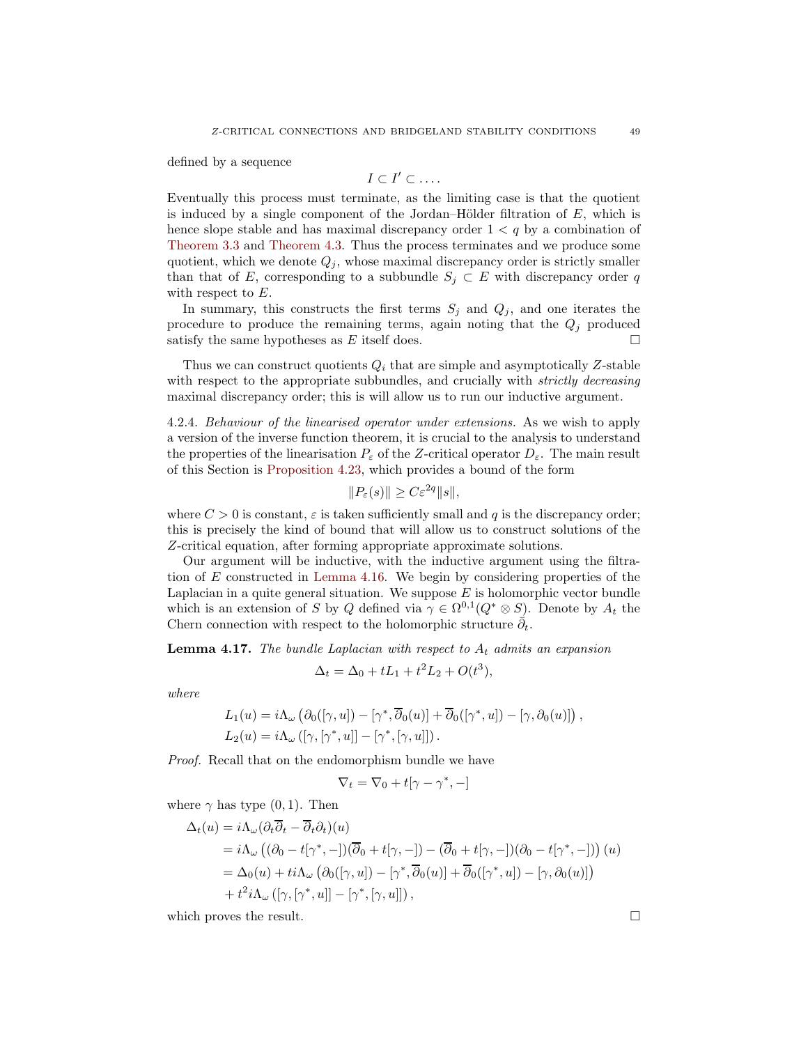defined by a sequence

$$I \subset I' \subset \dots .$$

Eventually this process must terminate, as the limiting case is that the quotient is induced by a single component of the Jordan–Hölder filtration of $E$, which is hence slope stable and has maximal discrepancy order $1 < q$ by a combination of Theorem 3.3 and Theorem 4.3. Thus the process terminates and we produce some quotient, which we denote $Q_j$, whose maximal discrepancy order is strictly smaller than that of $E$, corresponding to a subbundle $S_j \subset E$ with discrepancy order $q$ with respect to $E$.

In summary, this constructs the first terms $S_j$ and $Q_j$, and one iterates the procedure to produce the remaining terms, again noting that the $Q_j$ produced satisfy the same hypotheses as $E$ itself does. □

Thus we can construct quotients $Q_i$ that are simple and asymptotically $Z$-stable with respect to the appropriate subbundles, and crucially with *strictly decreasing* maximal discrepancy order; this is will allow us to run our inductive argument.

4.2.4. *Behaviour of the linearised operator under extensions.* As we wish to apply a version of the inverse function theorem, it is crucial to the analysis to understand the properties of the linearisation $P_\varepsilon$ of the $Z$-critical operator $D_\varepsilon$. The main result of this Section is Proposition 4.23, which provides a bound of the form

$$\|P_\varepsilon(s)\| \geq C\varepsilon^{2q}\|s\|,$$

where $C > 0$ is constant, $\varepsilon$ is taken sufficiently small and $q$ is the discrepancy order; this is precisely the kind of bound that will allow us to construct solutions of the $Z$-critical equation, after forming appropriate approximate solutions.

Our argument will be inductive, with the inductive argument using the filtration of $E$ constructed in Lemma 4.16. We begin by considering properties of the Laplacian in a quite general situation. We suppose $E$ is holomorphic vector bundle which is an extension of $S$ by $Q$ defined via $\gamma \in \Omega^{0,1}(Q^* \otimes S)$. Denote by $A_t$ the Chern connection with respect to the holomorphic structure $\bar{\partial}_t$.

**Lemma 4.17.** *The bundle Laplacian with respect to $A_t$ admits an expansion*

$$\Delta_t = \Delta_0 + tL_1 + t^2L_2 + O(t^3),$$

*where*

$$L_1(u) = i\Lambda_\omega\left(\partial_0([\gamma, u]) - [\gamma^*, \overline{\partial}_0(u)] + \overline{\partial}_0([\gamma^*, u]) - [\gamma, \partial_0(u)]\right),$$
$$L_2(u) = i\Lambda_\omega\left([\gamma, [\gamma^*, u]] - [\gamma^*, [\gamma, u]]\right).$$

*Proof.* Recall that on the endomorphism bundle we have

$$\nabla_t = \nabla_0 + t[\gamma - \gamma^*, -]$$

where $\gamma$ has type $(0,1)$. Then

$$\begin{aligned}
\Delta_t(u) &= i\Lambda_\omega(\partial_t\overline{\partial}_t - \overline{\partial}_t\partial_t)(u) \\
&= i\Lambda_\omega\left((\partial_0 - t[\gamma^*, -])(\overline{\partial}_0 + t[\gamma, -]) - (\overline{\partial}_0 + t[\gamma, -])(\partial_0 - t[\gamma^*, -])\right)(u) \\
&= \Delta_0(u) + ti\Lambda_\omega\left(\partial_0([\gamma, u]) - [\gamma^*, \overline{\partial}_0(u)] + \overline{\partial}_0([\gamma^*, u]) - [\gamma, \partial_0(u)]\right) \\
&\quad + t^2 i\Lambda_\omega\left([\gamma, [\gamma^*, u]] - [\gamma^*, [\gamma, u]]\right),
\end{aligned}$$

which proves the result. □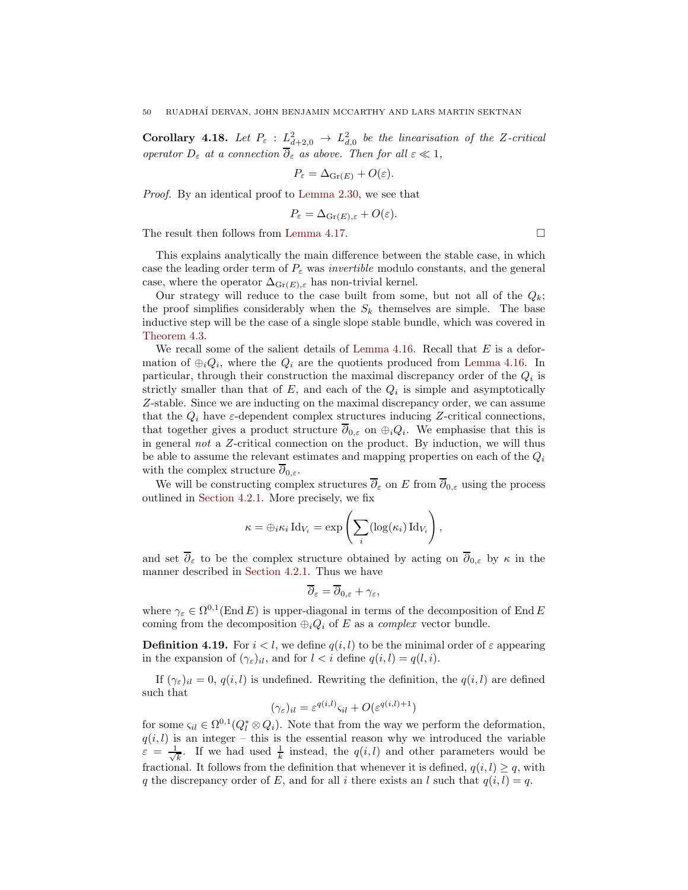**Corollary 4.18.** *Let $P_\varepsilon : L^2_{d+2,0} \to L^2_{d,0}$ be the linearisation of the Z-critical operator $D_\varepsilon$ at a connection $\overline{\partial}_\varepsilon$ as above. Then for all $\varepsilon \ll 1$,*

$$P_\varepsilon = \Delta_{\mathrm{Gr}(E)} + O(\varepsilon).$$

*Proof.* By an identical proof to Lemma 2.30, we see that

$$P_\varepsilon = \Delta_{\mathrm{Gr}(E),\varepsilon} + O(\varepsilon).$$

The result then follows from Lemma 4.17. □

This explains analytically the main difference between the stable case, in which case the leading order term of $P_\varepsilon$ was *invertible* modulo constants, and the general case, where the operator $\Delta_{\mathrm{Gr}(E),\varepsilon}$ has non-trivial kernel.

Our strategy will reduce to the case built from some, but not all of the $Q_k$; the proof simplifies considerably when the $S_k$ themselves are simple. The base inductive step will be the case of a single slope stable bundle, which was covered in Theorem 4.3.

We recall some of the salient details of Lemma 4.16. Recall that $E$ is a deformation of $\oplus_i Q_i$, where the $Q_i$ are the quotients produced from Lemma 4.16. In particular, through their construction the maximal discrepancy order of the $Q_i$ is strictly smaller than that of $E$, and each of the $Q_i$ is simple and asymptotically $Z$-stable. Since we are inducting on the maximal discrepancy order, we can assume that the $Q_i$ have $\varepsilon$-dependent complex structures inducing $Z$-critical connections, that together gives a product structure $\overline{\partial}_{0,\varepsilon}$ on $\oplus_i Q_i$. We emphasise that this is in general *not* a $Z$-critical connection on the product. By induction, we will thus be able to assume the relevant estimates and mapping properties on each of the $Q_i$ with the complex structure $\overline{\partial}_{0,\varepsilon}$.

We will be constructing complex structures $\overline{\partial}_\varepsilon$ on $E$ from $\overline{\partial}_{0,\varepsilon}$ using the process outlined in Section 4.2.1. More precisely, we fix

$$\kappa = \oplus_i \kappa_i \operatorname{Id}_{V_i} = \exp\left(\sum_i (\log(\kappa_i)\operatorname{Id}_{V_i}\right),$$

and set $\overline{\partial}_\varepsilon$ to be the complex structure obtained by acting on $\overline{\partial}_{0,\varepsilon}$ by $\kappa$ in the manner described in Section 4.2.1. Thus we have

$$\overline{\partial}_\varepsilon = \overline{\partial}_{0,\varepsilon} + \gamma_\varepsilon,$$

where $\gamma_\varepsilon \in \Omega^{0,1}(\operatorname{End} E)$ is upper-diagonal in terms of the decomposition of $\operatorname{End} E$ coming from the decomposition $\oplus_i Q_i$ of $E$ as a *complex* vector bundle.

**Definition 4.19.** For $i < l$, we define $q(i,l)$ to be the minimal order of $\varepsilon$ appearing in the expansion of $(\gamma_\varepsilon)_{il}$, and for $l < i$ define $q(i,l) = q(l,i)$.

If $(\gamma_\varepsilon)_{il} = 0$, $q(i,l)$ is undefined. Rewriting the definition, the $q(i,l)$ are defined such that

$$(\gamma_\varepsilon)_{il} = \varepsilon^{q(i,l)}\varsigma_{il} + O(\varepsilon^{q(i,l)+1})$$

for some $\varsigma_{il} \in \Omega^{0,1}(Q_l^* \otimes Q_i)$. Note that from the way we perform the deformation, $q(i,l)$ is an integer – this is the essential reason why we introduced the variable $\varepsilon = \frac{1}{\sqrt{k}}$. If we had used $\frac{1}{k}$ instead, the $q(i,l)$ and other parameters would be fractional. It follows from the definition that whenever it is defined, $q(i,l) \geq q$, with $q$ the discrepancy order of $E$, and for all $i$ there exists an $l$ such that $q(i,l) = q$.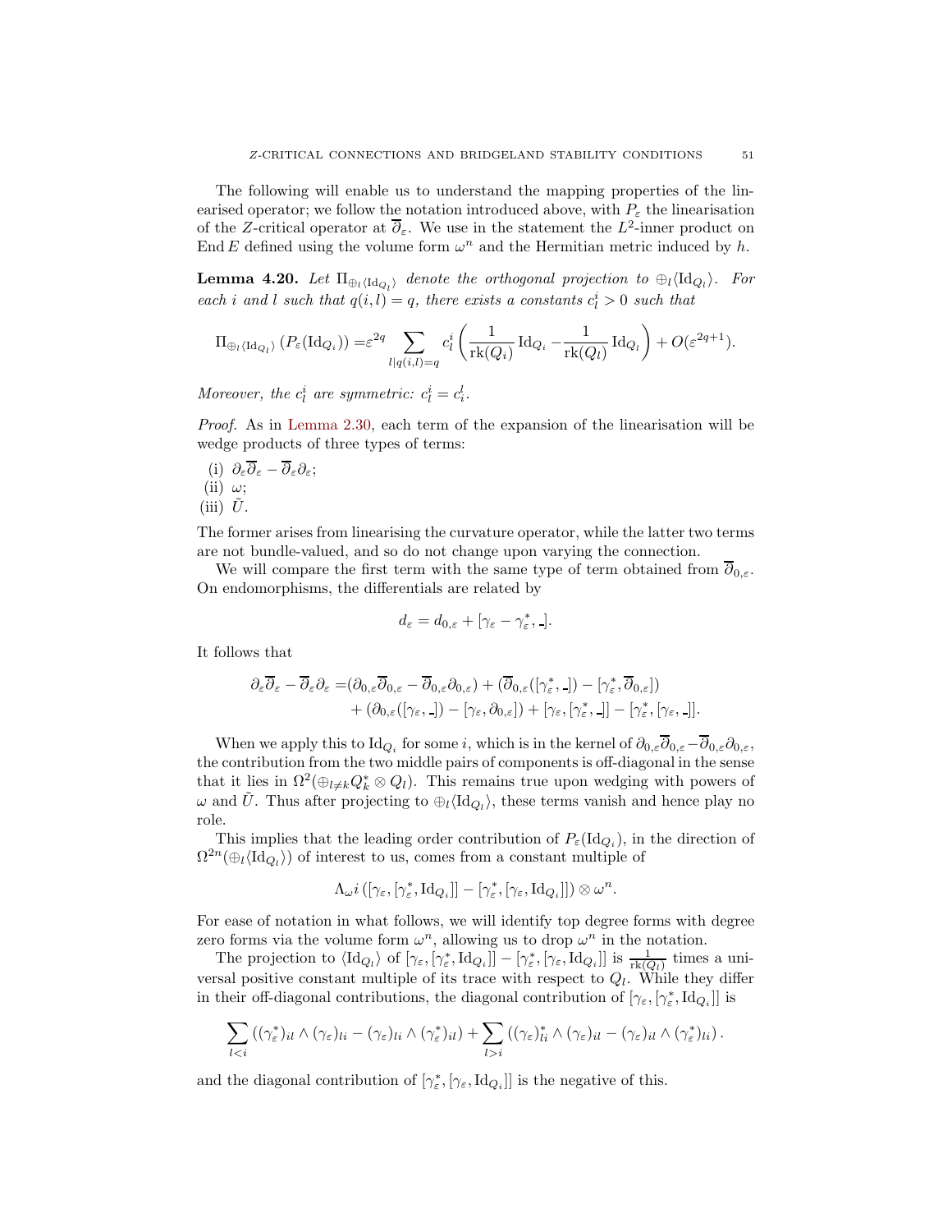The following will enable us to understand the mapping properties of the linearised operator; we follow the notation introduced above, with $P_\varepsilon$ the linearisation of the $Z$-critical operator at $\overline{\partial}_\varepsilon$. We use in the statement the $L^2$-inner product on $\operatorname{End} E$ defined using the volume form $\omega^n$ and the Hermitian metric induced by $h$.

**Lemma 4.20.** *Let $\Pi_{\oplus_l \langle \mathrm{Id}_{Q_l}\rangle}$ denote the orthogonal projection to $\oplus_l \langle \mathrm{Id}_{Q_l}\rangle$. For each $i$ and $l$ such that $q(i,l) = q$, there exists a constants $c_l^i > 0$ such that*

$$\Pi_{\oplus_l \langle \mathrm{Id}_{Q_l}\rangle}\left(P_\varepsilon(\mathrm{Id}_{Q_i})\right) = \varepsilon^{2q} \sum_{l \mid q(i,l)=q} c_l^i \left(\frac{1}{\mathrm{rk}(Q_i)}\mathrm{Id}_{Q_i} - \frac{1}{\mathrm{rk}(Q_l)}\mathrm{Id}_{Q_l}\right) + O(\varepsilon^{2q+1}).$$

*Moreover, the $c_l^i$ are symmetric: $c_l^i = c_i^l$.*

*Proof.* As in Lemma 2.30, each term of the expansion of the linearisation will be wedge products of three types of terms:

(i) $\partial_\varepsilon \overline{\partial}_\varepsilon - \overline{\partial}_\varepsilon \partial_\varepsilon$;
(ii) $\omega$;
(iii) $\tilde{U}$.

The former arises from linearising the curvature operator, while the latter two terms are not bundle-valued, and so do not change upon varying the connection.

We will compare the first term with the same type of term obtained from $\overline{\partial}_{0,\varepsilon}$. On endomorphisms, the differentials are related by

$$d_\varepsilon = d_{0,\varepsilon} + [\gamma_\varepsilon - \gamma_\varepsilon^*, \_].$$

It follows that

$$\begin{aligned}
\partial_\varepsilon \overline{\partial}_\varepsilon - \overline{\partial}_\varepsilon \partial_\varepsilon =& (\partial_{0,\varepsilon}\overline{\partial}_{0,\varepsilon} - \overline{\partial}_{0,\varepsilon}\partial_{0,\varepsilon}) + (\overline{\partial}_{0,\varepsilon}([\gamma_\varepsilon^*, \_]) - [\gamma_\varepsilon^*, \overline{\partial}_{0,\varepsilon}]) \\
&+ (\partial_{0,\varepsilon}([\gamma_\varepsilon, \_]) - [\gamma_\varepsilon, \partial_{0,\varepsilon}]) + [\gamma_\varepsilon, [\gamma_\varepsilon^*, \_]] - [\gamma_\varepsilon^*, [\gamma_\varepsilon, \_]].
\end{aligned}$$

When we apply this to $\mathrm{Id}_{Q_i}$ for some $i$, which is in the kernel of $\partial_{0,\varepsilon}\overline{\partial}_{0,\varepsilon} - \overline{\partial}_{0,\varepsilon}\partial_{0,\varepsilon}$, the contribution from the two middle pairs of components is off-diagonal in the sense that it lies in $\Omega^2(\oplus_{l \neq k} Q_k^* \otimes Q_l)$. This remains true upon wedging with powers of $\omega$ and $\tilde{U}$. Thus after projecting to $\oplus_l \langle \mathrm{Id}_{Q_l}\rangle$, these terms vanish and hence play no role.

This implies that the leading order contribution of $P_\varepsilon(\mathrm{Id}_{Q_i})$, in the direction of $\Omega^{2n}(\oplus_l \langle \mathrm{Id}_{Q_l}\rangle)$ of interest to us, comes from a constant multiple of

$$\Lambda_\omega i \left([\gamma_\varepsilon, [\gamma_\varepsilon^*, \mathrm{Id}_{Q_i}]] - [\gamma_\varepsilon^*, [\gamma_\varepsilon, \mathrm{Id}_{Q_i}]]\right) \otimes \omega^n.$$

For ease of notation in what follows, we will identify top degree forms with degree zero forms via the volume form $\omega^n$, allowing us to drop $\omega^n$ in the notation.

The projection to $\langle \mathrm{Id}_{Q_l}\rangle$ of $[\gamma_\varepsilon, [\gamma_\varepsilon^*, \mathrm{Id}_{Q_i}]] - [\gamma_\varepsilon^*, [\gamma_\varepsilon, \mathrm{Id}_{Q_i}]]$ is $\frac{1}{\mathrm{rk}(Q_l)}$ times a universal positive constant multiple of its trace with respect to $Q_l$. While they differ in their off-diagonal contributions, the diagonal contribution of $[\gamma_\varepsilon, [\gamma_\varepsilon^*, \mathrm{Id}_{Q_i}]]$ is

$$\sum_{l<i} \left((\gamma_\varepsilon^*)_{il} \wedge (\gamma_\varepsilon)_{li} - (\gamma_\varepsilon)_{li} \wedge (\gamma_\varepsilon^*)_{il}\right) + \sum_{l>i} \left((\gamma_\varepsilon)^*_{li} \wedge (\gamma_\varepsilon)_{il} - (\gamma_\varepsilon)_{il} \wedge (\gamma_\varepsilon^*)_{li}\right).$$

and the diagonal contribution of $[\gamma_\varepsilon^*, [\gamma_\varepsilon, \mathrm{Id}_{Q_i}]]$ is the negative of this.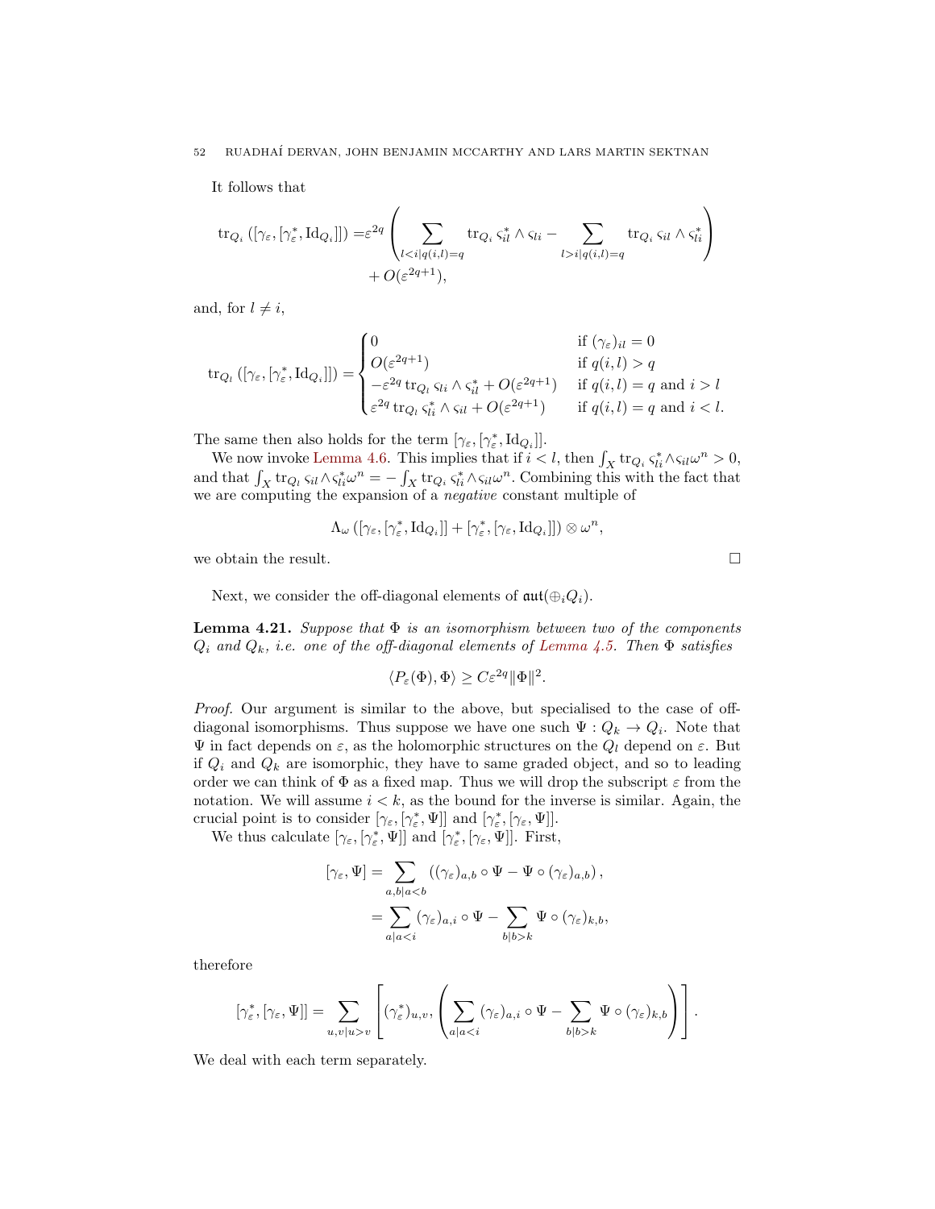It follows that

$$\begin{aligned}\operatorname{tr}_{Q_i}\left([\gamma_\varepsilon,[\gamma_\varepsilon^*,\mathrm{Id}_{Q_i}]]\right) =& \varepsilon^{2q}\left(\sum_{l<i|q(i,l)=q}\operatorname{tr}_{Q_i}\varsigma_{il}^*\wedge\varsigma_{li}-\sum_{l>i|q(i,l)=q}\operatorname{tr}_{Q_i}\varsigma_{il}\wedge\varsigma_{li}^*\right)\\&+O(\varepsilon^{2q+1}),\end{aligned}$$

and, for $l\neq i$,

$$\operatorname{tr}_{Q_l}\left([\gamma_\varepsilon,[\gamma_\varepsilon^*,\mathrm{Id}_{Q_i}]]\right)=\begin{cases}0 & \text{if } (\gamma_\varepsilon)_{il}=0\\ O(\varepsilon^{2q+1}) & \text{if } q(i,l)>q\\ -\varepsilon^{2q}\operatorname{tr}_{Q_l}\varsigma_{li}\wedge\varsigma_{il}^*+O(\varepsilon^{2q+1}) & \text{if } q(i,l)=q \text{ and } i>l\\ \varepsilon^{2q}\operatorname{tr}_{Q_l}\varsigma_{li}^*\wedge\varsigma_{il}+O(\varepsilon^{2q+1}) & \text{if } q(i,l)=q \text{ and } i<l.\end{cases}$$

The same then also holds for the term $[\gamma_\varepsilon,[\gamma_\varepsilon^*,\mathrm{Id}_{Q_i}]]$.

We now invoke Lemma 4.6. This implies that if $i<l$, then $\int_X\operatorname{tr}_{Q_i}\varsigma_{li}^*\wedge\varsigma_{il}\omega^n>0$, and that $\int_X\operatorname{tr}_{Q_l}\varsigma_{il}\wedge\varsigma_{li}^*\omega^n=-\int_X\operatorname{tr}_{Q_i}\varsigma_{li}^*\wedge\varsigma_{il}\omega^n$. Combining this with the fact that we are computing the expansion of a *negative* constant multiple of

$$\Lambda_\omega\left([\gamma_\varepsilon,[\gamma_\varepsilon^*,\mathrm{Id}_{Q_i}]]+[\gamma_\varepsilon^*,[\gamma_\varepsilon,\mathrm{Id}_{Q_i}]]\right)\otimes\omega^n,$$

we obtain the result. □

Next, we consider the off-diagonal elements of $\mathfrak{aut}(\oplus_i Q_i)$.

**Lemma 4.21.** *Suppose that $\Phi$ is an isomorphism between two of the components $Q_i$ and $Q_k$, i.e. one of the off-diagonal elements of Lemma 4.5. Then $\Phi$ satisfies*

$$\langle P_\varepsilon(\Phi),\Phi\rangle\geq C\varepsilon^{2q}\|\Phi\|^2.$$

*Proof.* Our argument is similar to the above, but specialised to the case of off-diagonal isomorphisms. Thus suppose we have one such $\Psi: Q_k\to Q_i$. Note that $\Psi$ in fact depends on $\varepsilon$, as the holomorphic structures on the $Q_l$ depend on $\varepsilon$. But if $Q_i$ and $Q_k$ are isomorphic, they have to same graded object, and so to leading order we can think of $\Phi$ as a fixed map. Thus we will drop the subscript $\varepsilon$ from the notation. We will assume $i<k$, as the bound for the inverse is similar. Again, the crucial point is to consider $[\gamma_\varepsilon,[\gamma_\varepsilon^*,\Psi]]$ and $[\gamma_\varepsilon^*,[\gamma_\varepsilon,\Psi]]$.

We thus calculate $[\gamma_\varepsilon,[\gamma_\varepsilon^*,\Psi]]$ and $[\gamma_\varepsilon^*,[\gamma_\varepsilon,\Psi]]$. First,

$$\begin{aligned}[\gamma_\varepsilon,\Psi]&=\sum_{a,b|a<b}\left((\gamma_\varepsilon)_{a,b}\circ\Psi-\Psi\circ(\gamma_\varepsilon)_{a,b}\right),\\&=\sum_{a|a<i}(\gamma_\varepsilon)_{a,i}\circ\Psi-\sum_{b|b>k}\Psi\circ(\gamma_\varepsilon)_{k,b},\end{aligned}$$

therefore

$$[\gamma_\varepsilon^*,[\gamma_\varepsilon,\Psi]]=\sum_{u,v|u>v}\left[(\gamma_\varepsilon^*)_{u,v},\left(\sum_{a|a<i}(\gamma_\varepsilon)_{a,i}\circ\Psi-\sum_{b|b>k}\Psi\circ(\gamma_\varepsilon)_{k,b}\right)\right].$$

We deal with each term separately.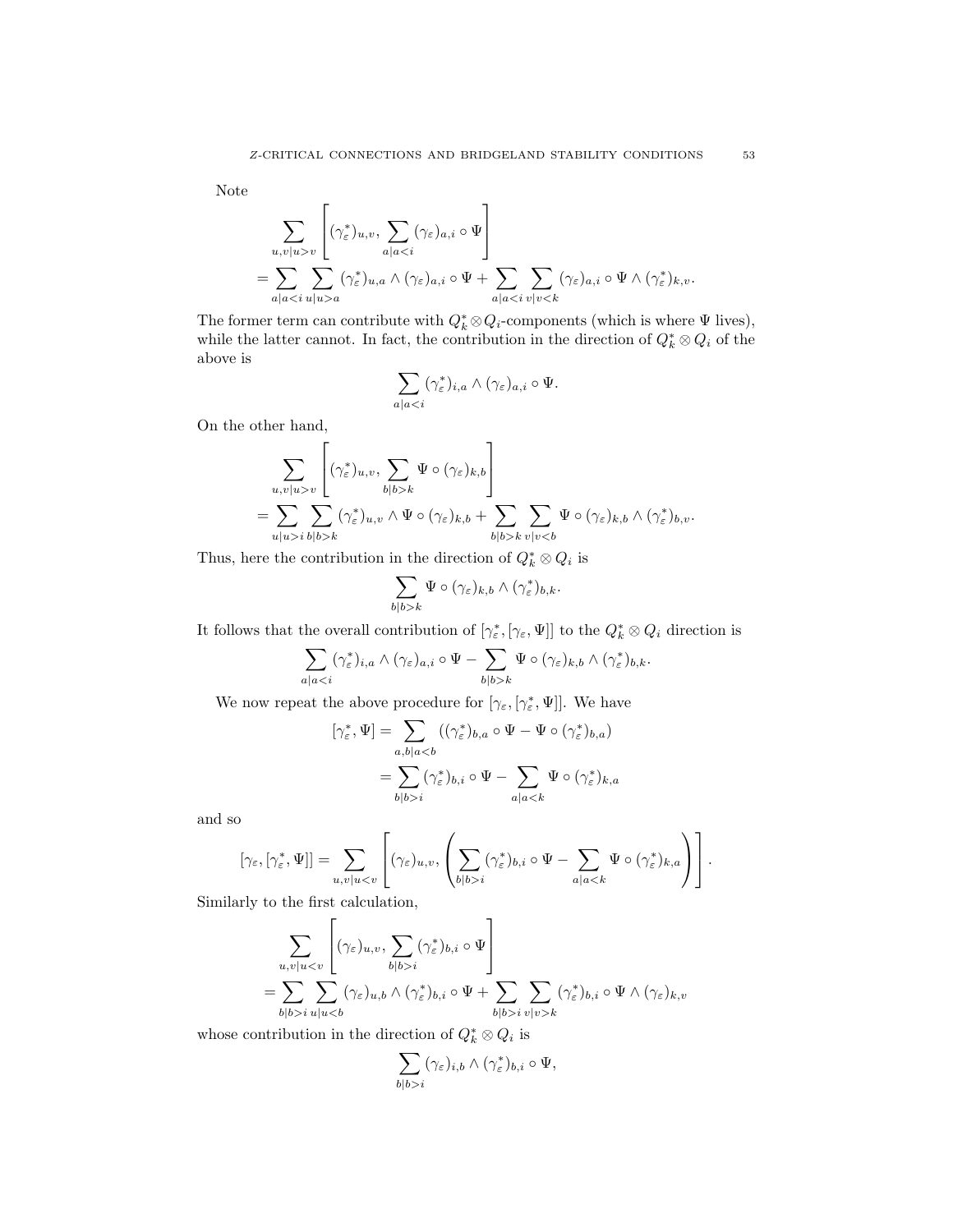Note

$$\sum_{u,v|u>v}\left[(\gamma_\varepsilon^*)_{u,v}, \sum_{a|a<i}(\gamma_\varepsilon)_{a,i}\circ\Psi\right]$$
$$=\sum_{a|a<i}\sum_{u|u>a}(\gamma_\varepsilon^*)_{u,a}\wedge(\gamma_\varepsilon)_{a,i}\circ\Psi+\sum_{a|a<i}\sum_{v|v<k}(\gamma_\varepsilon)_{a,i}\circ\Psi\wedge(\gamma_\varepsilon^*)_{k,v}.$$

The former term can contribute with $Q_k^*\otimes Q_i$-components (which is where $\Psi$ lives), while the latter cannot. In fact, the contribution in the direction of $Q_k^*\otimes Q_i$ of the above is

$$\sum_{a|a<i}(\gamma_\varepsilon^*)_{i,a}\wedge(\gamma_\varepsilon)_{a,i}\circ\Psi.$$

On the other hand,

$$\sum_{u,v|u>v}\left[(\gamma_\varepsilon^*)_{u,v}, \sum_{b|b>k}\Psi\circ(\gamma_\varepsilon)_{k,b}\right]$$
$$=\sum_{u|u>i}\sum_{b|b>k}(\gamma_\varepsilon^*)_{u,v}\wedge\Psi\circ(\gamma_\varepsilon)_{k,b}+\sum_{b|b>k}\sum_{v|v<b}\Psi\circ(\gamma_\varepsilon)_{k,b}\wedge(\gamma_\varepsilon^*)_{b,v}.$$

Thus, here the contribution in the direction of $Q_k^*\otimes Q_i$ is

$$\sum_{b|b>k}\Psi\circ(\gamma_\varepsilon)_{k,b}\wedge(\gamma_\varepsilon^*)_{b,k}.$$

It follows that the overall contribution of $[\gamma_\varepsilon^*,[\gamma_\varepsilon,\Psi]]$ to the $Q_k^*\otimes Q_i$ direction is

$$\sum_{a|a<i}(\gamma_\varepsilon^*)_{i,a}\wedge(\gamma_\varepsilon)_{a,i}\circ\Psi-\sum_{b|b>k}\Psi\circ(\gamma_\varepsilon)_{k,b}\wedge(\gamma_\varepsilon^*)_{b,k}.$$

We now repeat the above procedure for $[\gamma_\varepsilon,[\gamma_\varepsilon^*,\Psi]]$. We have

$$\begin{aligned}[\gamma_\varepsilon^*,\Psi]&=\sum_{a,b|a<b}\left((\gamma_\varepsilon^*)_{b,a}\circ\Psi-\Psi\circ(\gamma_\varepsilon^*)_{b,a}\right)\\&=\sum_{b|b>i}(\gamma_\varepsilon^*)_{b,i}\circ\Psi-\sum_{a|a<k}\Psi\circ(\gamma_\varepsilon^*)_{k,a}\end{aligned}$$

and so

$$[\gamma_\varepsilon,[\gamma_\varepsilon^*,\Psi]]=\sum_{u,v|u<v}\left[(\gamma_\varepsilon)_{u,v},\left(\sum_{b|b>i}(\gamma_\varepsilon^*)_{b,i}\circ\Psi-\sum_{a|a<k}\Psi\circ(\gamma_\varepsilon^*)_{k,a}\right)\right].$$

Similarly to the first calculation,

$$\sum_{u,v|u<v}\left[(\gamma_\varepsilon)_{u,v},\sum_{b|b>i}(\gamma_\varepsilon^*)_{b,i}\circ\Psi\right]$$
$$=\sum_{b|b>i}\sum_{u|u<b}(\gamma_\varepsilon)_{u,b}\wedge(\gamma_\varepsilon^*)_{b,i}\circ\Psi+\sum_{b|b>i}\sum_{v|v>k}(\gamma_\varepsilon^*)_{b,i}\circ\Psi\wedge(\gamma_\varepsilon)_{k,v}$$

whose contribution in the direction of $Q_k^*\otimes Q_i$ is

$$\sum_{b|b>i}(\gamma_\varepsilon)_{i,b}\wedge(\gamma_\varepsilon^*)_{b,i}\circ\Psi,$$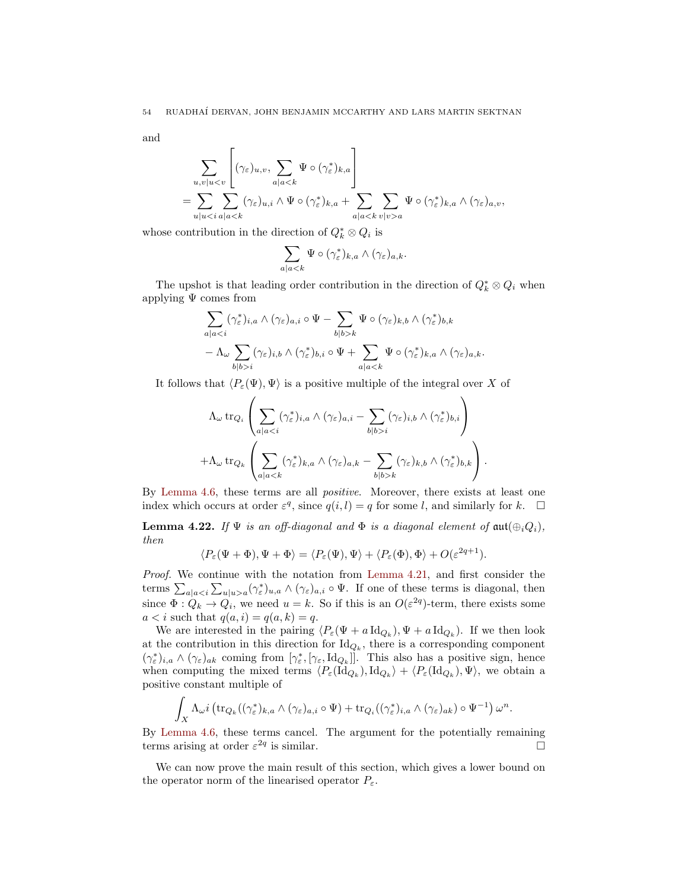and

$$
\begin{aligned}
&\sum_{u,v|u<v} \left[ (\gamma_\varepsilon)_{u,v}, \sum_{a|a<k} \Psi \circ (\gamma_\varepsilon^*)_{k,a} \right] \\
&= \sum_{u|u<i} \sum_{a|a<k} (\gamma_\varepsilon)_{u,i} \wedge \Psi \circ (\gamma_\varepsilon^*)_{k,a} + \sum_{a|a<k} \sum_{v|v>a} \Psi \circ (\gamma_\varepsilon^*)_{k,a} \wedge (\gamma_\varepsilon)_{a,v},
\end{aligned}
$$

whose contribution in the direction of $Q_k^* \otimes Q_i$ is

$$
\sum_{a|a<k} \Psi \circ (\gamma_\varepsilon^*)_{k,a} \wedge (\gamma_\varepsilon)_{a,k}.
$$

The upshot is that leading order contribution in the direction of $Q_k^* \otimes Q_i$ when applying $\Psi$ comes from

$$
\begin{aligned}
&\sum_{a|a<i} (\gamma_\varepsilon^*)_{i,a} \wedge (\gamma_\varepsilon)_{a,i} \circ \Psi - \sum_{b|b>k} \Psi \circ (\gamma_\varepsilon)_{k,b} \wedge (\gamma_\varepsilon^*)_{b,k} \\
&- \Lambda_\omega \sum_{b|b>i} (\gamma_\varepsilon)_{i,b} \wedge (\gamma_\varepsilon^*)_{b,i} \circ \Psi + \sum_{a|a<k} \Psi \circ (\gamma_\varepsilon^*)_{k,a} \wedge (\gamma_\varepsilon)_{a,k}.
\end{aligned}
$$

It follows that $\langle P_\varepsilon(\Psi), \Psi \rangle$ is a positive multiple of the integral over $X$ of

$$
\begin{aligned}
&\Lambda_\omega \operatorname{tr}_{Q_i} \left( \sum_{a|a<i} (\gamma_\varepsilon^*)_{i,a} \wedge (\gamma_\varepsilon)_{a,i} - \sum_{b|b>i} (\gamma_\varepsilon)_{i,b} \wedge (\gamma_\varepsilon^*)_{b,i} \right) \\
&+ \Lambda_\omega \operatorname{tr}_{Q_k} \left( \sum_{a|a<k} (\gamma_\varepsilon^*)_{k,a} \wedge (\gamma_\varepsilon)_{a,k} - \sum_{b|b>k} (\gamma_\varepsilon)_{k,b} \wedge (\gamma_\varepsilon^*)_{b,k} \right).
\end{aligned}
$$

By Lemma 4.6, these terms are all *positive*. Moreover, there exists at least one index which occurs at order $\varepsilon^q$, since $q(i,l) = q$ for some $l$, and similarly for $k$. $\square$

**Lemma 4.22.** *If $\Psi$ is an off-diagonal and $\Phi$ is a diagonal element of $\mathfrak{aut}(\oplus_i Q_i)$, then*

$$
\langle P_\varepsilon(\Psi + \Phi), \Psi + \Phi \rangle = \langle P_\varepsilon(\Psi), \Psi \rangle + \langle P_\varepsilon(\Phi), \Phi \rangle + O(\varepsilon^{2q+1}).
$$

*Proof.* We continue with the notation from Lemma 4.21, and first consider the terms $\sum_{a|a<i} \sum_{u|u>a} (\gamma_\varepsilon^*)_{u,a} \wedge (\gamma_\varepsilon)_{a,i} \circ \Psi$. If one of these terms is diagonal, then since $\Phi : Q_k \to Q_i$, we need $u = k$. So if this is an $O(\varepsilon^{2q})$-term, there exists some $a < i$ such that $q(a,i) = q(a,k) = q$.

We are interested in the pairing $\langle P_\varepsilon(\Psi + a \operatorname{Id}_{Q_k}), \Psi + a \operatorname{Id}_{Q_k} \rangle$. If we then look at the contribution in this direction for $\operatorname{Id}_{Q_k}$, there is a corresponding component $(\gamma_\varepsilon^*)_{i,a} \wedge (\gamma_\varepsilon)_{ak}$ coming from $[\gamma_\varepsilon^*, [\gamma_\varepsilon, \operatorname{Id}_{Q_k}]]$. This also has a positive sign, hence when computing the mixed terms $\langle P_\varepsilon(\operatorname{Id}_{Q_k}), \operatorname{Id}_{Q_k} \rangle + \langle P_\varepsilon(\operatorname{Id}_{Q_k}), \Psi \rangle$, we obtain a positive constant multiple of

$$
\int_X \Lambda_\omega i \left( \operatorname{tr}_{Q_k}((\gamma_\varepsilon^*)_{k,a} \wedge (\gamma_\varepsilon)_{a,i} \circ \Psi) + \operatorname{tr}_{Q_i}((\gamma_\varepsilon^*)_{i,a} \wedge (\gamma_\varepsilon)_{ak}) \circ \Psi^{-1} \right) \omega^n.
$$

By Lemma 4.6, these terms cancel. The argument for the potentially remaining terms arising at order $\varepsilon^{2q}$ is similar. $\square$

We can now prove the main result of this section, which gives a lower bound on the operator norm of the linearised operator $P_\varepsilon$.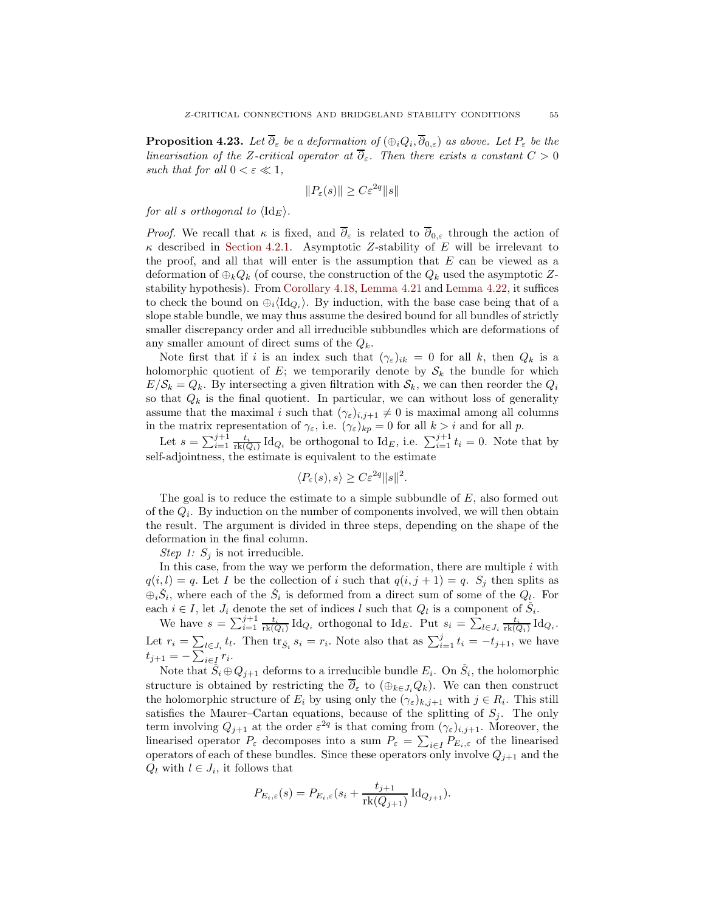**Proposition 4.23.** *Let $\overline{\partial}_\varepsilon$ be a deformation of $(\oplus_i Q_i, \overline{\partial}_{0,\varepsilon})$ as above. Let $P_\varepsilon$ be the linearisation of the $Z$-critical operator at $\overline{\partial}_\varepsilon$. Then there exists a constant $C > 0$ such that for all $0 < \varepsilon \ll 1$,*

$$\|P_\varepsilon(s)\| \geq C\varepsilon^{2q}\|s\|$$

*for all $s$ orthogonal to $\langle \mathrm{Id}_E \rangle$.*

*Proof.* We recall that $\kappa$ is fixed, and $\overline{\partial}_\varepsilon$ is related to $\overline{\partial}_{0,\varepsilon}$ through the action of $\kappa$ described in Section 4.2.1. Asymptotic $Z$-stability of $E$ will be irrelevant to the proof, and all that will enter is the assumption that $E$ can be viewed as a deformation of $\oplus_k Q_k$ (of course, the construction of the $Q_k$ used the asymptotic $Z$-stability hypothesis). From Corollary 4.18, Lemma 4.21 and Lemma 4.22, it suffices to check the bound on $\oplus_i \langle \mathrm{Id}_{Q_i} \rangle$. By induction, with the base case being that of a slope stable bundle, we may thus assume the desired bound for all bundles of strictly smaller discrepancy order and all irreducible subbundles which are deformations of any smaller amount of direct sums of the $Q_k$.

Note first that if $i$ is an index such that $(\gamma_\varepsilon)_{ik} = 0$ for all $k$, then $Q_k$ is a holomorphic quotient of $E$; we temporarily denote by $\mathcal{S}_k$ the bundle for which $E/\mathcal{S}_k = Q_k$. By intersecting a given filtration with $\mathcal{S}_k$, we can then reorder the $Q_i$ so that $Q_k$ is the final quotient. In particular, we can without loss of generality assume that the maximal $i$ such that $(\gamma_\varepsilon)_{i,j+1} \neq 0$ is maximal among all columns in the matrix representation of $\gamma_\varepsilon$, i.e. $(\gamma_\varepsilon)_{kp} = 0$ for all $k > i$ and for all $p$.

Let $s = \sum_{i=1}^{j+1} \frac{t_i}{\mathrm{rk}(Q_i)} \mathrm{Id}_{Q_i}$ be orthogonal to $\mathrm{Id}_E$, i.e. $\sum_{i=1}^{j+1} t_i = 0$. Note that by self-adjointness, the estimate is equivalent to the estimate

$$\langle P_\varepsilon(s), s \rangle \geq C\varepsilon^{2q}\|s\|^2.$$

The goal is to reduce the estimate to a simple subbundle of $E$, also formed out of the $Q_i$. By induction on the number of components involved, we will then obtain the result. The argument is divided in three steps, depending on the shape of the deformation in the final column.

*Step 1: $S_j$ is not irreducible.*

In this case, from the way we perform the deformation, there are multiple $i$ with $q(i,l) = q$. Let $I$ be the collection of $i$ such that $q(i, j+1) = q$. $S_j$ then splits as $\oplus_i \check{S}_i$, where each of the $\check{S}_i$ is deformed from a direct sum of some of the $Q_l$. For each $i \in I$, let $J_i$ denote the set of indices $l$ such that $Q_l$ is a component of $\check{S}_i$.

We have $s = \sum_{i=1}^{j+1} \frac{t_i}{\mathrm{rk}(Q_i)} \mathrm{Id}_{Q_i}$ orthogonal to $\mathrm{Id}_E$. Put $s_i = \sum_{l \in J_i} \frac{t_i}{\mathrm{rk}(Q_i)} \mathrm{Id}_{Q_i}$. Let $r_i = \sum_{l \in J_i} t_l$. Then $\mathrm{tr}_{\check{S}_i} s_i = r_i$. Note also that as $\sum_{i=1}^{j} t_i = -t_{j+1}$, we have $t_{j+1} = -\sum_{i \in I} r_i$.

Note that $\check{S}_i \oplus Q_{j+1}$ deforms to a irreducible bundle $E_i$. On $\check{S}_i$, the holomorphic structure is obtained by restricting the $\overline{\partial}_\varepsilon$ to $(\oplus_{k \in J_i} Q_k)$. We can then construct the holomorphic structure of $E_i$ by using only the $(\gamma_\varepsilon)_{k,j+1}$ with $j \in R_i$. This still satisfies the Maurer–Cartan equations, because of the splitting of $S_j$. The only term involving $Q_{j+1}$ at the order $\varepsilon^{2q}$ is that coming from $(\gamma_\varepsilon)_{i,j+1}$. Moreover, the linearised operator $P_\varepsilon$ decomposes into a sum $P_\varepsilon = \sum_{i \in I} P_{E_i,\varepsilon}$ of the linearised operators of each of these bundles. Since these operators only involve $Q_{j+1}$ and the $Q_l$ with $l \in J_i$, it follows that

$$P_{E_i,\varepsilon}(s) = P_{E_i,\varepsilon}(s_i + \frac{t_{j+1}}{\mathrm{rk}(Q_{j+1})} \mathrm{Id}_{Q_{j+1}}).$$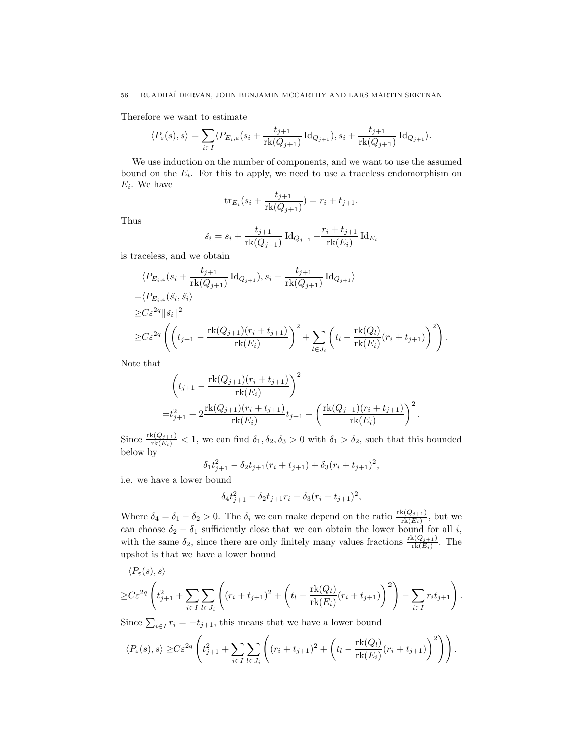Therefore we want to estimate

$$\langle P_\varepsilon(s), s\rangle = \sum_{i\in I}\langle P_{E_i,\varepsilon}(s_i + \frac{t_{j+1}}{\mathrm{rk}(Q_{j+1})}\mathrm{Id}_{Q_{j+1}}), s_i + \frac{t_{j+1}}{\mathrm{rk}(Q_{j+1})}\mathrm{Id}_{Q_{j+1}}\rangle.$$

We use induction on the number of components, and we want to use the assumed bound on the $E_i$. For this to apply, we need to use a traceless endomorphism on $E_i$. We have

$$\mathrm{tr}_{E_i}(s_i + \frac{t_{j+1}}{\mathrm{rk}(Q_{j+1})}) = r_i + t_{j+1}.$$

Thus

$$\check{s_i} = s_i + \frac{t_{j+1}}{\mathrm{rk}(Q_{j+1})}\mathrm{Id}_{Q_{j+1}} - \frac{r_i + t_{j+1}}{\mathrm{rk}(E_i)}\mathrm{Id}_{E_i}$$

is traceless, and we obtain

$$\begin{aligned}
&\langle P_{E_i,\varepsilon}(s_i + \frac{t_{j+1}}{\mathrm{rk}(Q_{j+1})}\mathrm{Id}_{Q_{j+1}}), s_i + \frac{t_{j+1}}{\mathrm{rk}(Q_{j+1})}\mathrm{Id}_{Q_{j+1}}\rangle\\
=&\langle P_{E_i,\varepsilon}(\check{s_i}, \check{s_i}\rangle\\
\geq& C\varepsilon^{2q}\|\check{s_i}\|^2\\
\geq& C\varepsilon^{2q}\left(\left(t_{j+1} - \frac{\mathrm{rk}(Q_{j+1})(r_i+t_{j+1})}{\mathrm{rk}(E_i)}\right)^2 + \sum_{l\in J_i}\left(t_l - \frac{\mathrm{rk}(Q_l)}{\mathrm{rk}(E_i)}(r_i + t_{j+1})\right)^2\right).
\end{aligned}$$

Note that

$$\begin{aligned}
&\left(t_{j+1} - \frac{\mathrm{rk}(Q_{j+1})(r_i+t_{j+1})}{\mathrm{rk}(E_i)}\right)^2\\
=&t_{j+1}^2 - 2\frac{\mathrm{rk}(Q_{j+1})(r_i+t_{j+1})}{\mathrm{rk}(E_i)}t_{j+1} + \left(\frac{\mathrm{rk}(Q_{j+1})(r_i+t_{j+1})}{\mathrm{rk}(E_i)}\right)^2.
\end{aligned}$$

Since $\frac{\mathrm{rk}(Q_{j+1})}{\mathrm{rk}(E_i)} < 1$, we can find $\delta_1, \delta_2, \delta_3 > 0$ with $\delta_1 > \delta_2$, such that this bounded below by

$$\delta_1 t_{j+1}^2 - \delta_2 t_{j+1}(r_i + t_{j+1}) + \delta_3(r_i + t_{j+1})^2,$$

i.e. we have a lower bound

$$\delta_4 t_{j+1}^2 - \delta_2 t_{j+1} r_i + \delta_3(r_i + t_{j+1})^2,$$

Where $\delta_4 = \delta_1 - \delta_2 > 0$. The $\delta_i$ we can make depend on the ratio $\frac{\mathrm{rk}(Q_{j+1})}{\mathrm{rk}(E_i)}$, but we can choose $\delta_2 - \delta_1$ sufficiently close that we can obtain the lower bound for all $i$, with the same $\delta_2$, since there are only finitely many values fractions $\frac{\mathrm{rk}(Q_{j+1})}{\mathrm{rk}(E_i)}$. The upshot is that we have a lower bound

$$\begin{aligned}
&\langle P_\varepsilon(s), s\rangle\\
\geq& C\varepsilon^{2q}\left(t_{j+1}^2 + \sum_{i\in I}\sum_{l\in J_i}\left((r_i + t_{j+1})^2 + \left(t_l - \frac{\mathrm{rk}(Q_l)}{\mathrm{rk}(E_i)}(r_i + t_{j+1})\right)^2\right) - \sum_{i\in I} r_i t_{j+1}\right).
\end{aligned}$$

Since $\sum_{i\in I} r_i = -t_{j+1}$, this means that we have a lower bound

$$\langle P_\varepsilon(s), s\rangle \geq C\varepsilon^{2q}\left(t_{j+1}^2 + \sum_{i\in I}\sum_{l\in J_i}\left((r_i + t_{j+1})^2 + \left(t_l - \frac{\mathrm{rk}(Q_l)}{\mathrm{rk}(E_i)}(r_i + t_{j+1})\right)^2\right)\right).$$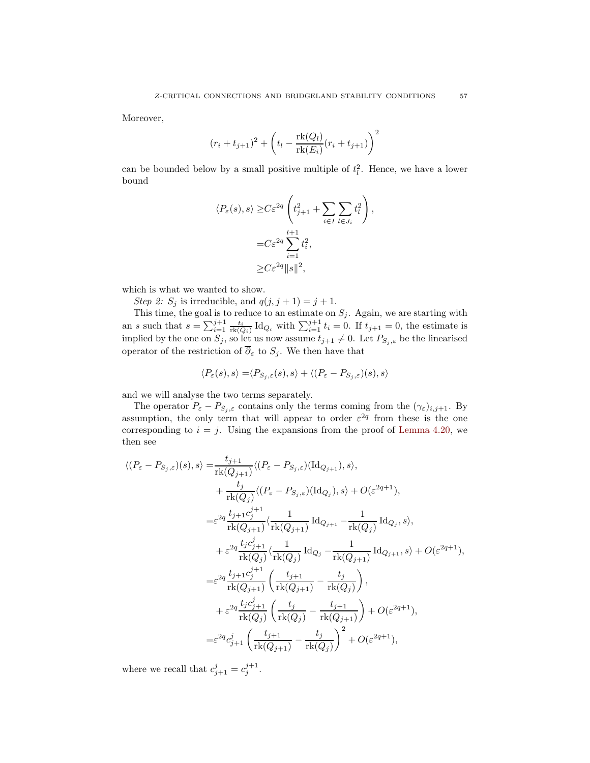Moreover,

$$(r_i + t_{j+1})^2 + \left( t_l - \frac{\mathrm{rk}(Q_l)}{\mathrm{rk}(E_i)}(r_i + t_{j+1}) \right)^2$$

can be bounded below by a small positive multiple of $t_l^2$. Hence, we have a lower bound

$$\begin{aligned}
\langle P_\varepsilon(s), s\rangle \geq & C\varepsilon^{2q} \left( t_{j+1}^2 + \sum_{i\in I} \sum_{l \in J_i} t_l^2 \right), \\
= & C\varepsilon^{2q} \sum_{i=1}^{l+1} t_i^2, \\
\geq & C\varepsilon^{2q} \|s\|^2,
\end{aligned}$$

which is what we wanted to show.

*Step 2:* $S_j$ is irreducible, and $q(j, j+1) = j+1$.

This time, the goal is to reduce to an estimate on $S_j$. Again, we are starting with an $s$ such that $s = \sum_{i=1}^{j+1} \frac{t_i}{\mathrm{rk}(Q_i)} \mathrm{Id}_{Q_i}$ with $\sum_{i=1}^{j+1} t_i = 0$. If $t_{j+1} = 0$, the estimate is implied by the one on $S_j$, so let us now assume $t_{j+1} \neq 0$. Let $P_{S_j,\varepsilon}$ be the linearised operator of the restriction of $\overline{\partial}_\varepsilon$ to $S_j$. We then have that

$$\langle P_\varepsilon(s), s\rangle = \langle P_{S_j,\varepsilon}(s), s\rangle + \langle (P_\varepsilon - P_{S_j,\varepsilon})(s), s\rangle$$

and we will analyse the two terms separately.

The operator $P_\varepsilon - P_{S_j,\varepsilon}$ contains only the terms coming from the $(\gamma_\varepsilon)_{i,j+1}$. By assumption, the only term that will appear to order $\varepsilon^{2q}$ from these is the one corresponding to $i = j$. Using the expansions from the proof of Lemma 4.20, we then see

$$\begin{aligned}
\langle (P_\varepsilon - P_{S_j,\varepsilon})(s), s\rangle = & \frac{t_{j+1}}{\mathrm{rk}(Q_{j+1})} \langle (P_\varepsilon - P_{S_j,\varepsilon})(\mathrm{Id}_{Q_{j+1}}), s\rangle, \\
& + \frac{t_j}{\mathrm{rk}(Q_j)} \langle (P_\varepsilon - P_{S_j,\varepsilon})(\mathrm{Id}_{Q_j}), s\rangle + O(\varepsilon^{2q+1}), \\
= & \varepsilon^{2q} \frac{t_{j+1} c_j^{j+1}}{\mathrm{rk}(Q_{j+1})} \langle \frac{1}{\mathrm{rk}(Q_{j+1})} \mathrm{Id}_{Q_{j+1}} - \frac{1}{\mathrm{rk}(Q_j)} \mathrm{Id}_{Q_j}, s\rangle, \\
& + \varepsilon^{2q} \frac{t_j c_{j+1}^j}{\mathrm{rk}(Q_j)} \langle \frac{1}{\mathrm{rk}(Q_j)} \mathrm{Id}_{Q_j} - \frac{1}{\mathrm{rk}(Q_{j+1})} \mathrm{Id}_{Q_{j+1}}, s\rangle + O(\varepsilon^{2q+1}), \\
= & \varepsilon^{2q} \frac{t_{j+1} c_j^{j+1}}{\mathrm{rk}(Q_{j+1})} \left( \frac{t_{j+1}}{\mathrm{rk}(Q_{j+1})} - \frac{t_j}{\mathrm{rk}(Q_j)} \right), \\
& + \varepsilon^{2q} \frac{t_j c_{j+1}^j}{\mathrm{rk}(Q_j)} \left( \frac{t_j}{\mathrm{rk}(Q_j)} - \frac{t_{j+1}}{\mathrm{rk}(Q_{j+1})} \right) + O(\varepsilon^{2q+1}), \\
= & \varepsilon^{2q} c_{j+1}^j \left( \frac{t_{j+1}}{\mathrm{rk}(Q_{j+1})} - \frac{t_j}{\mathrm{rk}(Q_j)} \right)^2 + O(\varepsilon^{2q+1}),
\end{aligned}$$

where we recall that $c_{j+1}^j = c_j^{j+1}$.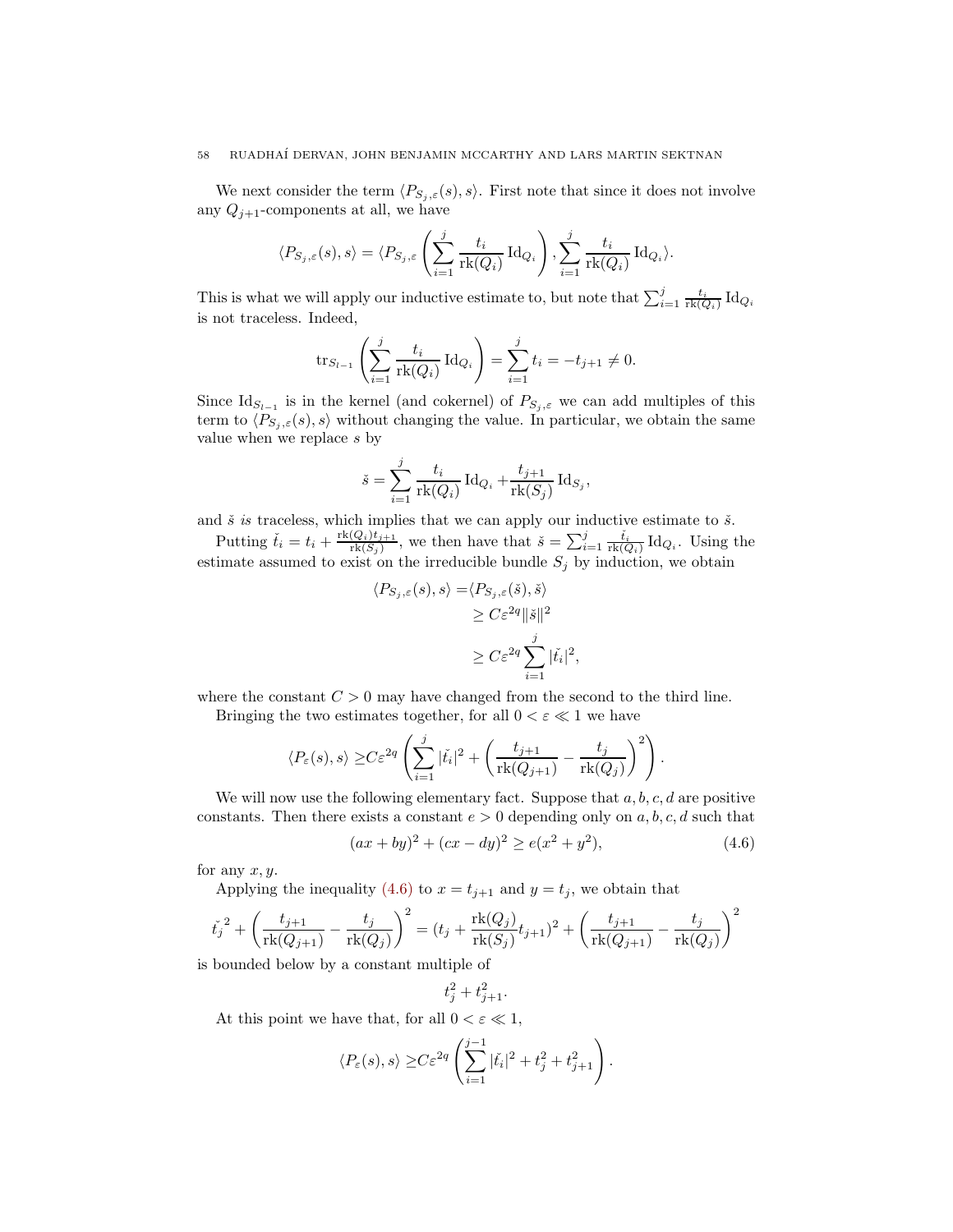We next consider the term $\langle P_{S_j,\varepsilon}(s), s\rangle$. First note that since it does not involve any $Q_{j+1}$-components at all, we have

$$\langle P_{S_j,\varepsilon}(s), s\rangle = \langle P_{S_j,\varepsilon}\left(\sum_{i=1}^{j} \frac{t_i}{\operatorname{rk}(Q_i)} \operatorname{Id}_{Q_i}\right), \sum_{i=1}^{j} \frac{t_i}{\operatorname{rk}(Q_i)} \operatorname{Id}_{Q_i}\rangle.$$

This is what we will apply our inductive estimate to, but note that $\sum_{i=1}^{j} \frac{t_i}{\operatorname{rk}(Q_i)} \operatorname{Id}_{Q_i}$ is not traceless. Indeed,

$$\operatorname{tr}_{S_{l-1}}\left(\sum_{i=1}^{j} \frac{t_i}{\operatorname{rk}(Q_i)} \operatorname{Id}_{Q_i}\right) = \sum_{i=1}^{j} t_i = -t_{j+1} \neq 0.$$

Since $\operatorname{Id}_{S_{l-1}}$ is in the kernel (and cokernel) of $P_{S_j,\varepsilon}$ we can add multiples of this term to $\langle P_{S_j,\varepsilon}(s), s\rangle$ without changing the value. In particular, we obtain the same value when we replace $s$ by

$$\check{s} = \sum_{i=1}^{j} \frac{t_i}{\operatorname{rk}(Q_i)} \operatorname{Id}_{Q_i} + \frac{t_{j+1}}{\operatorname{rk}(S_j)} \operatorname{Id}_{S_j},$$

and $\check{s}$ *is* traceless, which implies that we can apply our inductive estimate to $\check{s}$.

Putting $\check{t}_i = t_i + \frac{\operatorname{rk}(Q_i)t_{j+1}}{\operatorname{rk}(S_j)}$, we then have that $\check{s} = \sum_{i=1}^{j} \frac{\check{t}_i}{\operatorname{rk}(Q_i)} \operatorname{Id}_{Q_i}$. Using the estimate assumed to exist on the irreducible bundle $S_j$ by induction, we obtain

$$\begin{aligned}
\langle P_{S_j,\varepsilon}(s), s\rangle =& \langle P_{S_j,\varepsilon}(\check{s}), \check{s}\rangle \\
\geq& C\varepsilon^{2q} \|\check{s}\|^2 \\
\geq& C\varepsilon^{2q} \sum_{i=1}^{j} |\check{t}_i|^2,
\end{aligned}$$

where the constant $C > 0$ may have changed from the second to the third line.

Bringing the two estimates together, for all $0 < \varepsilon \ll 1$ we have

$$\langle P_\varepsilon(s), s\rangle \geq C\varepsilon^{2q}\left(\sum_{i=1}^{j} |\check{t}_i|^2 + \left(\frac{t_{j+1}}{\operatorname{rk}(Q_{j+1})} - \frac{t_j}{\operatorname{rk}(Q_j)}\right)^2\right).$$

We will now use the following elementary fact. Suppose that $a, b, c, d$ are positive constants. Then there exists a constant $e > 0$ depending only on $a, b, c, d$ such that

$$(ax + by)^2 + (cx - dy)^2 \geq e(x^2 + y^2), \tag{4.6}$$

for any $x, y$.

Applying the inequality (4.6) to $x = t_{j+1}$ and $y = t_j$, we obtain that

$$\check{t_j}^2 + \left(\frac{t_{j+1}}{\operatorname{rk}(Q_{j+1})} - \frac{t_j}{\operatorname{rk}(Q_j)}\right)^2 = (t_j + \frac{\operatorname{rk}(Q_j)}{\operatorname{rk}(S_j)} t_{j+1})^2 + \left(\frac{t_{j+1}}{\operatorname{rk}(Q_{j+1})} - \frac{t_j}{\operatorname{rk}(Q_j)}\right)^2$$

is bounded below by a constant multiple of

$$t_j^2 + t_{j+1}^2.$$

At this point we have that, for all $0 < \varepsilon \ll 1$,

$$\langle P_\varepsilon(s), s\rangle \geq C\varepsilon^{2q}\left(\sum_{i=1}^{j-1} |\check{t}_i|^2 + t_j^2 + t_{j+1}^2\right).$$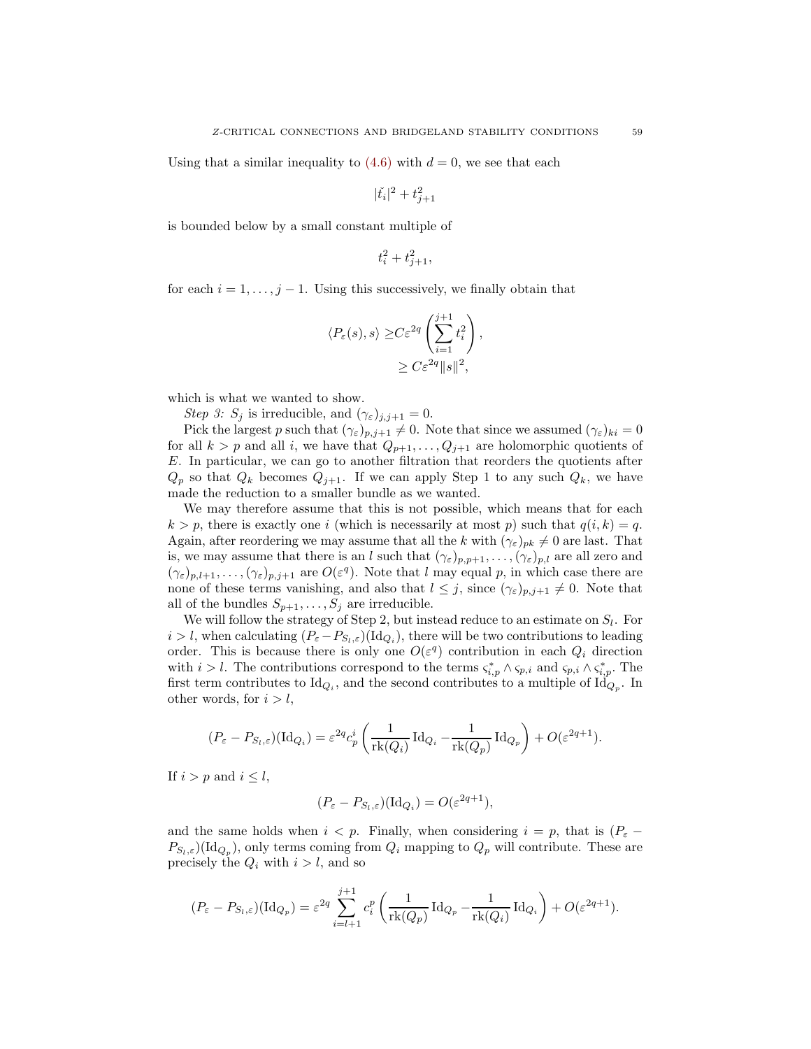Using that a similar inequality to (4.6) with $d = 0$, we see that each

$$|\check{t}_i|^2 + t_{j+1}^2$$

is bounded below by a small constant multiple of

$$t_i^2 + t_{j+1}^2,$$

for each $i = 1, \ldots, j-1$. Using this successively, we finally obtain that

$$\begin{aligned} \langle P_\varepsilon(s), s\rangle \geq & C\varepsilon^{2q}\left(\sum_{i=1}^{j+1} t_i^2\right), \\ & \geq C\varepsilon^{2q}\|s\|^2, \end{aligned}$$

which is what we wanted to show.

*Step 3: $S_j$ is irreducible, and $(\gamma_\varepsilon)_{j,j+1} = 0$.*

Pick the largest $p$ such that $(\gamma_\varepsilon)_{p,j+1} \neq 0$. Note that since we assumed $(\gamma_\varepsilon)_{ki} = 0$ for all $k > p$ and all $i$, we have that $Q_{p+1}, \ldots, Q_{j+1}$ are holomorphic quotients of $E$. In particular, we can go to another filtration that reorders the quotients after $Q_p$ so that $Q_k$ becomes $Q_{j+1}$. If we can apply Step 1 to any such $Q_k$, we have made the reduction to a smaller bundle as we wanted.

We may therefore assume that this is not possible, which means that for each $k > p$, there is exactly one $i$ (which is necessarily at most $p$) such that $q(i,k) = q$. Again, after reordering we may assume that all the $k$ with $(\gamma_\varepsilon)_{pk} \neq 0$ are last. That is, we may assume that there is an $l$ such that $(\gamma_\varepsilon)_{p,p+1}, \ldots, (\gamma_\varepsilon)_{p,l}$ are all zero and $(\gamma_\varepsilon)_{p,l+1}, \ldots, (\gamma_\varepsilon)_{p,j+1}$ are $O(\varepsilon^q)$. Note that $l$ may equal $p$, in which case there are none of these terms vanishing, and also that $l \leq j$, since $(\gamma_\varepsilon)_{p,j+1} \neq 0$. Note that all of the bundles $S_{p+1}, \ldots, S_j$ are irreducible.

We will follow the strategy of Step 2, but instead reduce to an estimate on $S_l$. For $i > l$, when calculating $(P_\varepsilon - P_{S_l,\varepsilon})(\mathrm{Id}_{Q_i})$, there will be two contributions to leading order. This is because there is only one $O(\varepsilon^q)$ contribution in each $Q_i$ direction with $i > l$. The contributions correspond to the terms $\varsigma_{i,p}^* \wedge \varsigma_{p,i}$ and $\varsigma_{p,i} \wedge \varsigma_{i,p}^*$. The first term contributes to $\mathrm{Id}_{Q_i}$, and the second contributes to a multiple of $\mathrm{Id}_{Q_p}$. In other words, for $i > l$,

$$(P_\varepsilon - P_{S_l,\varepsilon})(\mathrm{Id}_{Q_i}) = \varepsilon^{2q} c_p^i \left(\frac{1}{\mathrm{rk}(Q_i)}\mathrm{Id}_{Q_i} - \frac{1}{\mathrm{rk}(Q_p)}\mathrm{Id}_{Q_p}\right) + O(\varepsilon^{2q+1}).$$

If $i > p$ and $i \leq l$,

$$(P_\varepsilon - P_{S_l,\varepsilon})(\mathrm{Id}_{Q_i}) = O(\varepsilon^{2q+1}),$$

and the same holds when $i < p$. Finally, when considering $i = p$, that is $(P_\varepsilon - P_{S_l,\varepsilon})(\mathrm{Id}_{Q_p})$, only terms coming from $Q_i$ mapping to $Q_p$ will contribute. These are precisely the $Q_i$ with $i > l$, and so

$$(P_\varepsilon - P_{S_l,\varepsilon})(\mathrm{Id}_{Q_p}) = \varepsilon^{2q}\sum_{i=l+1}^{j+1} c_i^p \left(\frac{1}{\mathrm{rk}(Q_p)}\mathrm{Id}_{Q_p} - \frac{1}{\mathrm{rk}(Q_i)}\mathrm{Id}_{Q_i}\right) + O(\varepsilon^{2q+1}).$$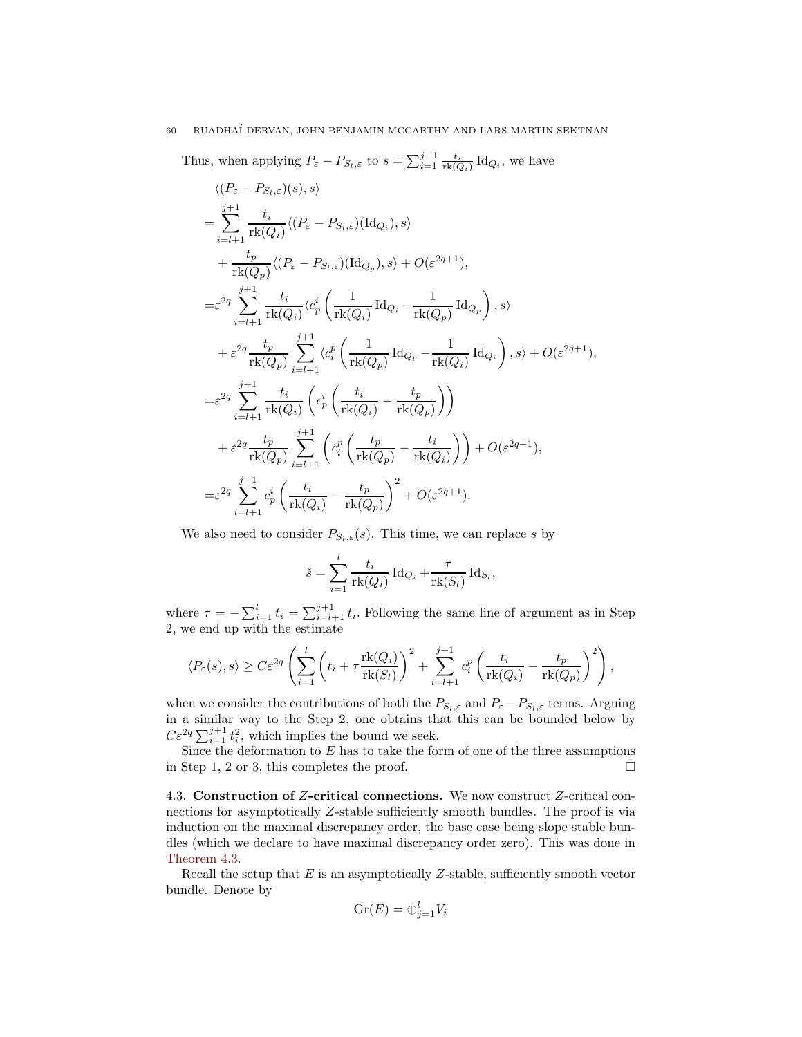Thus, when applying $P_\varepsilon - P_{S_l,\varepsilon}$ to $s = \sum_{i=1}^{j+1} \frac{t_i}{\mathrm{rk}(Q_i)} \mathrm{Id}_{Q_i}$, we have

$$
\begin{aligned}
&\langle (P_\varepsilon - P_{S_l,\varepsilon})(s), s\rangle \\
&= \sum_{i=l+1}^{j+1} \frac{t_i}{\mathrm{rk}(Q_i)} \langle (P_\varepsilon - P_{S_l,\varepsilon})(\mathrm{Id}_{Q_i}), s\rangle \\
&\quad + \frac{t_p}{\mathrm{rk}(Q_p)} \langle (P_\varepsilon - P_{S_l,\varepsilon})(\mathrm{Id}_{Q_p}), s\rangle + O(\varepsilon^{2q+1}), \\
&= \varepsilon^{2q} \sum_{i=l+1}^{j+1} \frac{t_i}{\mathrm{rk}(Q_i)} \langle c_p^i \left( \frac{1}{\mathrm{rk}(Q_i)} \mathrm{Id}_{Q_i} - \frac{1}{\mathrm{rk}(Q_p)} \mathrm{Id}_{Q_p} \right), s\rangle \\
&\quad + \varepsilon^{2q} \frac{t_p}{\mathrm{rk}(Q_p)} \sum_{i=l+1}^{j+1} \langle c_i^p \left( \frac{1}{\mathrm{rk}(Q_p)} \mathrm{Id}_{Q_p} - \frac{1}{\mathrm{rk}(Q_i)} \mathrm{Id}_{Q_i} \right), s\rangle + O(\varepsilon^{2q+1}), \\
&= \varepsilon^{2q} \sum_{i=l+1}^{j+1} \frac{t_i}{\mathrm{rk}(Q_i)} \left( c_p^i \left( \frac{t_i}{\mathrm{rk}(Q_i)} - \frac{t_p}{\mathrm{rk}(Q_p)} \right) \right) \\
&\quad + \varepsilon^{2q} \frac{t_p}{\mathrm{rk}(Q_p)} \sum_{i=l+1}^{j+1} \left( c_i^p \left( \frac{t_p}{\mathrm{rk}(Q_p)} - \frac{t_i}{\mathrm{rk}(Q_i)} \right) \right) + O(\varepsilon^{2q+1}), \\
&= \varepsilon^{2q} \sum_{i=l+1}^{j+1} c_p^i \left( \frac{t_i}{\mathrm{rk}(Q_i)} - \frac{t_p}{\mathrm{rk}(Q_p)} \right)^2 + O(\varepsilon^{2q+1}).
\end{aligned}
$$

We also need to consider $P_{S_l,\varepsilon}(s)$. This time, we can replace $s$ by

$$
\check{s} = \sum_{i=1}^{l} \frac{t_i}{\mathrm{rk}(Q_i)} \mathrm{Id}_{Q_i} + \frac{\tau}{\mathrm{rk}(S_l)} \mathrm{Id}_{S_l},
$$

where $\tau = -\sum_{i=1}^{l} t_i = \sum_{i=l+1}^{j+1} t_i$. Following the same line of argument as in Step 2, we end up with the estimate

$$
\langle P_\varepsilon(s), s\rangle \geq C\varepsilon^{2q} \left( \sum_{i=1}^{l} \left( t_i + \tau \frac{\mathrm{rk}(Q_i)}{\mathrm{rk}(S_l)} \right)^2 + \sum_{i=l+1}^{j+1} c_i^p \left( \frac{t_i}{\mathrm{rk}(Q_i)} - \frac{t_p}{\mathrm{rk}(Q_p)} \right)^2 \right),
$$

when we consider the contributions of both the $P_{S_l,\varepsilon}$ and $P_\varepsilon - P_{S_l,\varepsilon}$ terms. Arguing in a similar way to the Step 2, one obtains that this can be bounded below by $C\varepsilon^{2q} \sum_{i=1}^{j+1} t_i^2$, which implies the bound we seek.

Since the deformation to $E$ has to take the form of one of the three assumptions in Step 1, 2 or 3, this completes the proof. $\square$

### 4.3. Construction of $Z$-critical connections.

We now construct $Z$-critical connections for asymptotically $Z$-stable sufficiently smooth bundles. The proof is via induction on the maximal discrepancy order, the base case being slope stable bundles (which we declare to have maximal discrepancy order zero). This was done in Theorem 4.3.

Recall the setup that $E$ is an asymptotically $Z$-stable, sufficiently smooth vector bundle. Denote by

$$
\mathrm{Gr}(E) = \oplus_{j=1}^{l} V_i
$$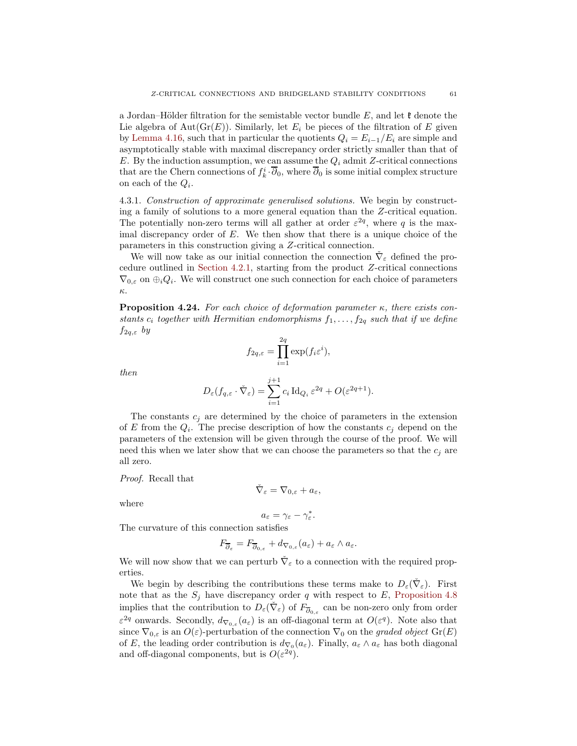a Jordan–Hölder filtration for the semistable vector bundle $E$, and let $\mathfrak{k}$ denote the Lie algebra of $\mathrm{Aut}(\mathrm{Gr}(E))$. Similarly, let $E_i$ be pieces of the filtration of $E$ given by Lemma 4.16, such that in particular the quotients $Q_i = E_{i-1}/E_i$ are simple and asymptotically stable with maximal discrepancy order strictly smaller than that of $E$. By the induction assumption, we can assume the $Q_i$ admit $Z$-critical connections that are the Chern connections of $f_k^i \cdot \overline{\partial}_0$, where $\overline{\partial}_0$ is some initial complex structure on each of the $Q_i$.

4.3.1. *Construction of approximate generalised solutions.* We begin by constructing a family of solutions to a more general equation than the $Z$-critical equation. The potentially non-zero terms will all gather at order $\varepsilon^{2q}$, where $q$ is the maximal discrepancy order of $E$. We then show that there is a unique choice of the parameters in this construction giving a $Z$-critical connection.

We will now take as our initial connection the connection $\check{\nabla}_\varepsilon$ defined the procedure outlined in Section 4.2.1, starting from the product $Z$-critical connections $\nabla_{0,\varepsilon}$ on $\oplus_i Q_i$. We will construct one such connection for each choice of parameters $\kappa$.

**Proposition 4.24.** *For each choice of deformation parameter $\kappa$, there exists constants $c_i$ together with Hermitian endomorphisms $f_1, \ldots, f_{2q}$ such that if we define $f_{2q,\varepsilon}$ by*

$$f_{2q,\varepsilon} = \prod_{i=1}^{2q} \exp(f_i \varepsilon^i),$$

*then*

$$D_\varepsilon(f_{q,\varepsilon} \cdot \check{\nabla}_\varepsilon) = \sum_{i=1}^{j+1} c_i \, \mathrm{Id}_{Q_i} \, \varepsilon^{2q} + O(\varepsilon^{2q+1}).$$

The constants $c_j$ are determined by the choice of parameters in the extension of $E$ from the $Q_i$. The precise description of how the constants $c_j$ depend on the parameters of the extension will be given through the course of the proof. We will need this when we later show that we can choose the parameters so that the $c_j$ are all zero.

*Proof.* Recall that

$$\check{\nabla}_\varepsilon = \nabla_{0,\varepsilon} + a_\varepsilon,$$

where

$$a_\varepsilon = \gamma_\varepsilon - \gamma_\varepsilon^*.$$

The curvature of this connection satisfies

$$F_{\overline{\partial}_\varepsilon} = F_{\overline{\partial}_{0,\varepsilon}} + d_{\nabla_{0,\varepsilon}}(a_\varepsilon) + a_\varepsilon \wedge a_\varepsilon.$$

We will now show that we can perturb $\check{\nabla}_\varepsilon$ to a connection with the required properties.

We begin by describing the contributions these terms make to $D_\varepsilon(\check{\nabla}_\varepsilon)$. First note that as the $S_j$ have discrepancy order $q$ with respect to $E$, Proposition 4.8 implies that the contribution to $D_\varepsilon(\check{\nabla}_\varepsilon)$ of $F_{\overline{\partial}_{0,\varepsilon}}$ can be non-zero only from order $\varepsilon^{2q}$ onwards. Secondly, $d_{\nabla_{0,\varepsilon}}(a_\varepsilon)$ is an off-diagonal term at $O(\varepsilon^q)$. Note also that since $\nabla_{0,\varepsilon}$ is an $O(\varepsilon)$-perturbation of the connection $\nabla_0$ on the *graded object* $\mathrm{Gr}(E)$ of $E$, the leading order contribution is $d_{\nabla_0}(a_\varepsilon)$. Finally, $a_\varepsilon \wedge a_\varepsilon$ has both diagonal and off-diagonal components, but is $O(\varepsilon^{2q})$.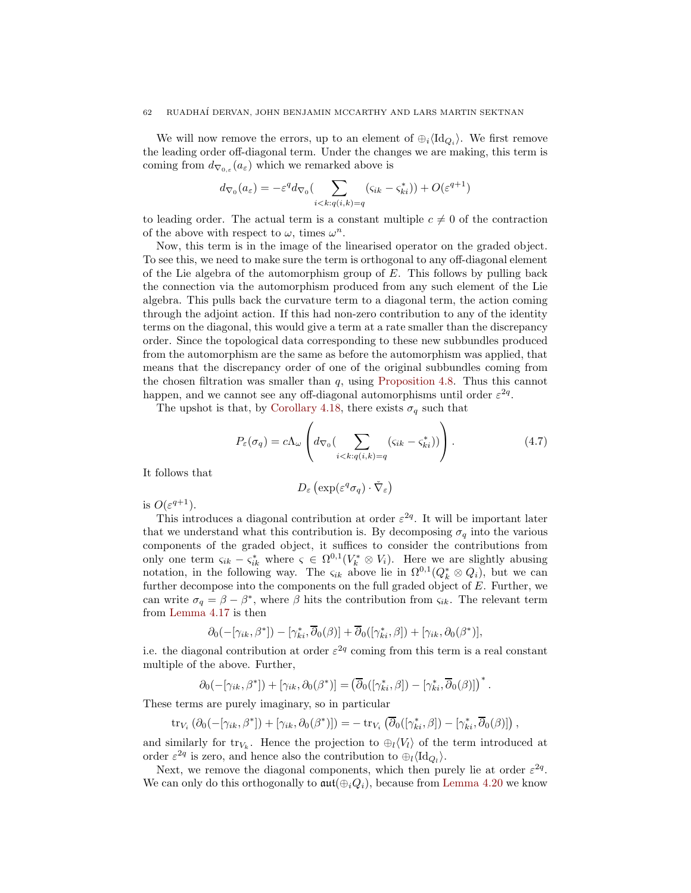We will now remove the errors, up to an element of $\oplus_i \langle \mathrm{Id}_{Q_i} \rangle$. We first remove the leading order off-diagonal term. Under the changes we are making, this term is coming from $d_{\nabla_{0,\varepsilon}}(a_\varepsilon)$ which we remarked above is

$$d_{\nabla_0}(a_\varepsilon) = -\varepsilon^q d_{\nabla_0}\Big( \sum_{i<k: q(i,k)=q} (\varsigma_{ik} - \varsigma_{ki}^*)\Big) + O(\varepsilon^{q+1})$$

to leading order. The actual term is a constant multiple $c \neq 0$ of the contraction of the above with respect to $\omega$, times $\omega^n$.

Now, this term is in the image of the linearised operator on the graded object. To see this, we need to make sure the term is orthogonal to any off-diagonal element of the Lie algebra of the automorphism group of $E$. This follows by pulling back the connection via the automorphism produced from any such element of the Lie algebra. This pulls back the curvature term to a diagonal term, the action coming through the adjoint action. If this had non-zero contribution to any of the identity terms on the diagonal, this would give a term at a rate smaller than the discrepancy order. Since the topological data corresponding to these new subbundles produced from the automorphism are the same as before the automorphism was applied, that means that the discrepancy order of one of the original subbundles coming from the chosen filtration was smaller than $q$, using Proposition 4.8. Thus this cannot happen, and we cannot see any off-diagonal automorphisms until order $\varepsilon^{2q}$.

The upshot is that, by Corollary 4.18, there exists $\sigma_q$ such that

$$P_\varepsilon(\sigma_q) = c\Lambda_\omega \left( d_{\nabla_0}\Big( \sum_{i<k: q(i,k)=q} (\varsigma_{ik} - \varsigma_{ki}^*)\Big) \right). \tag{4.7}$$

It follows that

$$D_\varepsilon \left( \exp(\varepsilon^q \sigma_q) \cdot \check{\nabla}_\varepsilon \right)$$

is $O(\varepsilon^{q+1})$.

This introduces a diagonal contribution at order $\varepsilon^{2q}$. It will be important later that we understand what this contribution is. By decomposing $\sigma_q$ into the various components of the graded object, it suffices to consider the contributions from only one term $\varsigma_{ik} - \varsigma_{ik}^*$ where $\varsigma \in \Omega^{0,1}(V_k^* \otimes V_i)$. Here we are slightly abusing notation, in the following way. The $\varsigma_{ik}$ above lie in $\Omega^{0,1}(Q_k^* \otimes Q_i)$, but we can further decompose into the components on the full graded object of $E$. Further, we can write $\sigma_q = \beta - \beta^*$, where $\beta$ hits the contribution from $\varsigma_{ik}$. The relevant term from Lemma 4.17 is then

$$\partial_0(-[\gamma_{ik}, \beta^*]) - [\gamma_{ki}^*, \overline{\partial}_0(\beta)] + \overline{\partial}_0([\gamma_{ki}^*, \beta]) + [\gamma_{ik}, \partial_0(\beta^*)],$$

i.e. the diagonal contribution at order $\varepsilon^{2q}$ coming from this term is a real constant multiple of the above. Further,

$$\partial_0(-[\gamma_{ik}, \beta^*]) + [\gamma_{ik}, \partial_0(\beta^*)] = \left( \overline{\partial}_0([\gamma_{ki}^*, \beta]) - [\gamma_{ki}^*, \overline{\partial}_0(\beta)] \right)^*.$$

These terms are purely imaginary, so in particular

$$\mathrm{tr}_{V_i}\left( \partial_0(-[\gamma_{ik}, \beta^*]) + [\gamma_{ik}, \partial_0(\beta^*)] \right) = -\,\mathrm{tr}_{V_i}\left( \overline{\partial}_0([\gamma_{ki}^*, \beta]) - [\gamma_{ki}^*, \overline{\partial}_0(\beta)] \right),$$

and similarly for $\mathrm{tr}_{V_k}$. Hence the projection to $\oplus_l \langle V_l \rangle$ of the term introduced at order $\varepsilon^{2q}$ is zero, and hence also the contribution to $\oplus_l \langle \mathrm{Id}_{Q_l} \rangle$.

Next, we remove the diagonal components, which then purely lie at order $\varepsilon^{2q}$. We can only do this orthogonally to $\mathfrak{aut}(\oplus_i Q_i)$, because from Lemma 4.20 we know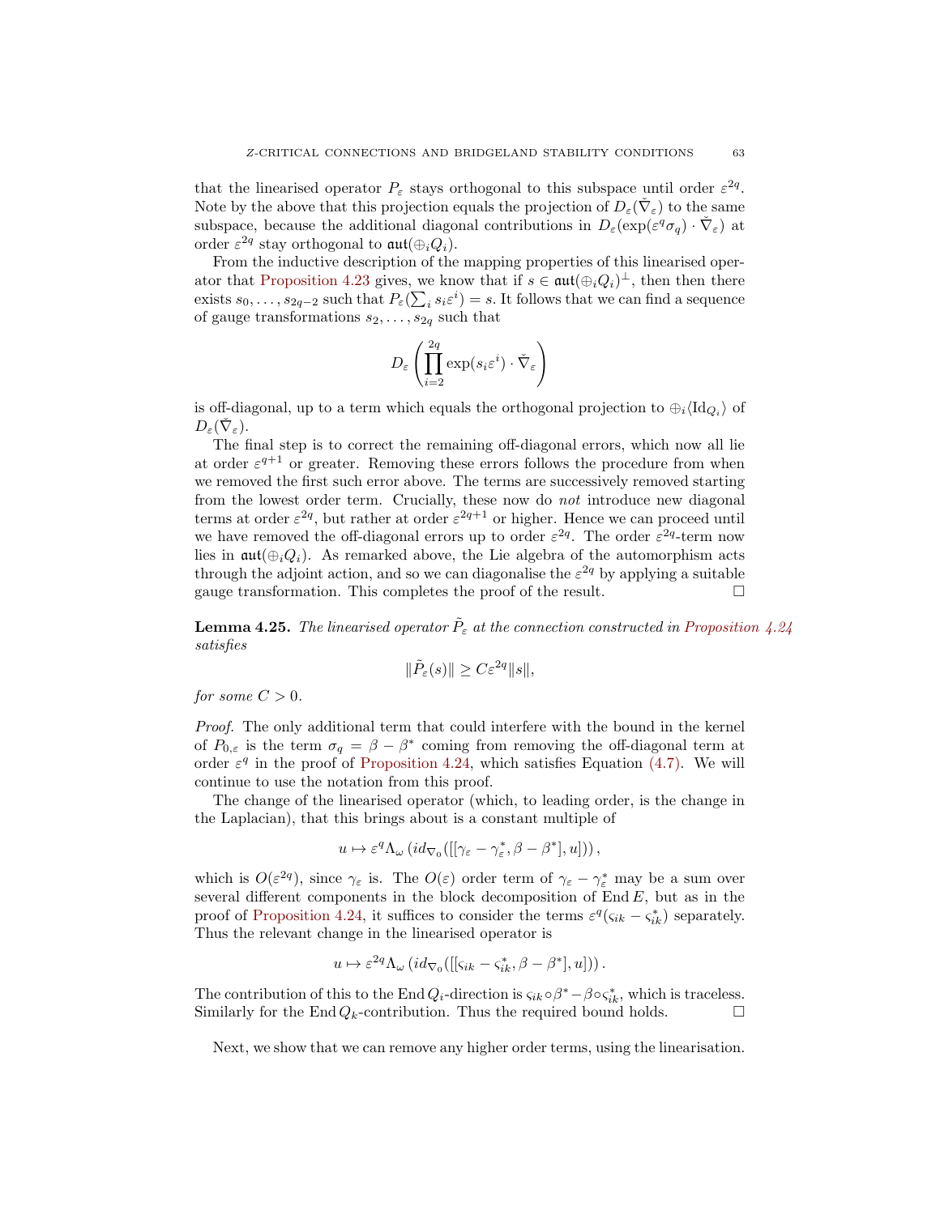that the linearised operator $P_\varepsilon$ stays orthogonal to this subspace until order $\varepsilon^{2q}$. Note by the above that this projection equals the projection of $D_\varepsilon(\check{\nabla}_\varepsilon)$ to the same subspace, because the additional diagonal contributions in $D_\varepsilon(\exp(\varepsilon^q \sigma_q) \cdot \check{\nabla}_\varepsilon)$ at order $\varepsilon^{2q}$ stay orthogonal to $\mathfrak{aut}(\oplus_i Q_i)$.

From the inductive description of the mapping properties of this linearised operator that Proposition 4.23 gives, we know that if $s \in \mathfrak{aut}(\oplus_i Q_i)^\perp$, then then there exists $s_0, \ldots, s_{2q-2}$ such that $P_\varepsilon(\sum_i s_i \varepsilon^i) = s$. It follows that we can find a sequence of gauge transformations $s_2, \ldots, s_{2q}$ such that

$$D_\varepsilon\left(\prod_{i=2}^{2q} \exp(s_i \varepsilon^i) \cdot \check{\nabla}_\varepsilon\right)$$

is off-diagonal, up to a term which equals the orthogonal projection to $\oplus_i \langle \mathrm{Id}_{Q_i} \rangle$ of $D_\varepsilon(\check{\nabla}_\varepsilon)$.

The final step is to correct the remaining off-diagonal errors, which now all lie at order $\varepsilon^{q+1}$ or greater. Removing these errors follows the procedure from when we removed the first such error above. The terms are successively removed starting from the lowest order term. Crucially, these now do *not* introduce new diagonal terms at order $\varepsilon^{2q}$, but rather at order $\varepsilon^{2q+1}$ or higher. Hence we can proceed until we have removed the off-diagonal errors up to order $\varepsilon^{2q}$. The order $\varepsilon^{2q}$-term now lies in $\mathfrak{aut}(\oplus_i Q_i)$. As remarked above, the Lie algebra of the automorphism acts through the adjoint action, and so we can diagonalise the $\varepsilon^{2q}$ by applying a suitable gauge transformation. This completes the proof of the result. □

**Lemma 4.25.** *The linearised operator $\tilde{P}_\varepsilon$ at the connection constructed in Proposition 4.24 satisfies*

$$\|\tilde{P}_\varepsilon(s)\| \geq C\varepsilon^{2q}\|s\|,$$

*for some $C > 0$.*

*Proof.* The only additional term that could interfere with the bound in the kernel of $P_{0,\varepsilon}$ is the term $\sigma_q = \beta - \beta^*$ coming from removing the off-diagonal term at order $\varepsilon^q$ in the proof of Proposition 4.24, which satisfies Equation (4.7). We will continue to use the notation from this proof.

The change of the linearised operator (which, to leading order, is the change in the Laplacian), that this brings about is a constant multiple of

$$u \mapsto \varepsilon^q \Lambda_\omega \left(id_{\nabla_0}([[\gamma_\varepsilon - \gamma_\varepsilon^*, \beta - \beta^*], u])\right),$$

which is $O(\varepsilon^{2q})$, since $\gamma_\varepsilon$ is. The $O(\varepsilon)$ order term of $\gamma_\varepsilon - \gamma_\varepsilon^*$ may be a sum over several different components in the block decomposition of $\operatorname{End} E$, but as in the proof of Proposition 4.24, it suffices to consider the terms $\varepsilon^q(\varsigma_{ik} - \varsigma_{ik}^*)$ separately. Thus the relevant change in the linearised operator is

$$u \mapsto \varepsilon^{2q} \Lambda_\omega \left(id_{\nabla_0}([[\varsigma_{ik} - \varsigma_{ik}^*, \beta - \beta^*], u])\right).$$

The contribution of this to the $\operatorname{End} Q_i$-direction is $\varsigma_{ik} \circ \beta^* - \beta \circ \varsigma_{ik}^*$, which is traceless. Similarly for the $\operatorname{End} Q_k$-contribution. Thus the required bound holds. □

Next, we show that we can remove any higher order terms, using the linearisation.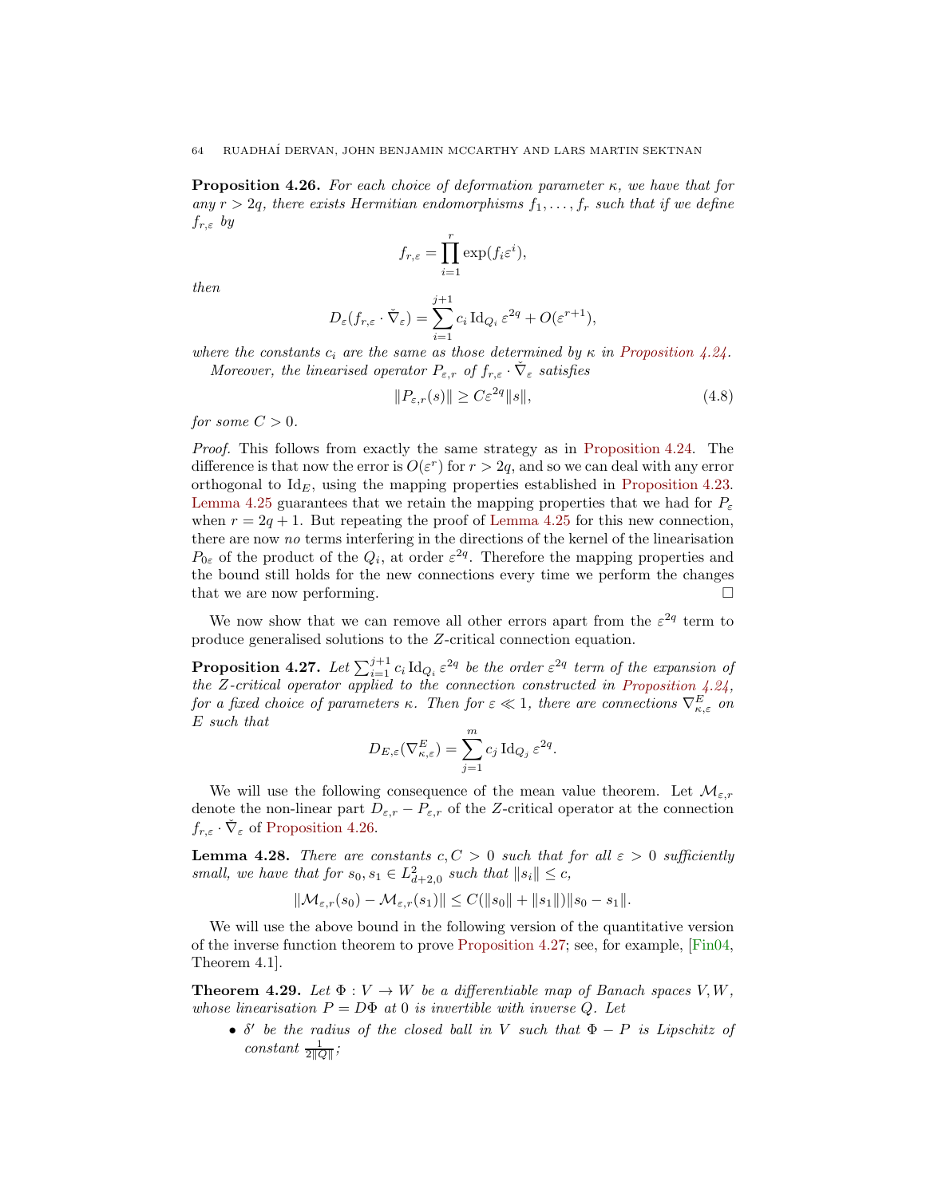**Proposition 4.26.** *For each choice of deformation parameter $\kappa$, we have that for any $r > 2q$, there exists Hermitian endomorphisms $f_1, \ldots, f_r$ such that if we define $f_{r,\varepsilon}$ by*

$$f_{r,\varepsilon} = \prod_{i=1}^{r} \exp(f_i \varepsilon^i),$$

*then*

$$D_\varepsilon(f_{r,\varepsilon} \cdot \check{\nabla}_\varepsilon) = \sum_{i=1}^{j+1} c_i \operatorname{Id}_{Q_i} \varepsilon^{2q} + O(\varepsilon^{r+1}),$$

*where the constants $c_i$ are the same as those determined by $\kappa$ in Proposition 4.24.*

*Moreover, the linearised operator $P_{\varepsilon,r}$ of $f_{r,\varepsilon} \cdot \check{\nabla}_\varepsilon$ satisfies*

$$\|P_{\varepsilon,r}(s)\| \geq C\varepsilon^{2q}\|s\|, \tag{4.8}$$

*for some $C > 0$.*

*Proof.* This follows from exactly the same strategy as in Proposition 4.24. The difference is that now the error is $O(\varepsilon^r)$ for $r > 2q$, and so we can deal with any error orthogonal to $\operatorname{Id}_E$, using the mapping properties established in Proposition 4.23. Lemma 4.25 guarantees that we retain the mapping properties that we had for $P_\varepsilon$ when $r = 2q + 1$. But repeating the proof of Lemma 4.25 for this new connection, there are now *no* terms interfering in the directions of the kernel of the linearisation $P_{0\varepsilon}$ of the product of the $Q_i$, at order $\varepsilon^{2q}$. Therefore the mapping properties and the bound still holds for the new connections every time we perform the changes that we are now performing. □

We now show that we can remove all other errors apart from the $\varepsilon^{2q}$ term to produce generalised solutions to the $Z$-critical connection equation.

**Proposition 4.27.** *Let $\sum_{i=1}^{j+1} c_i \operatorname{Id}_{Q_i} \varepsilon^{2q}$ be the order $\varepsilon^{2q}$ term of the expansion of the $Z$-critical operator applied to the connection constructed in Proposition 4.24, for a fixed choice of parameters $\kappa$. Then for $\varepsilon \ll 1$, there are connections $\nabla^E_{\kappa,\varepsilon}$ on $E$ such that*

$$D_{E,\varepsilon}(\nabla^E_{\kappa,\varepsilon}) = \sum_{j=1}^{m} c_j \operatorname{Id}_{Q_j} \varepsilon^{2q}.$$

We will use the following consequence of the mean value theorem. Let $\mathcal{M}_{\varepsilon,r}$ denote the non-linear part $D_{\varepsilon,r} - P_{\varepsilon,r}$ of the $Z$-critical operator at the connection $f_{r,\varepsilon} \cdot \check{\nabla}_\varepsilon$ of Proposition 4.26.

**Lemma 4.28.** *There are constants $c, C > 0$ such that for all $\varepsilon > 0$ sufficiently small, we have that for $s_0, s_1 \in L^2_{d+2,0}$ such that $\|s_i\| \leq c$,*

$$\|\mathcal{M}_{\varepsilon,r}(s_0) - \mathcal{M}_{\varepsilon,r}(s_1)\| \leq C(\|s_0\| + \|s_1\|)\|s_0 - s_1\|.$$

We will use the above bound in the following version of the quantitative version of the inverse function theorem to prove Proposition 4.27; see, for example, [Fin04, Theorem 4.1].

**Theorem 4.29.** *Let $\Phi : V \to W$ be a differentiable map of Banach spaces $V, W$, whose linearisation $P = D\Phi$ at $0$ is invertible with inverse $Q$. Let*

- *$\delta'$ be the radius of the closed ball in $V$ such that $\Phi - P$ is Lipschitz of constant $\frac{1}{2\|Q\|}$;*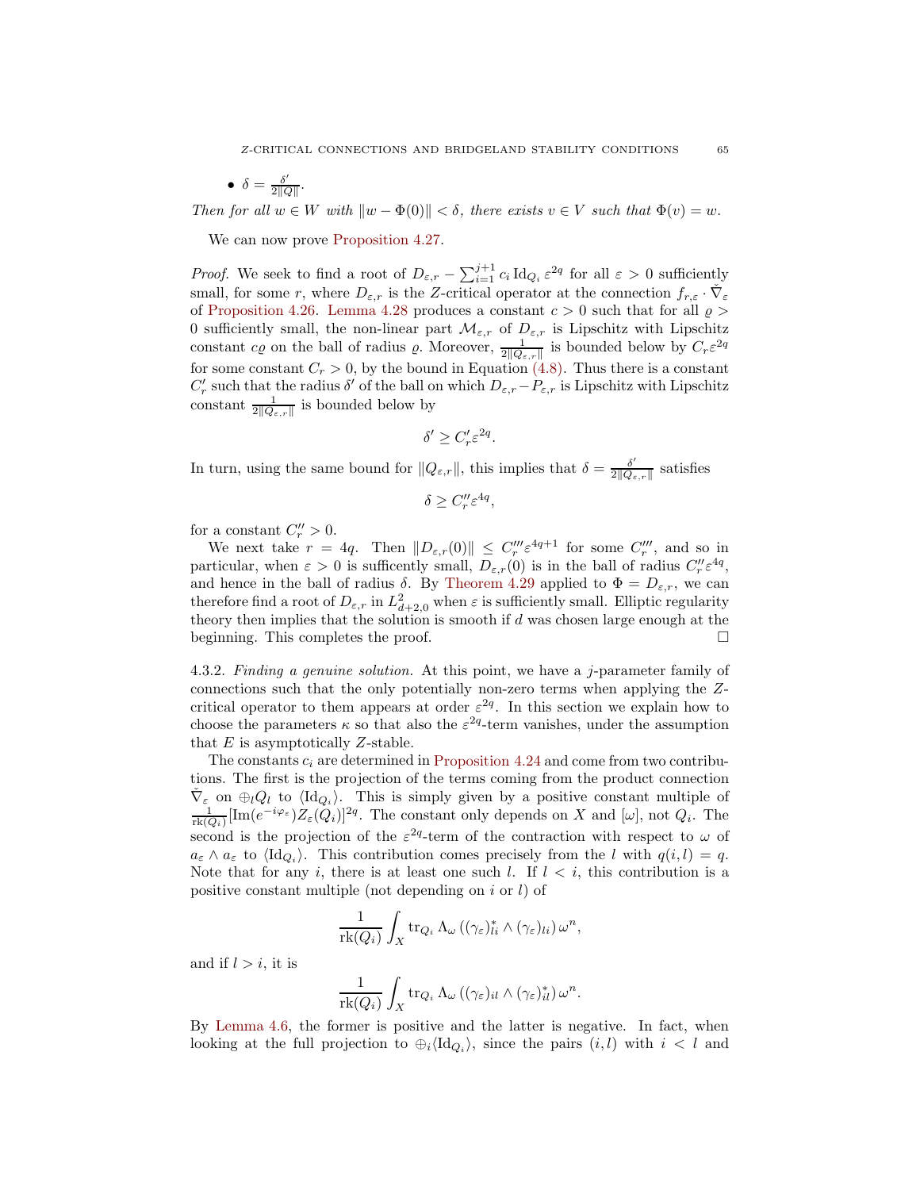- $\delta = \frac{\delta'}{2\|Q\|}$.

*Then for all $w \in W$ with $\|w - \Phi(0)\| < \delta$, there exists $v \in V$ such that $\Phi(v) = w$.*

We can now prove Proposition 4.27.

*Proof.* We seek to find a root of $D_{\varepsilon,r} - \sum_{i=1}^{j+1} c_i \operatorname{Id}_{Q_i} \varepsilon^{2q}$ for all $\varepsilon > 0$ sufficiently small, for some $r$, where $D_{\varepsilon,r}$ is the $Z$-critical operator at the connection $f_{r,\varepsilon} \cdot \check{\nabla}_\varepsilon$ of Proposition 4.26. Lemma 4.28 produces a constant $c > 0$ such that for all $\varrho > 0$ sufficiently small, the non-linear part $\mathcal{M}_{\varepsilon,r}$ of $D_{\varepsilon,r}$ is Lipschitz with Lipschitz constant $c\varrho$ on the ball of radius $\varrho$. Moreover, $\frac{1}{2\|Q_{\varepsilon,r}\|}$ is bounded below by $C_r \varepsilon^{2q}$ for some constant $C_r > 0$, by the bound in Equation (4.8). Thus there is a constant $C'_r$ such that the radius $\delta'$ of the ball on which $D_{\varepsilon,r} - P_{\varepsilon,r}$ is Lipschitz with Lipschitz constant $\frac{1}{2\|Q_{\varepsilon,r}\|}$ is bounded below by

$$\delta' \geq C'_r \varepsilon^{2q}.$$

In turn, using the same bound for $\|Q_{\varepsilon,r}\|$, this implies that $\delta = \frac{\delta'}{2\|Q_{\varepsilon,r}\|}$ satisfies

$$\delta \geq C''_r \varepsilon^{4q},$$

for a constant $C''_r > 0$.

We next take $r = 4q$. Then $\|D_{\varepsilon,r}(0)\| \leq C'''_r \varepsilon^{4q+1}$ for some $C'''_r$, and so in particular, when $\varepsilon > 0$ is sufficently small, $D_{\varepsilon,r}(0)$ is in the ball of radius $C''_r \varepsilon^{4q}$, and hence in the ball of radius $\delta$. By Theorem 4.29 applied to $\Phi = D_{\varepsilon,r}$, we can therefore find a root of $D_{\varepsilon,r}$ in $L^2_{d+2,0}$ when $\varepsilon$ is sufficiently small. Elliptic regularity theory then implies that the solution is smooth if $d$ was chosen large enough at the beginning. This completes the proof. $\square$

4.3.2. *Finding a genuine solution.* At this point, we have a $j$-parameter family of connections such that the only potentially non-zero terms when applying the $Z$-critical operator to them appears at order $\varepsilon^{2q}$. In this section we explain how to choose the parameters $\kappa$ so that also the $\varepsilon^{2q}$-term vanishes, under the assumption that $E$ is asymptotically $Z$-stable.

The constants $c_i$ are determined in Proposition 4.24 and come from two contributions. The first is the projection of the terms coming from the product connection $\check{\nabla}_\varepsilon$ on $\oplus_l Q_l$ to $\langle \operatorname{Id}_{Q_i} \rangle$. This is simply given by a positive constant multiple of $\frac{1}{\operatorname{rk}(Q_i)}[\operatorname{Im}(e^{-i\varphi_\varepsilon})Z_\varepsilon(Q_i)]^{2q}$. The constant only depends on $X$ and $[\omega]$, not $Q_i$. The second is the projection of the $\varepsilon^{2q}$-term of the contraction with respect to $\omega$ of $a_\varepsilon \wedge a_\varepsilon$ to $\langle \operatorname{Id}_{Q_i} \rangle$. This contribution comes precisely from the $l$ with $q(i,l) = q$. Note that for any $i$, there is at least one such $l$. If $l < i$, this contribution is a positive constant multiple (not depending on $i$ or $l$) of

$$\frac{1}{\operatorname{rk}(Q_i)} \int_X \operatorname{tr}_{Q_i} \Lambda_\omega \left( (\gamma_\varepsilon)^*_{li} \wedge (\gamma_\varepsilon)_{li} \right) \omega^n,$$

and if $l > i$, it is

$$\frac{1}{\operatorname{rk}(Q_i)} \int_X \operatorname{tr}_{Q_i} \Lambda_\omega \left( (\gamma_\varepsilon)_{il} \wedge (\gamma_\varepsilon)^*_{il} \right) \omega^n.$$

By Lemma 4.6, the former is positive and the latter is negative. In fact, when looking at the full projection to $\oplus_i \langle \operatorname{Id}_{Q_i} \rangle$, since the pairs $(i,l)$ with $i < l$ and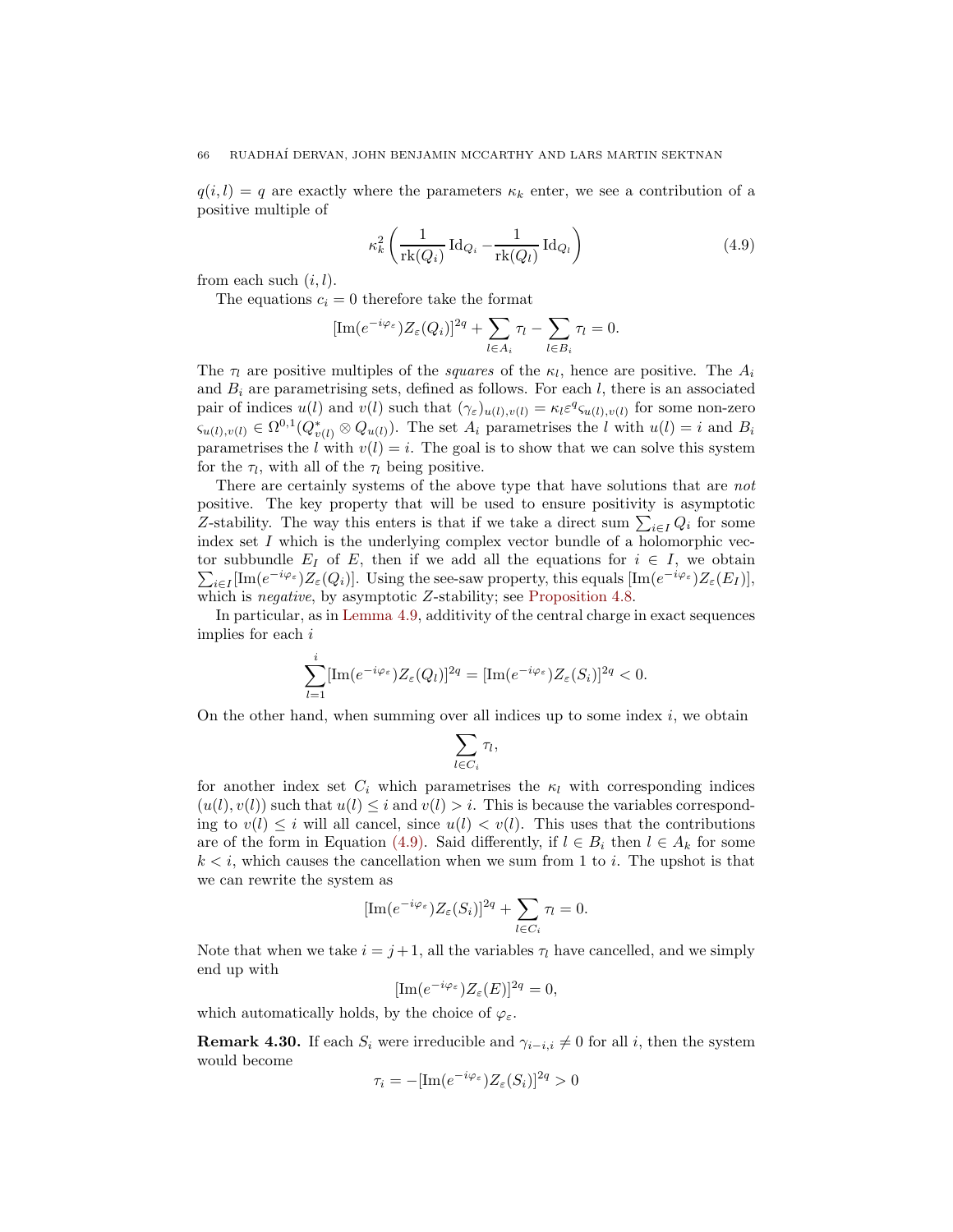$q(i,l) = q$ are exactly where the parameters $\kappa_k$ enter, we see a contribution of a positive multiple of

$$\kappa_k^2 \left( \frac{1}{\mathrm{rk}(Q_i)} \mathrm{Id}_{Q_i} - \frac{1}{\mathrm{rk}(Q_l)} \mathrm{Id}_{Q_l} \right) \tag{4.9}$$

from each such $(i,l)$.

The equations $c_i = 0$ therefore take the format

$$[\mathrm{Im}(e^{-i\varphi_\varepsilon})Z_\varepsilon(Q_i)]^{2q} + \sum_{l \in A_i} \tau_l - \sum_{l \in B_i} \tau_l = 0.$$

The $\tau_l$ are positive multiples of the *squares* of the $\kappa_l$, hence are positive. The $A_i$ and $B_i$ are parametrising sets, defined as follows. For each $l$, there is an associated pair of indices $u(l)$ and $v(l)$ such that $(\gamma_\varepsilon)_{u(l),v(l)} = \kappa_l \varepsilon^q \varsigma_{u(l),v(l)}$ for some non-zero $\varsigma_{u(l),v(l)} \in \Omega^{0,1}(Q_{v(l)}^* \otimes Q_{u(l)})$. The set $A_i$ parametrises the $l$ with $u(l) = i$ and $B_i$ parametrises the $l$ with $v(l) = i$. The goal is to show that we can solve this system for the $\tau_l$, with all of the $\tau_l$ being positive.

There are certainly systems of the above type that have solutions that are *not* positive. The key property that will be used to ensure positivity is asymptotic $Z$-stability. The way this enters is that if we take a direct sum $\sum_{i \in I} Q_i$ for some index set $I$ which is the underlying complex vector bundle of a holomorphic vector subbundle $E_I$ of $E$, then if we add all the equations for $i \in I$, we obtain $\sum_{i \in I}[\mathrm{Im}(e^{-i\varphi_\varepsilon})Z_\varepsilon(Q_i)]$. Using the see-saw property, this equals $[\mathrm{Im}(e^{-i\varphi_\varepsilon})Z_\varepsilon(E_I)]$, which is *negative*, by asymptotic $Z$-stability; see Proposition 4.8.

In particular, as in Lemma 4.9, additivity of the central charge in exact sequences implies for each $i$

$$\sum_{l=1}^{i} [\mathrm{Im}(e^{-i\varphi_\varepsilon})Z_\varepsilon(Q_l)]^{2q} = [\mathrm{Im}(e^{-i\varphi_\varepsilon})Z_\varepsilon(S_i)]^{2q} < 0.$$

On the other hand, when summing over all indices up to some index $i$, we obtain

$$\sum_{l \in C_i} \tau_l,$$

for another index set $C_i$ which parametrises the $\kappa_l$ with corresponding indices $(u(l), v(l))$ such that $u(l) \leq i$ and $v(l) > i$. This is because the variables corresponding to $v(l) \leq i$ will all cancel, since $u(l) < v(l)$. This uses that the contributions are of the form in Equation (4.9). Said differently, if $l \in B_i$ then $l \in A_k$ for some $k < i$, which causes the cancellation when we sum from 1 to $i$. The upshot is that we can rewrite the system as

$$[\mathrm{Im}(e^{-i\varphi_\varepsilon})Z_\varepsilon(S_i)]^{2q} + \sum_{l \in C_i} \tau_l = 0.$$

Note that when we take $i = j+1$, all the variables $\tau_l$ have cancelled, and we simply end up with

$$[\mathrm{Im}(e^{-i\varphi_\varepsilon})Z_\varepsilon(E)]^{2q} = 0,$$

which automatically holds, by the choice of $\varphi_\varepsilon$.

**Remark 4.30.** If each $S_i$ were irreducible and $\gamma_{i-i,i} \neq 0$ for all $i$, then the system would become

$$\tau_i = -[\mathrm{Im}(e^{-i\varphi_\varepsilon})Z_\varepsilon(S_i)]^{2q} > 0$$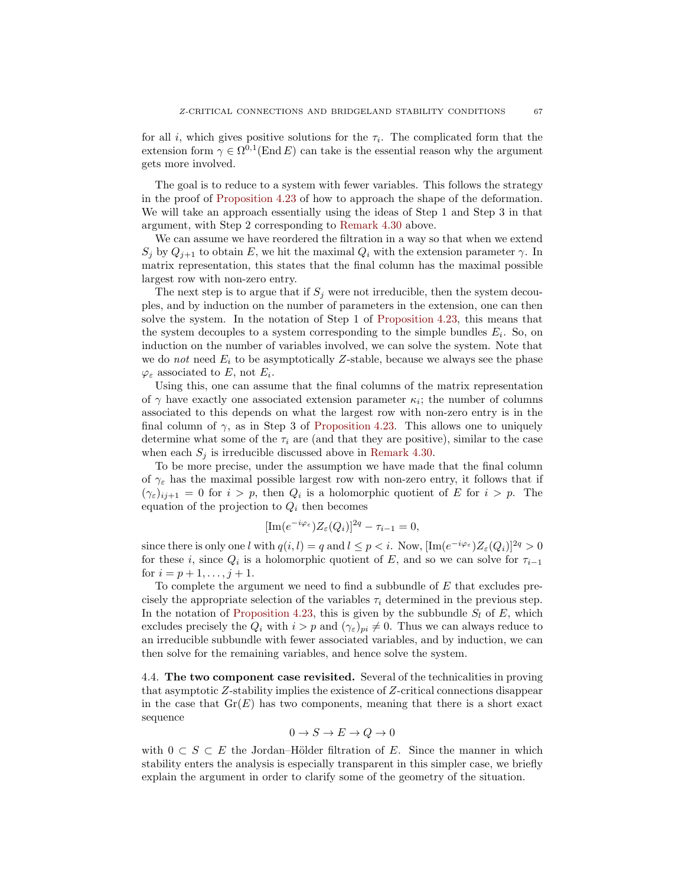for all $i$, which gives positive solutions for the $\tau_i$. The complicated form that the extension form $\gamma \in \Omega^{0,1}(\operatorname{End} E)$ can take is the essential reason why the argument gets more involved.

The goal is to reduce to a system with fewer variables. This follows the strategy in the proof of Proposition 4.23 of how to approach the shape of the deformation. We will take an approach essentially using the ideas of Step 1 and Step 3 in that argument, with Step 2 corresponding to Remark 4.30 above.

We can assume we have reordered the filtration in a way so that when we extend $S_j$ by $Q_{j+1}$ to obtain $E$, we hit the maximal $Q_i$ with the extension parameter $\gamma$. In matrix representation, this states that the final column has the maximal possible largest row with non-zero entry.

The next step is to argue that if $S_j$ were not irreducible, then the system decouples, and by induction on the number of parameters in the extension, one can then solve the system. In the notation of Step 1 of Proposition 4.23, this means that the system decouples to a system corresponding to the simple bundles $E_i$. So, on induction on the number of variables involved, we can solve the system. Note that we do *not* need $E_i$ to be asymptotically $Z$-stable, because we always see the phase $\varphi_\varepsilon$ associated to $E$, not $E_i$.

Using this, one can assume that the final columns of the matrix representation of $\gamma$ have exactly one associated extension parameter $\kappa_i$; the number of columns associated to this depends on what the largest row with non-zero entry is in the final column of $\gamma$, as in Step 3 of Proposition 4.23. This allows one to uniquely determine what some of the $\tau_i$ are (and that they are positive), similar to the case when each $S_j$ is irreducible discussed above in Remark 4.30.

To be more precise, under the assumption we have made that the final column of $\gamma_\varepsilon$ has the maximal possible largest row with non-zero entry, it follows that if $(\gamma_\varepsilon)_{ij+1} = 0$ for $i > p$, then $Q_i$ is a holomorphic quotient of $E$ for $i > p$. The equation of the projection to $Q_i$ then becomes

$$[\operatorname{Im}(e^{-i\varphi_\varepsilon})Z_\varepsilon(Q_i)]^{2q} - \tau_{i-1} = 0,$$

since there is only one $l$ with $q(i,l) = q$ and $l \leq p < i$. Now, $[\operatorname{Im}(e^{-i\varphi_\varepsilon})Z_\varepsilon(Q_i)]^{2q} > 0$ for these $i$, since $Q_i$ is a holomorphic quotient of $E$, and so we can solve for $\tau_{i-1}$ for $i = p+1, \ldots, j+1$.

To complete the argument we need to find a subbundle of $E$ that excludes precisely the appropriate selection of the variables $\tau_i$ determined in the previous step. In the notation of Proposition 4.23, this is given by the subbundle $S_l$ of $E$, which excludes precisely the $Q_i$ with $i > p$ and $(\gamma_\varepsilon)_{pi} \neq 0$. Thus we can always reduce to an irreducible subbundle with fewer associated variables, and by induction, we can then solve for the remaining variables, and hence solve the system.

## 4.4. The two component case revisited.

Several of the technicalities in proving that asymptotic $Z$-stability implies the existence of $Z$-critical connections disappear in the case that $\operatorname{Gr}(E)$ has two components, meaning that there is a short exact sequence

$$0 \to S \to E \to Q \to 0$$

with $0 \subset S \subset E$ the Jordan–Hölder filtration of $E$. Since the manner in which stability enters the analysis is especially transparent in this simpler case, we briefly explain the argument in order to clarify some of the geometry of the situation.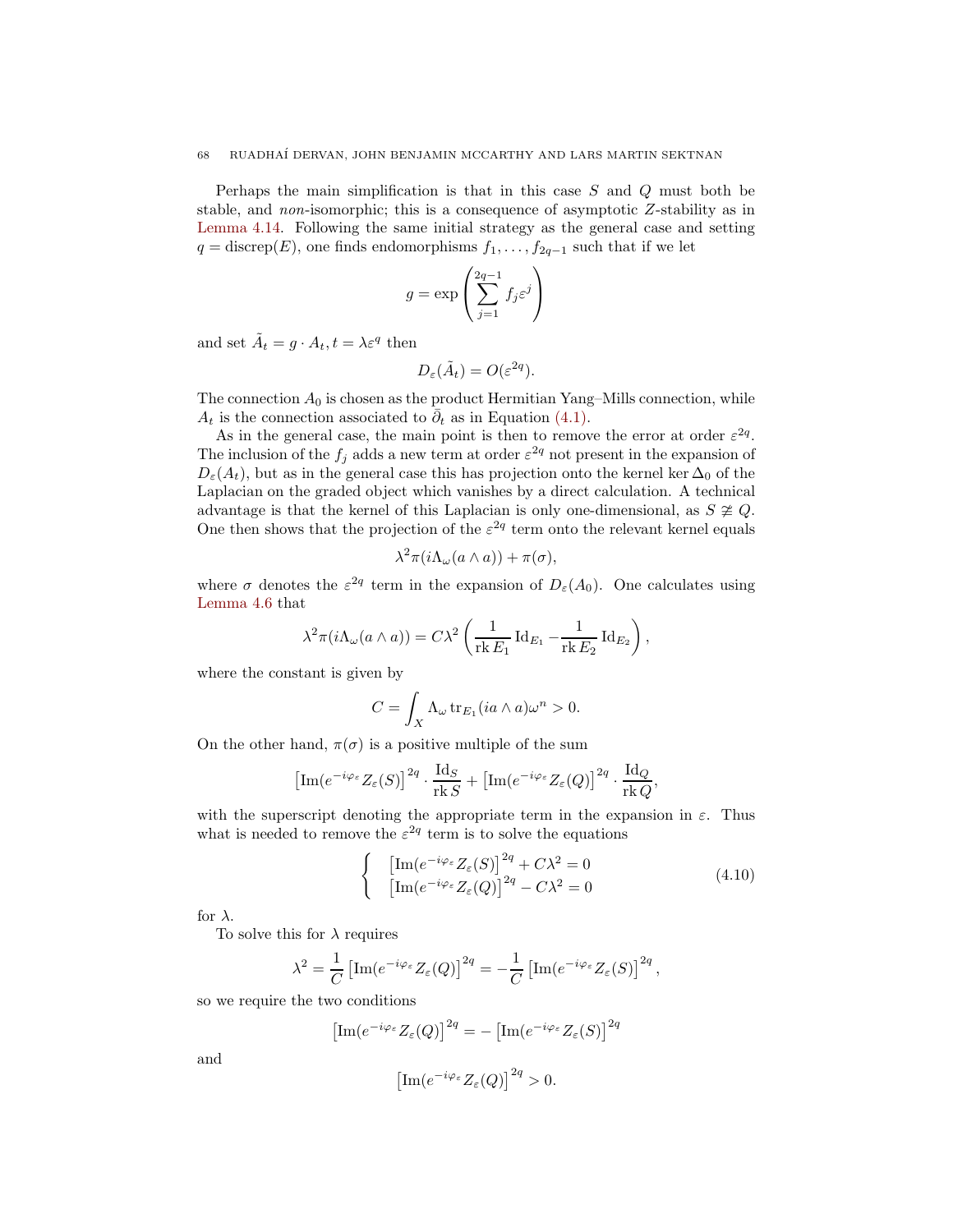Perhaps the main simplification is that in this case $S$ and $Q$ must both be stable, and *non*-isomorphic; this is a consequence of asymptotic $Z$-stability as in Lemma 4.14. Following the same initial strategy as the general case and setting $q = \operatorname{discrep}(E)$, one finds endomorphisms $f_1, \ldots, f_{2q-1}$ such that if we let

$$g = \exp\left(\sum_{j=1}^{2q-1} f_j \varepsilon^j\right)$$

and set $\tilde{A}_t = g \cdot A_t, t = \lambda \varepsilon^q$ then

$$D_\varepsilon(\tilde{A}_t) = O(\varepsilon^{2q}).$$

The connection $A_0$ is chosen as the product Hermitian Yang–Mills connection, while $A_t$ is the connection associated to $\bar{\partial}_t$ as in Equation (4.1).

As in the general case, the main point is then to remove the error at order $\varepsilon^{2q}$. The inclusion of the $f_j$ adds a new term at order $\varepsilon^{2q}$ not present in the expansion of $D_\varepsilon(A_t)$, but as in the general case this has projection onto the kernel $\ker \Delta_0$ of the Laplacian on the graded object which vanishes by a direct calculation. A technical advantage is that the kernel of this Laplacian is only one-dimensional, as $S \ncong Q$. One then shows that the projection of the $\varepsilon^{2q}$ term onto the relevant kernel equals

$$\lambda^2 \pi(i\Lambda_\omega(a \wedge a)) + \pi(\sigma),$$

where $\sigma$ denotes the $\varepsilon^{2q}$ term in the expansion of $D_\varepsilon(A_0)$. One calculates using Lemma 4.6 that

$$\lambda^2 \pi(i\Lambda_\omega(a \wedge a)) = C\lambda^2 \left(\frac{1}{\operatorname{rk} E_1} \operatorname{Id}_{E_1} - \frac{1}{\operatorname{rk} E_2} \operatorname{Id}_{E_2}\right),$$

where the constant is given by

$$C = \int_X \Lambda_\omega \operatorname{tr}_{E_1}(ia \wedge a)\omega^n > 0.$$

On the other hand, $\pi(\sigma)$ is a positive multiple of the sum

$$\left[\operatorname{Im}(e^{-i\varphi_\varepsilon} Z_\varepsilon(S)\right]^{2q} \cdot \frac{\operatorname{Id}_S}{\operatorname{rk} S} + \left[\operatorname{Im}(e^{-i\varphi_\varepsilon} Z_\varepsilon(Q)\right]^{2q} \cdot \frac{\operatorname{Id}_Q}{\operatorname{rk} Q},$$

with the superscript denoting the appropriate term in the expansion in $\varepsilon$. Thus what is needed to remove the $\varepsilon^{2q}$ term is to solve the equations

$$\begin{cases} \left[\operatorname{Im}(e^{-i\varphi_\varepsilon} Z_\varepsilon(S)\right]^{2q} + C\lambda^2 = 0 \\ \left[\operatorname{Im}(e^{-i\varphi_\varepsilon} Z_\varepsilon(Q)\right]^{2q} - C\lambda^2 = 0 \end{cases} \tag{4.10}$$

for $\lambda$.

To solve this for $\lambda$ requires

$$\lambda^2 = \frac{1}{C} \left[\operatorname{Im}(e^{-i\varphi_\varepsilon} Z_\varepsilon(Q)\right]^{2q} = -\frac{1}{C} \left[\operatorname{Im}(e^{-i\varphi_\varepsilon} Z_\varepsilon(S)\right]^{2q},$$

so we require the two conditions

$$\left[\operatorname{Im}(e^{-i\varphi_\varepsilon} Z_\varepsilon(Q)\right]^{2q} = -\left[\operatorname{Im}(e^{-i\varphi_\varepsilon} Z_\varepsilon(S)\right]^{2q}$$

and

$$\left[\operatorname{Im}(e^{-i\varphi_\varepsilon} Z_\varepsilon(Q)\right]^{2q} > 0.$$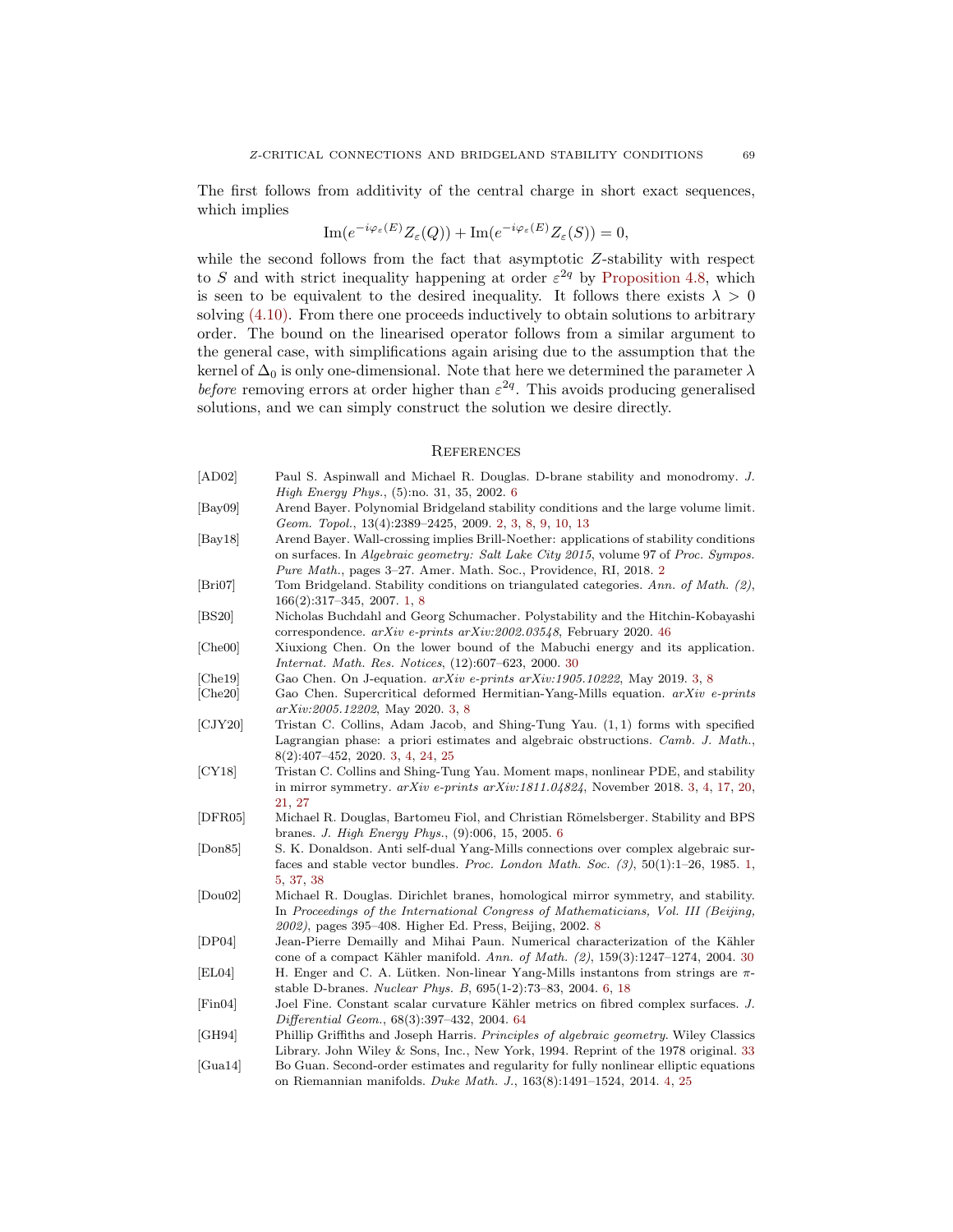The first follows from additivity of the central charge in short exact sequences, which implies

$$\operatorname{Im}(e^{-i\varphi_\varepsilon(E)} Z_\varepsilon(Q)) + \operatorname{Im}(e^{-i\varphi_\varepsilon(E)} Z_\varepsilon(S)) = 0,$$

while the second follows from the fact that asymptotic $Z$-stability with respect to $S$ and with strict inequality happening at order $\varepsilon^{2q}$ by Proposition 4.8, which is seen to be equivalent to the desired inequality. It follows there exists $\lambda > 0$ solving (4.10). From there one proceeds inductively to obtain solutions to arbitrary order. The bound on the linearised operator follows from a similar argument to the general case, with simplifications again arising due to the assumption that the kernel of $\Delta_0$ is only one-dimensional. Note that here we determined the parameter $\lambda$ *before* removing errors at order higher than $\varepsilon^{2q}$. This avoids producing generalised solutions, and we can simply construct the solution we desire directly.

## References

[AD02] Paul S. Aspinwall and Michael R. Douglas. D-brane stability and monodromy. *J. High Energy Phys.*, (5):no. 31, 35, 2002. 6

[Bay09] Arend Bayer. Polynomial Bridgeland stability conditions and the large volume limit. *Geom. Topol.*, 13(4):2389–2425, 2009. 2, 3, 8, 9, 10, 13

[Bay18] Arend Bayer. Wall-crossing implies Brill-Noether: applications of stability conditions on surfaces. In *Algebraic geometry: Salt Lake City 2015*, volume 97 of *Proc. Sympos. Pure Math.*, pages 3–27. Amer. Math. Soc., Providence, RI, 2018. 2

[Bri07] Tom Bridgeland. Stability conditions on triangulated categories. *Ann. of Math. (2)*, 166(2):317–345, 2007. 1, 8

[BS20] Nicholas Buchdahl and Georg Schumacher. Polystability and the Hitchin-Kobayashi correspondence. *arXiv e-prints arXiv:2002.03548*, February 2020. 46

[Che00] Xiuxiong Chen. On the lower bound of the Mabuchi energy and its application. *Internat. Math. Res. Notices*, (12):607–623, 2000. 30

[Che19] Gao Chen. On J-equation. *arXiv e-prints arXiv:1905.10222*, May 2019. 3, 8

[Che20] Gao Chen. Supercritical deformed Hermitian-Yang-Mills equation. *arXiv e-prints arXiv:2005.12202*, May 2020. 3, 8

[CJY20] Tristan C. Collins, Adam Jacob, and Shing-Tung Yau. $(1,1)$ forms with specified Lagrangian phase: a priori estimates and algebraic obstructions. *Camb. J. Math.*, 8(2):407–452, 2020. 3, 4, 24, 25

[CY18] Tristan C. Collins and Shing-Tung Yau. Moment maps, nonlinear PDE, and stability in mirror symmetry. *arXiv e-prints arXiv:1811.04824*, November 2018. 3, 4, 17, 20, 21, 27

[DFR05] Michael R. Douglas, Bartomeu Fiol, and Christian Römelsberger. Stability and BPS branes. *J. High Energy Phys.*, (9):006, 15, 2005. 6

[Don85] S. K. Donaldson. Anti self-dual Yang-Mills connections over complex algebraic surfaces and stable vector bundles. *Proc. London Math. Soc. (3)*, 50(1):1–26, 1985. 1, 5, 37, 38

[Dou02] Michael R. Douglas. Dirichlet branes, homological mirror symmetry, and stability. In *Proceedings of the International Congress of Mathematicians, Vol. III (Beijing, 2002)*, pages 395–408. Higher Ed. Press, Beijing, 2002. 8

[DP04] Jean-Pierre Demailly and Mihai Paun. Numerical characterization of the Kähler cone of a compact Kähler manifold. *Ann. of Math. (2)*, 159(3):1247–1274, 2004. 30

[EL04] H. Enger and C. A. Lütken. Non-linear Yang-Mills instantons from strings are $\pi$-stable D-branes. *Nuclear Phys. B*, 695(1-2):73–83, 2004. 6, 18

[Fin04] Joel Fine. Constant scalar curvature Kähler metrics on fibred complex surfaces. *J. Differential Geom.*, 68(3):397–432, 2004. 64

[GH94] Phillip Griffiths and Joseph Harris. *Principles of algebraic geometry*. Wiley Classics Library. John Wiley & Sons, Inc., New York, 1994. Reprint of the 1978 original. 33

[Gua14] Bo Guan. Second-order estimates and regularity for fully nonlinear elliptic equations on Riemannian manifolds. *Duke Math. J.*, 163(8):1491–1524, 2014. 4, 25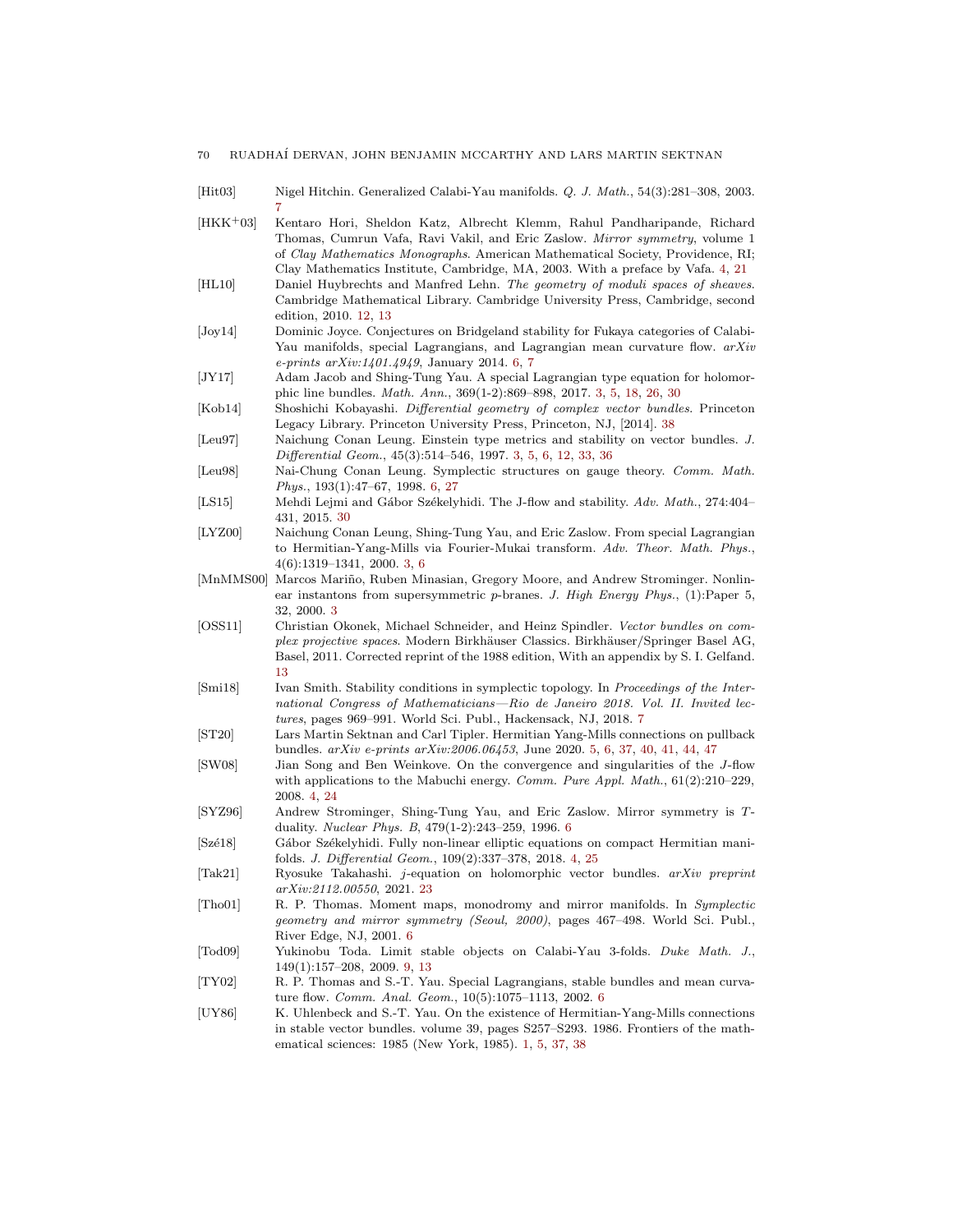[Hit03] Nigel Hitchin. Generalized Calabi-Yau manifolds. *Q. J. Math.*, 54(3):281–308, 2003. 7

[HKK+03] Kentaro Hori, Sheldon Katz, Albrecht Klemm, Rahul Pandharipande, Richard Thomas, Cumrun Vafa, Ravi Vakil, and Eric Zaslow. *Mirror symmetry*, volume 1 of *Clay Mathematics Monographs*. American Mathematical Society, Providence, RI; Clay Mathematics Institute, Cambridge, MA, 2003. With a preface by Vafa. 4, 21

[HL10] Daniel Huybrechts and Manfred Lehn. *The geometry of moduli spaces of sheaves*. Cambridge Mathematical Library. Cambridge University Press, Cambridge, second edition, 2010. 12, 13

[Joy14] Dominic Joyce. Conjectures on Bridgeland stability for Fukaya categories of Calabi-Yau manifolds, special Lagrangians, and Lagrangian mean curvature flow. *arXiv e-prints arXiv:1401.4949*, January 2014. 6, 7

[JY17] Adam Jacob and Shing-Tung Yau. A special Lagrangian type equation for holomorphic line bundles. *Math. Ann.*, 369(1-2):869–898, 2017. 3, 5, 18, 26, 30

[Kob14] Shoshichi Kobayashi. *Differential geometry of complex vector bundles*. Princeton Legacy Library. Princeton University Press, Princeton, NJ, [2014]. 38

[Leu97] Naichung Conan Leung. Einstein type metrics and stability on vector bundles. *J. Differential Geom.*, 45(3):514–546, 1997. 3, 5, 6, 12, 33, 36

[Leu98] Nai-Chung Conan Leung. Symplectic structures on gauge theory. *Comm. Math. Phys.*, 193(1):47–67, 1998. 6, 27

[LS15] Mehdi Lejmi and Gábor Székelyhidi. The J-flow and stability. *Adv. Math.*, 274:404–431, 2015. 30

[LYZ00] Naichung Conan Leung, Shing-Tung Yau, and Eric Zaslow. From special Lagrangian to Hermitian-Yang-Mills via Fourier-Mukai transform. *Adv. Theor. Math. Phys.*, 4(6):1319–1341, 2000. 3, 6

[MnMMS00] Marcos Mariño, Ruben Minasian, Gregory Moore, and Andrew Strominger. Nonlinear instantons from supersymmetric $p$-branes. *J. High Energy Phys.*, (1):Paper 5, 32, 2000. 3

[OSS11] Christian Okonek, Michael Schneider, and Heinz Spindler. *Vector bundles on complex projective spaces*. Modern Birkhäuser Classics. Birkhäuser/Springer Basel AG, Basel, 2011. Corrected reprint of the 1988 edition, With an appendix by S. I. Gelfand. 13

[Smi18] Ivan Smith. Stability conditions in symplectic topology. In *Proceedings of the International Congress of Mathematicians—Rio de Janeiro 2018. Vol. II. Invited lectures*, pages 969–991. World Sci. Publ., Hackensack, NJ, 2018. 7

[ST20] Lars Martin Sektnan and Carl Tipler. Hermitian Yang-Mills connections on pullback bundles. *arXiv e-prints arXiv:2006.06453*, June 2020. 5, 6, 37, 40, 41, 44, 47

[SW08] Jian Song and Ben Weinkove. On the convergence and singularities of the $J$-flow with applications to the Mabuchi energy. *Comm. Pure Appl. Math.*, 61(2):210–229, 2008. 4, 24

[SYZ96] Andrew Strominger, Shing-Tung Yau, and Eric Zaslow. Mirror symmetry is $T$-duality. *Nuclear Phys. B*, 479(1-2):243–259, 1996. 6

[Szé18] Gábor Székelyhidi. Fully non-linear elliptic equations on compact Hermitian manifolds. *J. Differential Geom.*, 109(2):337–378, 2018. 4, 25

[Tak21] Ryosuke Takahashi. $j$-equation on holomorphic vector bundles. *arXiv preprint arXiv:2112.00550*, 2021. 23

[Tho01] R. P. Thomas. Moment maps, monodromy and mirror manifolds. In *Symplectic geometry and mirror symmetry (Seoul, 2000)*, pages 467–498. World Sci. Publ., River Edge, NJ, 2001. 6

[Tod09] Yukinobu Toda. Limit stable objects on Calabi-Yau 3-folds. *Duke Math. J.*, 149(1):157–208, 2009. 9, 13

[TY02] R. P. Thomas and S.-T. Yau. Special Lagrangians, stable bundles and mean curvature flow. *Comm. Anal. Geom.*, 10(5):1075–1113, 2002. 6

[UY86] K. Uhlenbeck and S.-T. Yau. On the existence of Hermitian-Yang-Mills connections in stable vector bundles. volume 39, pages S257–S293. 1986. Frontiers of the mathematical sciences: 1985 (New York, 1985). 1, 5, 37, 38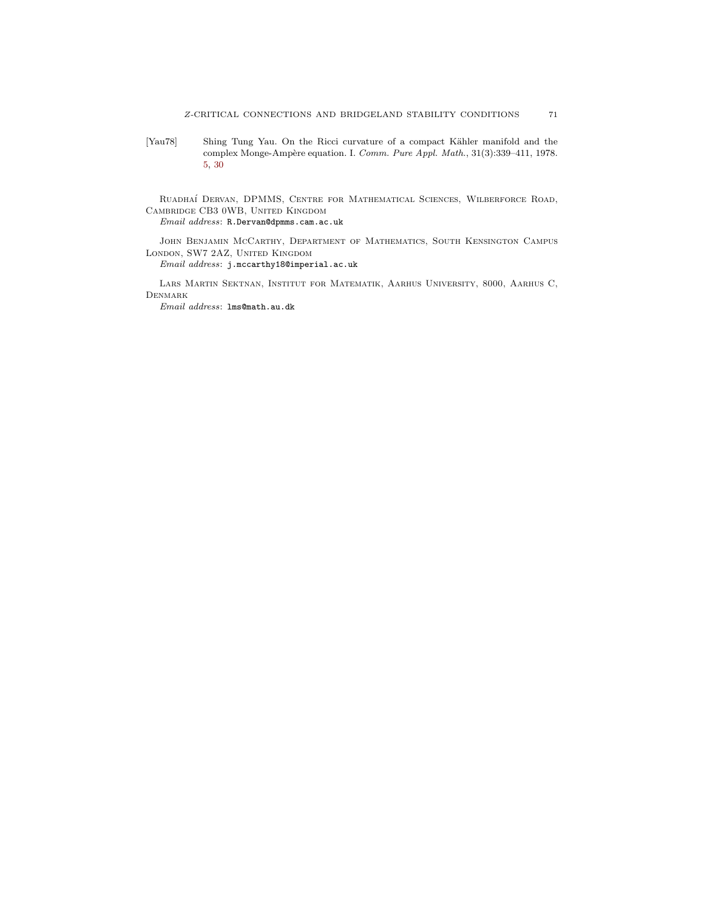[Yau78] Shing Tung Yau. On the Ricci curvature of a compact Kähler manifold and the complex Monge-Ampère equation. I. *Comm. Pure Appl. Math.*, 31(3):339–411, 1978. 5, 30

Ruadhaí Dervan, DPMMS, Centre for Mathematical Sciences, Wilberforce Road, Cambridge CB3 0WB, United Kingdom
*Email address*: R.Dervan@dpmms.cam.ac.uk

John Benjamin McCarthy, Department of Mathematics, South Kensington Campus London, SW7 2AZ, United Kingdom
*Email address*: j.mccarthy18@imperial.ac.uk

Lars Martin Sektnan, Institut for Matematik, Aarhus University, 8000, Aarhus C, Denmark
*Email address*: lms@math.au.dk